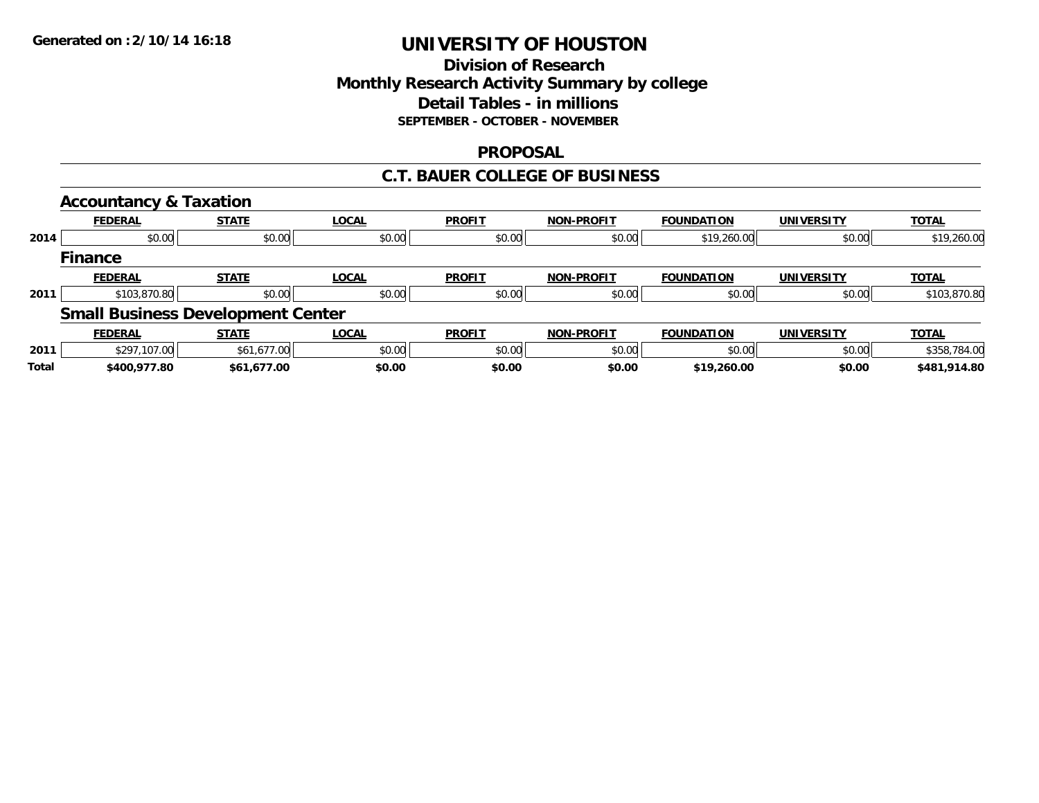Generated on :2/10/14 16:18

# UNIVERSITY OF HOUSTON

## Division of Research
## Monthly Research Activity Summary by college
## Detail Tables - in millions
### SEPTEMBER - OCTOBER - NOVEMBER

## PROPOSAL

## C.T. BAUER COLLEGE OF BUSINESS

### Accountancy & Taxation

| | FEDERAL | STATE | LOCAL | PROFIT | NON-PROFIT | FOUNDATION | UNIVERSITY | TOTAL |
|---|---|---|---|---|---|---|---|---|
| 2014 | $0.00 | $0.00 | $0.00 | $0.00 | $0.00 | $19,260.00 | $0.00 | $19,260.00 |

### Finance

| | FEDERAL | STATE | LOCAL | PROFIT | NON-PROFIT | FOUNDATION | UNIVERSITY | TOTAL |
|---|---|---|---|---|---|---|---|---|
| 2011 | $103,870.80 | $0.00 | $0.00 | $0.00 | $0.00 | $0.00 | $0.00 | $103,870.80 |

### Small Business Development Center

| | FEDERAL | STATE | LOCAL | PROFIT | NON-PROFIT | FOUNDATION | UNIVERSITY | TOTAL |
|---|---|---|---|---|---|---|---|---|
| 2011 | $297,107.00 | $61,677.00 | $0.00 | $0.00 | $0.00 | $0.00 | $0.00 | $358,784.00 |
| **Total** | **$400,977.80** | **$61,677.00** | **$0.00** | **$0.00** | **$0.00** | **$19,260.00** | **$0.00** | **$481,914.80** |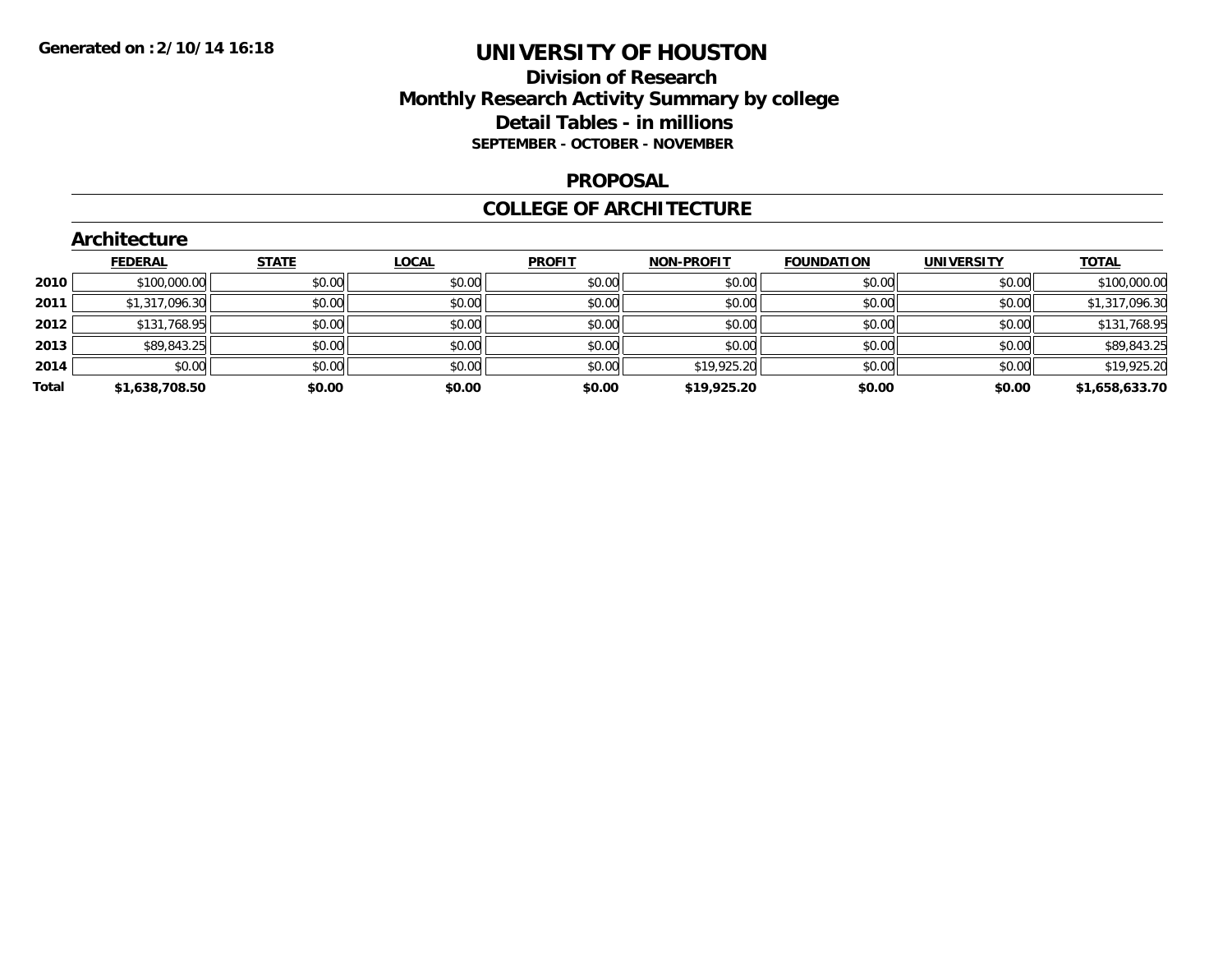Generated on :2/10/14 16:18

# UNIVERSITY OF HOUSTON

## Division of Research
## Monthly Research Activity Summary by college
## Detail Tables - in millions
### SEPTEMBER - OCTOBER - NOVEMBER

### PROPOSAL

### COLLEGE OF ARCHITECTURE

#### Architecture

| | FEDERAL | STATE | LOCAL | PROFIT | NON-PROFIT | FOUNDATION | UNIVERSITY | TOTAL |
|---|---|---|---|---|---|---|---|---|
| 2010 | $100,000.00 | $0.00 | $0.00 | $0.00 | $0.00 | $0.00 | $0.00 | $100,000.00 |
| 2011 | $1,317,096.30 | $0.00 | $0.00 | $0.00 | $0.00 | $0.00 | $0.00 | $1,317,096.30 |
| 2012 | $131,768.95 | $0.00 | $0.00 | $0.00 | $0.00 | $0.00 | $0.00 | $131,768.95 |
| 2013 | $89,843.25 | $0.00 | $0.00 | $0.00 | $0.00 | $0.00 | $0.00 | $89,843.25 |
| 2014 | $0.00 | $0.00 | $0.00 | $0.00 | $19,925.20 | $0.00 | $0.00 | $19,925.20 |
| **Total** | **$1,638,708.50** | **$0.00** | **$0.00** | **$0.00** | **$19,925.20** | **$0.00** | **$0.00** | **$1,658,633.70** |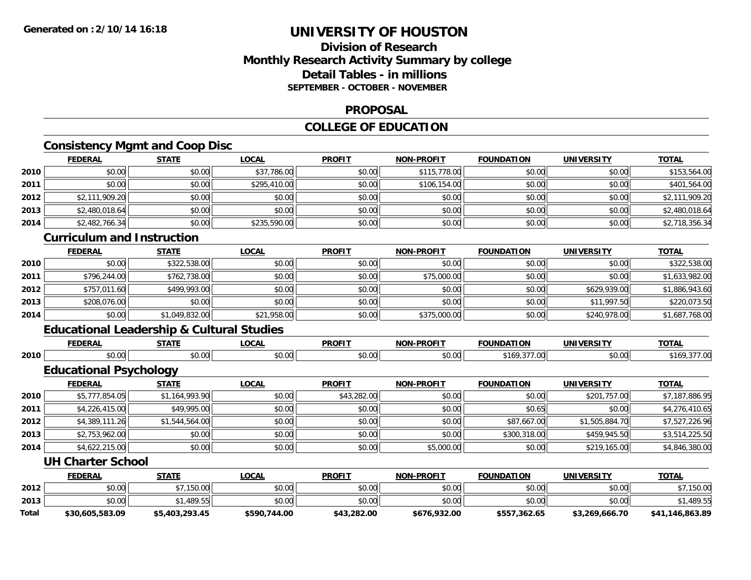**Generated on :2/10/14 16:18**

# UNIVERSITY OF HOUSTON

## Division of Research
## Monthly Research Activity Summary by college
## Detail Tables - in millions
### SEPTEMBER - OCTOBER - NOVEMBER

## PROPOSAL

## COLLEGE OF EDUCATION

### Consistency Mgmt and Coop Disc

| | FEDERAL | STATE | LOCAL | PROFIT | NON-PROFIT | FOUNDATION | UNIVERSITY | TOTAL |
|---|---|---|---|---|---|---|---|---|
| 2010 | $0.00 | $0.00 | $37,786.00 | $0.00 | $115,778.00 | $0.00 | $0.00 | $153,564.00 |
| 2011 | $0.00 | $0.00 | $295,410.00 | $0.00 | $106,154.00 | $0.00 | $0.00 | $401,564.00 |
| 2012 | $2,111,909.20 | $0.00 | $0.00 | $0.00 | $0.00 | $0.00 | $0.00 | $2,111,909.20 |
| 2013 | $2,480,018.64 | $0.00 | $0.00 | $0.00 | $0.00 | $0.00 | $0.00 | $2,480,018.64 |
| 2014 | $2,482,766.34 | $0.00 | $235,590.00 | $0.00 | $0.00 | $0.00 | $0.00 | $2,718,356.34 |

### Curriculum and Instruction

| | FEDERAL | STATE | LOCAL | PROFIT | NON-PROFIT | FOUNDATION | UNIVERSITY | TOTAL |
|---|---|---|---|---|---|---|---|---|
| 2010 | $0.00 | $322,538.00 | $0.00 | $0.00 | $0.00 | $0.00 | $0.00 | $322,538.00 |
| 2011 | $796,244.00 | $762,738.00 | $0.00 | $0.00 | $75,000.00 | $0.00 | $0.00 | $1,633,982.00 |
| 2012 | $757,011.60 | $499,993.00 | $0.00 | $0.00 | $0.00 | $0.00 | $629,939.00 | $1,886,943.60 |
| 2013 | $208,076.00 | $0.00 | $0.00 | $0.00 | $0.00 | $0.00 | $11,997.50 | $220,073.50 |
| 2014 | $0.00 | $1,049,832.00 | $21,958.00 | $0.00 | $375,000.00 | $0.00 | $240,978.00 | $1,687,768.00 |

### Educational Leadership & Cultural Studies

| | FEDERAL | STATE | LOCAL | PROFIT | NON-PROFIT | FOUNDATION | UNIVERSITY | TOTAL |
|---|---|---|---|---|---|---|---|---|
| 2010 | $0.00 | $0.00 | $0.00 | $0.00 | $0.00 | $169,377.00 | $0.00 | $169,377.00 |

### Educational Psychology

| | FEDERAL | STATE | LOCAL | PROFIT | NON-PROFIT | FOUNDATION | UNIVERSITY | TOTAL |
|---|---|---|---|---|---|---|---|---|
| 2010 | $5,777,854.05 | $1,164,993.90 | $0.00 | $43,282.00 | $0.00 | $0.00 | $201,757.00 | $7,187,886.95 |
| 2011 | $4,226,415.00 | $49,995.00 | $0.00 | $0.00 | $0.00 | $0.65 | $0.00 | $4,276,410.65 |
| 2012 | $4,389,111.26 | $1,544,564.00 | $0.00 | $0.00 | $0.00 | $87,667.00 | $1,505,884.70 | $7,527,226.96 |
| 2013 | $2,753,962.00 | $0.00 | $0.00 | $0.00 | $0.00 | $300,318.00 | $459,945.50 | $3,514,225.50 |
| 2014 | $4,622,215.00 | $0.00 | $0.00 | $0.00 | $5,000.00 | $0.00 | $219,165.00 | $4,846,380.00 |

### UH Charter School

| | FEDERAL | STATE | LOCAL | PROFIT | NON-PROFIT | FOUNDATION | UNIVERSITY | TOTAL |
|---|---|---|---|---|---|---|---|---|
| 2012 | $0.00 | $7,150.00 | $0.00 | $0.00 | $0.00 | $0.00 | $0.00 | $7,150.00 |
| 2013 | $0.00 | $1,489.55 | $0.00 | $0.00 | $0.00 | $0.00 | $0.00 | $1,489.55 |
| **Total** | **$30,605,583.09** | **$5,403,293.45** | **$590,744.00** | **$43,282.00** | **$676,932.00** | **$557,362.65** | **$3,269,666.70** | **$41,146,863.89** |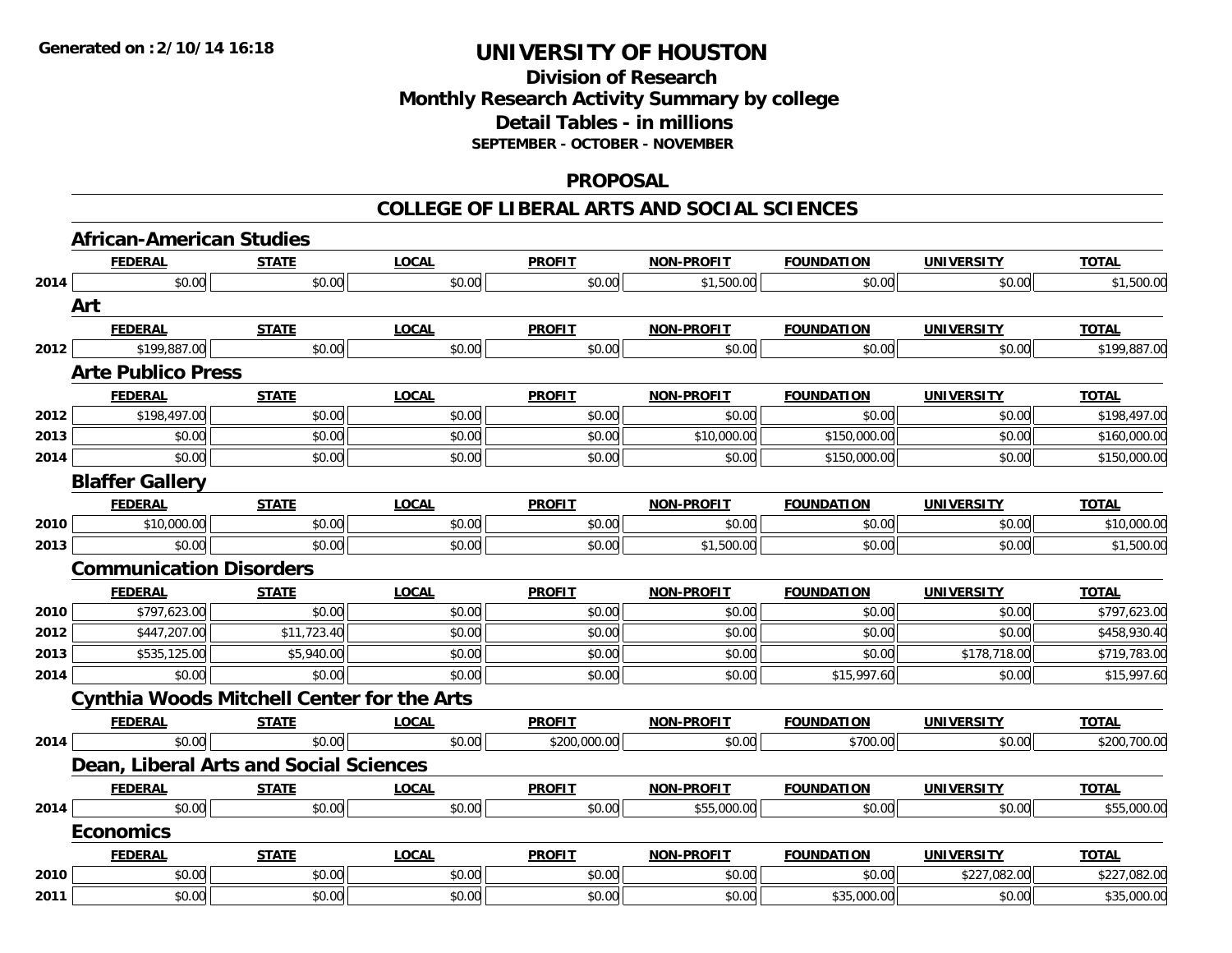**Generated on :2/10/14 16:18**

# UNIVERSITY OF HOUSTON

## Division of Research
## Monthly Research Activity Summary by college
## Detail Tables - in millions
### SEPTEMBER - OCTOBER - NOVEMBER

## PROPOSAL

## COLLEGE OF LIBERAL ARTS AND SOCIAL SCIENCES

### African-American Studies

| | FEDERAL | STATE | LOCAL | PROFIT | NON-PROFIT | FOUNDATION | UNIVERSITY | TOTAL |
|---|---|---|---|---|---|---|---|---|
| 2014 | $0.00 | $0.00 | $0.00 | $0.00 | $1,500.00 | $0.00 | $0.00 | $1,500.00 |

### Art

| | FEDERAL | STATE | LOCAL | PROFIT | NON-PROFIT | FOUNDATION | UNIVERSITY | TOTAL |
|---|---|---|---|---|---|---|---|---|
| 2012 | $199,887.00 | $0.00 | $0.00 | $0.00 | $0.00 | $0.00 | $0.00 | $199,887.00 |

### Arte Publico Press

| | FEDERAL | STATE | LOCAL | PROFIT | NON-PROFIT | FOUNDATION | UNIVERSITY | TOTAL |
|---|---|---|---|---|---|---|---|---|
| 2012 | $198,497.00 | $0.00 | $0.00 | $0.00 | $0.00 | $0.00 | $0.00 | $198,497.00 |
| 2013 | $0.00 | $0.00 | $0.00 | $0.00 | $10,000.00 | $150,000.00 | $0.00 | $160,000.00 |
| 2014 | $0.00 | $0.00 | $0.00 | $0.00 | $0.00 | $150,000.00 | $0.00 | $150,000.00 |

### Blaffer Gallery

| | FEDERAL | STATE | LOCAL | PROFIT | NON-PROFIT | FOUNDATION | UNIVERSITY | TOTAL |
|---|---|---|---|---|---|---|---|---|
| 2010 | $10,000.00 | $0.00 | $0.00 | $0.00 | $0.00 | $0.00 | $0.00 | $10,000.00 |
| 2013 | $0.00 | $0.00 | $0.00 | $0.00 | $1,500.00 | $0.00 | $0.00 | $1,500.00 |

### Communication Disorders

| | FEDERAL | STATE | LOCAL | PROFIT | NON-PROFIT | FOUNDATION | UNIVERSITY | TOTAL |
|---|---|---|---|---|---|---|---|---|
| 2010 | $797,623.00 | $0.00 | $0.00 | $0.00 | $0.00 | $0.00 | $0.00 | $797,623.00 |
| 2012 | $447,207.00 | $11,723.40 | $0.00 | $0.00 | $0.00 | $0.00 | $0.00 | $458,930.40 |
| 2013 | $535,125.00 | $5,940.00 | $0.00 | $0.00 | $0.00 | $0.00 | $178,718.00 | $719,783.00 |
| 2014 | $0.00 | $0.00 | $0.00 | $0.00 | $0.00 | $15,997.60 | $0.00 | $15,997.60 |

### Cynthia Woods Mitchell Center for the Arts

| | FEDERAL | STATE | LOCAL | PROFIT | NON-PROFIT | FOUNDATION | UNIVERSITY | TOTAL |
|---|---|---|---|---|---|---|---|---|
| 2014 | $0.00 | $0.00 | $0.00 | $200,000.00 | $0.00 | $700.00 | $0.00 | $200,700.00 |

### Dean, Liberal Arts and Social Sciences

| | FEDERAL | STATE | LOCAL | PROFIT | NON-PROFIT | FOUNDATION | UNIVERSITY | TOTAL |
|---|---|---|---|---|---|---|---|---|
| 2014 | $0.00 | $0.00 | $0.00 | $0.00 | $55,000.00 | $0.00 | $0.00 | $55,000.00 |

### Economics

| | FEDERAL | STATE | LOCAL | PROFIT | NON-PROFIT | FOUNDATION | UNIVERSITY | TOTAL |
|---|---|---|---|---|---|---|---|---|
| 2010 | $0.00 | $0.00 | $0.00 | $0.00 | $0.00 | $0.00 | $227,082.00 | $227,082.00 |
| 2011 | $0.00 | $0.00 | $0.00 | $0.00 | $0.00 | $35,000.00 | $0.00 | $35,000.00 |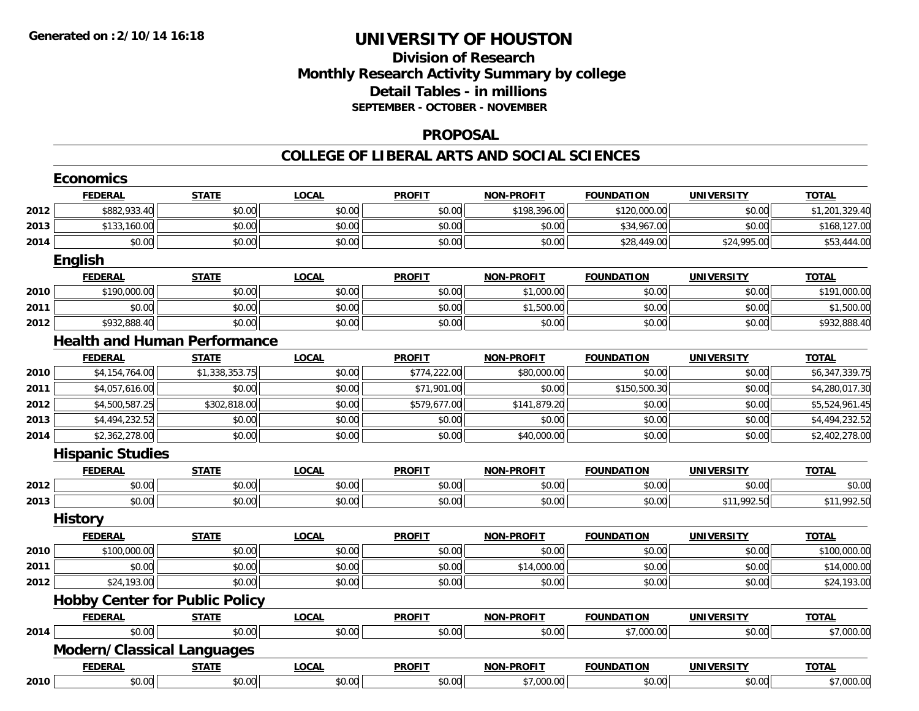**Generated on :2/10/14 16:18**

# UNIVERSITY OF HOUSTON

## Division of Research
## Monthly Research Activity Summary by college
## Detail Tables - in millions
### SEPTEMBER - OCTOBER - NOVEMBER

### PROPOSAL

### COLLEGE OF LIBERAL ARTS AND SOCIAL SCIENCES

#### Economics

| | FEDERAL | STATE | LOCAL | PROFIT | NON-PROFIT | FOUNDATION | UNIVERSITY | TOTAL |
|---|---|---|---|---|---|---|---|---|
| 2012 | $882,933.40 | $0.00 | $0.00 | $0.00 | $198,396.00 | $120,000.00 | $0.00 | $1,201,329.40 |
| 2013 | $133,160.00 | $0.00 | $0.00 | $0.00 | $0.00 | $34,967.00 | $0.00 | $168,127.00 |
| 2014 | $0.00 | $0.00 | $0.00 | $0.00 | $0.00 | $28,449.00 | $24,995.00 | $53,444.00 |

#### English

| | FEDERAL | STATE | LOCAL | PROFIT | NON-PROFIT | FOUNDATION | UNIVERSITY | TOTAL |
|---|---|---|---|---|---|---|---|---|
| 2010 | $190,000.00 | $0.00 | $0.00 | $0.00 | $1,000.00 | $0.00 | $0.00 | $191,000.00 |
| 2011 | $0.00 | $0.00 | $0.00 | $0.00 | $1,500.00 | $0.00 | $0.00 | $1,500.00 |
| 2012 | $932,888.40 | $0.00 | $0.00 | $0.00 | $0.00 | $0.00 | $0.00 | $932,888.40 |

#### Health and Human Performance

| | FEDERAL | STATE | LOCAL | PROFIT | NON-PROFIT | FOUNDATION | UNIVERSITY | TOTAL |
|---|---|---|---|---|---|---|---|---|
| 2010 | $4,154,764.00 | $1,338,353.75 | $0.00 | $774,222.00 | $80,000.00 | $0.00 | $0.00 | $6,347,339.75 |
| 2011 | $4,057,616.00 | $0.00 | $0.00 | $71,901.00 | $0.00 | $150,500.30 | $0.00 | $4,280,017.30 |
| 2012 | $4,500,587.25 | $302,818.00 | $0.00 | $579,677.00 | $141,879.20 | $0.00 | $0.00 | $5,524,961.45 |
| 2013 | $4,494,232.52 | $0.00 | $0.00 | $0.00 | $0.00 | $0.00 | $0.00 | $4,494,232.52 |
| 2014 | $2,362,278.00 | $0.00 | $0.00 | $0.00 | $40,000.00 | $0.00 | $0.00 | $2,402,278.00 |

#### Hispanic Studies

| | FEDERAL | STATE | LOCAL | PROFIT | NON-PROFIT | FOUNDATION | UNIVERSITY | TOTAL |
|---|---|---|---|---|---|---|---|---|
| 2012 | $0.00 | $0.00 | $0.00 | $0.00 | $0.00 | $0.00 | $0.00 | $0.00 |
| 2013 | $0.00 | $0.00 | $0.00 | $0.00 | $0.00 | $0.00 | $11,992.50 | $11,992.50 |

#### History

| | FEDERAL | STATE | LOCAL | PROFIT | NON-PROFIT | FOUNDATION | UNIVERSITY | TOTAL |
|---|---|---|---|---|---|---|---|---|
| 2010 | $100,000.00 | $0.00 | $0.00 | $0.00 | $0.00 | $0.00 | $0.00 | $100,000.00 |
| 2011 | $0.00 | $0.00 | $0.00 | $0.00 | $14,000.00 | $0.00 | $0.00 | $14,000.00 |
| 2012 | $24,193.00 | $0.00 | $0.00 | $0.00 | $0.00 | $0.00 | $0.00 | $24,193.00 |

#### Hobby Center for Public Policy

| | FEDERAL | STATE | LOCAL | PROFIT | NON-PROFIT | FOUNDATION | UNIVERSITY | TOTAL |
|---|---|---|---|---|---|---|---|---|
| 2014 | $0.00 | $0.00 | $0.00 | $0.00 | $0.00 | $7,000.00 | $0.00 | $7,000.00 |

#### Modern/Classical Languages

| | FEDERAL | STATE | LOCAL | PROFIT | NON-PROFIT | FOUNDATION | UNIVERSITY | TOTAL |
|---|---|---|---|---|---|---|---|---|
| 2010 | $0.00 | $0.00 | $0.00 | $0.00 | $7,000.00 | $0.00 | $0.00 | $7,000.00 |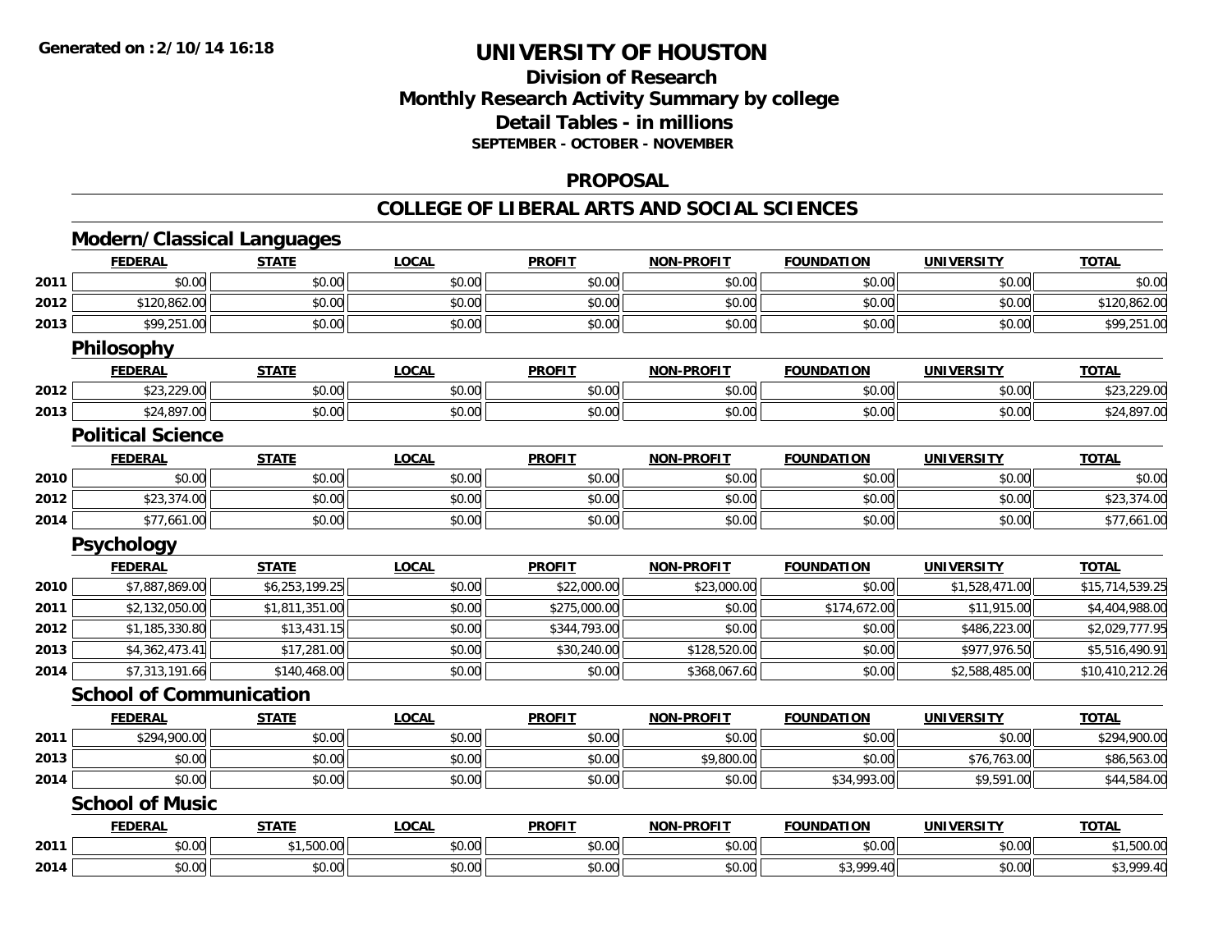**Generated on :2/10/14 16:18**

# UNIVERSITY OF HOUSTON

## Division of Research
## Monthly Research Activity Summary by college
## Detail Tables - in millions
### SEPTEMBER - OCTOBER - NOVEMBER

## PROPOSAL

## COLLEGE OF LIBERAL ARTS AND SOCIAL SCIENCES

### Modern/Classical Languages

| | FEDERAL | STATE | LOCAL | PROFIT | NON-PROFIT | FOUNDATION | UNIVERSITY | TOTAL |
|---|---|---|---|---|---|---|---|---|
| 2011 | $0.00 | $0.00 | $0.00 | $0.00 | $0.00 | $0.00 | $0.00 | $0.00 |
| 2012 | $120,862.00 | $0.00 | $0.00 | $0.00 | $0.00 | $0.00 | $0.00 | $120,862.00 |
| 2013 | $99,251.00 | $0.00 | $0.00 | $0.00 | $0.00 | $0.00 | $0.00 | $99,251.00 |

### Philosophy

| | FEDERAL | STATE | LOCAL | PROFIT | NON-PROFIT | FOUNDATION | UNIVERSITY | TOTAL |
|---|---|---|---|---|---|---|---|---|
| 2012 | $23,229.00 | $0.00 | $0.00 | $0.00 | $0.00 | $0.00 | $0.00 | $23,229.00 |
| 2013 | $24,897.00 | $0.00 | $0.00 | $0.00 | $0.00 | $0.00 | $0.00 | $24,897.00 |

### Political Science

| | FEDERAL | STATE | LOCAL | PROFIT | NON-PROFIT | FOUNDATION | UNIVERSITY | TOTAL |
|---|---|---|---|---|---|---|---|---|
| 2010 | $0.00 | $0.00 | $0.00 | $0.00 | $0.00 | $0.00 | $0.00 | $0.00 |
| 2012 | $23,374.00 | $0.00 | $0.00 | $0.00 | $0.00 | $0.00 | $0.00 | $23,374.00 |
| 2014 | $77,661.00 | $0.00 | $0.00 | $0.00 | $0.00 | $0.00 | $0.00 | $77,661.00 |

### Psychology

| | FEDERAL | STATE | LOCAL | PROFIT | NON-PROFIT | FOUNDATION | UNIVERSITY | TOTAL |
|---|---|---|---|---|---|---|---|---|
| 2010 | $7,887,869.00 | $6,253,199.25 | $0.00 | $22,000.00 | $23,000.00 | $0.00 | $1,528,471.00 | $15,714,539.25 |
| 2011 | $2,132,050.00 | $1,811,351.00 | $0.00 | $275,000.00 | $0.00 | $174,672.00 | $11,915.00 | $4,404,988.00 |
| 2012 | $1,185,330.80 | $13,431.15 | $0.00 | $344,793.00 | $0.00 | $0.00 | $486,223.00 | $2,029,777.95 |
| 2013 | $4,362,473.41 | $17,281.00 | $0.00 | $30,240.00 | $128,520.00 | $0.00 | $977,976.50 | $5,516,490.91 |
| 2014 | $7,313,191.66 | $140,468.00 | $0.00 | $0.00 | $368,067.60 | $0.00 | $2,588,485.00 | $10,410,212.26 |

### School of Communication

| | FEDERAL | STATE | LOCAL | PROFIT | NON-PROFIT | FOUNDATION | UNIVERSITY | TOTAL |
|---|---|---|---|---|---|---|---|---|
| 2011 | $294,900.00 | $0.00 | $0.00 | $0.00 | $0.00 | $0.00 | $0.00 | $294,900.00 |
| 2013 | $0.00 | $0.00 | $0.00 | $0.00 | $9,800.00 | $0.00 | $76,763.00 | $86,563.00 |
| 2014 | $0.00 | $0.00 | $0.00 | $0.00 | $0.00 | $34,993.00 | $9,591.00 | $44,584.00 |

### School of Music

| | FEDERAL | STATE | LOCAL | PROFIT | NON-PROFIT | FOUNDATION | UNIVERSITY | TOTAL |
|---|---|---|---|---|---|---|---|---|
| 2011 | $0.00 | $1,500.00 | $0.00 | $0.00 | $0.00 | $0.00 | $0.00 | $1,500.00 |
| 2014 | $0.00 | $0.00 | $0.00 | $0.00 | $0.00 | $3,999.40 | $0.00 | $3,999.40 |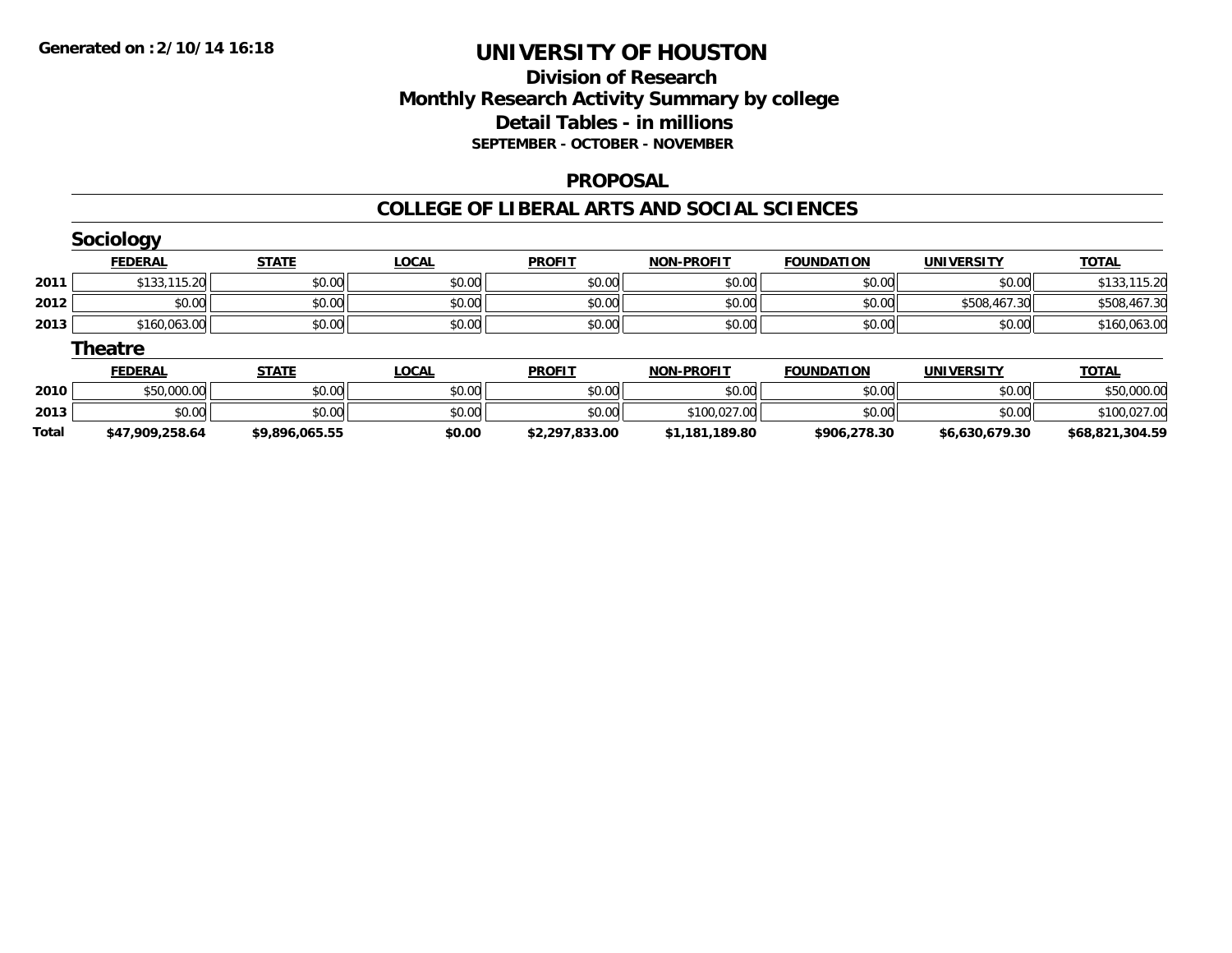**Generated on :2/10/14 16:18**

# UNIVERSITY OF HOUSTON

## Division of Research
## Monthly Research Activity Summary by college
## Detail Tables - in millions
### SEPTEMBER - OCTOBER - NOVEMBER

### PROPOSAL

### COLLEGE OF LIBERAL ARTS AND SOCIAL SCIENCES

#### Sociology

| | FEDERAL | STATE | LOCAL | PROFIT | NON-PROFIT | FOUNDATION | UNIVERSITY | TOTAL |
|---|---|---|---|---|---|---|---|---|
| 2011 | $133,115.20 | $0.00 | $0.00 | $0.00 | $0.00 | $0.00 | $0.00 | $133,115.20 |
| 2012 | $0.00 | $0.00 | $0.00 | $0.00 | $0.00 | $0.00 | $508,467.30 | $508,467.30 |
| 2013 | $160,063.00 | $0.00 | $0.00 | $0.00 | $0.00 | $0.00 | $0.00 | $160,063.00 |

#### Theatre

| | FEDERAL | STATE | LOCAL | PROFIT | NON-PROFIT | FOUNDATION | UNIVERSITY | TOTAL |
|---|---|---|---|---|---|---|---|---|
| 2010 | $50,000.00 | $0.00 | $0.00 | $0.00 | $0.00 | $0.00 | $0.00 | $50,000.00 |
| 2013 | $0.00 | $0.00 | $0.00 | $0.00 | $100,027.00 | $0.00 | $0.00 | $100,027.00 |
| **Total** | **$47,909,258.64** | **$9,896,065.55** | **$0.00** | **$2,297,833.00** | **$1,181,189.80** | **$906,278.30** | **$6,630,679.30** | **$68,821,304.59** |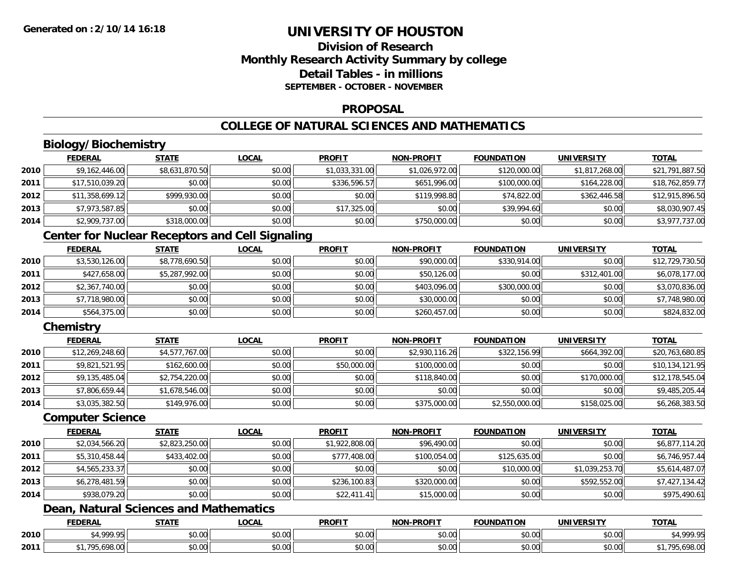**Generated on :2/10/14 16:18**

# UNIVERSITY OF HOUSTON

## Division of Research
## Monthly Research Activity Summary by college
## Detail Tables - in millions
### SEPTEMBER - OCTOBER - NOVEMBER

## PROPOSAL

## COLLEGE OF NATURAL SCIENCES AND MATHEMATICS

### Biology/Biochemistry

| | FEDERAL | STATE | LOCAL | PROFIT | NON-PROFIT | FOUNDATION | UNIVERSITY | TOTAL |
|---|---|---|---|---|---|---|---|---|
| 2010 | $9,162,446.00 | $8,631,870.50 | $0.00 | $1,033,331.00 | $1,026,972.00 | $120,000.00 | $1,817,268.00 | $21,791,887.50 |
| 2011 | $17,510,039.20 | $0.00 | $0.00 | $336,596.57 | $651,996.00 | $100,000.00 | $164,228.00 | $18,762,859.77 |
| 2012 | $11,358,699.12 | $999,930.00 | $0.00 | $0.00 | $119,998.80 | $74,822.00 | $362,446.58 | $12,915,896.50 |
| 2013 | $7,973,587.85 | $0.00 | $0.00 | $17,325.00 | $0.00 | $39,994.60 | $0.00 | $8,030,907.45 |
| 2014 | $2,909,737.00 | $318,000.00 | $0.00 | $0.00 | $750,000.00 | $0.00 | $0.00 | $3,977,737.00 |

### Center for Nuclear Receptors and Cell Signaling

| | FEDERAL | STATE | LOCAL | PROFIT | NON-PROFIT | FOUNDATION | UNIVERSITY | TOTAL |
|---|---|---|---|---|---|---|---|---|
| 2010 | $3,530,126.00 | $8,778,690.50 | $0.00 | $0.00 | $90,000.00 | $330,914.00 | $0.00 | $12,729,730.50 |
| 2011 | $427,658.00 | $5,287,992.00 | $0.00 | $0.00 | $50,126.00 | $0.00 | $312,401.00 | $6,078,177.00 |
| 2012 | $2,367,740.00 | $0.00 | $0.00 | $0.00 | $403,096.00 | $300,000.00 | $0.00 | $3,070,836.00 |
| 2013 | $7,718,980.00 | $0.00 | $0.00 | $0.00 | $30,000.00 | $0.00 | $0.00 | $7,748,980.00 |
| 2014 | $564,375.00 | $0.00 | $0.00 | $0.00 | $260,457.00 | $0.00 | $0.00 | $824,832.00 |

### Chemistry

| | FEDERAL | STATE | LOCAL | PROFIT | NON-PROFIT | FOUNDATION | UNIVERSITY | TOTAL |
|---|---|---|---|---|---|---|---|---|
| 2010 | $12,269,248.60 | $4,577,767.00 | $0.00 | $0.00 | $2,930,116.26 | $322,156.99 | $664,392.00 | $20,763,680.85 |
| 2011 | $9,821,521.95 | $162,600.00 | $0.00 | $50,000.00 | $100,000.00 | $0.00 | $0.00 | $10,134,121.95 |
| 2012 | $9,135,485.04 | $2,754,220.00 | $0.00 | $0.00 | $118,840.00 | $0.00 | $170,000.00 | $12,178,545.04 |
| 2013 | $7,806,659.44 | $1,678,546.00 | $0.00 | $0.00 | $0.00 | $0.00 | $0.00 | $9,485,205.44 |
| 2014 | $3,035,382.50 | $149,976.00 | $0.00 | $0.00 | $375,000.00 | $2,550,000.00 | $158,025.00 | $6,268,383.50 |

### Computer Science

| | FEDERAL | STATE | LOCAL | PROFIT | NON-PROFIT | FOUNDATION | UNIVERSITY | TOTAL |
|---|---|---|---|---|---|---|---|---|
| 2010 | $2,034,566.20 | $2,823,250.00 | $0.00 | $1,922,808.00 | $96,490.00 | $0.00 | $0.00 | $6,877,114.20 |
| 2011 | $5,310,458.44 | $433,402.00 | $0.00 | $777,408.00 | $100,054.00 | $125,635.00 | $0.00 | $6,746,957.44 |
| 2012 | $4,565,233.37 | $0.00 | $0.00 | $0.00 | $0.00 | $10,000.00 | $1,039,253.70 | $5,614,487.07 |
| 2013 | $6,278,481.59 | $0.00 | $0.00 | $236,100.83 | $320,000.00 | $0.00 | $592,552.00 | $7,427,134.42 |
| 2014 | $938,079.20 | $0.00 | $0.00 | $22,411.41 | $15,000.00 | $0.00 | $0.00 | $975,490.61 |

### Dean, Natural Sciences and Mathematics

| | FEDERAL | STATE | LOCAL | PROFIT | NON-PROFIT | FOUNDATION | UNIVERSITY | TOTAL |
|---|---|---|---|---|---|---|---|---|
| 2010 | $4,999.95 | $0.00 | $0.00 | $0.00 | $0.00 | $0.00 | $0.00 | $4,999.95 |
| 2011 | $1,795,698.00 | $0.00 | $0.00 | $0.00 | $0.00 | $0.00 | $0.00 | $1,795,698.00 |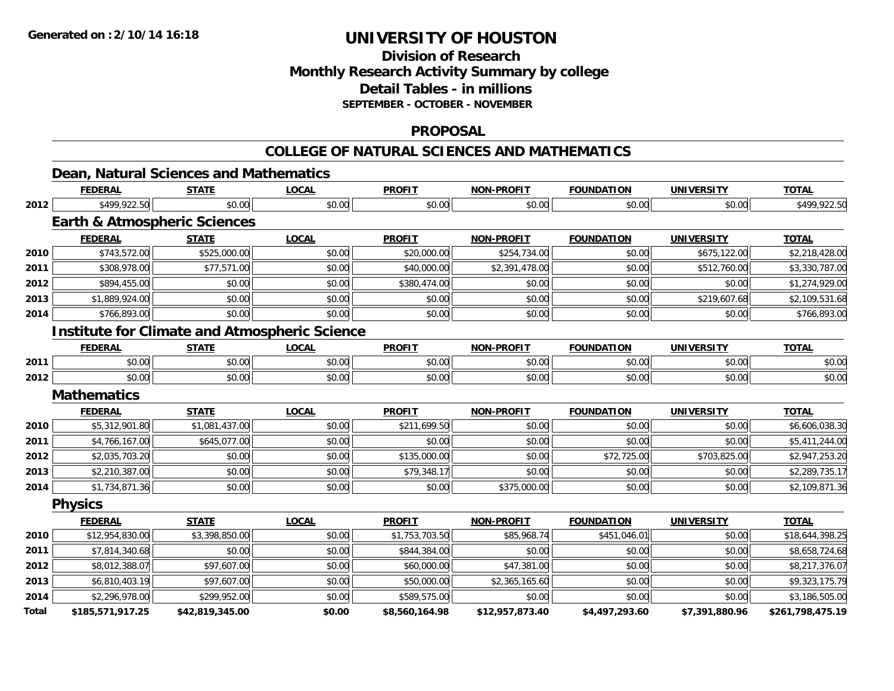**Generated on :2/10/14 16:18**

# UNIVERSITY OF HOUSTON

## Division of Research
## Monthly Research Activity Summary by college
## Detail Tables - in millions
### SEPTEMBER - OCTOBER - NOVEMBER

## PROPOSAL

## COLLEGE OF NATURAL SCIENCES AND MATHEMATICS

### Dean, Natural Sciences and Mathematics

| | FEDERAL | STATE | LOCAL | PROFIT | NON-PROFIT | FOUNDATION | UNIVERSITY | TOTAL |
|---|---|---|---|---|---|---|---|---|
| 2012 | $499,922.50 | $0.00 | $0.00 | $0.00 | $0.00 | $0.00 | $0.00 | $499,922.50 |

### Earth & Atmospheric Sciences

| | FEDERAL | STATE | LOCAL | PROFIT | NON-PROFIT | FOUNDATION | UNIVERSITY | TOTAL |
|---|---|---|---|---|---|---|---|---|
| 2010 | $743,572.00 | $525,000.00 | $0.00 | $20,000.00 | $254,734.00 | $0.00 | $675,122.00 | $2,218,428.00 |
| 2011 | $308,978.00 | $77,571.00 | $0.00 | $40,000.00 | $2,391,478.00 | $0.00 | $512,760.00 | $3,330,787.00 |
| 2012 | $894,455.00 | $0.00 | $0.00 | $380,474.00 | $0.00 | $0.00 | $0.00 | $1,274,929.00 |
| 2013 | $1,889,924.00 | $0.00 | $0.00 | $0.00 | $0.00 | $0.00 | $219,607.68 | $2,109,531.68 |
| 2014 | $766,893.00 | $0.00 | $0.00 | $0.00 | $0.00 | $0.00 | $0.00 | $766,893.00 |

### Institute for Climate and Atmospheric Science

| | FEDERAL | STATE | LOCAL | PROFIT | NON-PROFIT | FOUNDATION | UNIVERSITY | TOTAL |
|---|---|---|---|---|---|---|---|---|
| 2011 | $0.00 | $0.00 | $0.00 | $0.00 | $0.00 | $0.00 | $0.00 | $0.00 |
| 2012 | $0.00 | $0.00 | $0.00 | $0.00 | $0.00 | $0.00 | $0.00 | $0.00 |

### Mathematics

| | FEDERAL | STATE | LOCAL | PROFIT | NON-PROFIT | FOUNDATION | UNIVERSITY | TOTAL |
|---|---|---|---|---|---|---|---|---|
| 2010 | $5,312,901.80 | $1,081,437.00 | $0.00 | $211,699.50 | $0.00 | $0.00 | $0.00 | $6,606,038.30 |
| 2011 | $4,766,167.00 | $645,077.00 | $0.00 | $0.00 | $0.00 | $0.00 | $0.00 | $5,411,244.00 |
| 2012 | $2,035,703.20 | $0.00 | $0.00 | $135,000.00 | $0.00 | $72,725.00 | $703,825.00 | $2,947,253.20 |
| 2013 | $2,210,387.00 | $0.00 | $0.00 | $79,348.17 | $0.00 | $0.00 | $0.00 | $2,289,735.17 |
| 2014 | $1,734,871.36 | $0.00 | $0.00 | $0.00 | $375,000.00 | $0.00 | $0.00 | $2,109,871.36 |

### Physics

| | FEDERAL | STATE | LOCAL | PROFIT | NON-PROFIT | FOUNDATION | UNIVERSITY | TOTAL |
|---|---|---|---|---|---|---|---|---|
| 2010 | $12,954,830.00 | $3,398,850.00 | $0.00 | $1,753,703.50 | $85,968.74 | $451,046.01 | $0.00 | $18,644,398.25 |
| 2011 | $7,814,340.68 | $0.00 | $0.00 | $844,384.00 | $0.00 | $0.00 | $0.00 | $8,658,724.68 |
| 2012 | $8,012,388.07 | $97,607.00 | $0.00 | $60,000.00 | $47,381.00 | $0.00 | $0.00 | $8,217,376.07 |
| 2013 | $6,810,403.19 | $97,607.00 | $0.00 | $50,000.00 | $2,365,165.60 | $0.00 | $0.00 | $9,323,175.79 |
| 2014 | $2,296,978.00 | $299,952.00 | $0.00 | $589,575.00 | $0.00 | $0.00 | $0.00 | $3,186,505.00 |
| **Total** | **$185,571,917.25** | **$42,819,345.00** | **$0.00** | **$8,560,164.98** | **$12,957,873.40** | **$4,497,293.60** | **$7,391,880.96** | **$261,798,475.19** |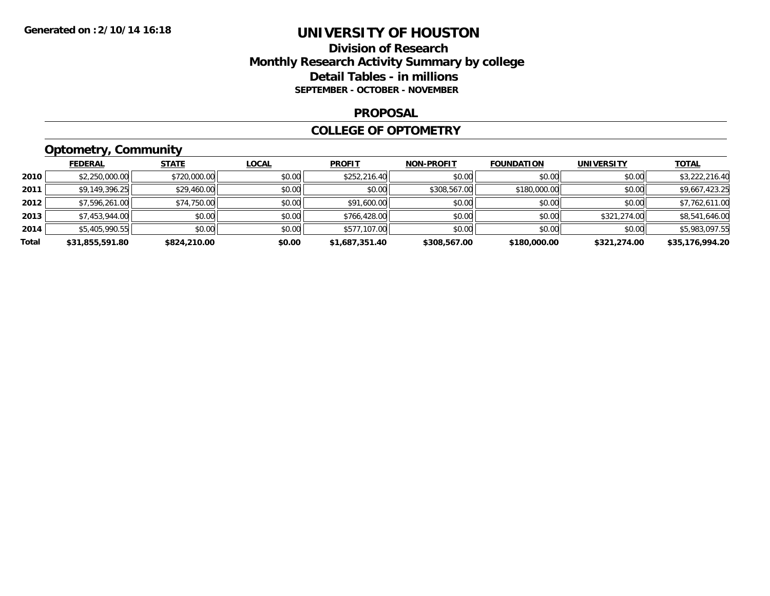Generated on :2/10/14 16:18

# UNIVERSITY OF HOUSTON

## Division of Research
## Monthly Research Activity Summary by college
## Detail Tables - in millions
### SEPTEMBER - OCTOBER - NOVEMBER

### PROPOSAL

### COLLEGE OF OPTOMETRY

### Optometry, Community

| | FEDERAL | STATE | LOCAL | PROFIT | NON-PROFIT | FOUNDATION | UNIVERSITY | TOTAL |
|---|---|---|---|---|---|---|---|---|
| 2010 | $2,250,000.00 | $720,000.00 | $0.00 | $252,216.40 | $0.00 | $0.00 | $0.00 | $3,222,216.40 |
| 2011 | $9,149,396.25 | $29,460.00 | $0.00 | $0.00 | $308,567.00 | $180,000.00 | $0.00 | $9,667,423.25 |
| 2012 | $7,596,261.00 | $74,750.00 | $0.00 | $91,600.00 | $0.00 | $0.00 | $0.00 | $7,762,611.00 |
| 2013 | $7,453,944.00 | $0.00 | $0.00 | $766,428.00 | $0.00 | $0.00 | $321,274.00 | $8,541,646.00 |
| 2014 | $5,405,990.55 | $0.00 | $0.00 | $577,107.00 | $0.00 | $0.00 | $0.00 | $5,983,097.55 |
| **Total** | **$31,855,591.80** | **$824,210.00** | **$0.00** | **$1,687,351.40** | **$308,567.00** | **$180,000.00** | **$321,274.00** | **$35,176,994.20** |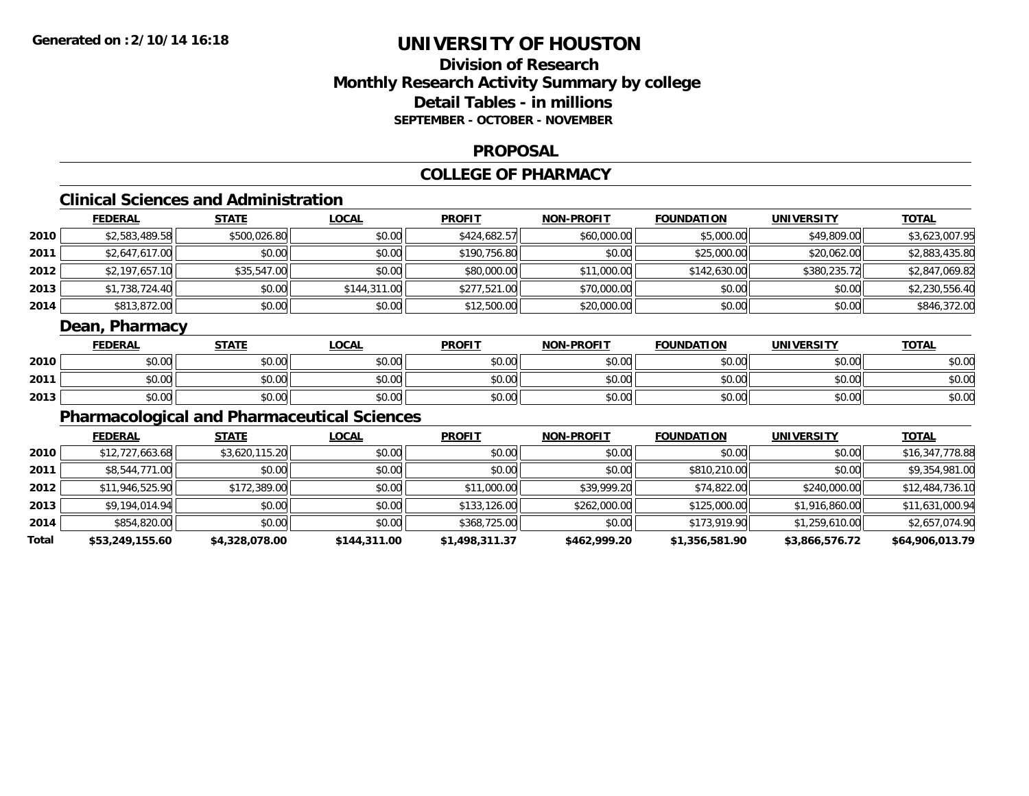**Generated on :2/10/14 16:18**

# UNIVERSITY OF HOUSTON

## Division of Research
## Monthly Research Activity Summary by college
## Detail Tables - in millions
### SEPTEMBER - OCTOBER - NOVEMBER

### PROPOSAL

### COLLEGE OF PHARMACY

#### Clinical Sciences and Administration

| | FEDERAL | STATE | LOCAL | PROFIT | NON-PROFIT | FOUNDATION | UNIVERSITY | TOTAL |
|---|---|---|---|---|---|---|---|---|
| 2010 | $2,583,489.58 | $500,026.80 | $0.00 | $424,682.57 | $60,000.00 | $5,000.00 | $49,809.00 | $3,623,007.95 |
| 2011 | $2,647,617.00 | $0.00 | $0.00 | $190,756.80 | $0.00 | $25,000.00 | $20,062.00 | $2,883,435.80 |
| 2012 | $2,197,657.10 | $35,547.00 | $0.00 | $80,000.00 | $11,000.00 | $142,630.00 | $380,235.72 | $2,847,069.82 |
| 2013 | $1,738,724.40 | $0.00 | $144,311.00 | $277,521.00 | $70,000.00 | $0.00 | $0.00 | $2,230,556.40 |
| 2014 | $813,872.00 | $0.00 | $0.00 | $12,500.00 | $20,000.00 | $0.00 | $0.00 | $846,372.00 |

#### Dean, Pharmacy

| | FEDERAL | STATE | LOCAL | PROFIT | NON-PROFIT | FOUNDATION | UNIVERSITY | TOTAL |
|---|---|---|---|---|---|---|---|---|
| 2010 | $0.00 | $0.00 | $0.00 | $0.00 | $0.00 | $0.00 | $0.00 | $0.00 |
| 2011 | $0.00 | $0.00 | $0.00 | $0.00 | $0.00 | $0.00 | $0.00 | $0.00 |
| 2013 | $0.00 | $0.00 | $0.00 | $0.00 | $0.00 | $0.00 | $0.00 | $0.00 |

#### Pharmacological and Pharmaceutical Sciences

| | FEDERAL | STATE | LOCAL | PROFIT | NON-PROFIT | FOUNDATION | UNIVERSITY | TOTAL |
|---|---|---|---|---|---|---|---|---|
| 2010 | $12,727,663.68 | $3,620,115.20 | $0.00 | $0.00 | $0.00 | $0.00 | $0.00 | $16,347,778.88 |
| 2011 | $8,544,771.00 | $0.00 | $0.00 | $0.00 | $0.00 | $810,210.00 | $0.00 | $9,354,981.00 |
| 2012 | $11,946,525.90 | $172,389.00 | $0.00 | $11,000.00 | $39,999.20 | $74,822.00 | $240,000.00 | $12,484,736.10 |
| 2013 | $9,194,014.94 | $0.00 | $0.00 | $133,126.00 | $262,000.00 | $125,000.00 | $1,916,860.00 | $11,631,000.94 |
| 2014 | $854,820.00 | $0.00 | $0.00 | $368,725.00 | $0.00 | $173,919.90 | $1,259,610.00 | $2,657,074.90 |
| **Total** | **$53,249,155.60** | **$4,328,078.00** | **$144,311.00** | **$1,498,311.37** | **$462,999.20** | **$1,356,581.90** | **$3,866,576.72** | **$64,906,013.79** |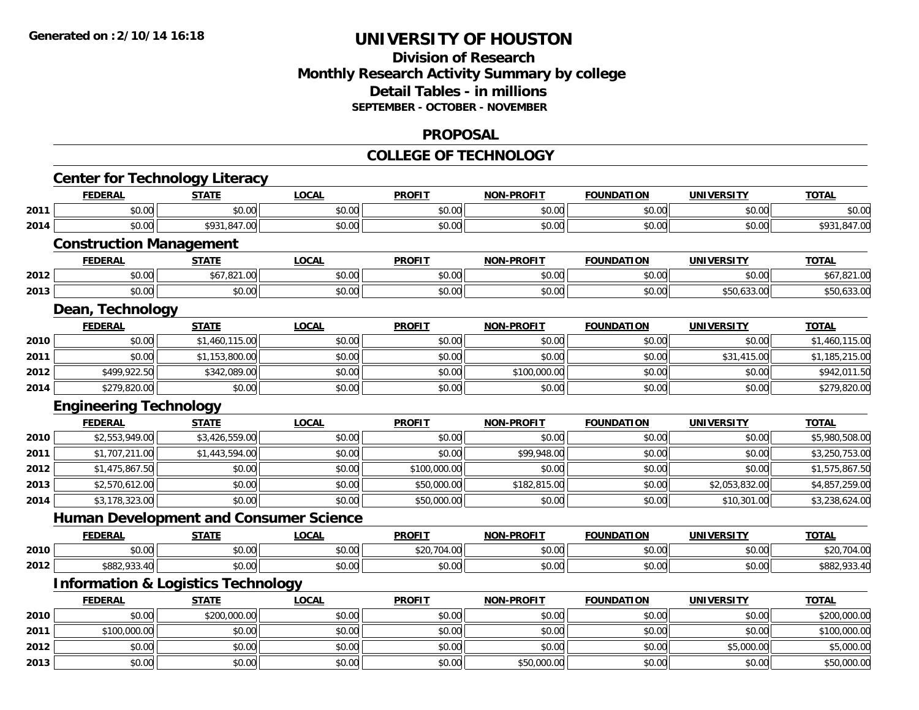**Generated on :2/10/14 16:18**

# UNIVERSITY OF HOUSTON

## Division of Research
## Monthly Research Activity Summary by college
## Detail Tables - in millions
### SEPTEMBER - OCTOBER - NOVEMBER

## PROPOSAL

## COLLEGE OF TECHNOLOGY

### Center for Technology Literacy

| | FEDERAL | STATE | LOCAL | PROFIT | NON-PROFIT | FOUNDATION | UNIVERSITY | TOTAL |
|---|---|---|---|---|---|---|---|---|
| 2011 | $0.00 | $0.00 | $0.00 | $0.00 | $0.00 | $0.00 | $0.00 | $0.00 |
| 2014 | $0.00 | $931,847.00 | $0.00 | $0.00 | $0.00 | $0.00 | $0.00 | $931,847.00 |

### Construction Management

| | FEDERAL | STATE | LOCAL | PROFIT | NON-PROFIT | FOUNDATION | UNIVERSITY | TOTAL |
|---|---|---|---|---|---|---|---|---|
| 2012 | $0.00 | $67,821.00 | $0.00 | $0.00 | $0.00 | $0.00 | $0.00 | $67,821.00 |
| 2013 | $0.00 | $0.00 | $0.00 | $0.00 | $0.00 | $0.00 | $50,633.00 | $50,633.00 |

### Dean, Technology

| | FEDERAL | STATE | LOCAL | PROFIT | NON-PROFIT | FOUNDATION | UNIVERSITY | TOTAL |
|---|---|---|---|---|---|---|---|---|
| 2010 | $0.00 | $1,460,115.00 | $0.00 | $0.00 | $0.00 | $0.00 | $0.00 | $1,460,115.00 |
| 2011 | $0.00 | $1,153,800.00 | $0.00 | $0.00 | $0.00 | $0.00 | $31,415.00 | $1,185,215.00 |
| 2012 | $499,922.50 | $342,089.00 | $0.00 | $0.00 | $100,000.00 | $0.00 | $0.00 | $942,011.50 |
| 2014 | $279,820.00 | $0.00 | $0.00 | $0.00 | $0.00 | $0.00 | $0.00 | $279,820.00 |

### Engineering Technology

| | FEDERAL | STATE | LOCAL | PROFIT | NON-PROFIT | FOUNDATION | UNIVERSITY | TOTAL |
|---|---|---|---|---|---|---|---|---|
| 2010 | $2,553,949.00 | $3,426,559.00 | $0.00 | $0.00 | $0.00 | $0.00 | $0.00 | $5,980,508.00 |
| 2011 | $1,707,211.00 | $1,443,594.00 | $0.00 | $0.00 | $99,948.00 | $0.00 | $0.00 | $3,250,753.00 |
| 2012 | $1,475,867.50 | $0.00 | $0.00 | $100,000.00 | $0.00 | $0.00 | $0.00 | $1,575,867.50 |
| 2013 | $2,570,612.00 | $0.00 | $0.00 | $50,000.00 | $182,815.00 | $0.00 | $2,053,832.00 | $4,857,259.00 |
| 2014 | $3,178,323.00 | $0.00 | $0.00 | $50,000.00 | $0.00 | $0.00 | $10,301.00 | $3,238,624.00 |

### Human Development and Consumer Science

| | FEDERAL | STATE | LOCAL | PROFIT | NON-PROFIT | FOUNDATION | UNIVERSITY | TOTAL |
|---|---|---|---|---|---|---|---|---|
| 2010 | $0.00 | $0.00 | $0.00 | $20,704.00 | $0.00 | $0.00 | $0.00 | $20,704.00 |
| 2012 | $882,933.40 | $0.00 | $0.00 | $0.00 | $0.00 | $0.00 | $0.00 | $882,933.40 |

### Information & Logistics Technology

| | FEDERAL | STATE | LOCAL | PROFIT | NON-PROFIT | FOUNDATION | UNIVERSITY | TOTAL |
|---|---|---|---|---|---|---|---|---|
| 2010 | $0.00 | $200,000.00 | $0.00 | $0.00 | $0.00 | $0.00 | $0.00 | $200,000.00 |
| 2011 | $100,000.00 | $0.00 | $0.00 | $0.00 | $0.00 | $0.00 | $0.00 | $100,000.00 |
| 2012 | $0.00 | $0.00 | $0.00 | $0.00 | $0.00 | $0.00 | $5,000.00 | $5,000.00 |
| 2013 | $0.00 | $0.00 | $0.00 | $0.00 | $50,000.00 | $0.00 | $0.00 | $50,000.00 |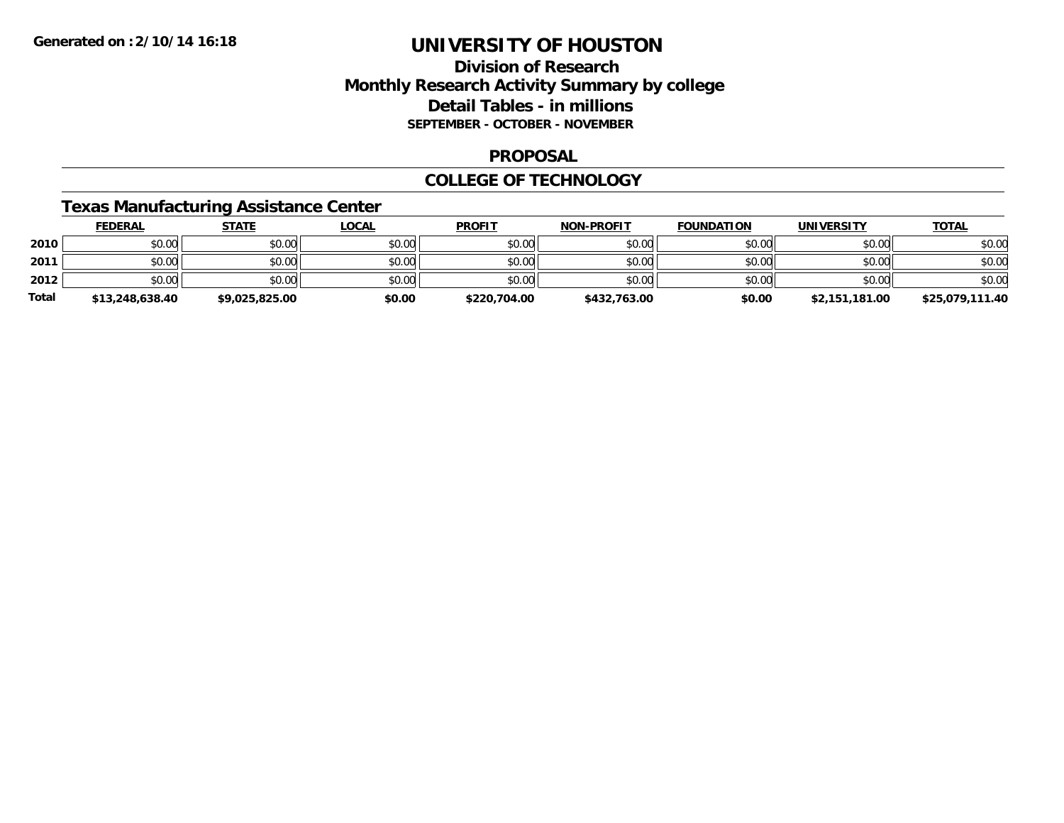**Generated on :2/10/14 16:18**

# UNIVERSITY OF HOUSTON

## Division of Research
## Monthly Research Activity Summary by college
## Detail Tables - in millions
### SEPTEMBER - OCTOBER - NOVEMBER

## PROPOSAL

## COLLEGE OF TECHNOLOGY

### Texas Manufacturing Assistance Center

| | FEDERAL | STATE | LOCAL | PROFIT | NON-PROFIT | FOUNDATION | UNIVERSITY | TOTAL |
|---|---|---|---|---|---|---|---|---|
| 2010 | $0.00 | $0.00 | $0.00 | $0.00 | $0.00 | $0.00 | $0.00 | $0.00 |
| 2011 | $0.00 | $0.00 | $0.00 | $0.00 | $0.00 | $0.00 | $0.00 | $0.00 |
| 2012 | $0.00 | $0.00 | $0.00 | $0.00 | $0.00 | $0.00 | $0.00 | $0.00 |
| **Total** | **$13,248,638.40** | **$9,025,825.00** | **$0.00** | **$220,704.00** | **$432,763.00** | **$0.00** | **$2,151,181.00** | **$25,079,111.40** |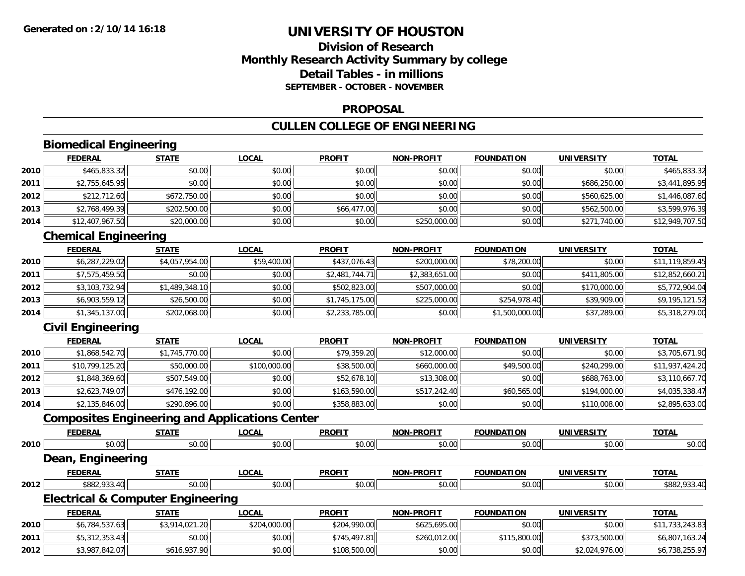**Generated on :2/10/14 16:18**

# UNIVERSITY OF HOUSTON

## Division of Research
## Monthly Research Activity Summary by college
## Detail Tables - in millions
### SEPTEMBER - OCTOBER - NOVEMBER

## PROPOSAL

## CULLEN COLLEGE OF ENGINEERING

### Biomedical Engineering

| | FEDERAL | STATE | LOCAL | PROFIT | NON-PROFIT | FOUNDATION | UNIVERSITY | TOTAL |
|---|---|---|---|---|---|---|---|---|
| 2010 | $465,833.32 | $0.00 | $0.00 | $0.00 | $0.00 | $0.00 | $0.00 | $465,833.32 |
| 2011 | $2,755,645.95 | $0.00 | $0.00 | $0.00 | $0.00 | $0.00 | $686,250.00 | $3,441,895.95 |
| 2012 | $212,712.60 | $672,750.00 | $0.00 | $0.00 | $0.00 | $0.00 | $560,625.00 | $1,446,087.60 |
| 2013 | $2,768,499.39 | $202,500.00 | $0.00 | $66,477.00 | $0.00 | $0.00 | $562,500.00 | $3,599,976.39 |
| 2014 | $12,407,967.50 | $20,000.00 | $0.00 | $0.00 | $250,000.00 | $0.00 | $271,740.00 | $12,949,707.50 |

### Chemical Engineering

| | FEDERAL | STATE | LOCAL | PROFIT | NON-PROFIT | FOUNDATION | UNIVERSITY | TOTAL |
|---|---|---|---|---|---|---|---|---|
| 2010 | $6,287,229.02 | $4,057,954.00 | $59,400.00 | $437,076.43 | $200,000.00 | $78,200.00 | $0.00 | $11,119,859.45 |
| 2011 | $7,575,459.50 | $0.00 | $0.00 | $2,481,744.71 | $2,383,651.00 | $0.00 | $411,805.00 | $12,852,660.21 |
| 2012 | $3,103,732.94 | $1,489,348.10 | $0.00 | $502,823.00 | $507,000.00 | $0.00 | $170,000.00 | $5,772,904.04 |
| 2013 | $6,903,559.12 | $26,500.00 | $0.00 | $1,745,175.00 | $225,000.00 | $254,978.40 | $39,909.00 | $9,195,121.52 |
| 2014 | $1,345,137.00 | $202,068.00 | $0.00 | $2,233,785.00 | $0.00 | $1,500,000.00 | $37,289.00 | $5,318,279.00 |

### Civil Engineering

| | FEDERAL | STATE | LOCAL | PROFIT | NON-PROFIT | FOUNDATION | UNIVERSITY | TOTAL |
|---|---|---|---|---|---|---|---|---|
| 2010 | $1,868,542.70 | $1,745,770.00 | $0.00 | $79,359.20 | $12,000.00 | $0.00 | $0.00 | $3,705,671.90 |
| 2011 | $10,799,125.20 | $50,000.00 | $100,000.00 | $38,500.00 | $660,000.00 | $49,500.00 | $240,299.00 | $11,937,424.20 |
| 2012 | $1,848,369.60 | $507,549.00 | $0.00 | $52,678.10 | $13,308.00 | $0.00 | $688,763.00 | $3,110,667.70 |
| 2013 | $2,623,749.07 | $476,192.00 | $0.00 | $163,590.00 | $517,242.40 | $60,565.00 | $194,000.00 | $4,035,338.47 |
| 2014 | $2,135,846.00 | $290,896.00 | $0.00 | $358,883.00 | $0.00 | $0.00 | $110,008.00 | $2,895,633.00 |

### Composites Engineering and Applications Center

| | FEDERAL | STATE | LOCAL | PROFIT | NON-PROFIT | FOUNDATION | UNIVERSITY | TOTAL |
|---|---|---|---|---|---|---|---|---|
| 2010 | $0.00 | $0.00 | $0.00 | $0.00 | $0.00 | $0.00 | $0.00 | $0.00 |

### Dean, Engineering

| | FEDERAL | STATE | LOCAL | PROFIT | NON-PROFIT | FOUNDATION | UNIVERSITY | TOTAL |
|---|---|---|---|---|---|---|---|---|
| 2012 | $882,933.40 | $0.00 | $0.00 | $0.00 | $0.00 | $0.00 | $0.00 | $882,933.40 |

### Electrical & Computer Engineering

| | FEDERAL | STATE | LOCAL | PROFIT | NON-PROFIT | FOUNDATION | UNIVERSITY | TOTAL |
|---|---|---|---|---|---|---|---|---|
| 2010 | $6,784,537.63 | $3,914,021.20 | $204,000.00 | $204,990.00 | $625,695.00 | $0.00 | $0.00 | $11,733,243.83 |
| 2011 | $5,312,353.43 | $0.00 | $0.00 | $745,497.81 | $260,012.00 | $115,800.00 | $373,500.00 | $6,807,163.24 |
| 2012 | $3,987,842.07 | $616,937.90 | $0.00 | $108,500.00 | $0.00 | $0.00 | $2,024,976.00 | $6,738,255.97 |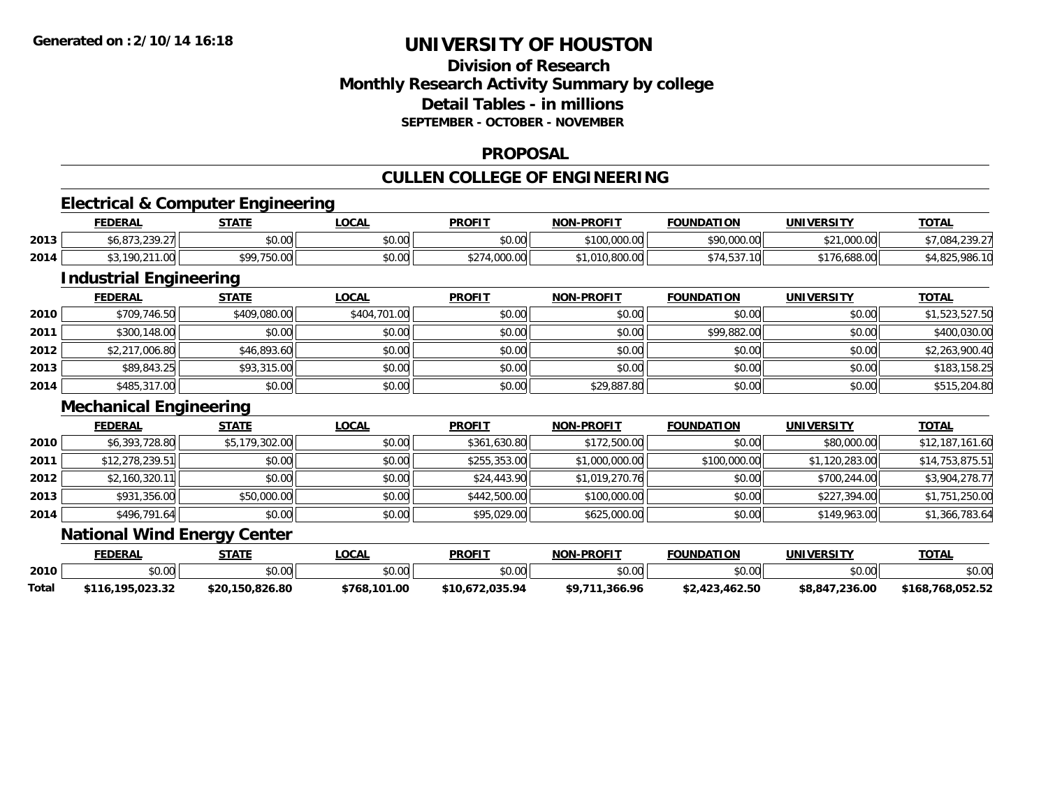**Generated on :2/10/14 16:18**

# UNIVERSITY OF HOUSTON

## Division of Research
## Monthly Research Activity Summary by college
## Detail Tables - in millions
### SEPTEMBER - OCTOBER - NOVEMBER

## PROPOSAL

## CULLEN COLLEGE OF ENGINEERING

### Electrical & Computer Engineering

| | FEDERAL | STATE | LOCAL | PROFIT | NON-PROFIT | FOUNDATION | UNIVERSITY | TOTAL |
|---|---|---|---|---|---|---|---|---|
| 2013 | $6,873,239.27 | $0.00 | $0.00 | $0.00 | $100,000.00 | $90,000.00 | $21,000.00 | $7,084,239.27 |
| 2014 | $3,190,211.00 | $99,750.00 | $0.00 | $274,000.00 | $1,010,800.00 | $74,537.10 | $176,688.00 | $4,825,986.10 |

### Industrial Engineering

| | FEDERAL | STATE | LOCAL | PROFIT | NON-PROFIT | FOUNDATION | UNIVERSITY | TOTAL |
|---|---|---|---|---|---|---|---|---|
| 2010 | $709,746.50 | $409,080.00 | $404,701.00 | $0.00 | $0.00 | $0.00 | $0.00 | $1,523,527.50 |
| 2011 | $300,148.00 | $0.00 | $0.00 | $0.00 | $0.00 | $99,882.00 | $0.00 | $400,030.00 |
| 2012 | $2,217,006.80 | $46,893.60 | $0.00 | $0.00 | $0.00 | $0.00 | $0.00 | $2,263,900.40 |
| 2013 | $89,843.25 | $93,315.00 | $0.00 | $0.00 | $0.00 | $0.00 | $0.00 | $183,158.25 |
| 2014 | $485,317.00 | $0.00 | $0.00 | $0.00 | $29,887.80 | $0.00 | $0.00 | $515,204.80 |

### Mechanical Engineering

| | FEDERAL | STATE | LOCAL | PROFIT | NON-PROFIT | FOUNDATION | UNIVERSITY | TOTAL |
|---|---|---|---|---|---|---|---|---|
| 2010 | $6,393,728.80 | $5,179,302.00 | $0.00 | $361,630.80 | $172,500.00 | $0.00 | $80,000.00 | $12,187,161.60 |
| 2011 | $12,278,239.51 | $0.00 | $0.00 | $255,353.00 | $1,000,000.00 | $100,000.00 | $1,120,283.00 | $14,753,875.51 |
| 2012 | $2,160,320.11 | $0.00 | $0.00 | $24,443.90 | $1,019,270.76 | $0.00 | $700,244.00 | $3,904,278.77 |
| 2013 | $931,356.00 | $50,000.00 | $0.00 | $442,500.00 | $100,000.00 | $0.00 | $227,394.00 | $1,751,250.00 |
| 2014 | $496,791.64 | $0.00 | $0.00 | $95,029.00 | $625,000.00 | $0.00 | $149,963.00 | $1,366,783.64 |

### National Wind Energy Center

| | FEDERAL | STATE | LOCAL | PROFIT | NON-PROFIT | FOUNDATION | UNIVERSITY | TOTAL |
|---|---|---|---|---|---|---|---|---|
| 2010 | $0.00 | $0.00 | $0.00 | $0.00 | $0.00 | $0.00 | $0.00 | $0.00 |
| **Total** | **$116,195,023.32** | **$20,150,826.80** | **$768,101.00** | **$10,672,035.94** | **$9,711,366.96** | **$2,423,462.50** | **$8,847,236.00** | **$168,768,052.52** |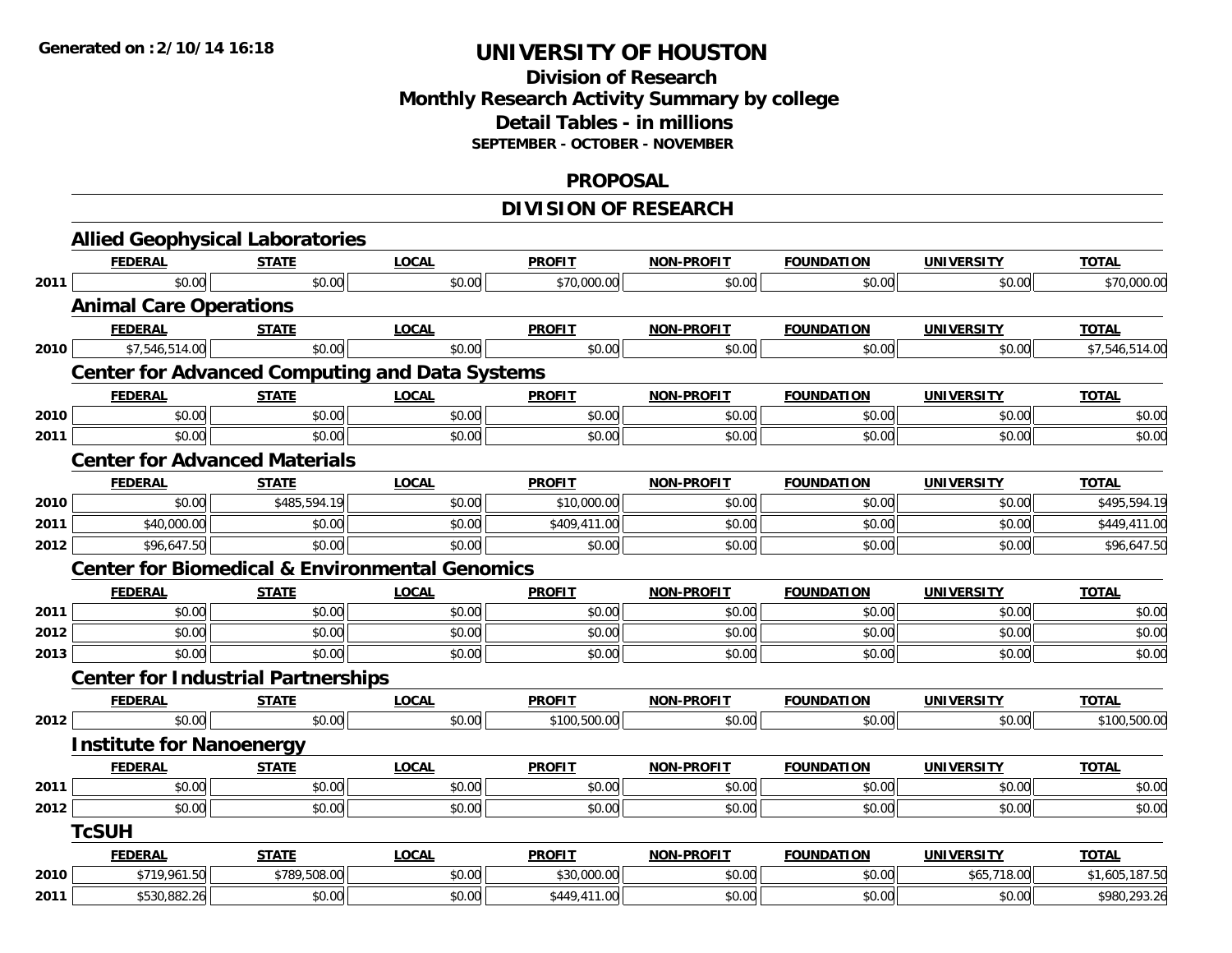# UNIVERSITY OF HOUSTON

## Division of Research
## Monthly Research Activity Summary by college
## Detail Tables - in millions
### SEPTEMBER - OCTOBER - NOVEMBER

## PROPOSAL

## DIVISION OF RESEARCH

### Allied Geophysical Laboratories

| | FEDERAL | STATE | LOCAL | PROFIT | NON-PROFIT | FOUNDATION | UNIVERSITY | TOTAL |
|---|---|---|---|---|---|---|---|---|
| 2011 | $0.00 | $0.00 | $0.00 | $70,000.00 | $0.00 | $0.00 | $0.00 | $70,000.00 |

### Animal Care Operations

| | FEDERAL | STATE | LOCAL | PROFIT | NON-PROFIT | FOUNDATION | UNIVERSITY | TOTAL |
|---|---|---|---|---|---|---|---|---|
| 2010 | $7,546,514.00 | $0.00 | $0.00 | $0.00 | $0.00 | $0.00 | $0.00 | $7,546,514.00 |

### Center for Advanced Computing and Data Systems

| | FEDERAL | STATE | LOCAL | PROFIT | NON-PROFIT | FOUNDATION | UNIVERSITY | TOTAL |
|---|---|---|---|---|---|---|---|---|
| 2010 | $0.00 | $0.00 | $0.00 | $0.00 | $0.00 | $0.00 | $0.00 | $0.00 |
| 2011 | $0.00 | $0.00 | $0.00 | $0.00 | $0.00 | $0.00 | $0.00 | $0.00 |

### Center for Advanced Materials

| | FEDERAL | STATE | LOCAL | PROFIT | NON-PROFIT | FOUNDATION | UNIVERSITY | TOTAL |
|---|---|---|---|---|---|---|---|---|
| 2010 | $0.00 | $485,594.19 | $0.00 | $10,000.00 | $0.00 | $0.00 | $0.00 | $495,594.19 |
| 2011 | $40,000.00 | $0.00 | $0.00 | $409,411.00 | $0.00 | $0.00 | $0.00 | $449,411.00 |
| 2012 | $96,647.50 | $0.00 | $0.00 | $0.00 | $0.00 | $0.00 | $0.00 | $96,647.50 |

### Center for Biomedical & Environmental Genomics

| | FEDERAL | STATE | LOCAL | PROFIT | NON-PROFIT | FOUNDATION | UNIVERSITY | TOTAL |
|---|---|---|---|---|---|---|---|---|
| 2011 | $0.00 | $0.00 | $0.00 | $0.00 | $0.00 | $0.00 | $0.00 | $0.00 |
| 2012 | $0.00 | $0.00 | $0.00 | $0.00 | $0.00 | $0.00 | $0.00 | $0.00 |
| 2013 | $0.00 | $0.00 | $0.00 | $0.00 | $0.00 | $0.00 | $0.00 | $0.00 |

### Center for Industrial Partnerships

| | FEDERAL | STATE | LOCAL | PROFIT | NON-PROFIT | FOUNDATION | UNIVERSITY | TOTAL |
|---|---|---|---|---|---|---|---|---|
| 2012 | $0.00 | $0.00 | $0.00 | $100,500.00 | $0.00 | $0.00 | $0.00 | $100,500.00 |

### Institute for Nanoenergy

| | FEDERAL | STATE | LOCAL | PROFIT | NON-PROFIT | FOUNDATION | UNIVERSITY | TOTAL |
|---|---|---|---|---|---|---|---|---|
| 2011 | $0.00 | $0.00 | $0.00 | $0.00 | $0.00 | $0.00 | $0.00 | $0.00 |
| 2012 | $0.00 | $0.00 | $0.00 | $0.00 | $0.00 | $0.00 | $0.00 | $0.00 |

### TcSUH

| | FEDERAL | STATE | LOCAL | PROFIT | NON-PROFIT | FOUNDATION | UNIVERSITY | TOTAL |
|---|---|---|---|---|---|---|---|---|
| 2010 | $719,961.50 | $789,508.00 | $0.00 | $30,000.00 | $0.00 | $0.00 | $65,718.00 | $1,605,187.50 |
| 2011 | $530,882.26 | $0.00 | $0.00 | $449,411.00 | $0.00 | $0.00 | $0.00 | $980,293.26 |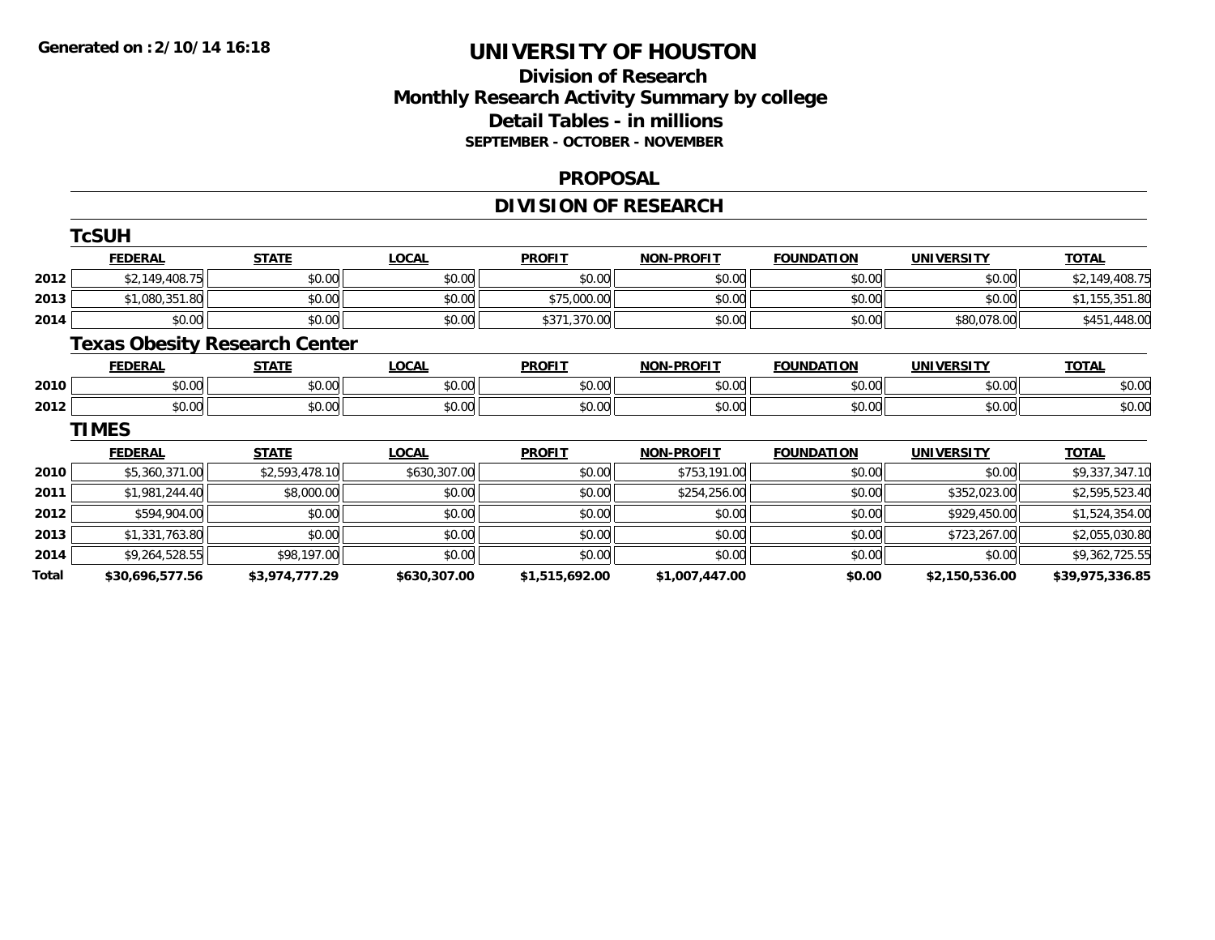**Generated on :2/10/14 16:18**

# UNIVERSITY OF HOUSTON

## Division of Research
## Monthly Research Activity Summary by college
## Detail Tables - in millions
### SEPTEMBER - OCTOBER - NOVEMBER

## PROPOSAL

## DIVISION OF RESEARCH

### TcSUH

| | FEDERAL | STATE | LOCAL | PROFIT | NON-PROFIT | FOUNDATION | UNIVERSITY | TOTAL |
|---|---|---|---|---|---|---|---|---|
| 2012 | $2,149,408.75 | $0.00 | $0.00 | $0.00 | $0.00 | $0.00 | $0.00 | $2,149,408.75 |
| 2013 | $1,080,351.80 | $0.00 | $0.00 | $75,000.00 | $0.00 | $0.00 | $0.00 | $1,155,351.80 |
| 2014 | $0.00 | $0.00 | $0.00 | $371,370.00 | $0.00 | $0.00 | $80,078.00 | $451,448.00 |

### Texas Obesity Research Center

| | FEDERAL | STATE | LOCAL | PROFIT | NON-PROFIT | FOUNDATION | UNIVERSITY | TOTAL |
|---|---|---|---|---|---|---|---|---|
| 2010 | $0.00 | $0.00 | $0.00 | $0.00 | $0.00 | $0.00 | $0.00 | $0.00 |
| 2012 | $0.00 | $0.00 | $0.00 | $0.00 | $0.00 | $0.00 | $0.00 | $0.00 |

### TIMES

| | FEDERAL | STATE | LOCAL | PROFIT | NON-PROFIT | FOUNDATION | UNIVERSITY | TOTAL |
|---|---|---|---|---|---|---|---|---|
| 2010 | $5,360,371.00 | $2,593,478.10 | $630,307.00 | $0.00 | $753,191.00 | $0.00 | $0.00 | $9,337,347.10 |
| 2011 | $1,981,244.40 | $8,000.00 | $0.00 | $0.00 | $254,256.00 | $0.00 | $352,023.00 | $2,595,523.40 |
| 2012 | $594,904.00 | $0.00 | $0.00 | $0.00 | $0.00 | $0.00 | $929,450.00 | $1,524,354.00 |
| 2013 | $1,331,763.80 | $0.00 | $0.00 | $0.00 | $0.00 | $0.00 | $723,267.00 | $2,055,030.80 |
| 2014 | $9,264,528.55 | $98,197.00 | $0.00 | $0.00 | $0.00 | $0.00 | $0.00 | $9,362,725.55 |
| **Total** | **$30,696,577.56** | **$3,974,777.29** | **$630,307.00** | **$1,515,692.00** | **$1,007,447.00** | **$0.00** | **$2,150,536.00** | **$39,975,336.85** |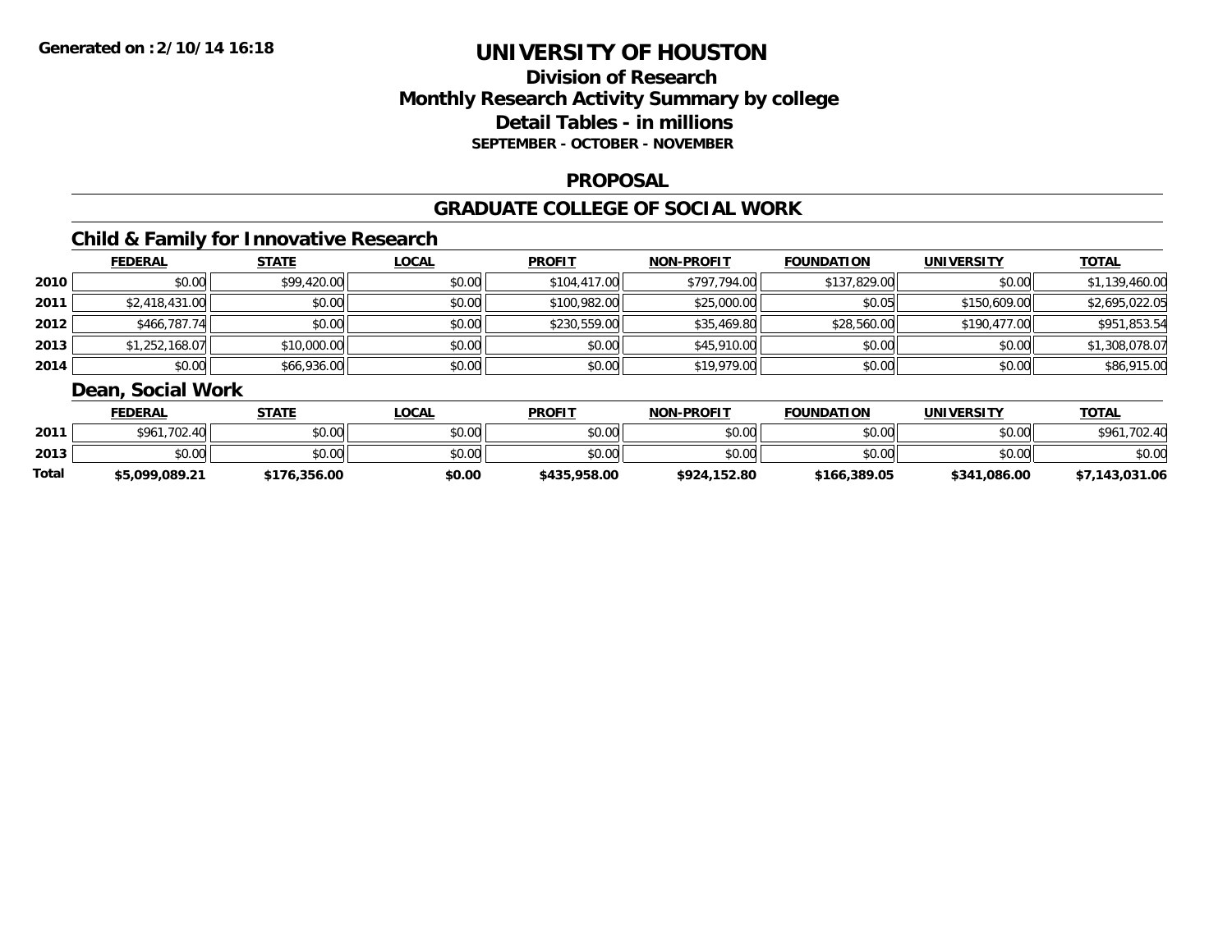**Generated on :2/10/14 16:18**

# UNIVERSITY OF HOUSTON

## Division of Research
## Monthly Research Activity Summary by college
## Detail Tables - in millions
### SEPTEMBER - OCTOBER - NOVEMBER

### PROPOSAL

### GRADUATE COLLEGE OF SOCIAL WORK

#### Child & Family for Innovative Research

| | FEDERAL | STATE | LOCAL | PROFIT | NON-PROFIT | FOUNDATION | UNIVERSITY | TOTAL |
|---|---|---|---|---|---|---|---|---|
| 2010 | $0.00 | $99,420.00 | $0.00 | $104,417.00 | $797,794.00 | $137,829.00 | $0.00 | $1,139,460.00 |
| 2011 | $2,418,431.00 | $0.00 | $0.00 | $100,982.00 | $25,000.00 | $0.05 | $150,609.00 | $2,695,022.05 |
| 2012 | $466,787.74 | $0.00 | $0.00 | $230,559.00 | $35,469.80 | $28,560.00 | $190,477.00 | $951,853.54 |
| 2013 | $1,252,168.07 | $10,000.00 | $0.00 | $0.00 | $45,910.00 | $0.00 | $0.00 | $1,308,078.07 |
| 2014 | $0.00 | $66,936.00 | $0.00 | $0.00 | $19,979.00 | $0.00 | $0.00 | $86,915.00 |

#### Dean, Social Work

| | FEDERAL | STATE | LOCAL | PROFIT | NON-PROFIT | FOUNDATION | UNIVERSITY | TOTAL |
|---|---|---|---|---|---|---|---|---|
| 2011 | $961,702.40 | $0.00 | $0.00 | $0.00 | $0.00 | $0.00 | $0.00 | $961,702.40 |
| 2013 | $0.00 | $0.00 | $0.00 | $0.00 | $0.00 | $0.00 | $0.00 | $0.00 |
| **Total** | **$5,099,089.21** | **$176,356.00** | **$0.00** | **$435,958.00** | **$924,152.80** | **$166,389.05** | **$341,086.00** | **$7,143,031.06** |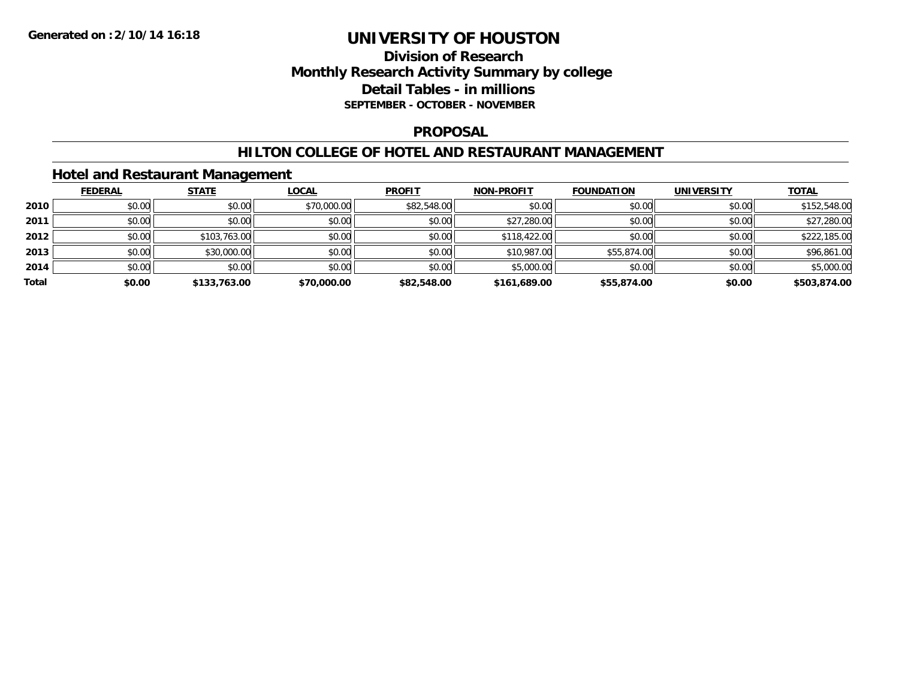Generated on :2/10/14 16:18

# UNIVERSITY OF HOUSTON

## Division of Research
## Monthly Research Activity Summary by college
## Detail Tables - in millions
### SEPTEMBER - OCTOBER - NOVEMBER

### PROPOSAL

### HILTON COLLEGE OF HOTEL AND RESTAURANT MANAGEMENT

### Hotel and Restaurant Management

| | FEDERAL | STATE | LOCAL | PROFIT | NON-PROFIT | FOUNDATION | UNIVERSITY | TOTAL |
|---|---|---|---|---|---|---|---|---|
| 2010 | $0.00 | $0.00 | $70,000.00 | $82,548.00 | $0.00 | $0.00 | $0.00 | $152,548.00 |
| 2011 | $0.00 | $0.00 | $0.00 | $0.00 | $27,280.00 | $0.00 | $0.00 | $27,280.00 |
| 2012 | $0.00 | $103,763.00 | $0.00 | $0.00 | $118,422.00 | $0.00 | $0.00 | $222,185.00 |
| 2013 | $0.00 | $30,000.00 | $0.00 | $0.00 | $10,987.00 | $55,874.00 | $0.00 | $96,861.00 |
| 2014 | $0.00 | $0.00 | $0.00 | $0.00 | $5,000.00 | $0.00 | $0.00 | $5,000.00 |
| **Total** | **$0.00** | **$133,763.00** | **$70,000.00** | **$82,548.00** | **$161,689.00** | **$55,874.00** | **$0.00** | **$503,874.00** |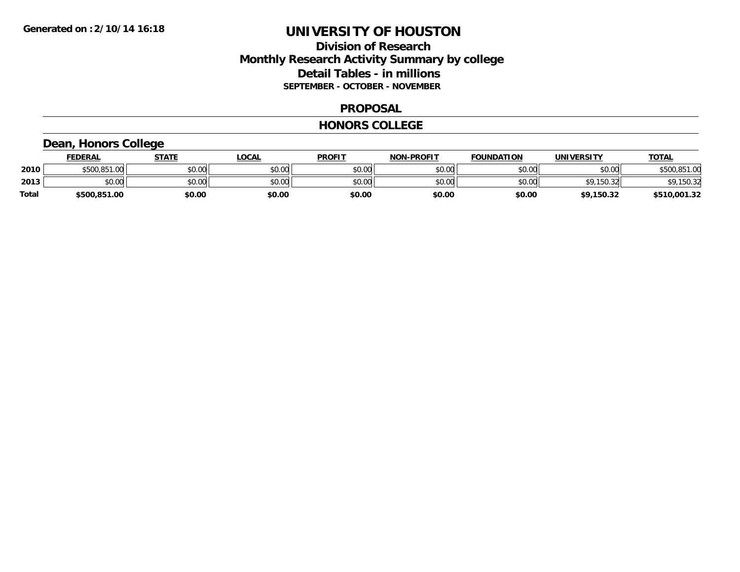Generated on :2/10/14 16:18

# UNIVERSITY OF HOUSTON

## Division of Research
## Monthly Research Activity Summary by college
## Detail Tables - in millions
### SEPTEMBER - OCTOBER - NOVEMBER

### PROPOSAL

### HONORS COLLEGE

### Dean, Honors College

| | FEDERAL | STATE | LOCAL | PROFIT | NON-PROFIT | FOUNDATION | UNIVERSITY | TOTAL |
|---|---|---|---|---|---|---|---|---|
| **2010** | $500,851.00 | $0.00 | $0.00 | $0.00 | $0.00 | $0.00 | $0.00 | $500,851.00 |
| **2013** | $0.00 | $0.00 | $0.00 | $0.00 | $0.00 | $0.00 | $9,150.32 | $9,150.32 |
| **Total** | **$500,851.00** | **$0.00** | **$0.00** | **$0.00** | **$0.00** | **$0.00** | **$9,150.32** | **$510,001.32** |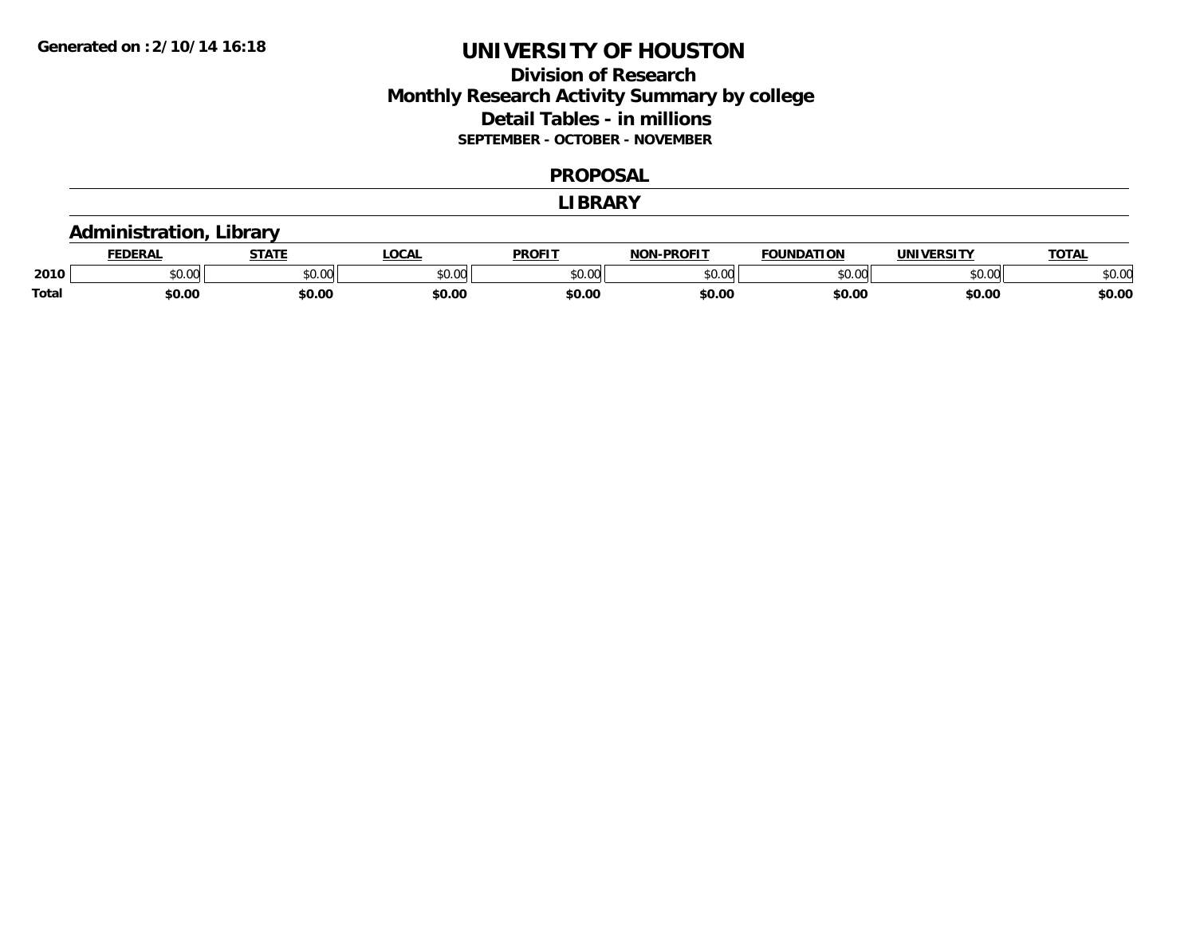**Generated on :2/10/14 16:18**

# UNIVERSITY OF HOUSTON

## Division of Research
## Monthly Research Activity Summary by college
## Detail Tables - in millions
**SEPTEMBER - OCTOBER - NOVEMBER**

### PROPOSAL

### LIBRARY

### Administration, Library

| | FEDERAL | STATE | LOCAL | PROFIT | NON-PROFIT | FOUNDATION | UNIVERSITY | TOTAL |
|---|---|---|---|---|---|---|---|---|
| 2010 | $0.00 | $0.00 | $0.00 | $0.00 | $0.00 | $0.00 | $0.00 | $0.00 |
| **Total** | **$0.00** | **$0.00** | **$0.00** | **$0.00** | **$0.00** | **$0.00** | **$0.00** | **$0.00** |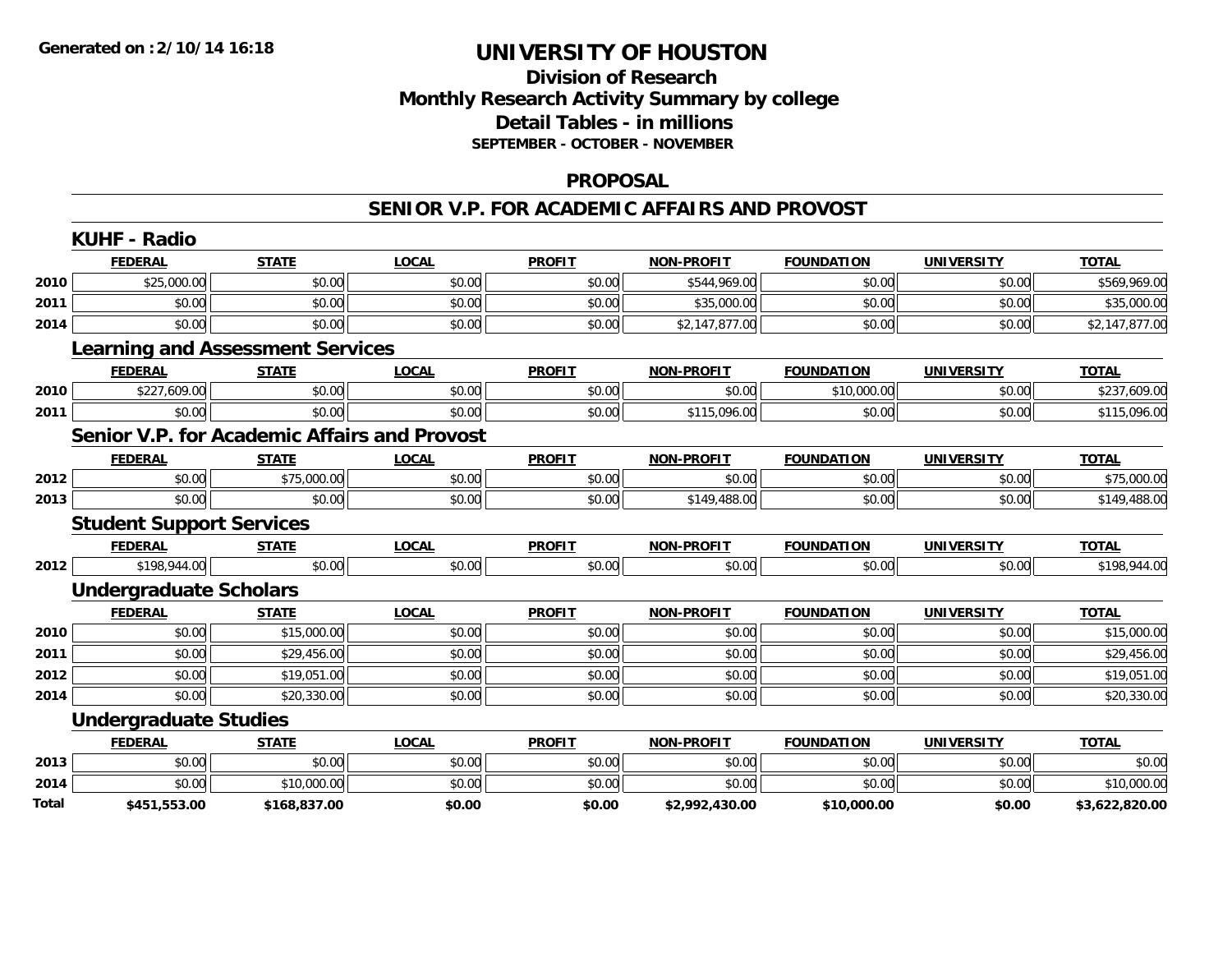Generated on :2/10/14 16:18

# UNIVERSITY OF HOUSTON

## Division of Research
## Monthly Research Activity Summary by college
## Detail Tables - in millions
**SEPTEMBER - OCTOBER - NOVEMBER**

### PROPOSAL

### SENIOR V.P. FOR ACADEMIC AFFAIRS AND PROVOST

#### KUHF - Radio

| | FEDERAL | STATE | LOCAL | PROFIT | NON-PROFIT | FOUNDATION | UNIVERSITY | TOTAL |
|---|---|---|---|---|---|---|---|---|
| 2010 | $25,000.00 | $0.00 | $0.00 | $0.00 | $544,969.00 | $0.00 | $0.00 | $569,969.00 |
| 2011 | $0.00 | $0.00 | $0.00 | $0.00 | $35,000.00 | $0.00 | $0.00 | $35,000.00 |
| 2014 | $0.00 | $0.00 | $0.00 | $0.00 | $2,147,877.00 | $0.00 | $0.00 | $2,147,877.00 |

#### Learning and Assessment Services

| | FEDERAL | STATE | LOCAL | PROFIT | NON-PROFIT | FOUNDATION | UNIVERSITY | TOTAL |
|---|---|---|---|---|---|---|---|---|
| 2010 | $227,609.00 | $0.00 | $0.00 | $0.00 | $0.00 | $10,000.00 | $0.00 | $237,609.00 |
| 2011 | $0.00 | $0.00 | $0.00 | $0.00 | $115,096.00 | $0.00 | $0.00 | $115,096.00 |

#### Senior V.P. for Academic Affairs and Provost

| | FEDERAL | STATE | LOCAL | PROFIT | NON-PROFIT | FOUNDATION | UNIVERSITY | TOTAL |
|---|---|---|---|---|---|---|---|---|
| 2012 | $0.00 | $75,000.00 | $0.00 | $0.00 | $0.00 | $0.00 | $0.00 | $75,000.00 |
| 2013 | $0.00 | $0.00 | $0.00 | $0.00 | $149,488.00 | $0.00 | $0.00 | $149,488.00 |

#### Student Support Services

| | FEDERAL | STATE | LOCAL | PROFIT | NON-PROFIT | FOUNDATION | UNIVERSITY | TOTAL |
|---|---|---|---|---|---|---|---|---|
| 2012 | $198,944.00 | $0.00 | $0.00 | $0.00 | $0.00 | $0.00 | $0.00 | $198,944.00 |

#### Undergraduate Scholars

| | FEDERAL | STATE | LOCAL | PROFIT | NON-PROFIT | FOUNDATION | UNIVERSITY | TOTAL |
|---|---|---|---|---|---|---|---|---|
| 2010 | $0.00 | $15,000.00 | $0.00 | $0.00 | $0.00 | $0.00 | $0.00 | $15,000.00 |
| 2011 | $0.00 | $29,456.00 | $0.00 | $0.00 | $0.00 | $0.00 | $0.00 | $29,456.00 |
| 2012 | $0.00 | $19,051.00 | $0.00 | $0.00 | $0.00 | $0.00 | $0.00 | $19,051.00 |
| 2014 | $0.00 | $20,330.00 | $0.00 | $0.00 | $0.00 | $0.00 | $0.00 | $20,330.00 |

#### Undergraduate Studies

| | FEDERAL | STATE | LOCAL | PROFIT | NON-PROFIT | FOUNDATION | UNIVERSITY | TOTAL |
|---|---|---|---|---|---|---|---|---|
| 2013 | $0.00 | $0.00 | $0.00 | $0.00 | $0.00 | $0.00 | $0.00 | $0.00 |
| 2014 | $0.00 | $10,000.00 | $0.00 | $0.00 | $0.00 | $0.00 | $0.00 | $10,000.00 |
| **Total** | **$451,553.00** | **$168,837.00** | **$0.00** | **$0.00** | **$2,992,430.00** | **$10,000.00** | **$0.00** | **$3,622,820.00** |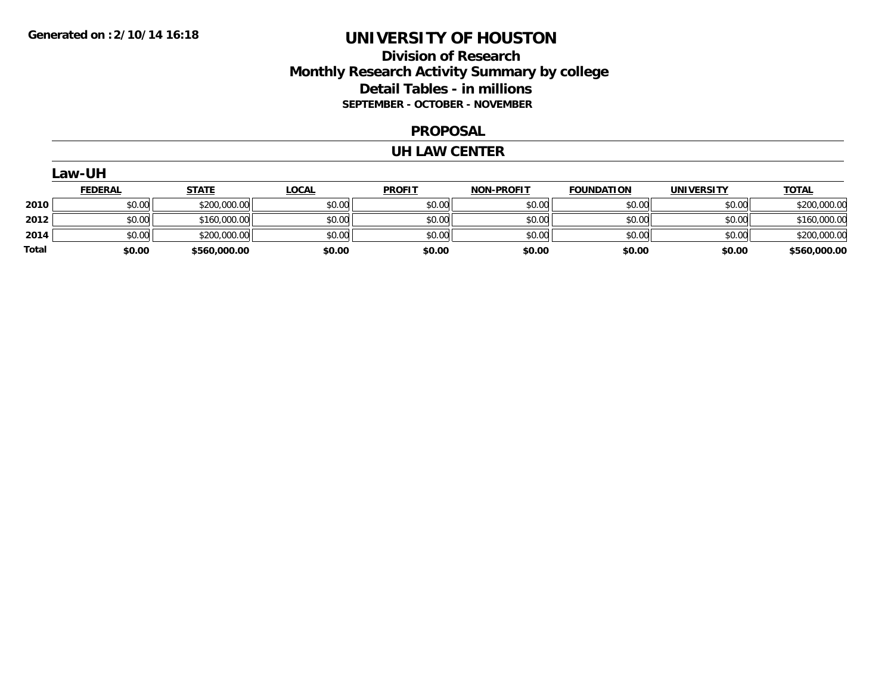**Generated on :2/10/14 16:18**

# UNIVERSITY OF HOUSTON

## Division of Research
## Monthly Research Activity Summary by college
## Detail Tables - in millions
### SEPTEMBER - OCTOBER - NOVEMBER

## PROPOSAL

## UH LAW CENTER

### Law-UH

| | FEDERAL | STATE | LOCAL | PROFIT | NON-PROFIT | FOUNDATION | UNIVERSITY | TOTAL |
|---|---|---|---|---|---|---|---|---|
| **2010** | $0.00 | $200,000.00 | $0.00 | $0.00 | $0.00 | $0.00 | $0.00 | $200,000.00 |
| **2012** | $0.00 | $160,000.00 | $0.00 | $0.00 | $0.00 | $0.00 | $0.00 | $160,000.00 |
| **2014** | $0.00 | $200,000.00 | $0.00 | $0.00 | $0.00 | $0.00 | $0.00 | $200,000.00 |
| **Total** | **$0.00** | **$560,000.00** | **$0.00** | **$0.00** | **$0.00** | **$0.00** | **$0.00** | **$560,000.00** |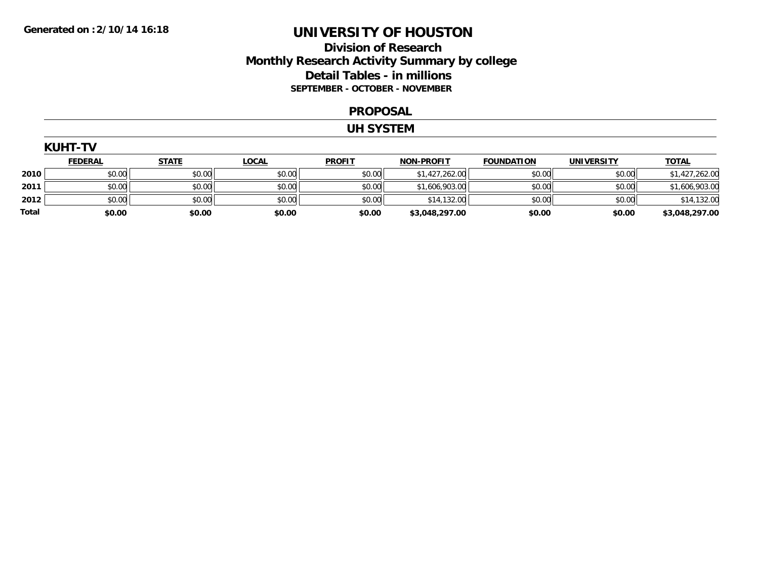Generated on :2/10/14 16:18

# UNIVERSITY OF HOUSTON

## Division of Research
## Monthly Research Activity Summary by college
## Detail Tables - in millions
### SEPTEMBER - OCTOBER - NOVEMBER

## PROPOSAL

## UH SYSTEM

### KUHT-TV

| | FEDERAL | STATE | LOCAL | PROFIT | NON-PROFIT | FOUNDATION | UNIVERSITY | TOTAL |
|---|---|---|---|---|---|---|---|---|
| 2010 | $0.00 | $0.00 | $0.00 | $0.00 | $1,427,262.00 | $0.00 | $0.00 | $1,427,262.00 |
| 2011 | $0.00 | $0.00 | $0.00 | $0.00 | $1,606,903.00 | $0.00 | $0.00 | $1,606,903.00 |
| 2012 | $0.00 | $0.00 | $0.00 | $0.00 | $14,132.00 | $0.00 | $0.00 | $14,132.00 |
| **Total** | **$0.00** | **$0.00** | **$0.00** | **$0.00** | **$3,048,297.00** | **$0.00** | **$0.00** | **$3,048,297.00** |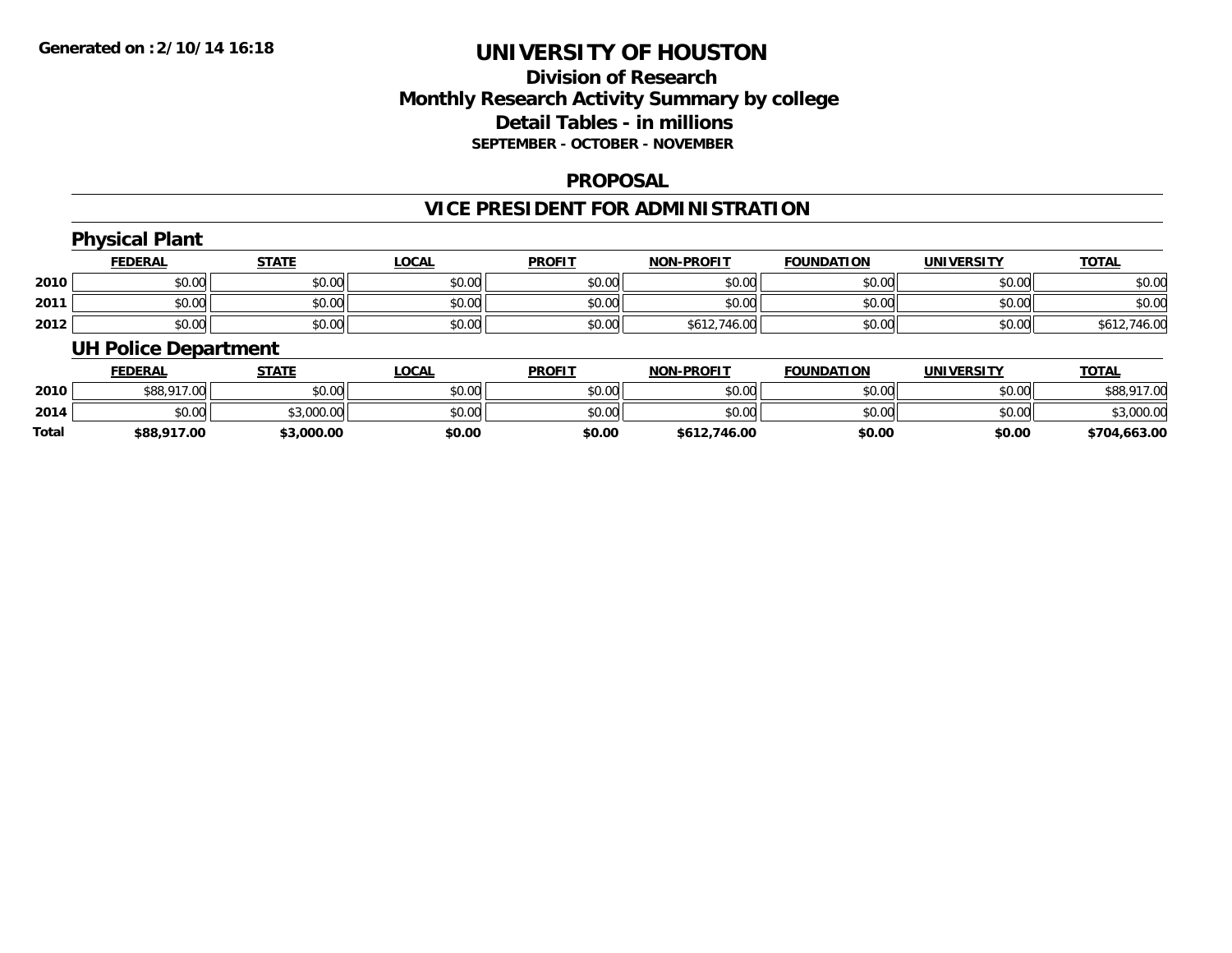Generated on :2/10/14 16:18

# UNIVERSITY OF HOUSTON

## Division of Research
## Monthly Research Activity Summary by college
## Detail Tables - in millions
### SEPTEMBER - OCTOBER - NOVEMBER

### PROPOSAL

### VICE PRESIDENT FOR ADMINISTRATION

#### Physical Plant

| | FEDERAL | STATE | LOCAL | PROFIT | NON-PROFIT | FOUNDATION | UNIVERSITY | TOTAL |
|---|---|---|---|---|---|---|---|---|
| 2010 | $0.00 | $0.00 | $0.00 | $0.00 | $0.00 | $0.00 | $0.00 | $0.00 |
| 2011 | $0.00 | $0.00 | $0.00 | $0.00 | $0.00 | $0.00 | $0.00 | $0.00 |
| 2012 | $0.00 | $0.00 | $0.00 | $0.00 | $612,746.00 | $0.00 | $0.00 | $612,746.00 |

#### UH Police Department

| | FEDERAL | STATE | LOCAL | PROFIT | NON-PROFIT | FOUNDATION | UNIVERSITY | TOTAL |
|---|---|---|---|---|---|---|---|---|
| 2010 | $88,917.00 | $0.00 | $0.00 | $0.00 | $0.00 | $0.00 | $0.00 | $88,917.00 |
| 2014 | $0.00 | $3,000.00 | $0.00 | $0.00 | $0.00 | $0.00 | $0.00 | $3,000.00 |
| **Total** | **$88,917.00** | **$3,000.00** | **$0.00** | **$0.00** | **$612,746.00** | **$0.00** | **$0.00** | **$704,663.00** |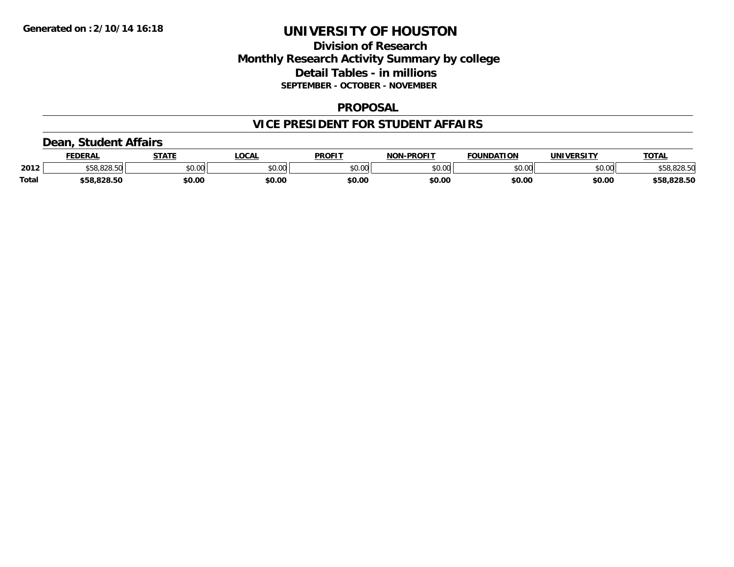# UNIVERSITY OF HOUSTON

## Division of Research
## Monthly Research Activity Summary by college
## Detail Tables - in millions
### SEPTEMBER - OCTOBER - NOVEMBER

**Generated on :2/10/14 16:18**

## PROPOSAL

## VICE PRESIDENT FOR STUDENT AFFAIRS

### Dean, Student Affairs

| | FEDERAL | STATE | LOCAL | PROFIT | NON-PROFIT | FOUNDATION | UNIVERSITY | TOTAL |
|---|---|---|---|---|---|---|---|---|
| 2012 | $58,828.50 | $0.00 | $0.00 | $0.00 | $0.00 | $0.00 | $0.00 | $58,828.50 |
| **Total** | **$58,828.50** | **$0.00** | **$0.00** | **$0.00** | **$0.00** | **$0.00** | **$0.00** | **$58,828.50** |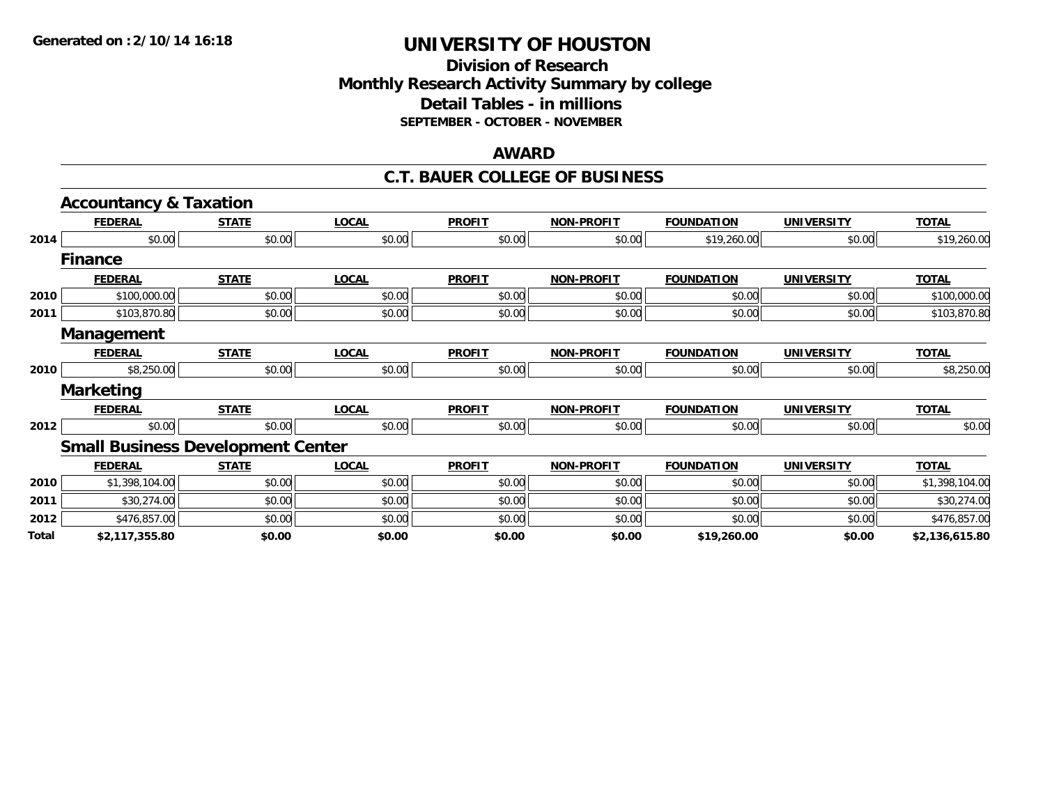Generated on :2/10/14 16:18

# UNIVERSITY OF HOUSTON

## Division of Research
## Monthly Research Activity Summary by college
## Detail Tables - in millions
### SEPTEMBER - OCTOBER - NOVEMBER

## AWARD

## C.T. BAUER COLLEGE OF BUSINESS

### Accountancy & Taxation

| | FEDERAL | STATE | LOCAL | PROFIT | NON-PROFIT | FOUNDATION | UNIVERSITY | TOTAL |
|---|---|---|---|---|---|---|---|---|
| 2014 | $0.00 | $0.00 | $0.00 | $0.00 | $0.00 | $19,260.00 | $0.00 | $19,260.00 |

### Finance

| | FEDERAL | STATE | LOCAL | PROFIT | NON-PROFIT | FOUNDATION | UNIVERSITY | TOTAL |
|---|---|---|---|---|---|---|---|---|
| 2010 | $100,000.00 | $0.00 | $0.00 | $0.00 | $0.00 | $0.00 | $0.00 | $100,000.00 |
| 2011 | $103,870.80 | $0.00 | $0.00 | $0.00 | $0.00 | $0.00 | $0.00 | $103,870.80 |

### Management

| | FEDERAL | STATE | LOCAL | PROFIT | NON-PROFIT | FOUNDATION | UNIVERSITY | TOTAL |
|---|---|---|---|---|---|---|---|---|
| 2010 | $8,250.00 | $0.00 | $0.00 | $0.00 | $0.00 | $0.00 | $0.00 | $8,250.00 |

### Marketing

| | FEDERAL | STATE | LOCAL | PROFIT | NON-PROFIT | FOUNDATION | UNIVERSITY | TOTAL |
|---|---|---|---|---|---|---|---|---|
| 2012 | $0.00 | $0.00 | $0.00 | $0.00 | $0.00 | $0.00 | $0.00 | $0.00 |

### Small Business Development Center

| | FEDERAL | STATE | LOCAL | PROFIT | NON-PROFIT | FOUNDATION | UNIVERSITY | TOTAL |
|---|---|---|---|---|---|---|---|---|
| 2010 | $1,398,104.00 | $0.00 | $0.00 | $0.00 | $0.00 | $0.00 | $0.00 | $1,398,104.00 |
| 2011 | $30,274.00 | $0.00 | $0.00 | $0.00 | $0.00 | $0.00 | $0.00 | $30,274.00 |
| 2012 | $476,857.00 | $0.00 | $0.00 | $0.00 | $0.00 | $0.00 | $0.00 | $476,857.00 |
| **Total** | **$2,117,355.80** | **$0.00** | **$0.00** | **$0.00** | **$0.00** | **$19,260.00** | **$0.00** | **$2,136,615.80** |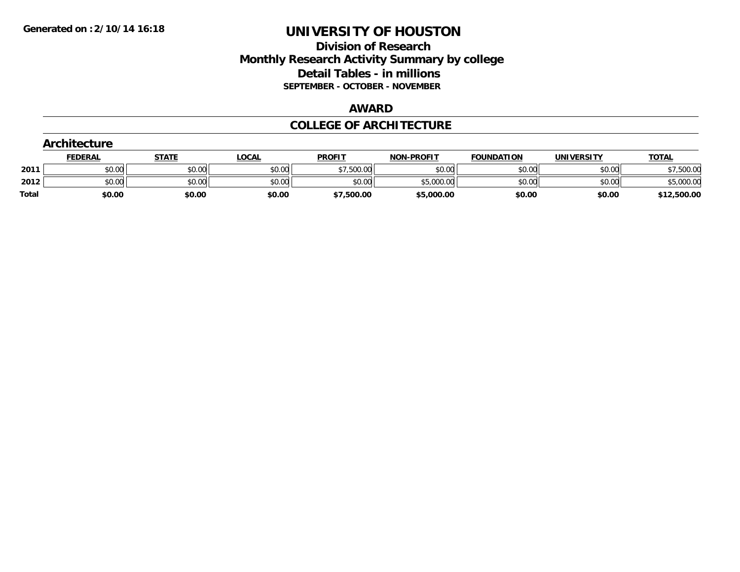Generated on :2/10/14 16:18

# UNIVERSITY OF HOUSTON

## Division of Research
## Monthly Research Activity Summary by college
## Detail Tables - in millions
### SEPTEMBER - OCTOBER - NOVEMBER

## AWARD

## COLLEGE OF ARCHITECTURE

### Architecture

| | FEDERAL | STATE | LOCAL | PROFIT | NON-PROFIT | FOUNDATION | UNIVERSITY | TOTAL |
|---|---|---|---|---|---|---|---|---|
| 2011 | $0.00 | $0.00 | $0.00 | $7,500.00 | $0.00 | $0.00 | $0.00 | $7,500.00 |
| 2012 | $0.00 | $0.00 | $0.00 | $0.00 | $5,000.00 | $0.00 | $0.00 | $5,000.00 |
| **Total** | **$0.00** | **$0.00** | **$0.00** | **$7,500.00** | **$5,000.00** | **$0.00** | **$0.00** | **$12,500.00** |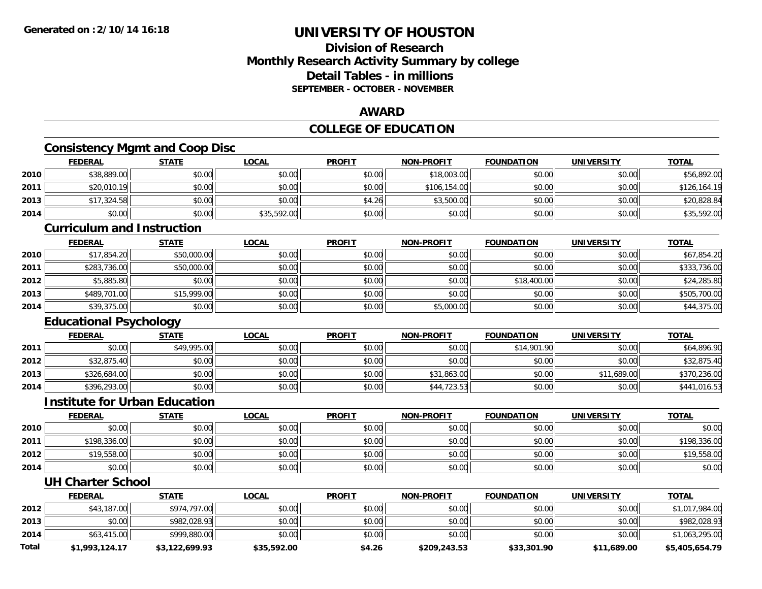# UNIVERSITY OF HOUSTON

## Division of Research
## Monthly Research Activity Summary by college
## Detail Tables - in millions
### SEPTEMBER - OCTOBER - NOVEMBER

## AWARD

## COLLEGE OF EDUCATION

### Consistency Mgmt and Coop Disc

| | FEDERAL | STATE | LOCAL | PROFIT | NON-PROFIT | FOUNDATION | UNIVERSITY | TOTAL |
|---|---|---|---|---|---|---|---|---|
| 2010 | $38,889.00 | $0.00 | $0.00 | $0.00 | $18,003.00 | $0.00 | $0.00 | $56,892.00 |
| 2011 | $20,010.19 | $0.00 | $0.00 | $0.00 | $106,154.00 | $0.00 | $0.00 | $126,164.19 |
| 2013 | $17,324.58 | $0.00 | $0.00 | $4.26 | $3,500.00 | $0.00 | $0.00 | $20,828.84 |
| 2014 | $0.00 | $0.00 | $35,592.00 | $0.00 | $0.00 | $0.00 | $0.00 | $35,592.00 |

### Curriculum and Instruction

| | FEDERAL | STATE | LOCAL | PROFIT | NON-PROFIT | FOUNDATION | UNIVERSITY | TOTAL |
|---|---|---|---|---|---|---|---|---|
| 2010 | $17,854.20 | $50,000.00 | $0.00 | $0.00 | $0.00 | $0.00 | $0.00 | $67,854.20 |
| 2011 | $283,736.00 | $50,000.00 | $0.00 | $0.00 | $0.00 | $0.00 | $0.00 | $333,736.00 |
| 2012 | $5,885.80 | $0.00 | $0.00 | $0.00 | $0.00 | $18,400.00 | $0.00 | $24,285.80 |
| 2013 | $489,701.00 | $15,999.00 | $0.00 | $0.00 | $0.00 | $0.00 | $0.00 | $505,700.00 |
| 2014 | $39,375.00 | $0.00 | $0.00 | $0.00 | $5,000.00 | $0.00 | $0.00 | $44,375.00 |

### Educational Psychology

| | FEDERAL | STATE | LOCAL | PROFIT | NON-PROFIT | FOUNDATION | UNIVERSITY | TOTAL |
|---|---|---|---|---|---|---|---|---|
| 2011 | $0.00 | $49,995.00 | $0.00 | $0.00 | $0.00 | $14,901.90 | $0.00 | $64,896.90 |
| 2012 | $32,875.40 | $0.00 | $0.00 | $0.00 | $0.00 | $0.00 | $0.00 | $32,875.40 |
| 2013 | $326,684.00 | $0.00 | $0.00 | $0.00 | $31,863.00 | $0.00 | $11,689.00 | $370,236.00 |
| 2014 | $396,293.00 | $0.00 | $0.00 | $0.00 | $44,723.53 | $0.00 | $0.00 | $441,016.53 |

### Institute for Urban Education

| | FEDERAL | STATE | LOCAL | PROFIT | NON-PROFIT | FOUNDATION | UNIVERSITY | TOTAL |
|---|---|---|---|---|---|---|---|---|
| 2010 | $0.00 | $0.00 | $0.00 | $0.00 | $0.00 | $0.00 | $0.00 | $0.00 |
| 2011 | $198,336.00 | $0.00 | $0.00 | $0.00 | $0.00 | $0.00 | $0.00 | $198,336.00 |
| 2012 | $19,558.00 | $0.00 | $0.00 | $0.00 | $0.00 | $0.00 | $0.00 | $19,558.00 |
| 2014 | $0.00 | $0.00 | $0.00 | $0.00 | $0.00 | $0.00 | $0.00 | $0.00 |

### UH Charter School

| | FEDERAL | STATE | LOCAL | PROFIT | NON-PROFIT | FOUNDATION | UNIVERSITY | TOTAL |
|---|---|---|---|---|---|---|---|---|
| 2012 | $43,187.00 | $974,797.00 | $0.00 | $0.00 | $0.00 | $0.00 | $0.00 | $1,017,984.00 |
| 2013 | $0.00 | $982,028.93 | $0.00 | $0.00 | $0.00 | $0.00 | $0.00 | $982,028.93 |
| 2014 | $63,415.00 | $999,880.00 | $0.00 | $0.00 | $0.00 | $0.00 | $0.00 | $1,063,295.00 |
| **Total** | **$1,993,124.17** | **$3,122,699.93** | **$35,592.00** | **$4.26** | **$209,243.53** | **$33,301.90** | **$11,689.00** | **$5,405,654.79** |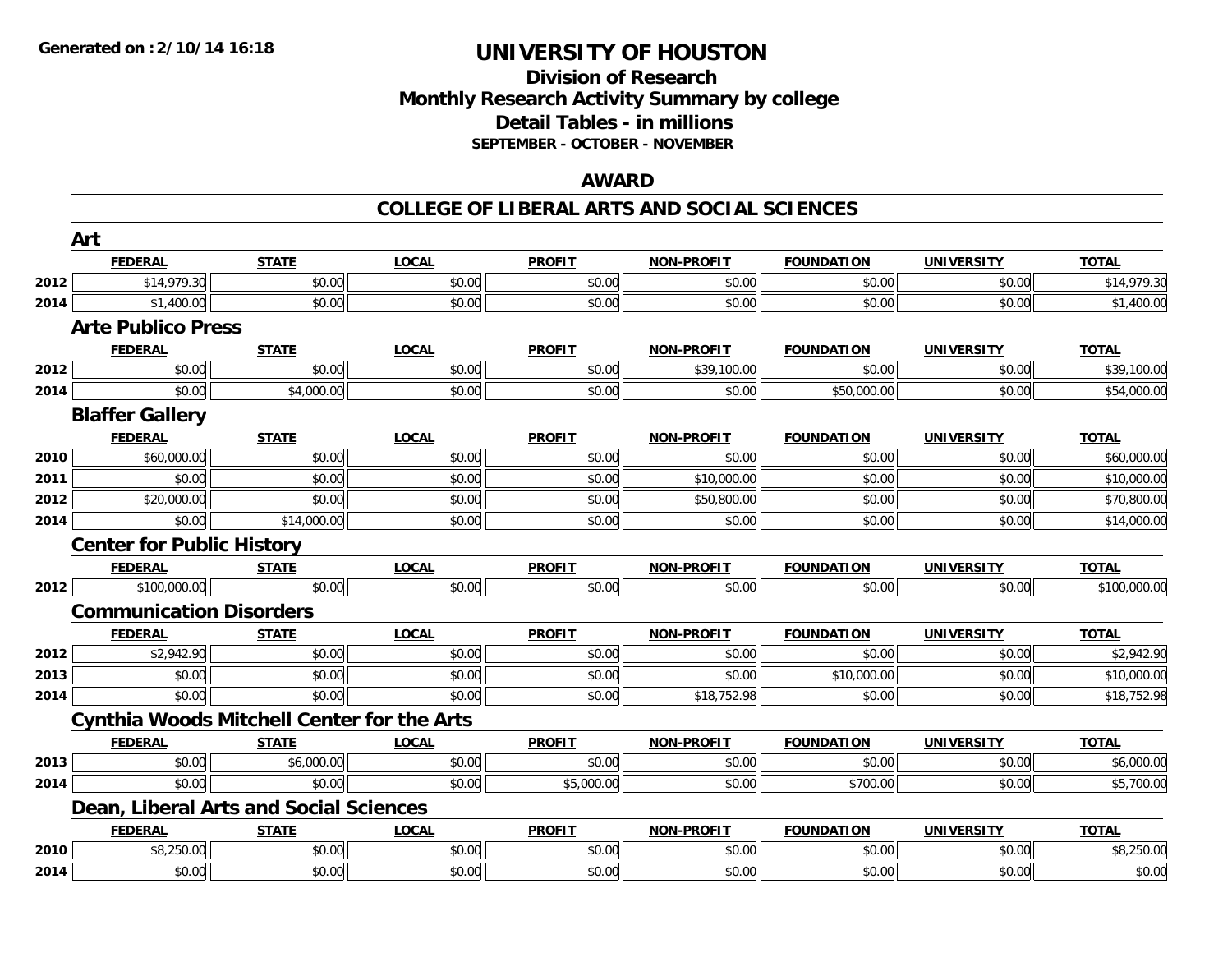# UNIVERSITY OF HOUSTON

## Division of Research
## Monthly Research Activity Summary by college
## Detail Tables - in millions
### SEPTEMBER - OCTOBER - NOVEMBER

## AWARD

## COLLEGE OF LIBERAL ARTS AND SOCIAL SCIENCES

### Art

| | FEDERAL | STATE | LOCAL | PROFIT | NON-PROFIT | FOUNDATION | UNIVERSITY | TOTAL |
|---|---|---|---|---|---|---|---|---|
| 2012 | $14,979.30 | $0.00 | $0.00 | $0.00 | $0.00 | $0.00 | $0.00 | $14,979.30 |
| 2014 | $1,400.00 | $0.00 | $0.00 | $0.00 | $0.00 | $0.00 | $0.00 | $1,400.00 |

### Arte Publico Press

| | FEDERAL | STATE | LOCAL | PROFIT | NON-PROFIT | FOUNDATION | UNIVERSITY | TOTAL |
|---|---|---|---|---|---|---|---|---|
| 2012 | $0.00 | $0.00 | $0.00 | $0.00 | $39,100.00 | $0.00 | $0.00 | $39,100.00 |
| 2014 | $0.00 | $4,000.00 | $0.00 | $0.00 | $0.00 | $50,000.00 | $0.00 | $54,000.00 |

### Blaffer Gallery

| | FEDERAL | STATE | LOCAL | PROFIT | NON-PROFIT | FOUNDATION | UNIVERSITY | TOTAL |
|---|---|---|---|---|---|---|---|---|
| 2010 | $60,000.00 | $0.00 | $0.00 | $0.00 | $0.00 | $0.00 | $0.00 | $60,000.00 |
| 2011 | $0.00 | $0.00 | $0.00 | $0.00 | $10,000.00 | $0.00 | $0.00 | $10,000.00 |
| 2012 | $20,000.00 | $0.00 | $0.00 | $0.00 | $50,800.00 | $0.00 | $0.00 | $70,800.00 |
| 2014 | $0.00 | $14,000.00 | $0.00 | $0.00 | $0.00 | $0.00 | $0.00 | $14,000.00 |

### Center for Public History

| | FEDERAL | STATE | LOCAL | PROFIT | NON-PROFIT | FOUNDATION | UNIVERSITY | TOTAL |
|---|---|---|---|---|---|---|---|---|
| 2012 | $100,000.00 | $0.00 | $0.00 | $0.00 | $0.00 | $0.00 | $0.00 | $100,000.00 |

### Communication Disorders

| | FEDERAL | STATE | LOCAL | PROFIT | NON-PROFIT | FOUNDATION | UNIVERSITY | TOTAL |
|---|---|---|---|---|---|---|---|---|
| 2012 | $2,942.90 | $0.00 | $0.00 | $0.00 | $0.00 | $0.00 | $0.00 | $2,942.90 |
| 2013 | $0.00 | $0.00 | $0.00 | $0.00 | $0.00 | $10,000.00 | $0.00 | $10,000.00 |
| 2014 | $0.00 | $0.00 | $0.00 | $0.00 | $18,752.98 | $0.00 | $0.00 | $18,752.98 |

### Cynthia Woods Mitchell Center for the Arts

| | FEDERAL | STATE | LOCAL | PROFIT | NON-PROFIT | FOUNDATION | UNIVERSITY | TOTAL |
|---|---|---|---|---|---|---|---|---|
| 2013 | $0.00 | $6,000.00 | $0.00 | $0.00 | $0.00 | $0.00 | $0.00 | $6,000.00 |
| 2014 | $0.00 | $0.00 | $0.00 | $5,000.00 | $0.00 | $700.00 | $0.00 | $5,700.00 |

### Dean, Liberal Arts and Social Sciences

| | FEDERAL | STATE | LOCAL | PROFIT | NON-PROFIT | FOUNDATION | UNIVERSITY | TOTAL |
|---|---|---|---|---|---|---|---|---|
| 2010 | $8,250.00 | $0.00 | $0.00 | $0.00 | $0.00 | $0.00 | $0.00 | $8,250.00 |
| 2014 | $0.00 | $0.00 | $0.00 | $0.00 | $0.00 | $0.00 | $0.00 | $0.00 |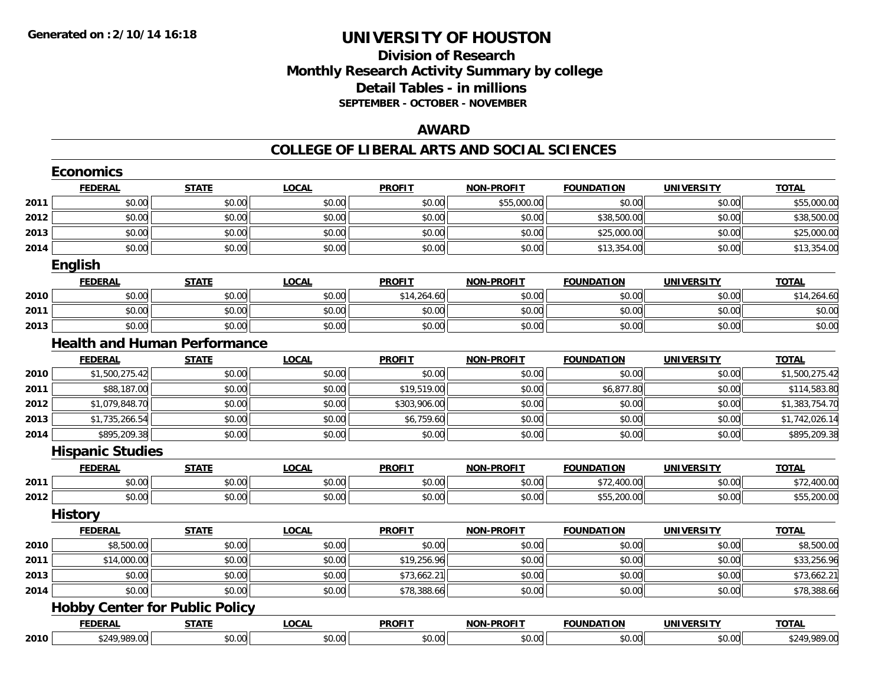# UNIVERSITY OF HOUSTON

## Division of Research
## Monthly Research Activity Summary by college
## Detail Tables - in millions
### SEPTEMBER - OCTOBER - NOVEMBER

Generated on : 2/10/14 16:18

## AWARD

## COLLEGE OF LIBERAL ARTS AND SOCIAL SCIENCES

### Economics

| | FEDERAL | STATE | LOCAL | PROFIT | NON-PROFIT | FOUNDATION | UNIVERSITY | TOTAL |
|---|---|---|---|---|---|---|---|---|
| 2011 | $0.00 | $0.00 | $0.00 | $0.00 | $55,000.00 | $0.00 | $0.00 | $55,000.00 |
| 2012 | $0.00 | $0.00 | $0.00 | $0.00 | $0.00 | $38,500.00 | $0.00 | $38,500.00 |
| 2013 | $0.00 | $0.00 | $0.00 | $0.00 | $0.00 | $25,000.00 | $0.00 | $25,000.00 |
| 2014 | $0.00 | $0.00 | $0.00 | $0.00 | $0.00 | $13,354.00 | $0.00 | $13,354.00 |

### English

| | FEDERAL | STATE | LOCAL | PROFIT | NON-PROFIT | FOUNDATION | UNIVERSITY | TOTAL |
|---|---|---|---|---|---|---|---|---|
| 2010 | $0.00 | $0.00 | $0.00 | $14,264.60 | $0.00 | $0.00 | $0.00 | $14,264.60 |
| 2011 | $0.00 | $0.00 | $0.00 | $0.00 | $0.00 | $0.00 | $0.00 | $0.00 |
| 2013 | $0.00 | $0.00 | $0.00 | $0.00 | $0.00 | $0.00 | $0.00 | $0.00 |

### Health and Human Performance

| | FEDERAL | STATE | LOCAL | PROFIT | NON-PROFIT | FOUNDATION | UNIVERSITY | TOTAL |
|---|---|---|---|---|---|---|---|---|
| 2010 | $1,500,275.42 | $0.00 | $0.00 | $0.00 | $0.00 | $0.00 | $0.00 | $1,500,275.42 |
| 2011 | $88,187.00 | $0.00 | $0.00 | $19,519.00 | $0.00 | $6,877.80 | $0.00 | $114,583.80 |
| 2012 | $1,079,848.70 | $0.00 | $0.00 | $303,906.00 | $0.00 | $0.00 | $0.00 | $1,383,754.70 |
| 2013 | $1,735,266.54 | $0.00 | $0.00 | $6,759.60 | $0.00 | $0.00 | $0.00 | $1,742,026.14 |
| 2014 | $895,209.38 | $0.00 | $0.00 | $0.00 | $0.00 | $0.00 | $0.00 | $895,209.38 |

### Hispanic Studies

| | FEDERAL | STATE | LOCAL | PROFIT | NON-PROFIT | FOUNDATION | UNIVERSITY | TOTAL |
|---|---|---|---|---|---|---|---|---|
| 2011 | $0.00 | $0.00 | $0.00 | $0.00 | $0.00 | $72,400.00 | $0.00 | $72,400.00 |
| 2012 | $0.00 | $0.00 | $0.00 | $0.00 | $0.00 | $55,200.00 | $0.00 | $55,200.00 |

### History

| | FEDERAL | STATE | LOCAL | PROFIT | NON-PROFIT | FOUNDATION | UNIVERSITY | TOTAL |
|---|---|---|---|---|---|---|---|---|
| 2010 | $8,500.00 | $0.00 | $0.00 | $0.00 | $0.00 | $0.00 | $0.00 | $8,500.00 |
| 2011 | $14,000.00 | $0.00 | $0.00 | $19,256.96 | $0.00 | $0.00 | $0.00 | $33,256.96 |
| 2013 | $0.00 | $0.00 | $0.00 | $73,662.21 | $0.00 | $0.00 | $0.00 | $73,662.21 |
| 2014 | $0.00 | $0.00 | $0.00 | $78,388.66 | $0.00 | $0.00 | $0.00 | $78,388.66 |

### Hobby Center for Public Policy

| | FEDERAL | STATE | LOCAL | PROFIT | NON-PROFIT | FOUNDATION | UNIVERSITY | TOTAL |
|---|---|---|---|---|---|---|---|---|
| 2010 | $249,989.00 | $0.00 | $0.00 | $0.00 | $0.00 | $0.00 | $0.00 | $249,989.00 |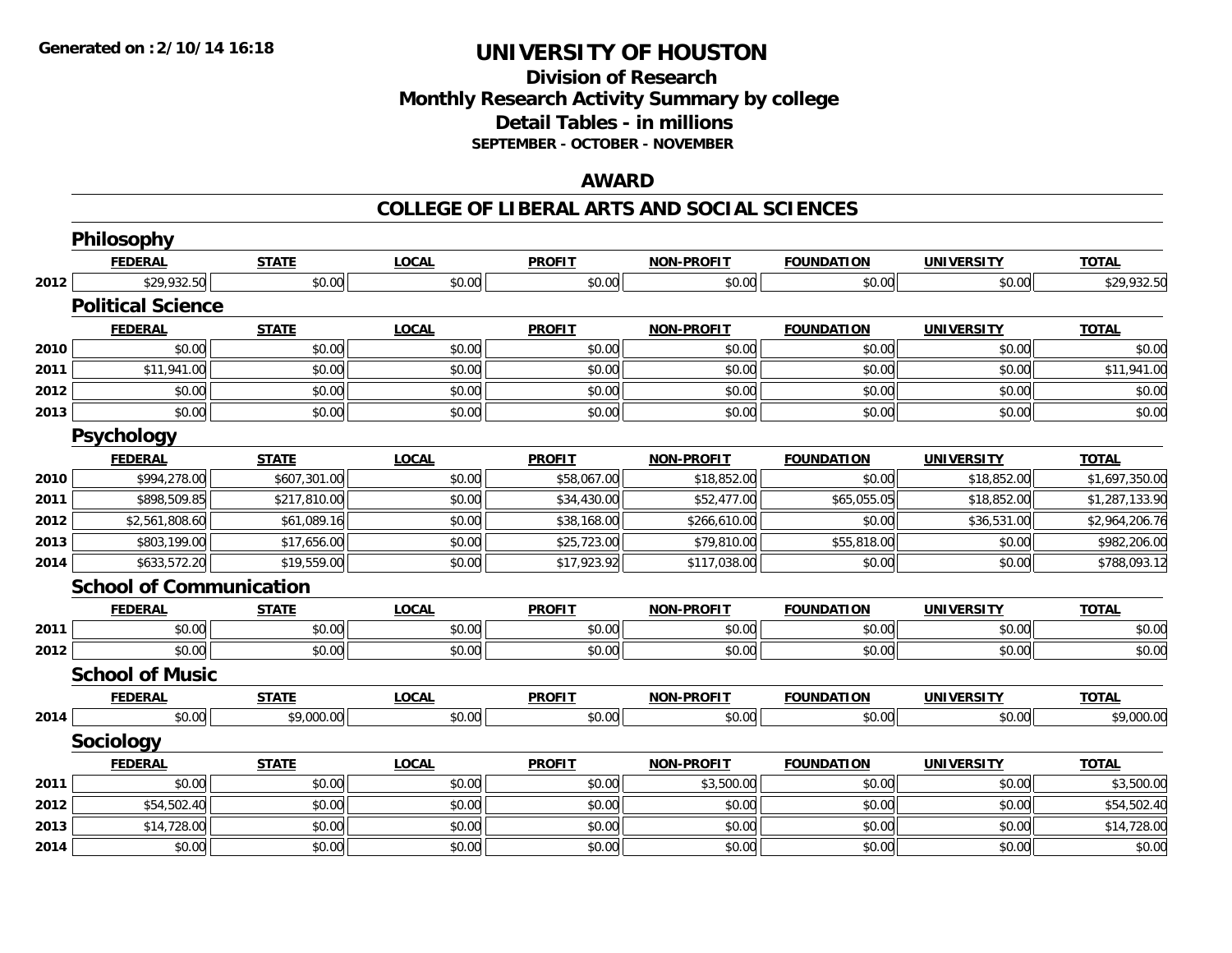**Generated on :2/10/14 16:18**

# UNIVERSITY OF HOUSTON

## Division of Research
## Monthly Research Activity Summary by college
## Detail Tables - in millions
### SEPTEMBER - OCTOBER - NOVEMBER

## AWARD

## COLLEGE OF LIBERAL ARTS AND SOCIAL SCIENCES

### Philosophy

| | FEDERAL | STATE | LOCAL | PROFIT | NON-PROFIT | FOUNDATION | UNIVERSITY | TOTAL |
|---|---|---|---|---|---|---|---|---|
| 2012 | $29,932.50 | $0.00 | $0.00 | $0.00 | $0.00 | $0.00 | $0.00 | $29,932.50 |

### Political Science

| | FEDERAL | STATE | LOCAL | PROFIT | NON-PROFIT | FOUNDATION | UNIVERSITY | TOTAL |
|---|---|---|---|---|---|---|---|---|
| 2010 | $0.00 | $0.00 | $0.00 | $0.00 | $0.00 | $0.00 | $0.00 | $0.00 |
| 2011 | $11,941.00 | $0.00 | $0.00 | $0.00 | $0.00 | $0.00 | $0.00 | $11,941.00 |
| 2012 | $0.00 | $0.00 | $0.00 | $0.00 | $0.00 | $0.00 | $0.00 | $0.00 |
| 2013 | $0.00 | $0.00 | $0.00 | $0.00 | $0.00 | $0.00 | $0.00 | $0.00 |

### Psychology

| | FEDERAL | STATE | LOCAL | PROFIT | NON-PROFIT | FOUNDATION | UNIVERSITY | TOTAL |
|---|---|---|---|---|---|---|---|---|
| 2010 | $994,278.00 | $607,301.00 | $0.00 | $58,067.00 | $18,852.00 | $0.00 | $18,852.00 | $1,697,350.00 |
| 2011 | $898,509.85 | $217,810.00 | $0.00 | $34,430.00 | $52,477.00 | $65,055.05 | $18,852.00 | $1,287,133.90 |
| 2012 | $2,561,808.60 | $61,089.16 | $0.00 | $38,168.00 | $266,610.00 | $0.00 | $36,531.00 | $2,964,206.76 |
| 2013 | $803,199.00 | $17,656.00 | $0.00 | $25,723.00 | $79,810.00 | $55,818.00 | $0.00 | $982,206.00 |
| 2014 | $633,572.20 | $19,559.00 | $0.00 | $17,923.92 | $117,038.00 | $0.00 | $0.00 | $788,093.12 |

### School of Communication

| | FEDERAL | STATE | LOCAL | PROFIT | NON-PROFIT | FOUNDATION | UNIVERSITY | TOTAL |
|---|---|---|---|---|---|---|---|---|
| 2011 | $0.00 | $0.00 | $0.00 | $0.00 | $0.00 | $0.00 | $0.00 | $0.00 |
| 2012 | $0.00 | $0.00 | $0.00 | $0.00 | $0.00 | $0.00 | $0.00 | $0.00 |

### School of Music

| | FEDERAL | STATE | LOCAL | PROFIT | NON-PROFIT | FOUNDATION | UNIVERSITY | TOTAL |
|---|---|---|---|---|---|---|---|---|
| 2014 | $0.00 | $9,000.00 | $0.00 | $0.00 | $0.00 | $0.00 | $0.00 | $9,000.00 |

### Sociology

| | FEDERAL | STATE | LOCAL | PROFIT | NON-PROFIT | FOUNDATION | UNIVERSITY | TOTAL |
|---|---|---|---|---|---|---|---|---|
| 2011 | $0.00 | $0.00 | $0.00 | $0.00 | $3,500.00 | $0.00 | $0.00 | $3,500.00 |
| 2012 | $54,502.40 | $0.00 | $0.00 | $0.00 | $0.00 | $0.00 | $0.00 | $54,502.40 |
| 2013 | $14,728.00 | $0.00 | $0.00 | $0.00 | $0.00 | $0.00 | $0.00 | $14,728.00 |
| 2014 | $0.00 | $0.00 | $0.00 | $0.00 | $0.00 | $0.00 | $0.00 | $0.00 |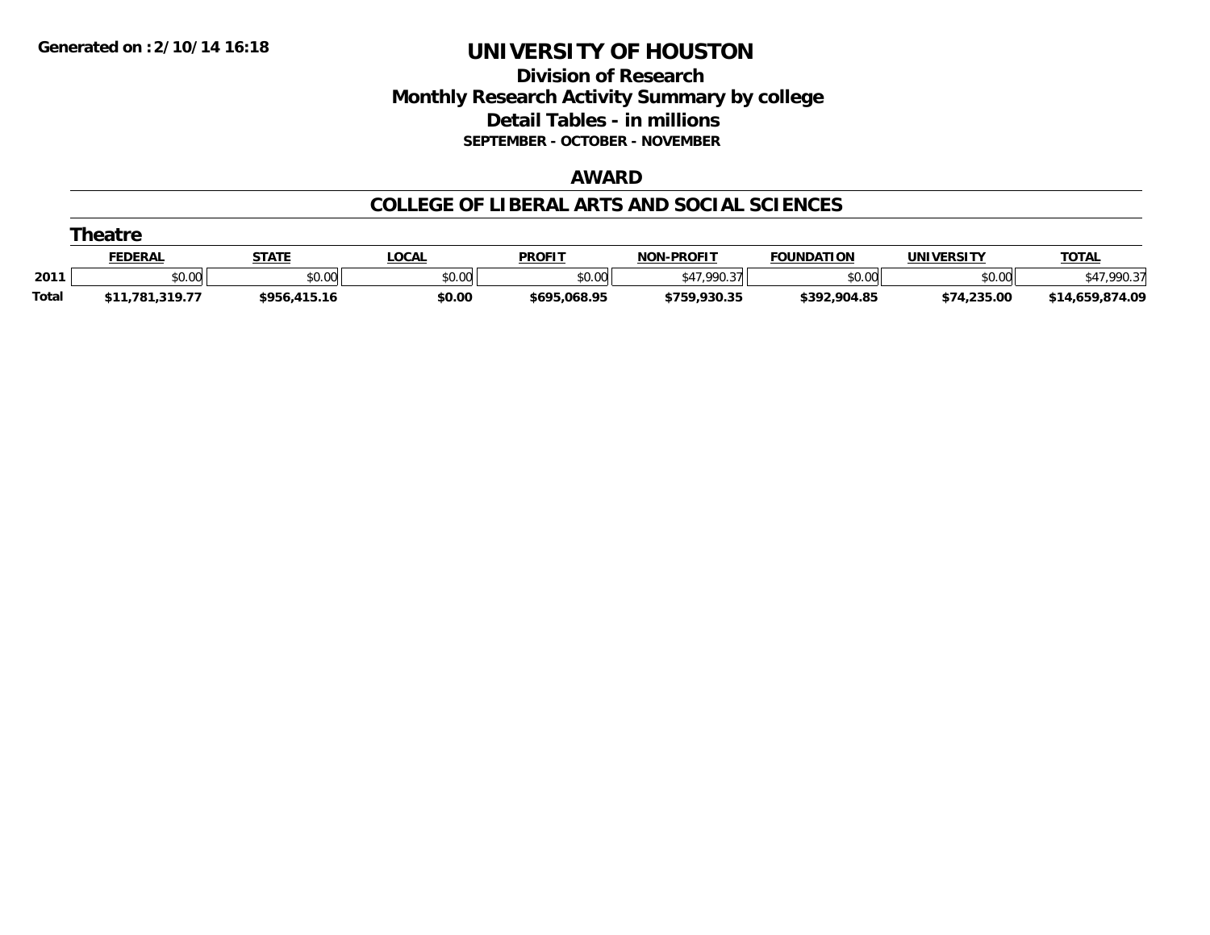Generated on :2/10/14 16:18

# UNIVERSITY OF HOUSTON

## Division of Research
## Monthly Research Activity Summary by college
## Detail Tables - in millions
### SEPTEMBER - OCTOBER - NOVEMBER

### AWARD

### COLLEGE OF LIBERAL ARTS AND SOCIAL SCIENCES

#### Theatre

| | FEDERAL | STATE | LOCAL | PROFIT | NON-PROFIT | FOUNDATION | UNIVERSITY | TOTAL |
|---|---|---|---|---|---|---|---|---|
| 2011 | $0.00 | $0.00 | $0.00 | $0.00 | $47,990.37 | $0.00 | $0.00 | $47,990.37 |
| **Total** | **$11,781,319.77** | **$956,415.16** | **$0.00** | **$695,068.95** | **$759,930.35** | **$392,904.85** | **$74,235.00** | **$14,659,874.09** |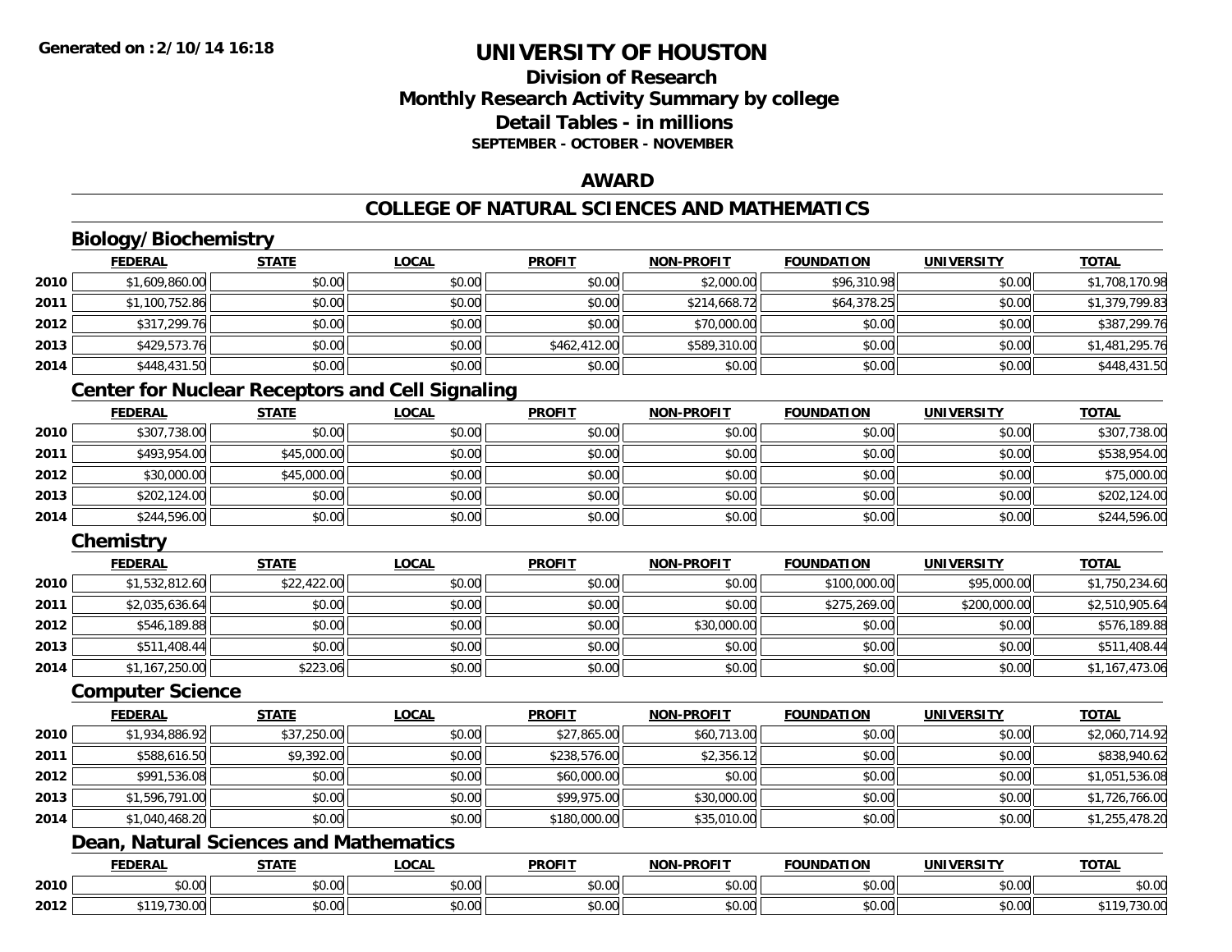**Generated on :2/10/14 16:18**

# UNIVERSITY OF HOUSTON

## Division of Research
## Monthly Research Activity Summary by college
## Detail Tables - in millions
### SEPTEMBER - OCTOBER - NOVEMBER

## AWARD

## COLLEGE OF NATURAL SCIENCES AND MATHEMATICS

### Biology/Biochemistry

| | FEDERAL | STATE | LOCAL | PROFIT | NON-PROFIT | FOUNDATION | UNIVERSITY | TOTAL |
|---|---|---|---|---|---|---|---|---|
| 2010 | $1,609,860.00 | $0.00 | $0.00 | $0.00 | $2,000.00 | $96,310.98 | $0.00 | $1,708,170.98 |
| 2011 | $1,100,752.86 | $0.00 | $0.00 | $0.00 | $214,668.72 | $64,378.25 | $0.00 | $1,379,799.83 |
| 2012 | $317,299.76 | $0.00 | $0.00 | $0.00 | $70,000.00 | $0.00 | $0.00 | $387,299.76 |
| 2013 | $429,573.76 | $0.00 | $0.00 | $462,412.00 | $589,310.00 | $0.00 | $0.00 | $1,481,295.76 |
| 2014 | $448,431.50 | $0.00 | $0.00 | $0.00 | $0.00 | $0.00 | $0.00 | $448,431.50 |

### Center for Nuclear Receptors and Cell Signaling

| | FEDERAL | STATE | LOCAL | PROFIT | NON-PROFIT | FOUNDATION | UNIVERSITY | TOTAL |
|---|---|---|---|---|---|---|---|---|
| 2010 | $307,738.00 | $0.00 | $0.00 | $0.00 | $0.00 | $0.00 | $0.00 | $307,738.00 |
| 2011 | $493,954.00 | $45,000.00 | $0.00 | $0.00 | $0.00 | $0.00 | $0.00 | $538,954.00 |
| 2012 | $30,000.00 | $45,000.00 | $0.00 | $0.00 | $0.00 | $0.00 | $0.00 | $75,000.00 |
| 2013 | $202,124.00 | $0.00 | $0.00 | $0.00 | $0.00 | $0.00 | $0.00 | $202,124.00 |
| 2014 | $244,596.00 | $0.00 | $0.00 | $0.00 | $0.00 | $0.00 | $0.00 | $244,596.00 |

### Chemistry

| | FEDERAL | STATE | LOCAL | PROFIT | NON-PROFIT | FOUNDATION | UNIVERSITY | TOTAL |
|---|---|---|---|---|---|---|---|---|
| 2010 | $1,532,812.60 | $22,422.00 | $0.00 | $0.00 | $0.00 | $100,000.00 | $95,000.00 | $1,750,234.60 |
| 2011 | $2,035,636.64 | $0.00 | $0.00 | $0.00 | $0.00 | $275,269.00 | $200,000.00 | $2,510,905.64 |
| 2012 | $546,189.88 | $0.00 | $0.00 | $0.00 | $30,000.00 | $0.00 | $0.00 | $576,189.88 |
| 2013 | $511,408.44 | $0.00 | $0.00 | $0.00 | $0.00 | $0.00 | $0.00 | $511,408.44 |
| 2014 | $1,167,250.00 | $223.06 | $0.00 | $0.00 | $0.00 | $0.00 | $0.00 | $1,167,473.06 |

### Computer Science

| | FEDERAL | STATE | LOCAL | PROFIT | NON-PROFIT | FOUNDATION | UNIVERSITY | TOTAL |
|---|---|---|---|---|---|---|---|---|
| 2010 | $1,934,886.92 | $37,250.00 | $0.00 | $27,865.00 | $60,713.00 | $0.00 | $0.00 | $2,060,714.92 |
| 2011 | $588,616.50 | $9,392.00 | $0.00 | $238,576.00 | $2,356.12 | $0.00 | $0.00 | $838,940.62 |
| 2012 | $991,536.08 | $0.00 | $0.00 | $60,000.00 | $0.00 | $0.00 | $0.00 | $1,051,536.08 |
| 2013 | $1,596,791.00 | $0.00 | $0.00 | $99,975.00 | $30,000.00 | $0.00 | $0.00 | $1,726,766.00 |
| 2014 | $1,040,468.20 | $0.00 | $0.00 | $180,000.00 | $35,010.00 | $0.00 | $0.00 | $1,255,478.20 |

### Dean, Natural Sciences and Mathematics

| | FEDERAL | STATE | LOCAL | PROFIT | NON-PROFIT | FOUNDATION | UNIVERSITY | TOTAL |
|---|---|---|---|---|---|---|---|---|
| 2010 | $0.00 | $0.00 | $0.00 | $0.00 | $0.00 | $0.00 | $0.00 | $0.00 |
| 2012 | $119,730.00 | $0.00 | $0.00 | $0.00 | $0.00 | $0.00 | $0.00 | $119,730.00 |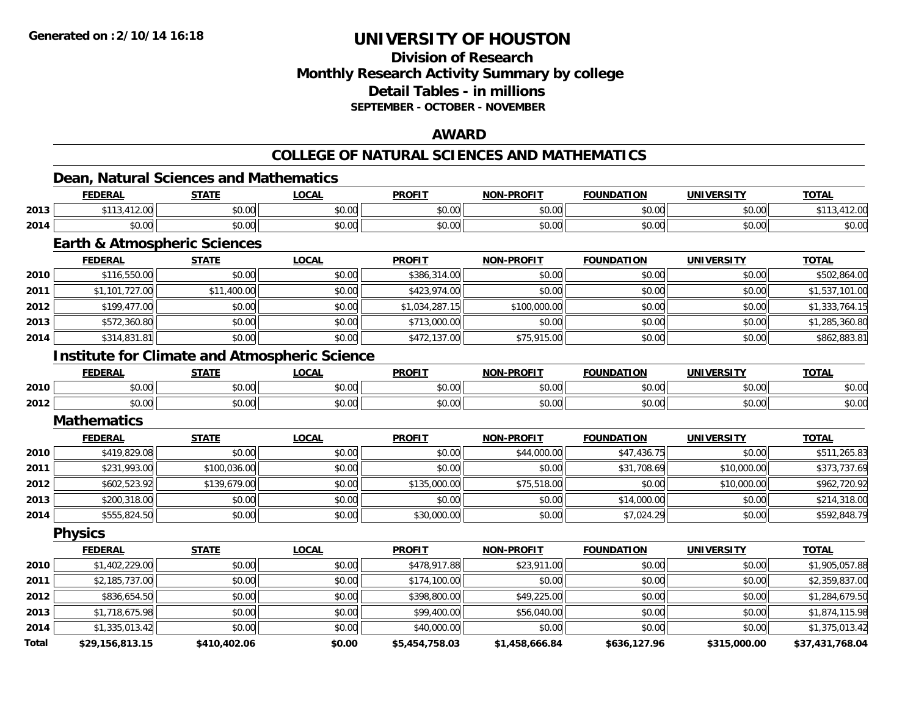**Generated on :2/10/14 16:18**

# UNIVERSITY OF HOUSTON

## Division of Research
## Monthly Research Activity Summary by college
## Detail Tables - in millions
### SEPTEMBER - OCTOBER - NOVEMBER

## AWARD

## COLLEGE OF NATURAL SCIENCES AND MATHEMATICS

### Dean, Natural Sciences and Mathematics

| | FEDERAL | STATE | LOCAL | PROFIT | NON-PROFIT | FOUNDATION | UNIVERSITY | TOTAL |
|---|---|---|---|---|---|---|---|---|
| 2013 | $113,412.00 | $0.00 | $0.00 | $0.00 | $0.00 | $0.00 | $0.00 | $113,412.00 |
| 2014 | $0.00 | $0.00 | $0.00 | $0.00 | $0.00 | $0.00 | $0.00 | $0.00 |

### Earth & Atmospheric Sciences

| | FEDERAL | STATE | LOCAL | PROFIT | NON-PROFIT | FOUNDATION | UNIVERSITY | TOTAL |
|---|---|---|---|---|---|---|---|---|
| 2010 | $116,550.00 | $0.00 | $0.00 | $386,314.00 | $0.00 | $0.00 | $0.00 | $502,864.00 |
| 2011 | $1,101,727.00 | $11,400.00 | $0.00 | $423,974.00 | $0.00 | $0.00 | $0.00 | $1,537,101.00 |
| 2012 | $199,477.00 | $0.00 | $0.00 | $1,034,287.15 | $100,000.00 | $0.00 | $0.00 | $1,333,764.15 |
| 2013 | $572,360.80 | $0.00 | $0.00 | $713,000.00 | $0.00 | $0.00 | $0.00 | $1,285,360.80 |
| 2014 | $314,831.81 | $0.00 | $0.00 | $472,137.00 | $75,915.00 | $0.00 | $0.00 | $862,883.81 |

### Institute for Climate and Atmospheric Science

| | FEDERAL | STATE | LOCAL | PROFIT | NON-PROFIT | FOUNDATION | UNIVERSITY | TOTAL |
|---|---|---|---|---|---|---|---|---|
| 2010 | $0.00 | $0.00 | $0.00 | $0.00 | $0.00 | $0.00 | $0.00 | $0.00 |
| 2012 | $0.00 | $0.00 | $0.00 | $0.00 | $0.00 | $0.00 | $0.00 | $0.00 |

### Mathematics

| | FEDERAL | STATE | LOCAL | PROFIT | NON-PROFIT | FOUNDATION | UNIVERSITY | TOTAL |
|---|---|---|---|---|---|---|---|---|
| 2010 | $419,829.08 | $0.00 | $0.00 | $0.00 | $44,000.00 | $47,436.75 | $0.00 | $511,265.83 |
| 2011 | $231,993.00 | $100,036.00 | $0.00 | $0.00 | $0.00 | $31,708.69 | $10,000.00 | $373,737.69 |
| 2012 | $602,523.92 | $139,679.00 | $0.00 | $135,000.00 | $75,518.00 | $0.00 | $10,000.00 | $962,720.92 |
| 2013 | $200,318.00 | $0.00 | $0.00 | $0.00 | $0.00 | $14,000.00 | $0.00 | $214,318.00 |
| 2014 | $555,824.50 | $0.00 | $0.00 | $30,000.00 | $0.00 | $7,024.29 | $0.00 | $592,848.79 |

### Physics

| | FEDERAL | STATE | LOCAL | PROFIT | NON-PROFIT | FOUNDATION | UNIVERSITY | TOTAL |
|---|---|---|---|---|---|---|---|---|
| 2010 | $1,402,229.00 | $0.00 | $0.00 | $478,917.88 | $23,911.00 | $0.00 | $0.00 | $1,905,057.88 |
| 2011 | $2,185,737.00 | $0.00 | $0.00 | $174,100.00 | $0.00 | $0.00 | $0.00 | $2,359,837.00 |
| 2012 | $836,654.50 | $0.00 | $0.00 | $398,800.00 | $49,225.00 | $0.00 | $0.00 | $1,284,679.50 |
| 2013 | $1,718,675.98 | $0.00 | $0.00 | $99,400.00 | $56,040.00 | $0.00 | $0.00 | $1,874,115.98 |
| 2014 | $1,335,013.42 | $0.00 | $0.00 | $40,000.00 | $0.00 | $0.00 | $0.00 | $1,375,013.42 |
| **Total** | **$29,156,813.15** | **$410,402.06** | **$0.00** | **$5,454,758.03** | **$1,458,666.84** | **$636,127.96** | **$315,000.00** | **$37,431,768.04** |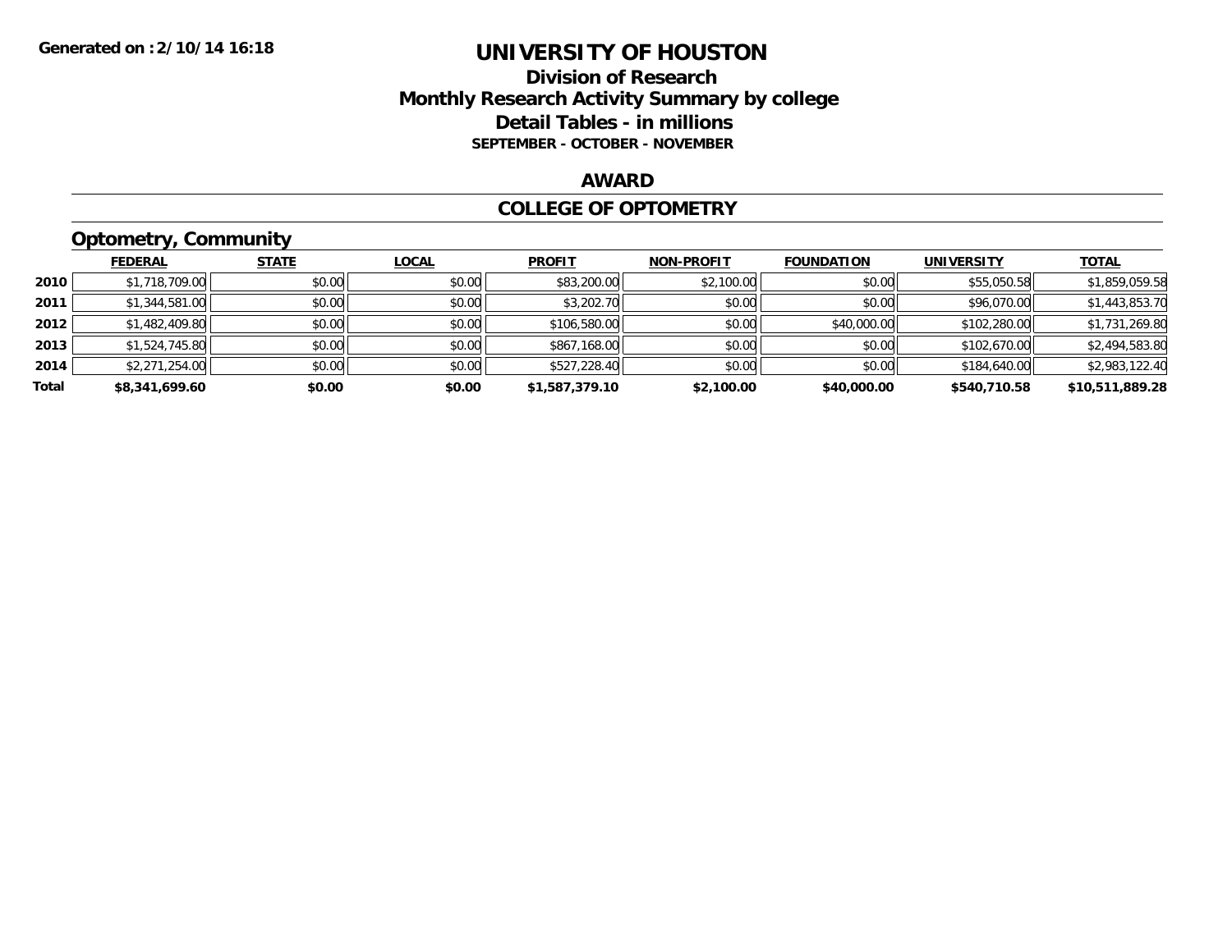Generated on :2/10/14 16:18

# UNIVERSITY OF HOUSTON

## Division of Research
## Monthly Research Activity Summary by college
## Detail Tables - in millions
### SEPTEMBER - OCTOBER - NOVEMBER

## AWARD

## COLLEGE OF OPTOMETRY

### Optometry, Community

| | FEDERAL | STATE | LOCAL | PROFIT | NON-PROFIT | FOUNDATION | UNIVERSITY | TOTAL |
|---|---|---|---|---|---|---|---|---|
| 2010 | $1,718,709.00 | $0.00 | $0.00 | $83,200.00 | $2,100.00 | $0.00 | $55,050.58 | $1,859,059.58 |
| 2011 | $1,344,581.00 | $0.00 | $0.00 | $3,202.70 | $0.00 | $0.00 | $96,070.00 | $1,443,853.70 |
| 2012 | $1,482,409.80 | $0.00 | $0.00 | $106,580.00 | $0.00 | $40,000.00 | $102,280.00 | $1,731,269.80 |
| 2013 | $1,524,745.80 | $0.00 | $0.00 | $867,168.00 | $0.00 | $0.00 | $102,670.00 | $2,494,583.80 |
| 2014 | $2,271,254.00 | $0.00 | $0.00 | $527,228.40 | $0.00 | $0.00 | $184,640.00 | $2,983,122.40 |
| **Total** | **$8,341,699.60** | **$0.00** | **$0.00** | **$1,587,379.10** | **$2,100.00** | **$40,000.00** | **$540,710.58** | **$10,511,889.28** |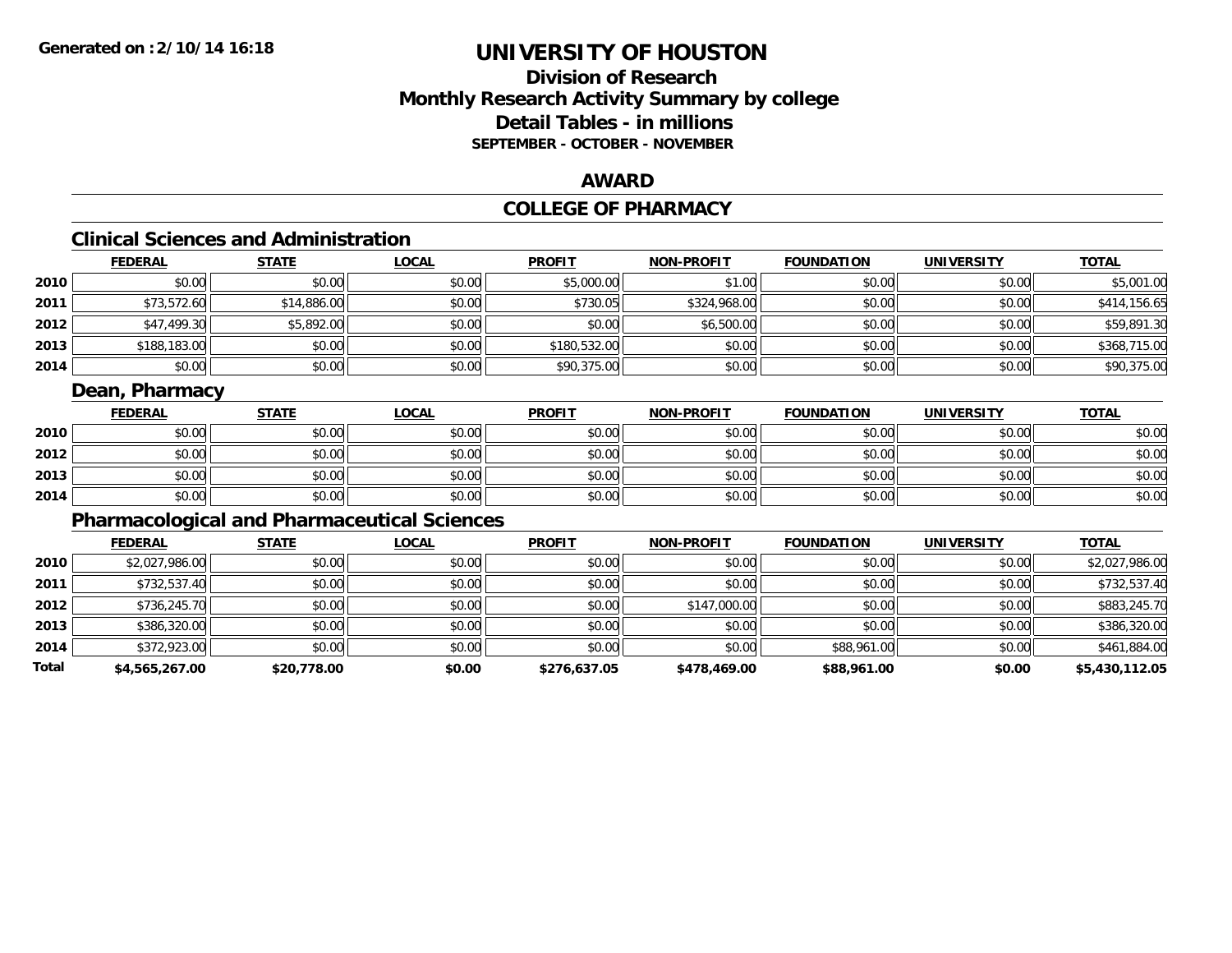**Generated on :2/10/14 16:18**

# UNIVERSITY OF HOUSTON

## Division of Research
## Monthly Research Activity Summary by college
## Detail Tables - in millions
### SEPTEMBER - OCTOBER - NOVEMBER

## AWARD

## COLLEGE OF PHARMACY

### Clinical Sciences and Administration

| | FEDERAL | STATE | LOCAL | PROFIT | NON-PROFIT | FOUNDATION | UNIVERSITY | TOTAL |
|---|---|---|---|---|---|---|---|---|
| 2010 | $0.00 | $0.00 | $0.00 | $5,000.00 | $1.00 | $0.00 | $0.00 | $5,001.00 |
| 2011 | $73,572.60 | $14,886.00 | $0.00 | $730.05 | $324,968.00 | $0.00 | $0.00 | $414,156.65 |
| 2012 | $47,499.30 | $5,892.00 | $0.00 | $0.00 | $6,500.00 | $0.00 | $0.00 | $59,891.30 |
| 2013 | $188,183.00 | $0.00 | $0.00 | $180,532.00 | $0.00 | $0.00 | $0.00 | $368,715.00 |
| 2014 | $0.00 | $0.00 | $0.00 | $90,375.00 | $0.00 | $0.00 | $0.00 | $90,375.00 |

### Dean, Pharmacy

| | FEDERAL | STATE | LOCAL | PROFIT | NON-PROFIT | FOUNDATION | UNIVERSITY | TOTAL |
|---|---|---|---|---|---|---|---|---|
| 2010 | $0.00 | $0.00 | $0.00 | $0.00 | $0.00 | $0.00 | $0.00 | $0.00 |
| 2012 | $0.00 | $0.00 | $0.00 | $0.00 | $0.00 | $0.00 | $0.00 | $0.00 |
| 2013 | $0.00 | $0.00 | $0.00 | $0.00 | $0.00 | $0.00 | $0.00 | $0.00 |
| 2014 | $0.00 | $0.00 | $0.00 | $0.00 | $0.00 | $0.00 | $0.00 | $0.00 |

### Pharmacological and Pharmaceutical Sciences

| | FEDERAL | STATE | LOCAL | PROFIT | NON-PROFIT | FOUNDATION | UNIVERSITY | TOTAL |
|---|---|---|---|---|---|---|---|---|
| 2010 | $2,027,986.00 | $0.00 | $0.00 | $0.00 | $0.00 | $0.00 | $0.00 | $2,027,986.00 |
| 2011 | $732,537.40 | $0.00 | $0.00 | $0.00 | $0.00 | $0.00 | $0.00 | $732,537.40 |
| 2012 | $736,245.70 | $0.00 | $0.00 | $0.00 | $147,000.00 | $0.00 | $0.00 | $883,245.70 |
| 2013 | $386,320.00 | $0.00 | $0.00 | $0.00 | $0.00 | $0.00 | $0.00 | $386,320.00 |
| 2014 | $372,923.00 | $0.00 | $0.00 | $0.00 | $0.00 | $88,961.00 | $0.00 | $461,884.00 |
| **Total** | **$4,565,267.00** | **$20,778.00** | **$0.00** | **$276,637.05** | **$478,469.00** | **$88,961.00** | **$0.00** | **$5,430,112.05** |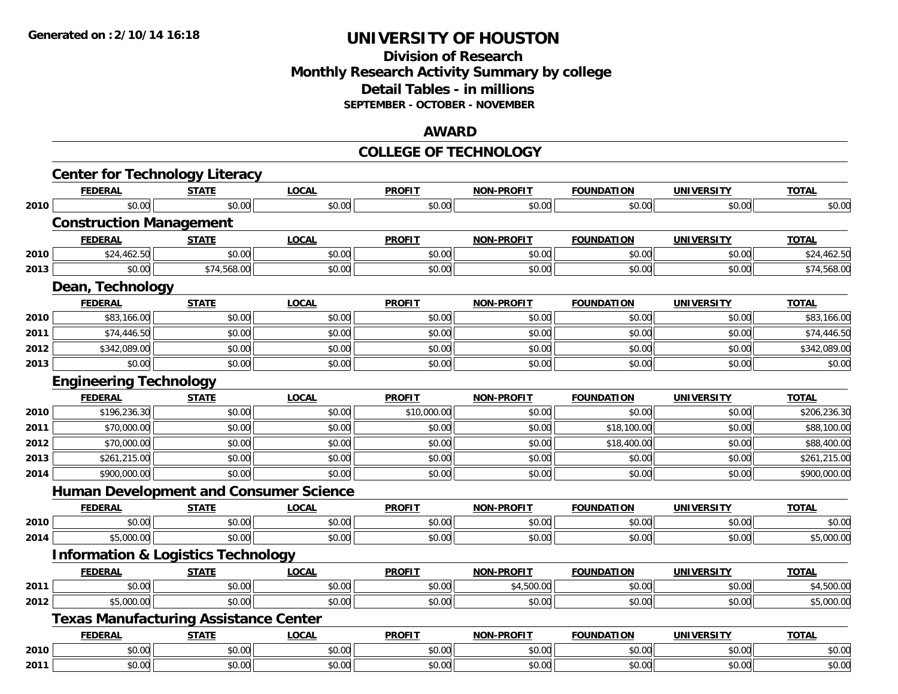# UNIVERSITY OF HOUSTON

## Division of Research
## Monthly Research Activity Summary by college
## Detail Tables - in millions
### SEPTEMBER - OCTOBER - NOVEMBER

## AWARD

## COLLEGE OF TECHNOLOGY

### Center for Technology Literacy

| | FEDERAL | STATE | LOCAL | PROFIT | NON-PROFIT | FOUNDATION | UNIVERSITY | TOTAL |
|---|---|---|---|---|---|---|---|---|
| 2010 | $0.00 | $0.00 | $0.00 | $0.00 | $0.00 | $0.00 | $0.00 | $0.00 |

### Construction Management

| | FEDERAL | STATE | LOCAL | PROFIT | NON-PROFIT | FOUNDATION | UNIVERSITY | TOTAL |
|---|---|---|---|---|---|---|---|---|
| 2010 | $24,462.50 | $0.00 | $0.00 | $0.00 | $0.00 | $0.00 | $0.00 | $24,462.50 |
| 2013 | $0.00 | $74,568.00 | $0.00 | $0.00 | $0.00 | $0.00 | $0.00 | $74,568.00 |

### Dean, Technology

| | FEDERAL | STATE | LOCAL | PROFIT | NON-PROFIT | FOUNDATION | UNIVERSITY | TOTAL |
|---|---|---|---|---|---|---|---|---|
| 2010 | $83,166.00 | $0.00 | $0.00 | $0.00 | $0.00 | $0.00 | $0.00 | $83,166.00 |
| 2011 | $74,446.50 | $0.00 | $0.00 | $0.00 | $0.00 | $0.00 | $0.00 | $74,446.50 |
| 2012 | $342,089.00 | $0.00 | $0.00 | $0.00 | $0.00 | $0.00 | $0.00 | $342,089.00 |
| 2013 | $0.00 | $0.00 | $0.00 | $0.00 | $0.00 | $0.00 | $0.00 | $0.00 |

### Engineering Technology

| | FEDERAL | STATE | LOCAL | PROFIT | NON-PROFIT | FOUNDATION | UNIVERSITY | TOTAL |
|---|---|---|---|---|---|---|---|---|
| 2010 | $196,236.30 | $0.00 | $0.00 | $10,000.00 | $0.00 | $0.00 | $0.00 | $206,236.30 |
| 2011 | $70,000.00 | $0.00 | $0.00 | $0.00 | $0.00 | $18,100.00 | $0.00 | $88,100.00 |
| 2012 | $70,000.00 | $0.00 | $0.00 | $0.00 | $0.00 | $18,400.00 | $0.00 | $88,400.00 |
| 2013 | $261,215.00 | $0.00 | $0.00 | $0.00 | $0.00 | $0.00 | $0.00 | $261,215.00 |
| 2014 | $900,000.00 | $0.00 | $0.00 | $0.00 | $0.00 | $0.00 | $0.00 | $900,000.00 |

### Human Development and Consumer Science

| | FEDERAL | STATE | LOCAL | PROFIT | NON-PROFIT | FOUNDATION | UNIVERSITY | TOTAL |
|---|---|---|---|---|---|---|---|---|
| 2010 | $0.00 | $0.00 | $0.00 | $0.00 | $0.00 | $0.00 | $0.00 | $0.00 |
| 2014 | $5,000.00 | $0.00 | $0.00 | $0.00 | $0.00 | $0.00 | $0.00 | $5,000.00 |

### Information & Logistics Technology

| | FEDERAL | STATE | LOCAL | PROFIT | NON-PROFIT | FOUNDATION | UNIVERSITY | TOTAL |
|---|---|---|---|---|---|---|---|---|
| 2011 | $0.00 | $0.00 | $0.00 | $0.00 | $4,500.00 | $0.00 | $0.00 | $4,500.00 |
| 2012 | $5,000.00 | $0.00 | $0.00 | $0.00 | $0.00 | $0.00 | $0.00 | $5,000.00 |

### Texas Manufacturing Assistance Center

| | FEDERAL | STATE | LOCAL | PROFIT | NON-PROFIT | FOUNDATION | UNIVERSITY | TOTAL |
|---|---|---|---|---|---|---|---|---|
| 2010 | $0.00 | $0.00 | $0.00 | $0.00 | $0.00 | $0.00 | $0.00 | $0.00 |
| 2011 | $0.00 | $0.00 | $0.00 | $0.00 | $0.00 | $0.00 | $0.00 | $0.00 |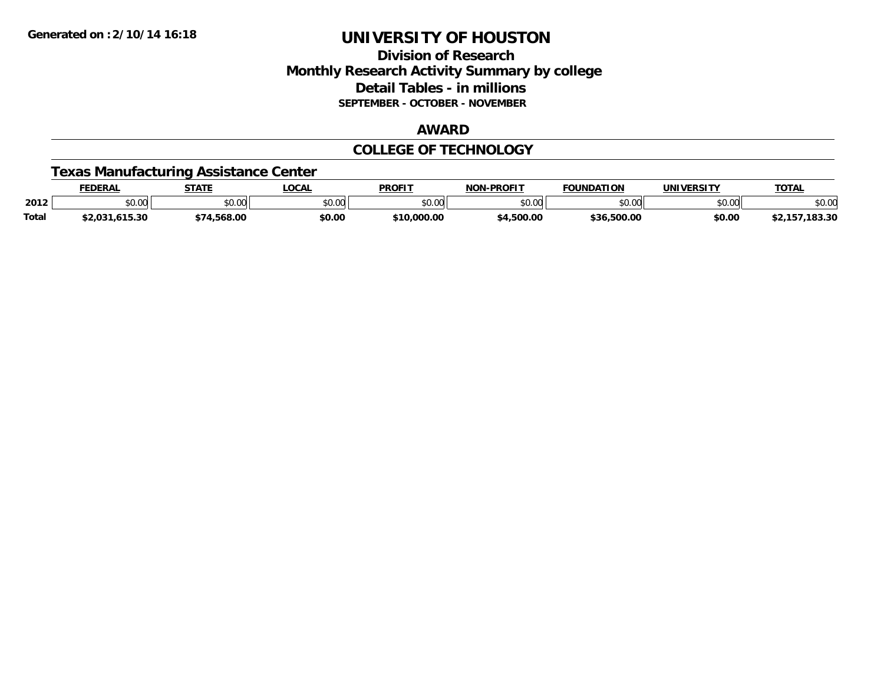# UNIVERSITY OF HOUSTON

## Division of Research
## Monthly Research Activity Summary by college
## Detail Tables - in millions
### SEPTEMBER - OCTOBER - NOVEMBER

Generated on :2/10/14 16:18

## AWARD

## COLLEGE OF TECHNOLOGY

### Texas Manufacturing Assistance Center

| | FEDERAL | STATE | LOCAL | PROFIT | NON-PROFIT | FOUNDATION | UNIVERSITY | TOTAL |
|---|---|---|---|---|---|---|---|---|
| 2012 | $0.00 | $0.00 | $0.00 | $0.00 | $0.00 | $0.00 | $0.00 | $0.00 |
| **Total** | **$2,031,615.30** | **$74,568.00** | **$0.00** | **$10,000.00** | **$4,500.00** | **$36,500.00** | **$0.00** | **$2,157,183.30** |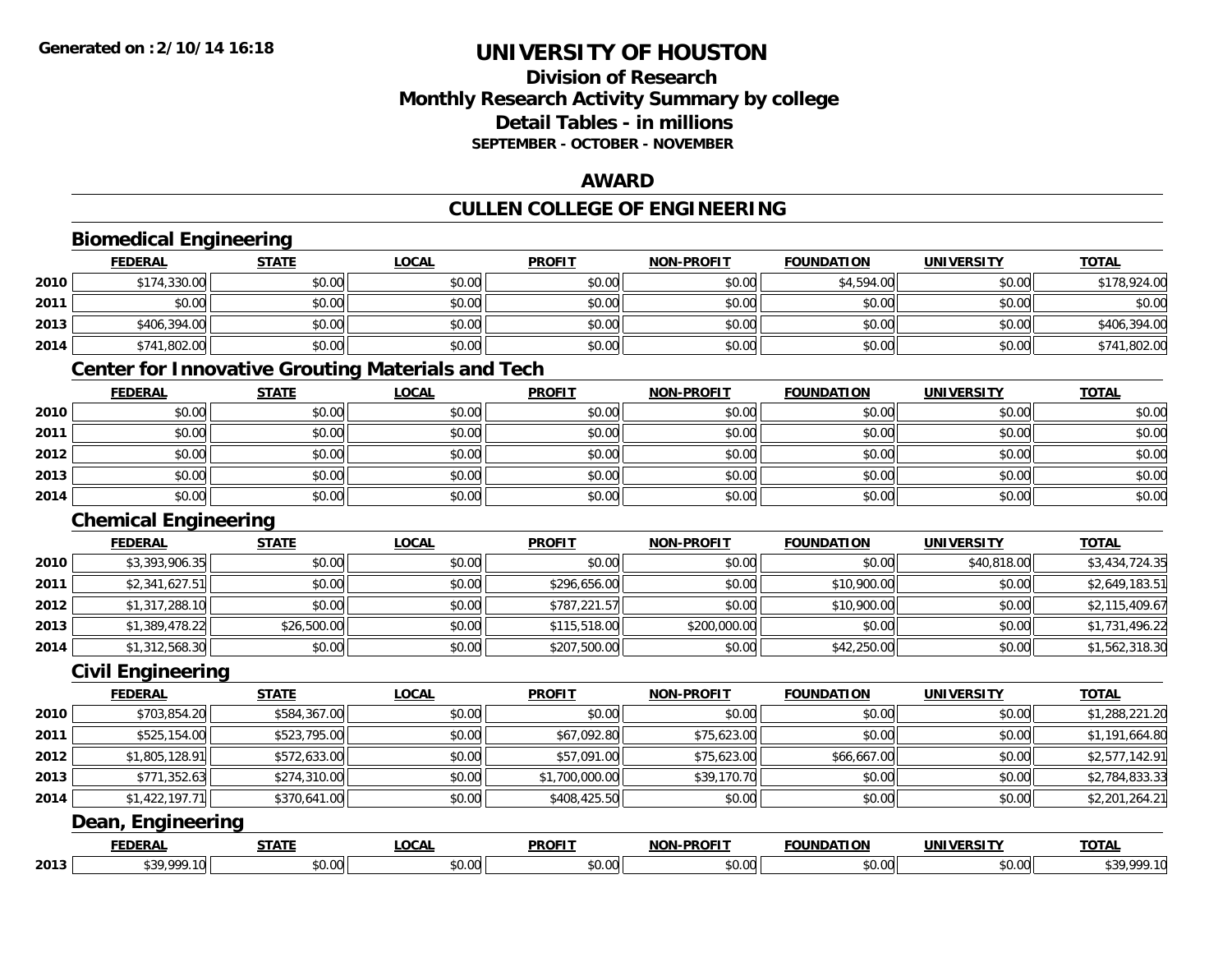**Generated on :2/10/14 16:18**

# UNIVERSITY OF HOUSTON

## Division of Research
## Monthly Research Activity Summary by college
## Detail Tables - in millions
### SEPTEMBER - OCTOBER - NOVEMBER

## AWARD

## CULLEN COLLEGE OF ENGINEERING

### Biomedical Engineering

| | FEDERAL | STATE | LOCAL | PROFIT | NON-PROFIT | FOUNDATION | UNIVERSITY | TOTAL |
|---|---|---|---|---|---|---|---|---|
| 2010 | $174,330.00 | $0.00 | $0.00 | $0.00 | $0.00 | $4,594.00 | $0.00 | $178,924.00 |
| 2011 | $0.00 | $0.00 | $0.00 | $0.00 | $0.00 | $0.00 | $0.00 | $0.00 |
| 2013 | $406,394.00 | $0.00 | $0.00 | $0.00 | $0.00 | $0.00 | $0.00 | $406,394.00 |
| 2014 | $741,802.00 | $0.00 | $0.00 | $0.00 | $0.00 | $0.00 | $0.00 | $741,802.00 |

### Center for Innovative Grouting Materials and Tech

| | FEDERAL | STATE | LOCAL | PROFIT | NON-PROFIT | FOUNDATION | UNIVERSITY | TOTAL |
|---|---|---|---|---|---|---|---|---|
| 2010 | $0.00 | $0.00 | $0.00 | $0.00 | $0.00 | $0.00 | $0.00 | $0.00 |
| 2011 | $0.00 | $0.00 | $0.00 | $0.00 | $0.00 | $0.00 | $0.00 | $0.00 |
| 2012 | $0.00 | $0.00 | $0.00 | $0.00 | $0.00 | $0.00 | $0.00 | $0.00 |
| 2013 | $0.00 | $0.00 | $0.00 | $0.00 | $0.00 | $0.00 | $0.00 | $0.00 |
| 2014 | $0.00 | $0.00 | $0.00 | $0.00 | $0.00 | $0.00 | $0.00 | $0.00 |

### Chemical Engineering

| | FEDERAL | STATE | LOCAL | PROFIT | NON-PROFIT | FOUNDATION | UNIVERSITY | TOTAL |
|---|---|---|---|---|---|---|---|---|
| 2010 | $3,393,906.35 | $0.00 | $0.00 | $0.00 | $0.00 | $0.00 | $40,818.00 | $3,434,724.35 |
| 2011 | $2,341,627.51 | $0.00 | $0.00 | $296,656.00 | $0.00 | $10,900.00 | $0.00 | $2,649,183.51 |
| 2012 | $1,317,288.10 | $0.00 | $0.00 | $787,221.57 | $0.00 | $10,900.00 | $0.00 | $2,115,409.67 |
| 2013 | $1,389,478.22 | $26,500.00 | $0.00 | $115,518.00 | $200,000.00 | $0.00 | $0.00 | $1,731,496.22 |
| 2014 | $1,312,568.30 | $0.00 | $0.00 | $207,500.00 | $0.00 | $42,250.00 | $0.00 | $1,562,318.30 |

### Civil Engineering

| | FEDERAL | STATE | LOCAL | PROFIT | NON-PROFIT | FOUNDATION | UNIVERSITY | TOTAL |
|---|---|---|---|---|---|---|---|---|
| 2010 | $703,854.20 | $584,367.00 | $0.00 | $0.00 | $0.00 | $0.00 | $0.00 | $1,288,221.20 |
| 2011 | $525,154.00 | $523,795.00 | $0.00 | $67,092.80 | $75,623.00 | $0.00 | $0.00 | $1,191,664.80 |
| 2012 | $1,805,128.91 | $572,633.00 | $0.00 | $57,091.00 | $75,623.00 | $66,667.00 | $0.00 | $2,577,142.91 |
| 2013 | $771,352.63 | $274,310.00 | $0.00 | $1,700,000.00 | $39,170.70 | $0.00 | $0.00 | $2,784,833.33 |
| 2014 | $1,422,197.71 | $370,641.00 | $0.00 | $408,425.50 | $0.00 | $0.00 | $0.00 | $2,201,264.21 |

### Dean, Engineering

| | FEDERAL | STATE | LOCAL | PROFIT | NON-PROFIT | FOUNDATION | UNIVERSITY | TOTAL |
|---|---|---|---|---|---|---|---|---|
| 2013 | $39,999.10 | $0.00 | $0.00 | $0.00 | $0.00 | $0.00 | $0.00 | $39,999.10 |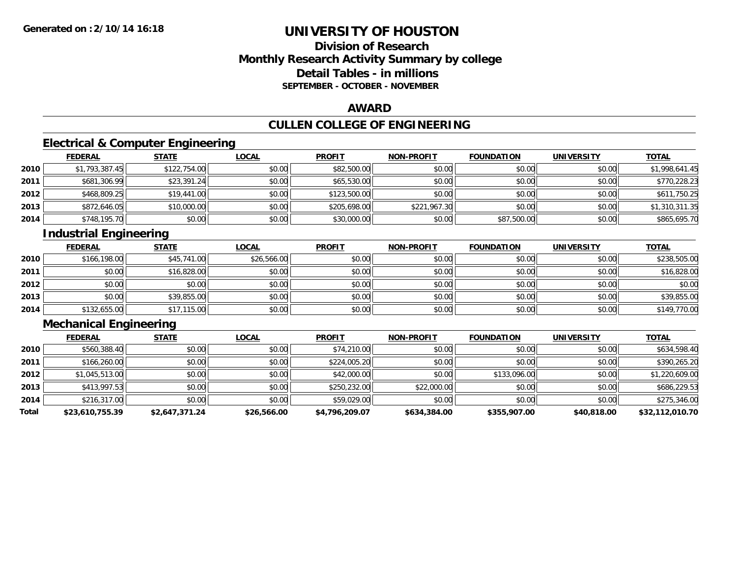# UNIVERSITY OF HOUSTON

## Division of Research
## Monthly Research Activity Summary by college
## Detail Tables - in millions
### SEPTEMBER - OCTOBER - NOVEMBER

## AWARD

## CULLEN COLLEGE OF ENGINEERING

### Electrical & Computer Engineering

| | FEDERAL | STATE | LOCAL | PROFIT | NON-PROFIT | FOUNDATION | UNIVERSITY | TOTAL |
|---|---|---|---|---|---|---|---|---|
| 2010 | $1,793,387.45 | $122,754.00 | $0.00 | $82,500.00 | $0.00 | $0.00 | $0.00 | $1,998,641.45 |
| 2011 | $681,306.99 | $23,391.24 | $0.00 | $65,530.00 | $0.00 | $0.00 | $0.00 | $770,228.23 |
| 2012 | $468,809.25 | $19,441.00 | $0.00 | $123,500.00 | $0.00 | $0.00 | $0.00 | $611,750.25 |
| 2013 | $872,646.05 | $10,000.00 | $0.00 | $205,698.00 | $221,967.30 | $0.00 | $0.00 | $1,310,311.35 |
| 2014 | $748,195.70 | $0.00 | $0.00 | $30,000.00 | $0.00 | $87,500.00 | $0.00 | $865,695.70 |

### Industrial Engineering

| | FEDERAL | STATE | LOCAL | PROFIT | NON-PROFIT | FOUNDATION | UNIVERSITY | TOTAL |
|---|---|---|---|---|---|---|---|---|
| 2010 | $166,198.00 | $45,741.00 | $26,566.00 | $0.00 | $0.00 | $0.00 | $0.00 | $238,505.00 |
| 2011 | $0.00 | $16,828.00 | $0.00 | $0.00 | $0.00 | $0.00 | $0.00 | $16,828.00 |
| 2012 | $0.00 | $0.00 | $0.00 | $0.00 | $0.00 | $0.00 | $0.00 | $0.00 |
| 2013 | $0.00 | $39,855.00 | $0.00 | $0.00 | $0.00 | $0.00 | $0.00 | $39,855.00 |
| 2014 | $132,655.00 | $17,115.00 | $0.00 | $0.00 | $0.00 | $0.00 | $0.00 | $149,770.00 |

### Mechanical Engineering

| | FEDERAL | STATE | LOCAL | PROFIT | NON-PROFIT | FOUNDATION | UNIVERSITY | TOTAL |
|---|---|---|---|---|---|---|---|---|
| 2010 | $560,388.40 | $0.00 | $0.00 | $74,210.00 | $0.00 | $0.00 | $0.00 | $634,598.40 |
| 2011 | $166,260.00 | $0.00 | $0.00 | $224,005.20 | $0.00 | $0.00 | $0.00 | $390,265.20 |
| 2012 | $1,045,513.00 | $0.00 | $0.00 | $42,000.00 | $0.00 | $133,096.00 | $0.00 | $1,220,609.00 |
| 2013 | $413,997.53 | $0.00 | $0.00 | $250,232.00 | $22,000.00 | $0.00 | $0.00 | $686,229.53 |
| 2014 | $216,317.00 | $0.00 | $0.00 | $59,029.00 | $0.00 | $0.00 | $0.00 | $275,346.00 |
| **Total** | **$23,610,755.39** | **$2,647,371.24** | **$26,566.00** | **$4,796,209.07** | **$634,384.00** | **$355,907.00** | **$40,818.00** | **$32,112,010.70** |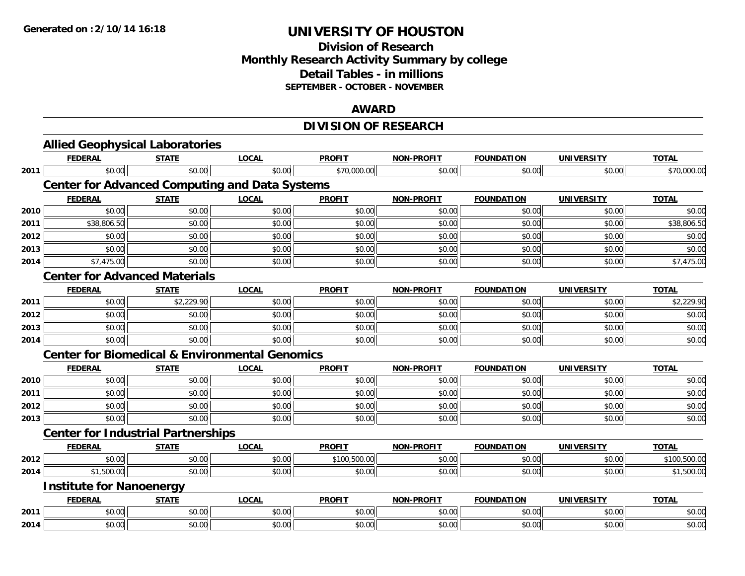**Generated on :2/10/14 16:18**

# UNIVERSITY OF HOUSTON

## Division of Research
## Monthly Research Activity Summary by college
## Detail Tables - in millions
### SEPTEMBER - OCTOBER - NOVEMBER

## AWARD

## DIVISION OF RESEARCH

### Allied Geophysical Laboratories

| | FEDERAL | STATE | LOCAL | PROFIT | NON-PROFIT | FOUNDATION | UNIVERSITY | TOTAL |
|---|---|---|---|---|---|---|---|---|
| 2011 | $0.00 | $0.00 | $0.00 | $70,000.00 | $0.00 | $0.00 | $0.00 | $70,000.00 |

### Center for Advanced Computing and Data Systems

| | FEDERAL | STATE | LOCAL | PROFIT | NON-PROFIT | FOUNDATION | UNIVERSITY | TOTAL |
|---|---|---|---|---|---|---|---|---|
| 2010 | $0.00 | $0.00 | $0.00 | $0.00 | $0.00 | $0.00 | $0.00 | $0.00 |
| 2011 | $38,806.50 | $0.00 | $0.00 | $0.00 | $0.00 | $0.00 | $0.00 | $38,806.50 |
| 2012 | $0.00 | $0.00 | $0.00 | $0.00 | $0.00 | $0.00 | $0.00 | $0.00 |
| 2013 | $0.00 | $0.00 | $0.00 | $0.00 | $0.00 | $0.00 | $0.00 | $0.00 |
| 2014 | $7,475.00 | $0.00 | $0.00 | $0.00 | $0.00 | $0.00 | $0.00 | $7,475.00 |

### Center for Advanced Materials

| | FEDERAL | STATE | LOCAL | PROFIT | NON-PROFIT | FOUNDATION | UNIVERSITY | TOTAL |
|---|---|---|---|---|---|---|---|---|
| 2011 | $0.00 | $2,229.90 | $0.00 | $0.00 | $0.00 | $0.00 | $0.00 | $2,229.90 |
| 2012 | $0.00 | $0.00 | $0.00 | $0.00 | $0.00 | $0.00 | $0.00 | $0.00 |
| 2013 | $0.00 | $0.00 | $0.00 | $0.00 | $0.00 | $0.00 | $0.00 | $0.00 |
| 2014 | $0.00 | $0.00 | $0.00 | $0.00 | $0.00 | $0.00 | $0.00 | $0.00 |

### Center for Biomedical & Environmental Genomics

| | FEDERAL | STATE | LOCAL | PROFIT | NON-PROFIT | FOUNDATION | UNIVERSITY | TOTAL |
|---|---|---|---|---|---|---|---|---|
| 2010 | $0.00 | $0.00 | $0.00 | $0.00 | $0.00 | $0.00 | $0.00 | $0.00 |
| 2011 | $0.00 | $0.00 | $0.00 | $0.00 | $0.00 | $0.00 | $0.00 | $0.00 |
| 2012 | $0.00 | $0.00 | $0.00 | $0.00 | $0.00 | $0.00 | $0.00 | $0.00 |
| 2013 | $0.00 | $0.00 | $0.00 | $0.00 | $0.00 | $0.00 | $0.00 | $0.00 |

### Center for Industrial Partnerships

| | FEDERAL | STATE | LOCAL | PROFIT | NON-PROFIT | FOUNDATION | UNIVERSITY | TOTAL |
|---|---|---|---|---|---|---|---|---|
| 2012 | $0.00 | $0.00 | $0.00 | $100,500.00 | $0.00 | $0.00 | $0.00 | $100,500.00 |
| 2014 | $1,500.00 | $0.00 | $0.00 | $0.00 | $0.00 | $0.00 | $0.00 | $1,500.00 |

### Institute for Nanoenergy

| | FEDERAL | STATE | LOCAL | PROFIT | NON-PROFIT | FOUNDATION | UNIVERSITY | TOTAL |
|---|---|---|---|---|---|---|---|---|
| 2011 | $0.00 | $0.00 | $0.00 | $0.00 | $0.00 | $0.00 | $0.00 | $0.00 |
| 2014 | $0.00 | $0.00 | $0.00 | $0.00 | $0.00 | $0.00 | $0.00 | $0.00 |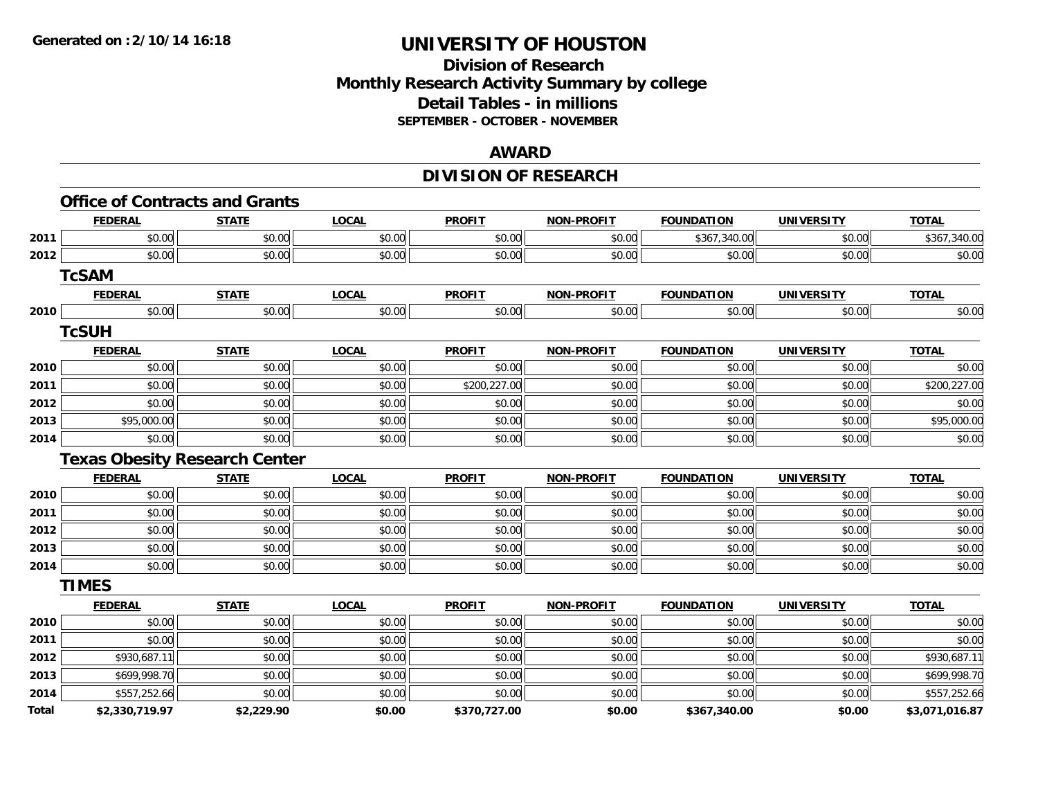# UNIVERSITY OF HOUSTON

## Division of Research
## Monthly Research Activity Summary by college
## Detail Tables - in millions
### SEPTEMBER - OCTOBER - NOVEMBER

## AWARD

## DIVISION OF RESEARCH

### Office of Contracts and Grants

| | FEDERAL | STATE | LOCAL | PROFIT | NON-PROFIT | FOUNDATION | UNIVERSITY | TOTAL |
|---|---|---|---|---|---|---|---|---|
| 2011 | $0.00 | $0.00 | $0.00 | $0.00 | $0.00 | $367,340.00 | $0.00 | $367,340.00 |
| 2012 | $0.00 | $0.00 | $0.00 | $0.00 | $0.00 | $0.00 | $0.00 | $0.00 |

### TcSAM

| | FEDERAL | STATE | LOCAL | PROFIT | NON-PROFIT | FOUNDATION | UNIVERSITY | TOTAL |
|---|---|---|---|---|---|---|---|---|
| 2010 | $0.00 | $0.00 | $0.00 | $0.00 | $0.00 | $0.00 | $0.00 | $0.00 |

### TcSUH

| | FEDERAL | STATE | LOCAL | PROFIT | NON-PROFIT | FOUNDATION | UNIVERSITY | TOTAL |
|---|---|---|---|---|---|---|---|---|
| 2010 | $0.00 | $0.00 | $0.00 | $0.00 | $0.00 | $0.00 | $0.00 | $0.00 |
| 2011 | $0.00 | $0.00 | $0.00 | $200,227.00 | $0.00 | $0.00 | $0.00 | $200,227.00 |
| 2012 | $0.00 | $0.00 | $0.00 | $0.00 | $0.00 | $0.00 | $0.00 | $0.00 |
| 2013 | $95,000.00 | $0.00 | $0.00 | $0.00 | $0.00 | $0.00 | $0.00 | $95,000.00 |
| 2014 | $0.00 | $0.00 | $0.00 | $0.00 | $0.00 | $0.00 | $0.00 | $0.00 |

### Texas Obesity Research Center

| | FEDERAL | STATE | LOCAL | PROFIT | NON-PROFIT | FOUNDATION | UNIVERSITY | TOTAL |
|---|---|---|---|---|---|---|---|---|
| 2010 | $0.00 | $0.00 | $0.00 | $0.00 | $0.00 | $0.00 | $0.00 | $0.00 |
| 2011 | $0.00 | $0.00 | $0.00 | $0.00 | $0.00 | $0.00 | $0.00 | $0.00 |
| 2012 | $0.00 | $0.00 | $0.00 | $0.00 | $0.00 | $0.00 | $0.00 | $0.00 |
| 2013 | $0.00 | $0.00 | $0.00 | $0.00 | $0.00 | $0.00 | $0.00 | $0.00 |
| 2014 | $0.00 | $0.00 | $0.00 | $0.00 | $0.00 | $0.00 | $0.00 | $0.00 |

### TIMES

| | FEDERAL | STATE | LOCAL | PROFIT | NON-PROFIT | FOUNDATION | UNIVERSITY | TOTAL |
|---|---|---|---|---|---|---|---|---|
| 2010 | $0.00 | $0.00 | $0.00 | $0.00 | $0.00 | $0.00 | $0.00 | $0.00 |
| 2011 | $0.00 | $0.00 | $0.00 | $0.00 | $0.00 | $0.00 | $0.00 | $0.00 |
| 2012 | $930,687.11 | $0.00 | $0.00 | $0.00 | $0.00 | $0.00 | $0.00 | $930,687.11 |
| 2013 | $699,998.70 | $0.00 | $0.00 | $0.00 | $0.00 | $0.00 | $0.00 | $699,998.70 |
| 2014 | $557,252.66 | $0.00 | $0.00 | $0.00 | $0.00 | $0.00 | $0.00 | $557,252.66 |
| **Total** | **$2,330,719.97** | **$2,229.90** | **$0.00** | **$370,727.00** | **$0.00** | **$367,340.00** | **$0.00** | **$3,071,016.87** |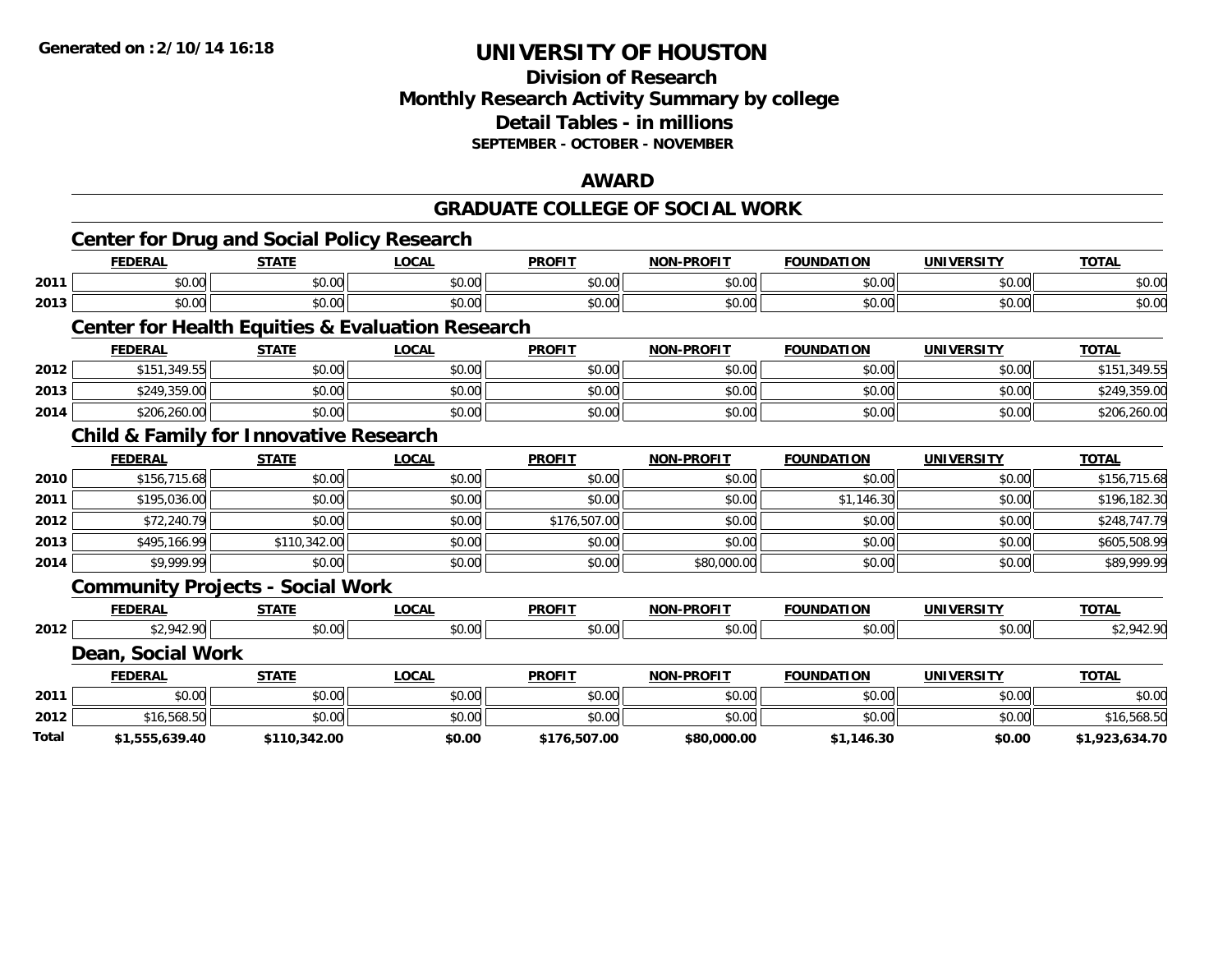**Generated on :2/10/14 16:18**

# UNIVERSITY OF HOUSTON

## Division of Research
## Monthly Research Activity Summary by college
## Detail Tables - in millions
### SEPTEMBER - OCTOBER - NOVEMBER

## AWARD

## GRADUATE COLLEGE OF SOCIAL WORK

### Center for Drug and Social Policy Research

| | FEDERAL | STATE | LOCAL | PROFIT | NON-PROFIT | FOUNDATION | UNIVERSITY | TOTAL |
|---|---|---|---|---|---|---|---|---|
| 2011 | $0.00 | $0.00 | $0.00 | $0.00 | $0.00 | $0.00 | $0.00 | $0.00 |
| 2013 | $0.00 | $0.00 | $0.00 | $0.00 | $0.00 | $0.00 | $0.00 | $0.00 |

### Center for Health Equities & Evaluation Research

| | FEDERAL | STATE | LOCAL | PROFIT | NON-PROFIT | FOUNDATION | UNIVERSITY | TOTAL |
|---|---|---|---|---|---|---|---|---|
| 2012 | $151,349.55 | $0.00 | $0.00 | $0.00 | $0.00 | $0.00 | $0.00 | $151,349.55 |
| 2013 | $249,359.00 | $0.00 | $0.00 | $0.00 | $0.00 | $0.00 | $0.00 | $249,359.00 |
| 2014 | $206,260.00 | $0.00 | $0.00 | $0.00 | $0.00 | $0.00 | $0.00 | $206,260.00 |

### Child & Family for Innovative Research

| | FEDERAL | STATE | LOCAL | PROFIT | NON-PROFIT | FOUNDATION | UNIVERSITY | TOTAL |
|---|---|---|---|---|---|---|---|---|
| 2010 | $156,715.68 | $0.00 | $0.00 | $0.00 | $0.00 | $0.00 | $0.00 | $156,715.68 |
| 2011 | $195,036.00 | $0.00 | $0.00 | $0.00 | $0.00 | $1,146.30 | $0.00 | $196,182.30 |
| 2012 | $72,240.79 | $0.00 | $0.00 | $176,507.00 | $0.00 | $0.00 | $0.00 | $248,747.79 |
| 2013 | $495,166.99 | $110,342.00 | $0.00 | $0.00 | $0.00 | $0.00 | $0.00 | $605,508.99 |
| 2014 | $9,999.99 | $0.00 | $0.00 | $0.00 | $80,000.00 | $0.00 | $0.00 | $89,999.99 |

### Community Projects - Social Work

| | FEDERAL | STATE | LOCAL | PROFIT | NON-PROFIT | FOUNDATION | UNIVERSITY | TOTAL |
|---|---|---|---|---|---|---|---|---|
| 2012 | $2,942.90 | $0.00 | $0.00 | $0.00 | $0.00 | $0.00 | $0.00 | $2,942.90 |

### Dean, Social Work

| | FEDERAL | STATE | LOCAL | PROFIT | NON-PROFIT | FOUNDATION | UNIVERSITY | TOTAL |
|---|---|---|---|---|---|---|---|---|
| 2011 | $0.00 | $0.00 | $0.00 | $0.00 | $0.00 | $0.00 | $0.00 | $0.00 |
| 2012 | $16,568.50 | $0.00 | $0.00 | $0.00 | $0.00 | $0.00 | $0.00 | $16,568.50 |
| **Total** | **$1,555,639.40** | **$110,342.00** | **$0.00** | **$176,507.00** | **$80,000.00** | **$1,146.30** | **$0.00** | **$1,923,634.70** |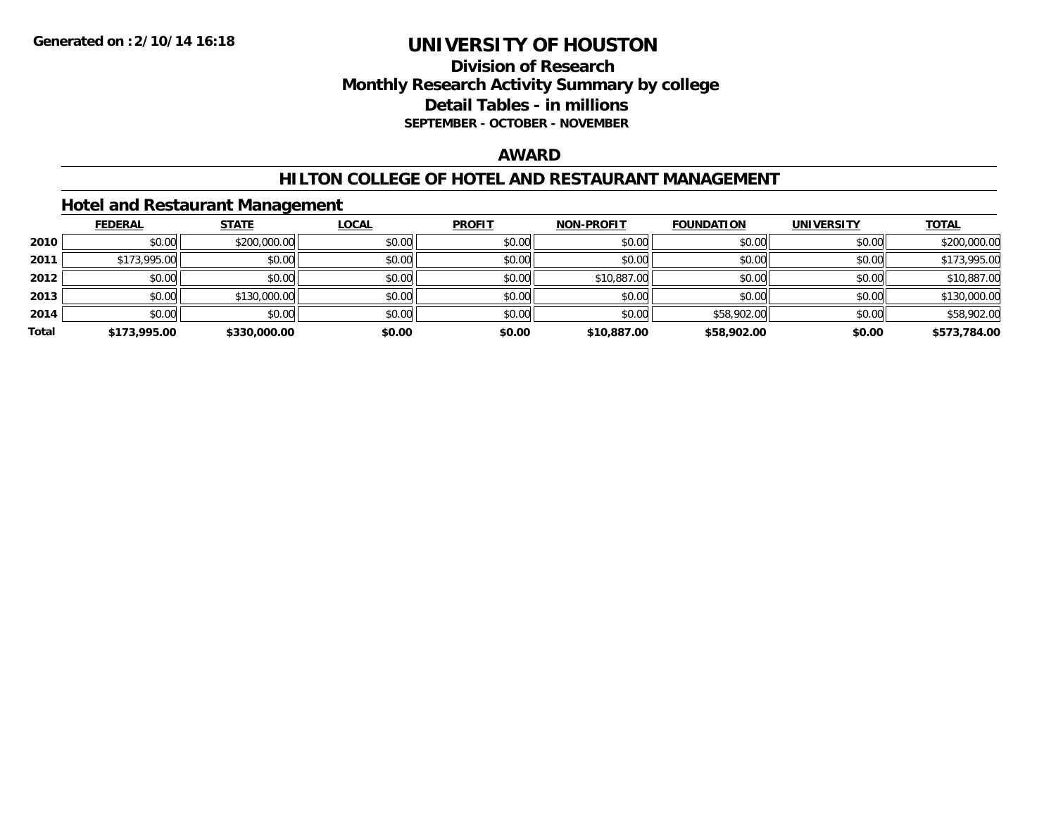**Generated on :2/10/14 16:18**

# UNIVERSITY OF HOUSTON

## Division of Research
## Monthly Research Activity Summary by college
## Detail Tables - in millions
### SEPTEMBER - OCTOBER - NOVEMBER

## AWARD

## HILTON COLLEGE OF HOTEL AND RESTAURANT MANAGEMENT

### Hotel and Restaurant Management

| | FEDERAL | STATE | LOCAL | PROFIT | NON-PROFIT | FOUNDATION | UNIVERSITY | TOTAL |
|---|---|---|---|---|---|---|---|---|
| **2010** | $0.00 | $200,000.00 | $0.00 | $0.00 | $0.00 | $0.00 | $0.00 | $200,000.00 |
| **2011** | $173,995.00 | $0.00 | $0.00 | $0.00 | $0.00 | $0.00 | $0.00 | $173,995.00 |
| **2012** | $0.00 | $0.00 | $0.00 | $0.00 | $10,887.00 | $0.00 | $0.00 | $10,887.00 |
| **2013** | $0.00 | $130,000.00 | $0.00 | $0.00 | $0.00 | $0.00 | $0.00 | $130,000.00 |
| **2014** | $0.00 | $0.00 | $0.00 | $0.00 | $0.00 | $58,902.00 | $0.00 | $58,902.00 |
| **Total** | **$173,995.00** | **$330,000.00** | **$0.00** | **$0.00** | **$10,887.00** | **$58,902.00** | **$0.00** | **$573,784.00** |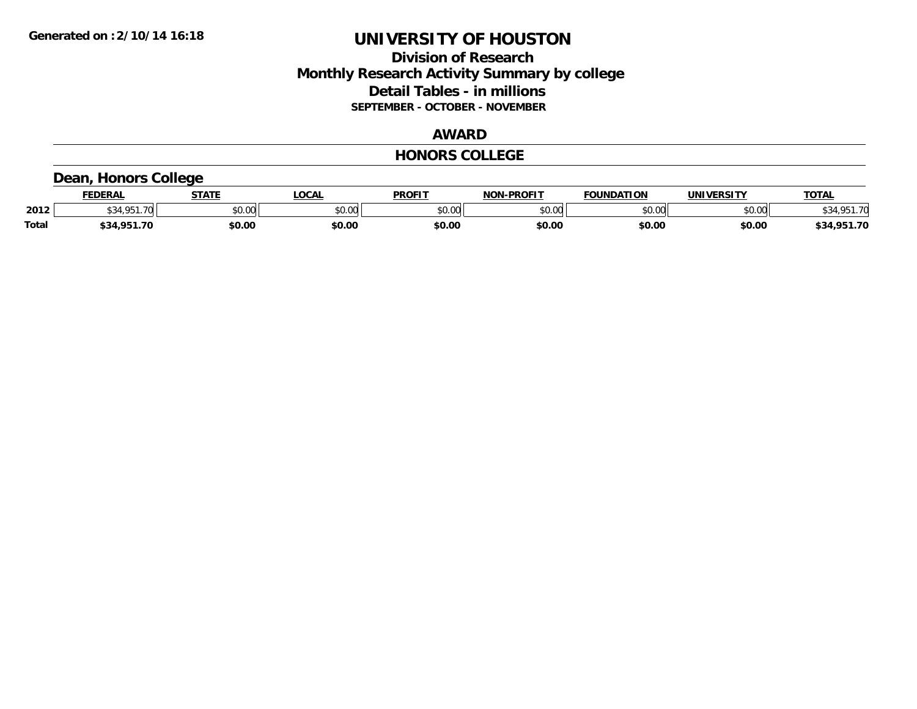Generated on :2/10/14 16:18

# UNIVERSITY OF HOUSTON

## Division of Research
## Monthly Research Activity Summary by college
## Detail Tables - in millions
### SEPTEMBER - OCTOBER - NOVEMBER

## AWARD

## HONORS COLLEGE

### Dean, Honors College

| | FEDERAL | STATE | LOCAL | PROFIT | NON-PROFIT | FOUNDATION | UNIVERSITY | TOTAL |
|---|---|---|---|---|---|---|---|---|
| 2012 | $34,951.70 | $0.00 | $0.00 | $0.00 | $0.00 | $0.00 | $0.00 | $34,951.70 |
| **Total** | **$34,951.70** | **$0.00** | **$0.00** | **$0.00** | **$0.00** | **$0.00** | **$0.00** | **$34,951.70** |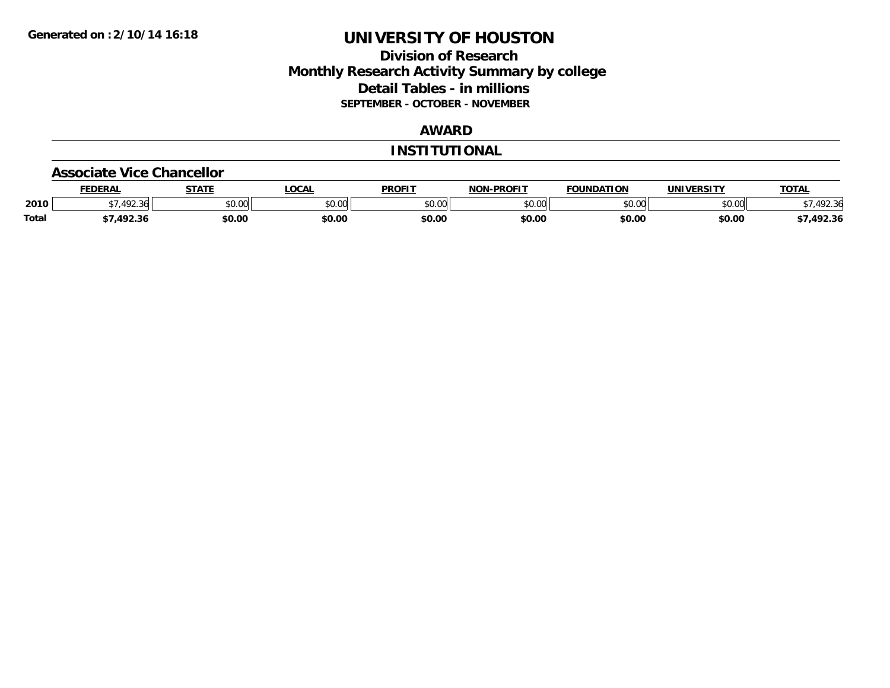Generated on :2/10/14 16:18

# UNIVERSITY OF HOUSTON

## Division of Research
## Monthly Research Activity Summary by college
## Detail Tables - in millions
### SEPTEMBER - OCTOBER - NOVEMBER

## AWARD

## INSTITUTIONAL

### Associate Vice Chancellor

| | FEDERAL | STATE | LOCAL | PROFIT | NON-PROFIT | FOUNDATION | UNIVERSITY | TOTAL |
|---|---|---|---|---|---|---|---|---|
| 2010 | $7,492.36 | $0.00 | $0.00 | $0.00 | $0.00 | $0.00 | $0.00 | $7,492.36 |
| **Total** | **$7,492.36** | **$0.00** | **$0.00** | **$0.00** | **$0.00** | **$0.00** | **$0.00** | **$7,492.36** |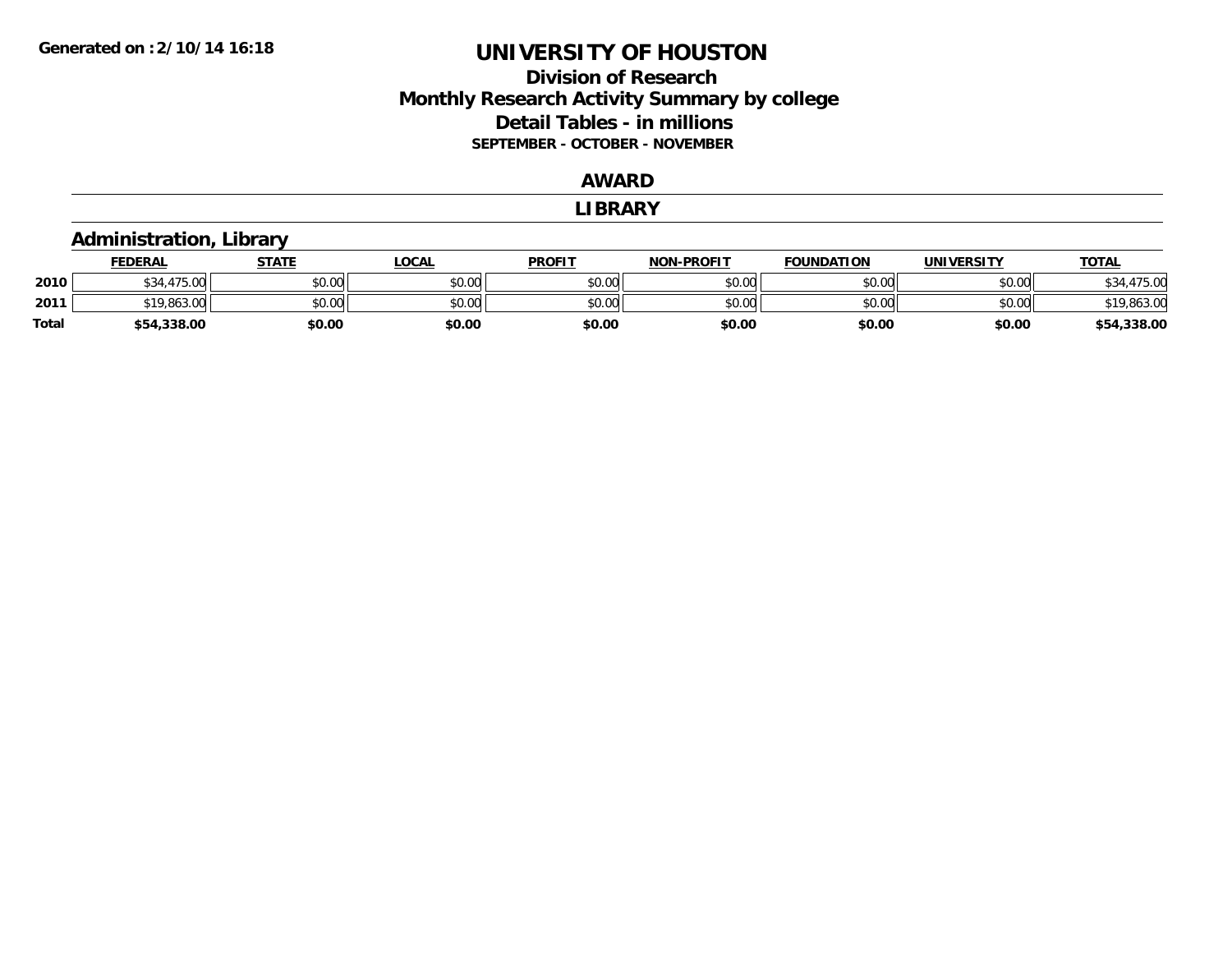**Generated on :2/10/14 16:18**

# UNIVERSITY OF HOUSTON

## Division of Research
## Monthly Research Activity Summary by college
## Detail Tables - in millions
### SEPTEMBER - OCTOBER - NOVEMBER

### AWARD

### LIBRARY

### Administration, Library

| | FEDERAL | STATE | LOCAL | PROFIT | NON-PROFIT | FOUNDATION | UNIVERSITY | TOTAL |
|---|---|---|---|---|---|---|---|---|
| 2010 | $34,475.00 | $0.00 | $0.00 | $0.00 | $0.00 | $0.00 | $0.00 | $34,475.00 |
| 2011 | $19,863.00 | $0.00 | $0.00 | $0.00 | $0.00 | $0.00 | $0.00 | $19,863.00 |
| **Total** | **$54,338.00** | **$0.00** | **$0.00** | **$0.00** | **$0.00** | **$0.00** | **$0.00** | **$54,338.00** |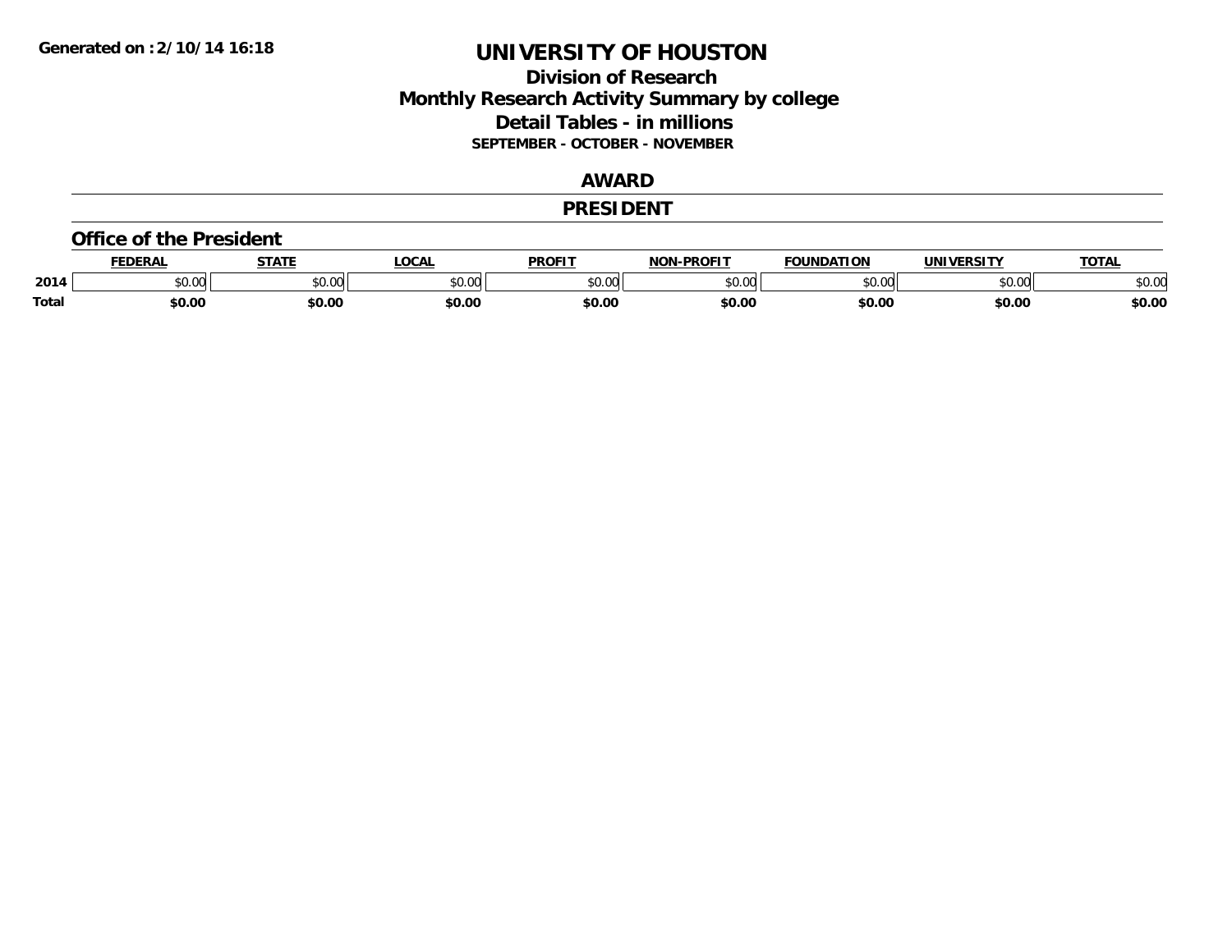**Generated on :2/10/14 16:18**

# UNIVERSITY OF HOUSTON

## Division of Research
## Monthly Research Activity Summary by college
## Detail Tables - in millions
### SEPTEMBER - OCTOBER - NOVEMBER

## AWARD

## PRESIDENT

### Office of the President

| | FEDERAL | STATE | LOCAL | PROFIT | NON-PROFIT | FOUNDATION | UNIVERSITY | TOTAL |
|---|---|---|---|---|---|---|---|---|
| 2014 | $0.00 | $0.00 | $0.00 | $0.00 | $0.00 | $0.00 | $0.00 | $0.00 |
| **Total** | **$0.00** | **$0.00** | **$0.00** | **$0.00** | **$0.00** | **$0.00** | **$0.00** | **$0.00** |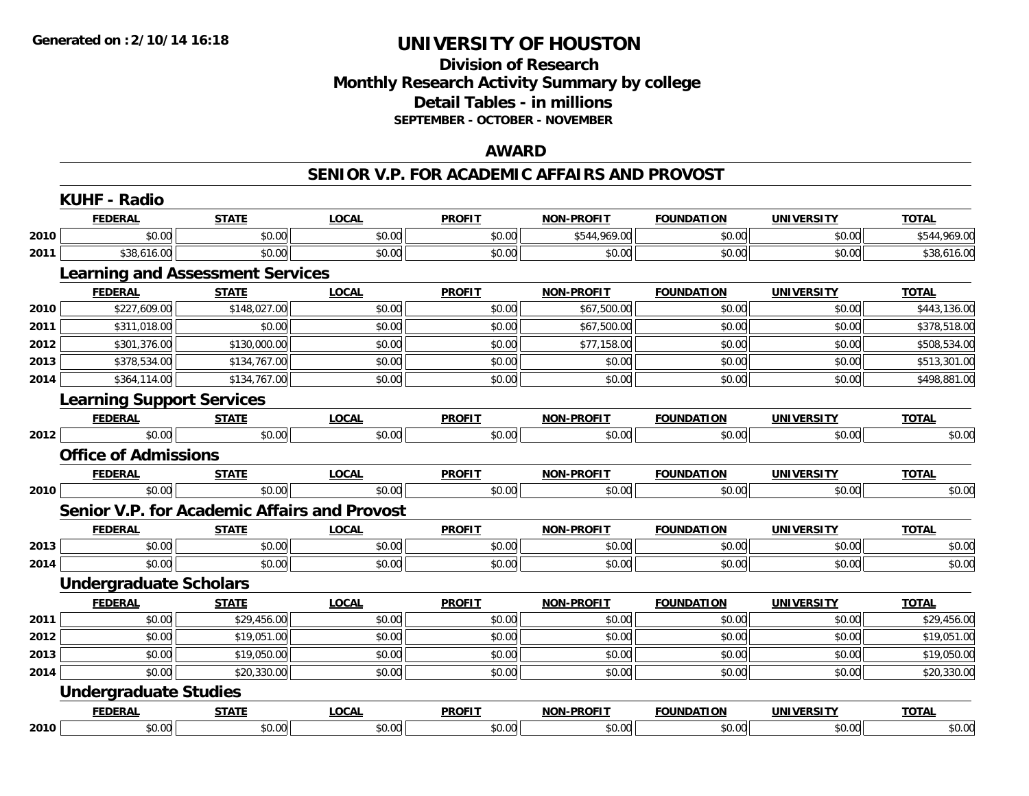**Generated on :2/10/14 16:18**

# UNIVERSITY OF HOUSTON

## Division of Research
## Monthly Research Activity Summary by college
## Detail Tables - in millions
### SEPTEMBER - OCTOBER - NOVEMBER

## AWARD

## SENIOR V.P. FOR ACADEMIC AFFAIRS AND PROVOST

### KUHF - Radio

| | FEDERAL | STATE | LOCAL | PROFIT | NON-PROFIT | FOUNDATION | UNIVERSITY | TOTAL |
|---|---|---|---|---|---|---|---|---|
| 2010 | $0.00 | $0.00 | $0.00 | $0.00 | $544,969.00 | $0.00 | $0.00 | $544,969.00 |
| 2011 | $38,616.00 | $0.00 | $0.00 | $0.00 | $0.00 | $0.00 | $0.00 | $38,616.00 |

### Learning and Assessment Services

| | FEDERAL | STATE | LOCAL | PROFIT | NON-PROFIT | FOUNDATION | UNIVERSITY | TOTAL |
|---|---|---|---|---|---|---|---|---|
| 2010 | $227,609.00 | $148,027.00 | $0.00 | $0.00 | $67,500.00 | $0.00 | $0.00 | $443,136.00 |
| 2011 | $311,018.00 | $0.00 | $0.00 | $0.00 | $67,500.00 | $0.00 | $0.00 | $378,518.00 |
| 2012 | $301,376.00 | $130,000.00 | $0.00 | $0.00 | $77,158.00 | $0.00 | $0.00 | $508,534.00 |
| 2013 | $378,534.00 | $134,767.00 | $0.00 | $0.00 | $0.00 | $0.00 | $0.00 | $513,301.00 |
| 2014 | $364,114.00 | $134,767.00 | $0.00 | $0.00 | $0.00 | $0.00 | $0.00 | $498,881.00 |

### Learning Support Services

| | FEDERAL | STATE | LOCAL | PROFIT | NON-PROFIT | FOUNDATION | UNIVERSITY | TOTAL |
|---|---|---|---|---|---|---|---|---|
| 2012 | $0.00 | $0.00 | $0.00 | $0.00 | $0.00 | $0.00 | $0.00 | $0.00 |

### Office of Admissions

| | FEDERAL | STATE | LOCAL | PROFIT | NON-PROFIT | FOUNDATION | UNIVERSITY | TOTAL |
|---|---|---|---|---|---|---|---|---|
| 2010 | $0.00 | $0.00 | $0.00 | $0.00 | $0.00 | $0.00 | $0.00 | $0.00 |

### Senior V.P. for Academic Affairs and Provost

| | FEDERAL | STATE | LOCAL | PROFIT | NON-PROFIT | FOUNDATION | UNIVERSITY | TOTAL |
|---|---|---|---|---|---|---|---|---|
| 2013 | $0.00 | $0.00 | $0.00 | $0.00 | $0.00 | $0.00 | $0.00 | $0.00 |
| 2014 | $0.00 | $0.00 | $0.00 | $0.00 | $0.00 | $0.00 | $0.00 | $0.00 |

### Undergraduate Scholars

| | FEDERAL | STATE | LOCAL | PROFIT | NON-PROFIT | FOUNDATION | UNIVERSITY | TOTAL |
|---|---|---|---|---|---|---|---|---|
| 2011 | $0.00 | $29,456.00 | $0.00 | $0.00 | $0.00 | $0.00 | $0.00 | $29,456.00 |
| 2012 | $0.00 | $19,051.00 | $0.00 | $0.00 | $0.00 | $0.00 | $0.00 | $19,051.00 |
| 2013 | $0.00 | $19,050.00 | $0.00 | $0.00 | $0.00 | $0.00 | $0.00 | $19,050.00 |
| 2014 | $0.00 | $20,330.00 | $0.00 | $0.00 | $0.00 | $0.00 | $0.00 | $20,330.00 |

### Undergraduate Studies

| | FEDERAL | STATE | LOCAL | PROFIT | NON-PROFIT | FOUNDATION | UNIVERSITY | TOTAL |
|---|---|---|---|---|---|---|---|---|
| 2010 | $0.00 | $0.00 | $0.00 | $0.00 | $0.00 | $0.00 | $0.00 | $0.00 |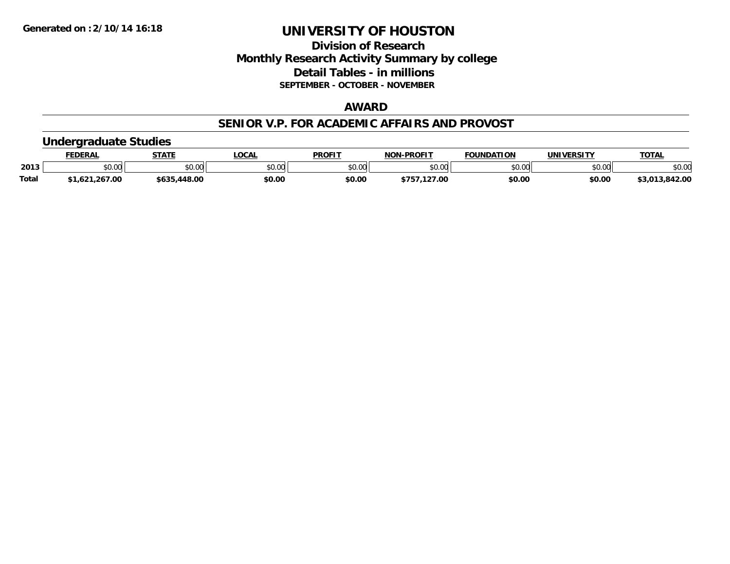Generated on :2/10/14 16:18

# UNIVERSITY OF HOUSTON

## Division of Research
## Monthly Research Activity Summary by college
## Detail Tables - in millions
### SEPTEMBER - OCTOBER - NOVEMBER

### AWARD

### SENIOR V.P. FOR ACADEMIC AFFAIRS AND PROVOST

#### Undergraduate Studies

| | FEDERAL | STATE | LOCAL | PROFIT | NON-PROFIT | FOUNDATION | UNIVERSITY | TOTAL |
|---|---|---|---|---|---|---|---|---|
| 2013 | $0.00 | $0.00 | $0.00 | $0.00 | $0.00 | $0.00 | $0.00 | $0.00 |
| **Total** | **$1,621,267.00** | **$635,448.00** | **$0.00** | **$0.00** | **$757,127.00** | **$0.00** | **$0.00** | **$3,013,842.00** |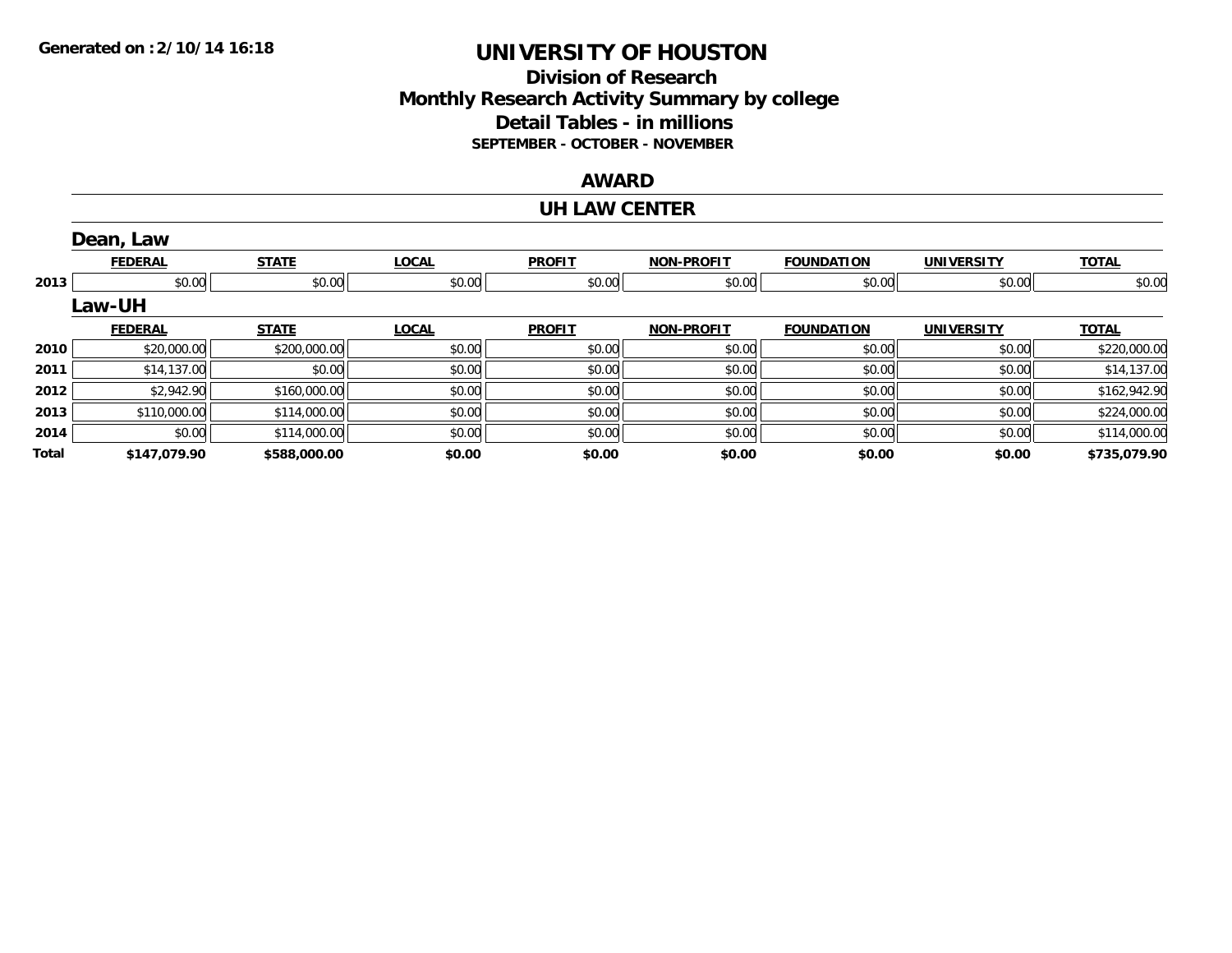Generated on :2/10/14 16:18

# UNIVERSITY OF HOUSTON

## Division of Research
## Monthly Research Activity Summary by college
## Detail Tables - in millions
### SEPTEMBER - OCTOBER - NOVEMBER

## AWARD

## UH LAW CENTER

### Dean, Law

| | FEDERAL | STATE | LOCAL | PROFIT | NON-PROFIT | FOUNDATION | UNIVERSITY | TOTAL |
|---|---|---|---|---|---|---|---|---|
| 2013 | $0.00 | $0.00 | $0.00 | $0.00 | $0.00 | $0.00 | $0.00 | $0.00 |

### Law-UH

| | FEDERAL | STATE | LOCAL | PROFIT | NON-PROFIT | FOUNDATION | UNIVERSITY | TOTAL |
|---|---|---|---|---|---|---|---|---|
| 2010 | $20,000.00 | $200,000.00 | $0.00 | $0.00 | $0.00 | $0.00 | $0.00 | $220,000.00 |
| 2011 | $14,137.00 | $0.00 | $0.00 | $0.00 | $0.00 | $0.00 | $0.00 | $14,137.00 |
| 2012 | $2,942.90 | $160,000.00 | $0.00 | $0.00 | $0.00 | $0.00 | $0.00 | $162,942.90 |
| 2013 | $110,000.00 | $114,000.00 | $0.00 | $0.00 | $0.00 | $0.00 | $0.00 | $224,000.00 |
| 2014 | $0.00 | $114,000.00 | $0.00 | $0.00 | $0.00 | $0.00 | $0.00 | $114,000.00 |
| **Total** | **$147,079.90** | **$588,000.00** | **$0.00** | **$0.00** | **$0.00** | **$0.00** | **$0.00** | **$735,079.90** |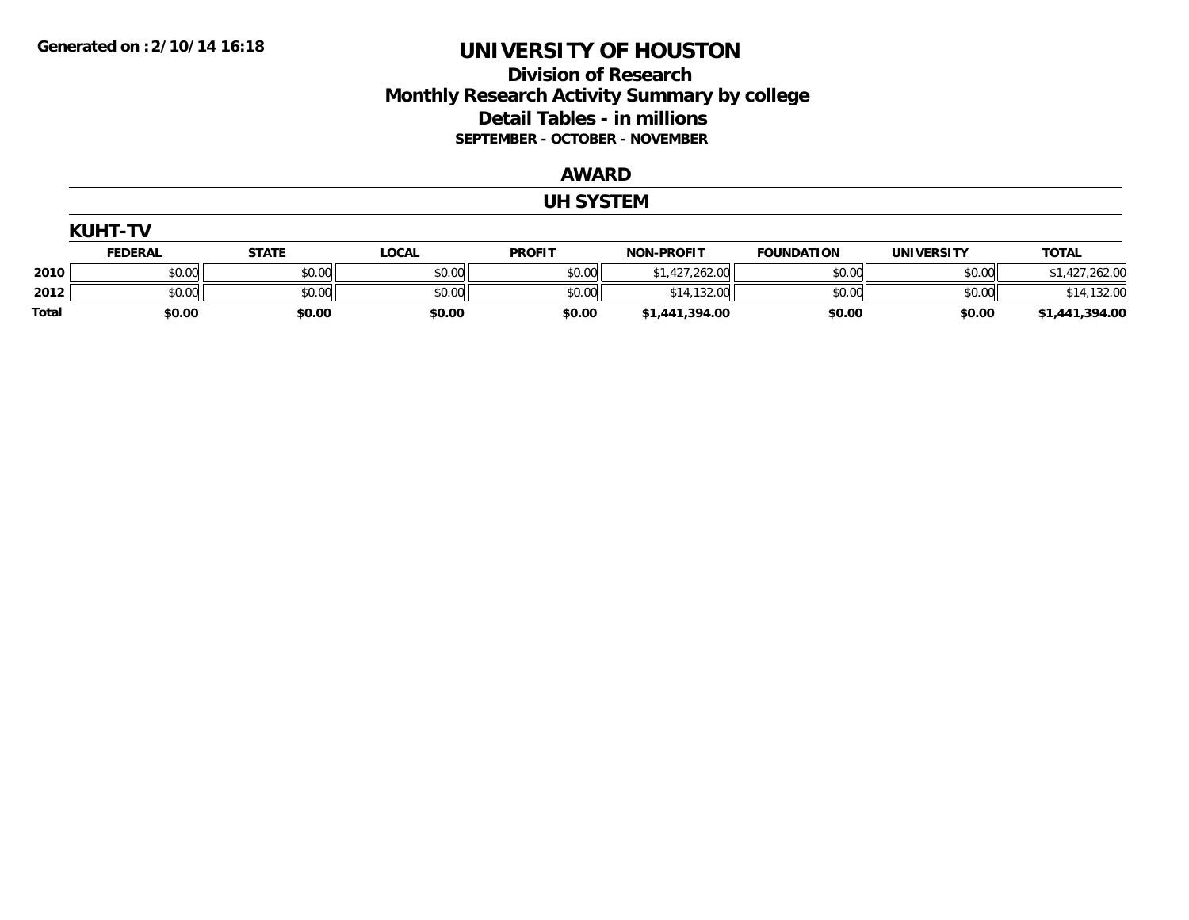Generated on :2/10/14 16:18

# UNIVERSITY OF HOUSTON

## Division of Research
## Monthly Research Activity Summary by college
## Detail Tables - in millions
### SEPTEMBER - OCTOBER - NOVEMBER

## AWARD

## UH SYSTEM

### KUHT-TV

| | FEDERAL | STATE | LOCAL | PROFIT | NON-PROFIT | FOUNDATION | UNIVERSITY | TOTAL |
|---|---|---|---|---|---|---|---|---|
| 2010 | $0.00 | $0.00 | $0.00 | $0.00 | $1,427,262.00 | $0.00 | $0.00 | $1,427,262.00 |
| 2012 | $0.00 | $0.00 | $0.00 | $0.00 | $14,132.00 | $0.00 | $0.00 | $14,132.00 |
| **Total** | **$0.00** | **$0.00** | **$0.00** | **$0.00** | **$1,441,394.00** | **$0.00** | **$0.00** | **$1,441,394.00** |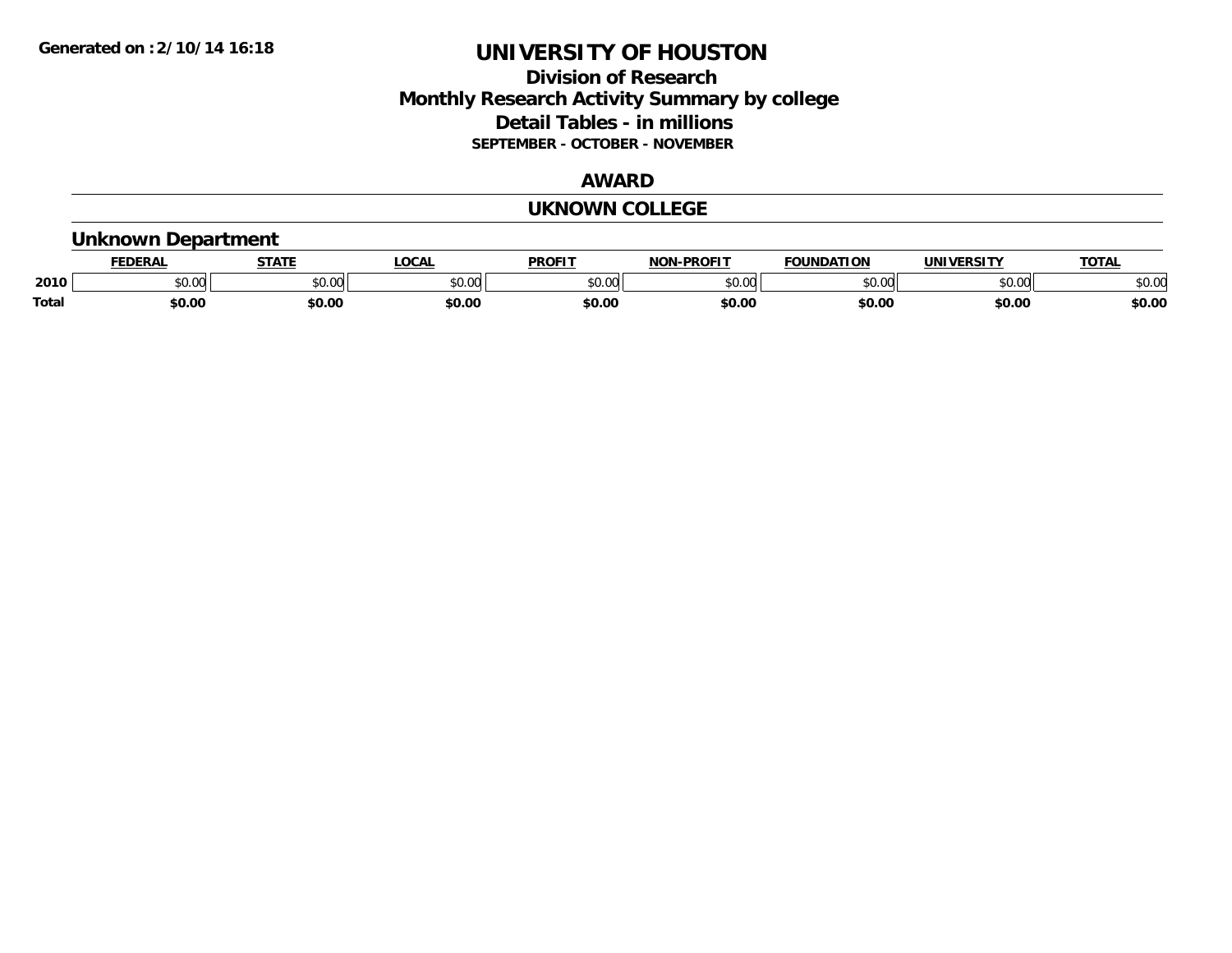Generated on :2/10/14 16:18

# UNIVERSITY OF HOUSTON

## Division of Research
## Monthly Research Activity Summary by college
## Detail Tables - in millions
### SEPTEMBER - OCTOBER - NOVEMBER

## AWARD

## UKNOWN COLLEGE

### Unknown Department

| | FEDERAL | STATE | LOCAL | PROFIT | NON-PROFIT | FOUNDATION | UNIVERSITY | TOTAL |
|---|---|---|---|---|---|---|---|---|
| 2010 | $0.00 | $0.00 | $0.00 | $0.00 | $0.00 | $0.00 | $0.00 | $0.00 |
| **Total** | **$0.00** | **$0.00** | **$0.00** | **$0.00** | **$0.00** | **$0.00** | **$0.00** | **$0.00** |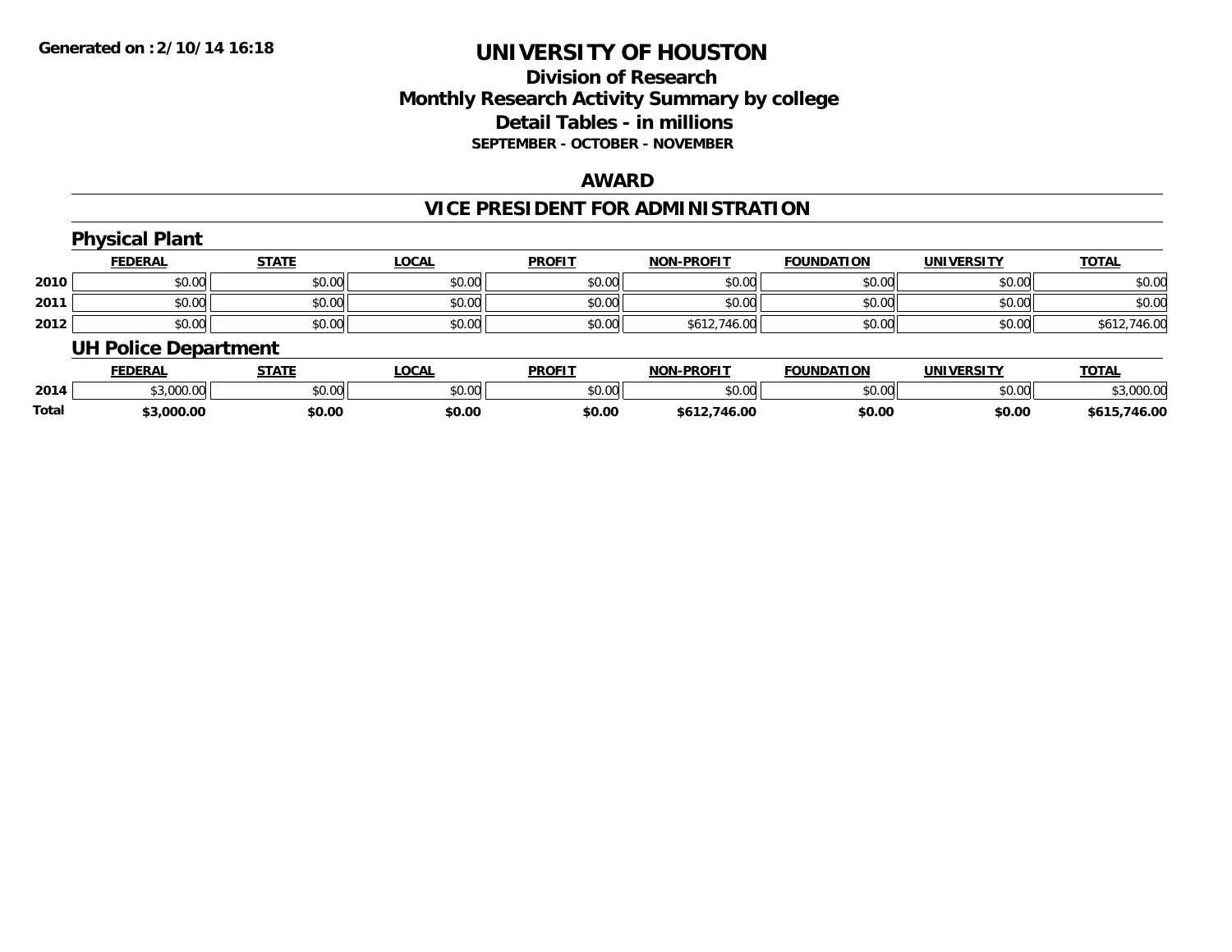# UNIVERSITY OF HOUSTON

## Division of Research
## Monthly Research Activity Summary by college
## Detail Tables - in millions
**SEPTEMBER - OCTOBER - NOVEMBER**

Generated on : 2/10/14 16:18

## AWARD

## VICE PRESIDENT FOR ADMINISTRATION

### Physical Plant

| | FEDERAL | STATE | LOCAL | PROFIT | NON-PROFIT | FOUNDATION | UNIVERSITY | TOTAL |
|---|---|---|---|---|---|---|---|---|
| 2010 | $0.00 | $0.00 | $0.00 | $0.00 | $0.00 | $0.00 | $0.00 | $0.00 |
| 2011 | $0.00 | $0.00 | $0.00 | $0.00 | $0.00 | $0.00 | $0.00 | $0.00 |
| 2012 | $0.00 | $0.00 | $0.00 | $0.00 | $612,746.00 | $0.00 | $0.00 | $612,746.00 |

### UH Police Department

| | FEDERAL | STATE | LOCAL | PROFIT | NON-PROFIT | FOUNDATION | UNIVERSITY | TOTAL |
|---|---|---|---|---|---|---|---|---|
| 2014 | $3,000.00 | $0.00 | $0.00 | $0.00 | $0.00 | $0.00 | $0.00 | $3,000.00 |
| **Total** | **$3,000.00** | **$0.00** | **$0.00** | **$0.00** | **$612,746.00** | **$0.00** | **$0.00** | **$615,746.00** |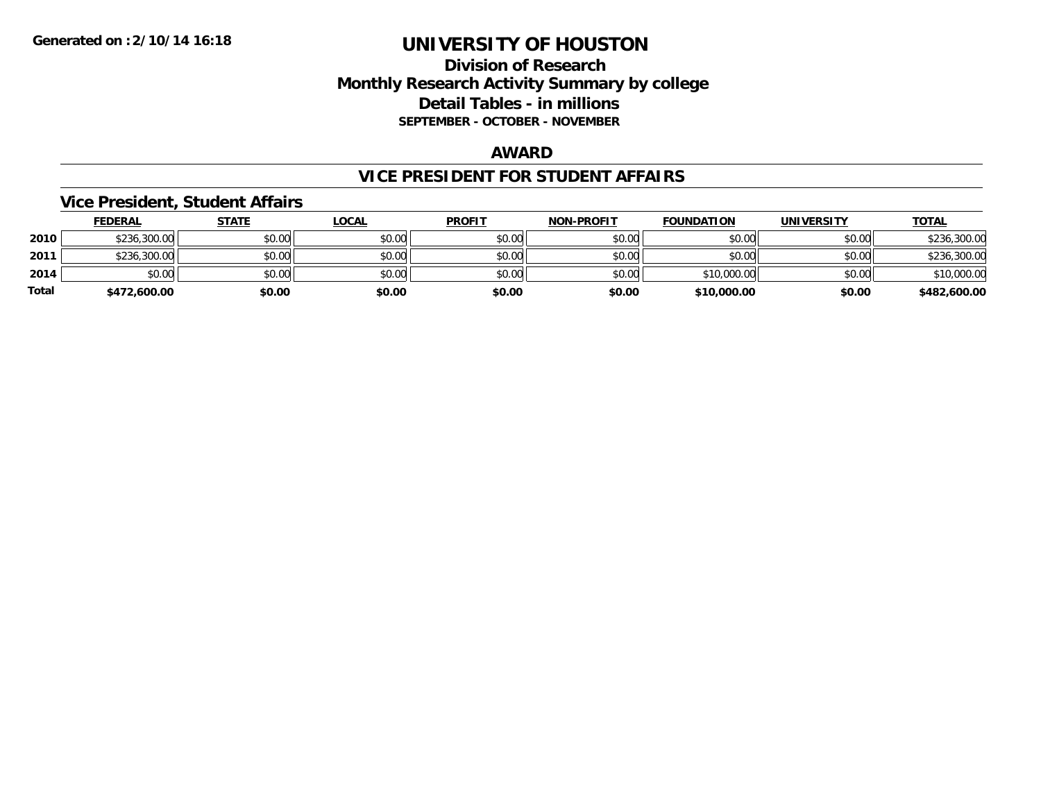Generated on :2/10/14 16:18

# UNIVERSITY OF HOUSTON

## Division of Research
## Monthly Research Activity Summary by college
## Detail Tables - in millions
### SEPTEMBER - OCTOBER - NOVEMBER

## AWARD

## VICE PRESIDENT FOR STUDENT AFFAIRS

### Vice President, Student Affairs

| | FEDERAL | STATE | LOCAL | PROFIT | NON-PROFIT | FOUNDATION | UNIVERSITY | TOTAL |
|---|---|---|---|---|---|---|---|---|
| 2010 | $236,300.00 | $0.00 | $0.00 | $0.00 | $0.00 | $0.00 | $0.00 | $236,300.00 |
| 2011 | $236,300.00 | $0.00 | $0.00 | $0.00 | $0.00 | $0.00 | $0.00 | $236,300.00 |
| 2014 | $0.00 | $0.00 | $0.00 | $0.00 | $0.00 | $10,000.00 | $0.00 | $10,000.00 |
| **Total** | **$472,600.00** | **$0.00** | **$0.00** | **$0.00** | **$0.00** | **$10,000.00** | **$0.00** | **$482,600.00** |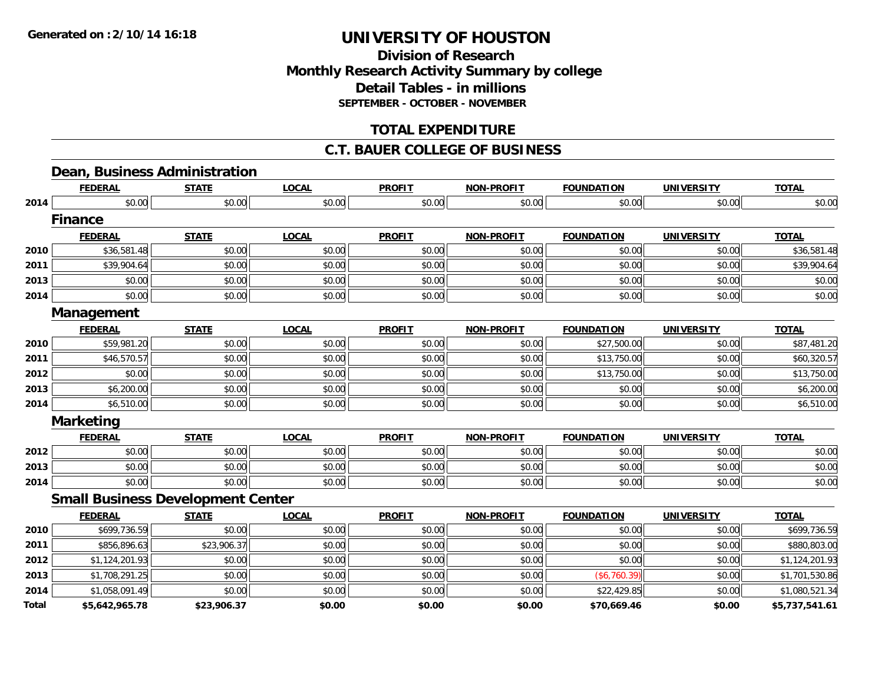Generated on :2/10/14 16:18

# UNIVERSITY OF HOUSTON

## Division of Research
## Monthly Research Activity Summary by college
## Detail Tables - in millions
### SEPTEMBER - OCTOBER - NOVEMBER

## TOTAL EXPENDITURE

## C.T. BAUER COLLEGE OF BUSINESS

### Dean, Business Administration

| | FEDERAL | STATE | LOCAL | PROFIT | NON-PROFIT | FOUNDATION | UNIVERSITY | TOTAL |
|---|---|---|---|---|---|---|---|---|
| 2014 | $0.00 | $0.00 | $0.00 | $0.00 | $0.00 | $0.00 | $0.00 | $0.00 |

### Finance

| | FEDERAL | STATE | LOCAL | PROFIT | NON-PROFIT | FOUNDATION | UNIVERSITY | TOTAL |
|---|---|---|---|---|---|---|---|---|
| 2010 | $36,581.48 | $0.00 | $0.00 | $0.00 | $0.00 | $0.00 | $0.00 | $36,581.48 |
| 2011 | $39,904.64 | $0.00 | $0.00 | $0.00 | $0.00 | $0.00 | $0.00 | $39,904.64 |
| 2013 | $0.00 | $0.00 | $0.00 | $0.00 | $0.00 | $0.00 | $0.00 | $0.00 |
| 2014 | $0.00 | $0.00 | $0.00 | $0.00 | $0.00 | $0.00 | $0.00 | $0.00 |

### Management

| | FEDERAL | STATE | LOCAL | PROFIT | NON-PROFIT | FOUNDATION | UNIVERSITY | TOTAL |
|---|---|---|---|---|---|---|---|---|
| 2010 | $59,981.20 | $0.00 | $0.00 | $0.00 | $0.00 | $27,500.00 | $0.00 | $87,481.20 |
| 2011 | $46,570.57 | $0.00 | $0.00 | $0.00 | $0.00 | $13,750.00 | $0.00 | $60,320.57 |
| 2012 | $0.00 | $0.00 | $0.00 | $0.00 | $0.00 | $13,750.00 | $0.00 | $13,750.00 |
| 2013 | $6,200.00 | $0.00 | $0.00 | $0.00 | $0.00 | $0.00 | $0.00 | $6,200.00 |
| 2014 | $6,510.00 | $0.00 | $0.00 | $0.00 | $0.00 | $0.00 | $0.00 | $6,510.00 |

### Marketing

| | FEDERAL | STATE | LOCAL | PROFIT | NON-PROFIT | FOUNDATION | UNIVERSITY | TOTAL |
|---|---|---|---|---|---|---|---|---|
| 2012 | $0.00 | $0.00 | $0.00 | $0.00 | $0.00 | $0.00 | $0.00 | $0.00 |
| 2013 | $0.00 | $0.00 | $0.00 | $0.00 | $0.00 | $0.00 | $0.00 | $0.00 |
| 2014 | $0.00 | $0.00 | $0.00 | $0.00 | $0.00 | $0.00 | $0.00 | $0.00 |

### Small Business Development Center

| | FEDERAL | STATE | LOCAL | PROFIT | NON-PROFIT | FOUNDATION | UNIVERSITY | TOTAL |
|---|---|---|---|---|---|---|---|---|
| 2010 | $699,736.59 | $0.00 | $0.00 | $0.00 | $0.00 | $0.00 | $0.00 | $699,736.59 |
| 2011 | $856,896.63 | $23,906.37 | $0.00 | $0.00 | $0.00 | $0.00 | $0.00 | $880,803.00 |
| 2012 | $1,124,201.93 | $0.00 | $0.00 | $0.00 | $0.00 | $0.00 | $0.00 | $1,124,201.93 |
| 2013 | $1,708,291.25 | $0.00 | $0.00 | $0.00 | $0.00 | ($6,760.39) | $0.00 | $1,701,530.86 |
| 2014 | $1,058,091.49 | $0.00 | $0.00 | $0.00 | $0.00 | $22,429.85 | $0.00 | $1,080,521.34 |
| **Total** | **$5,642,965.78** | **$23,906.37** | **$0.00** | **$0.00** | **$0.00** | **$70,669.46** | **$0.00** | **$5,737,541.61** |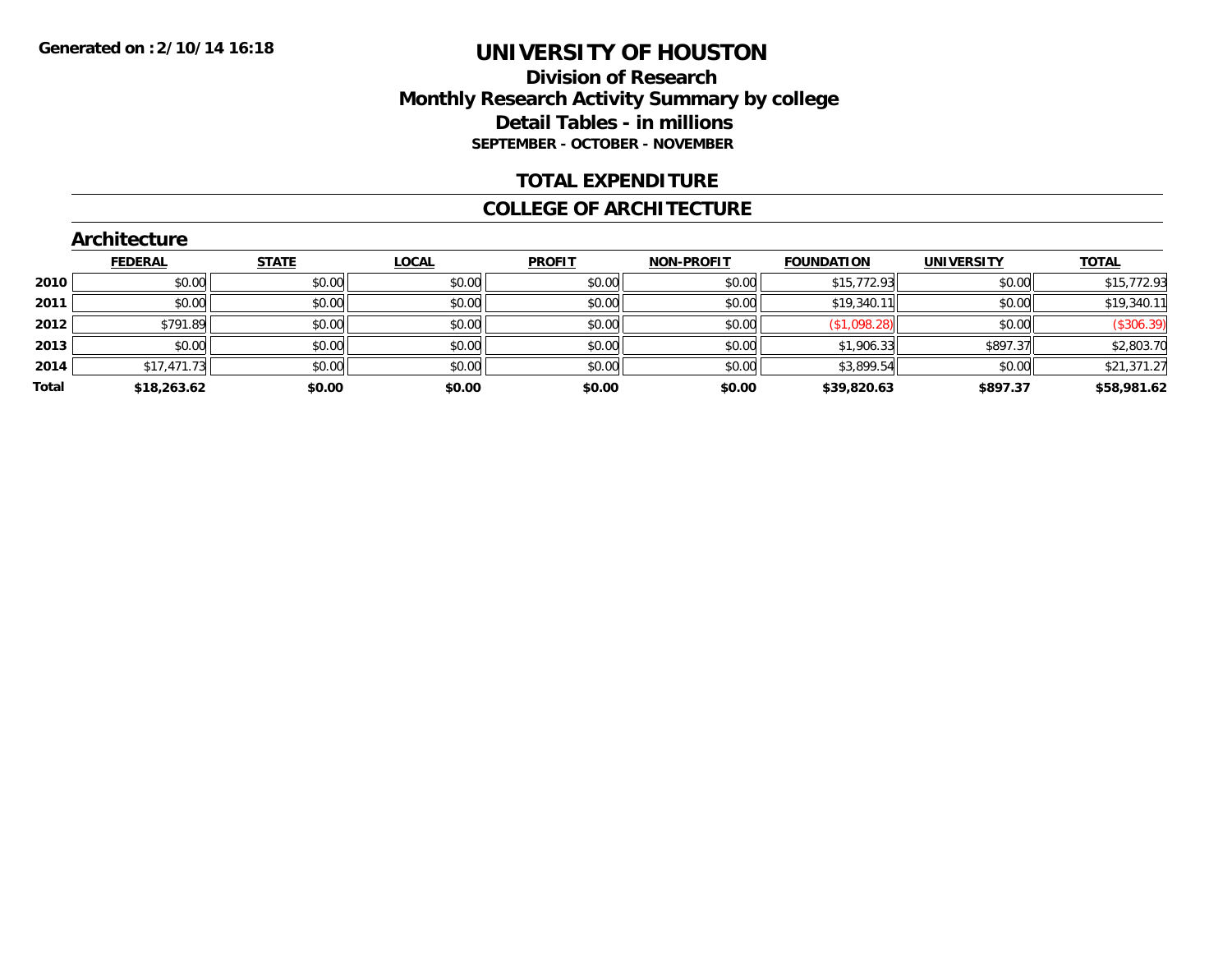Generated on :2/10/14 16:18

# UNIVERSITY OF HOUSTON

## Division of Research
## Monthly Research Activity Summary by college
## Detail Tables - in millions
### SEPTEMBER - OCTOBER - NOVEMBER

## TOTAL EXPENDITURE

## COLLEGE OF ARCHITECTURE

### Architecture

| | FEDERAL | STATE | LOCAL | PROFIT | NON-PROFIT | FOUNDATION | UNIVERSITY | TOTAL |
|---|---|---|---|---|---|---|---|---|
| 2010 | $0.00 | $0.00 | $0.00 | $0.00 | $0.00 | $15,772.93 | $0.00 | $15,772.93 |
| 2011 | $0.00 | $0.00 | $0.00 | $0.00 | $0.00 | $19,340.11 | $0.00 | $19,340.11 |
| 2012 | $791.89 | $0.00 | $0.00 | $0.00 | $0.00 | ($1,098.28) | $0.00 | ($306.39) |
| 2013 | $0.00 | $0.00 | $0.00 | $0.00 | $0.00 | $1,906.33 | $897.37 | $2,803.70 |
| 2014 | $17,471.73 | $0.00 | $0.00 | $0.00 | $0.00 | $3,899.54 | $0.00 | $21,371.27 |
| **Total** | **$18,263.62** | **$0.00** | **$0.00** | **$0.00** | **$0.00** | **$39,820.63** | **$897.37** | **$58,981.62** |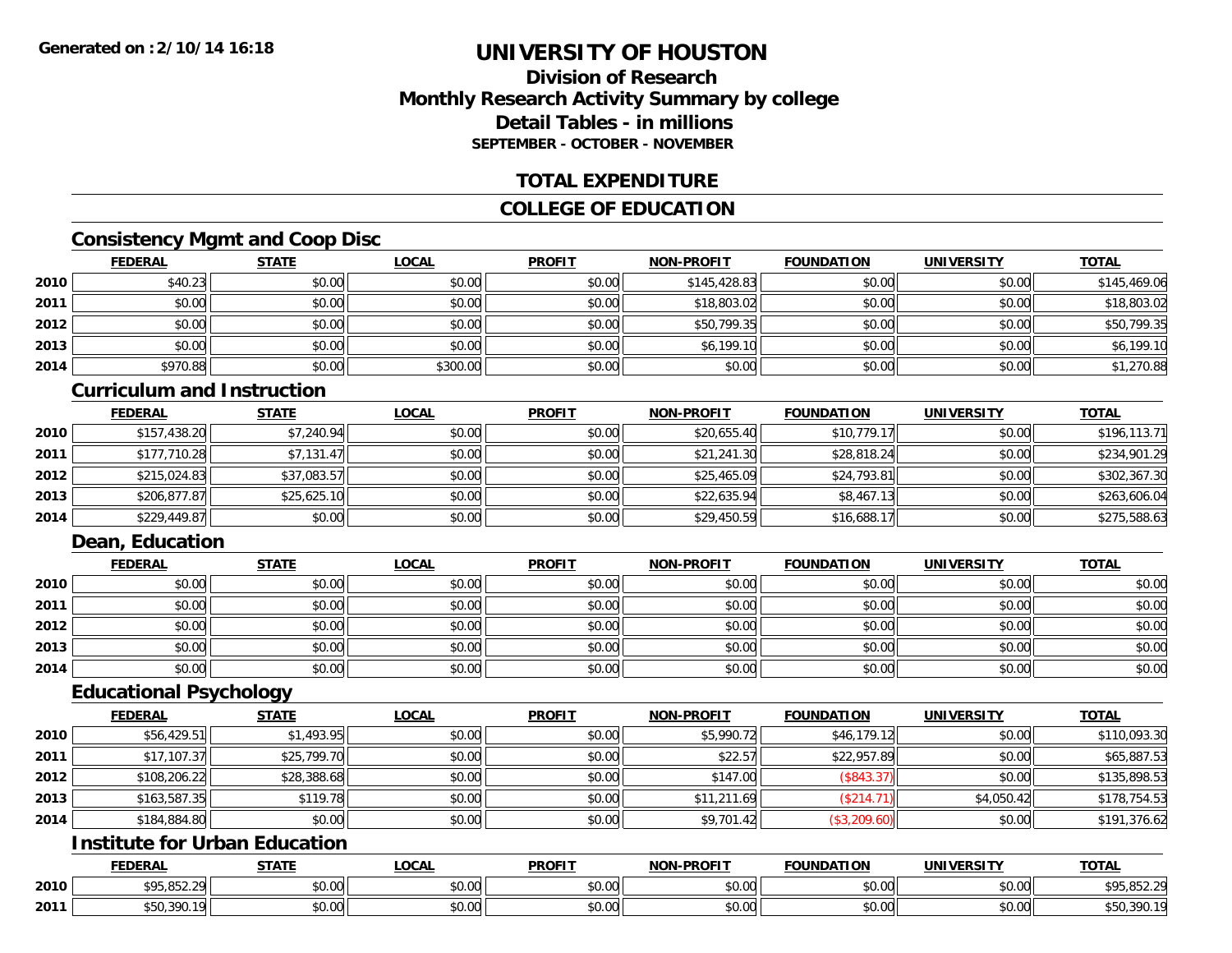**Generated on :2/10/14 16:18**

# UNIVERSITY OF HOUSTON

## Division of Research
## Monthly Research Activity Summary by college
## Detail Tables - in millions
### SEPTEMBER - OCTOBER - NOVEMBER

## TOTAL EXPENDITURE

## COLLEGE OF EDUCATION

### Consistency Mgmt and Coop Disc

| | FEDERAL | STATE | LOCAL | PROFIT | NON-PROFIT | FOUNDATION | UNIVERSITY | TOTAL |
|---|---|---|---|---|---|---|---|---|
| 2010 | $40.23 | $0.00 | $0.00 | $0.00 | $145,428.83 | $0.00 | $0.00 | $145,469.06 |
| 2011 | $0.00 | $0.00 | $0.00 | $0.00 | $18,803.02 | $0.00 | $0.00 | $18,803.02 |
| 2012 | $0.00 | $0.00 | $0.00 | $0.00 | $50,799.35 | $0.00 | $0.00 | $50,799.35 |
| 2013 | $0.00 | $0.00 | $0.00 | $0.00 | $6,199.10 | $0.00 | $0.00 | $6,199.10 |
| 2014 | $970.88 | $0.00 | $300.00 | $0.00 | $0.00 | $0.00 | $0.00 | $1,270.88 |

### Curriculum and Instruction

| | FEDERAL | STATE | LOCAL | PROFIT | NON-PROFIT | FOUNDATION | UNIVERSITY | TOTAL |
|---|---|---|---|---|---|---|---|---|
| 2010 | $157,438.20 | $7,240.94 | $0.00 | $0.00 | $20,655.40 | $10,779.17 | $0.00 | $196,113.71 |
| 2011 | $177,710.28 | $7,131.47 | $0.00 | $0.00 | $21,241.30 | $28,818.24 | $0.00 | $234,901.29 |
| 2012 | $215,024.83 | $37,083.57 | $0.00 | $0.00 | $25,465.09 | $24,793.81 | $0.00 | $302,367.30 |
| 2013 | $206,877.87 | $25,625.10 | $0.00 | $0.00 | $22,635.94 | $8,467.13 | $0.00 | $263,606.04 |
| 2014 | $229,449.87 | $0.00 | $0.00 | $0.00 | $29,450.59 | $16,688.17 | $0.00 | $275,588.63 |

### Dean, Education

| | FEDERAL | STATE | LOCAL | PROFIT | NON-PROFIT | FOUNDATION | UNIVERSITY | TOTAL |
|---|---|---|---|---|---|---|---|---|
| 2010 | $0.00 | $0.00 | $0.00 | $0.00 | $0.00 | $0.00 | $0.00 | $0.00 |
| 2011 | $0.00 | $0.00 | $0.00 | $0.00 | $0.00 | $0.00 | $0.00 | $0.00 |
| 2012 | $0.00 | $0.00 | $0.00 | $0.00 | $0.00 | $0.00 | $0.00 | $0.00 |
| 2013 | $0.00 | $0.00 | $0.00 | $0.00 | $0.00 | $0.00 | $0.00 | $0.00 |
| 2014 | $0.00 | $0.00 | $0.00 | $0.00 | $0.00 | $0.00 | $0.00 | $0.00 |

### Educational Psychology

| | FEDERAL | STATE | LOCAL | PROFIT | NON-PROFIT | FOUNDATION | UNIVERSITY | TOTAL |
|---|---|---|---|---|---|---|---|---|
| 2010 | $56,429.51 | $1,493.95 | $0.00 | $0.00 | $5,990.72 | $46,179.12 | $0.00 | $110,093.30 |
| 2011 | $17,107.37 | $25,799.70 | $0.00 | $0.00 | $22.57 | $22,957.89 | $0.00 | $65,887.53 |
| 2012 | $108,206.22 | $28,388.68 | $0.00 | $0.00 | $147.00 | ($843.37) | $0.00 | $135,898.53 |
| 2013 | $163,587.35 | $119.78 | $0.00 | $0.00 | $11,211.69 | ($214.71) | $4,050.42 | $178,754.53 |
| 2014 | $184,884.80 | $0.00 | $0.00 | $0.00 | $9,701.42 | ($3,209.60) | $0.00 | $191,376.62 |

### Institute for Urban Education

| | FEDERAL | STATE | LOCAL | PROFIT | NON-PROFIT | FOUNDATION | UNIVERSITY | TOTAL |
|---|---|---|---|---|---|---|---|---|
| 2010 | $95,852.29 | $0.00 | $0.00 | $0.00 | $0.00 | $0.00 | $0.00 | $95,852.29 |
| 2011 | $50,390.19 | $0.00 | $0.00 | $0.00 | $0.00 | $0.00 | $0.00 | $50,390.19 |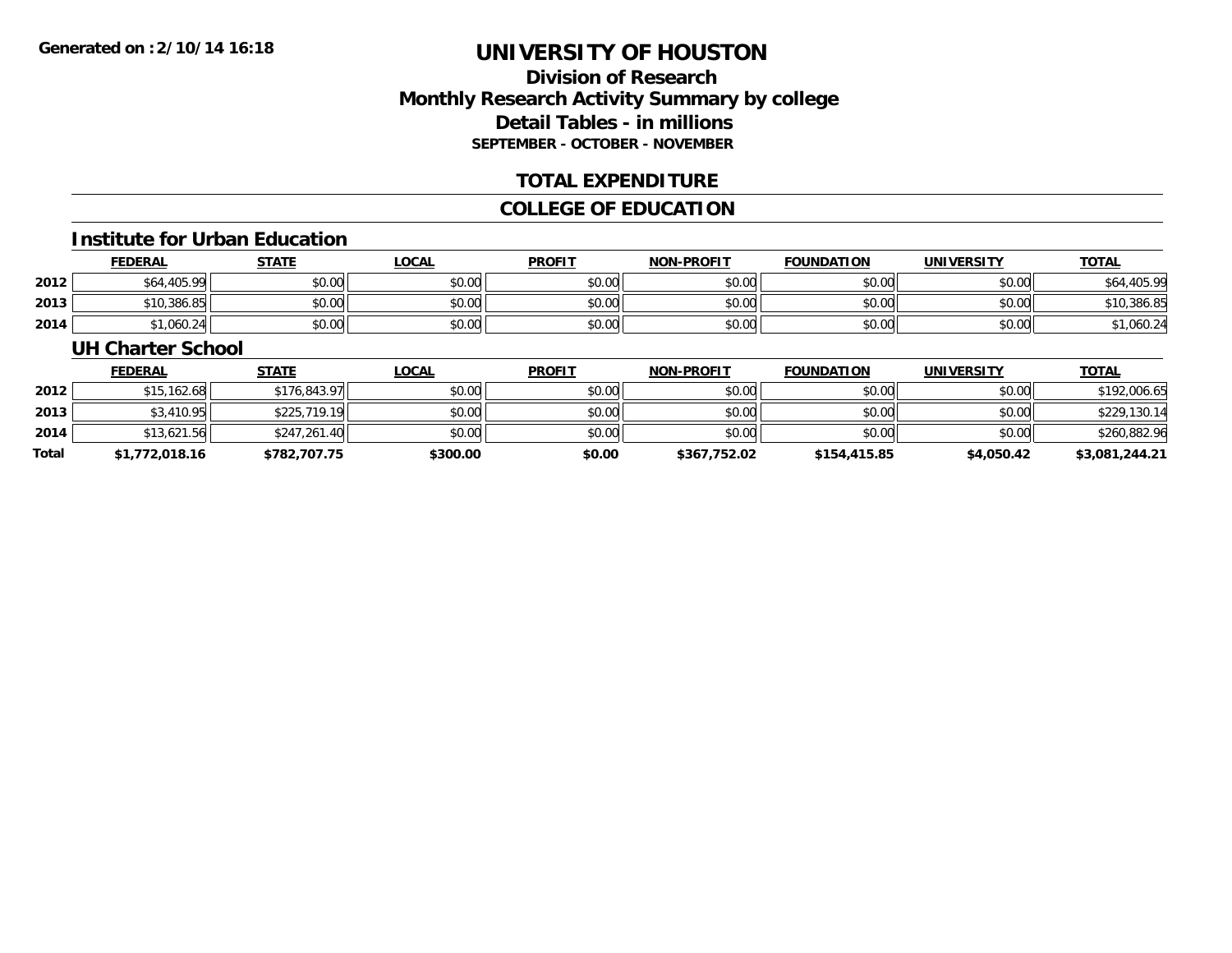# UNIVERSITY OF HOUSTON

## Division of Research
## Monthly Research Activity Summary by college
## Detail Tables - in millions
### SEPTEMBER - OCTOBER - NOVEMBER

## TOTAL EXPENDITURE

## COLLEGE OF EDUCATION

### Institute for Urban Education

| | FEDERAL | STATE | LOCAL | PROFIT | NON-PROFIT | FOUNDATION | UNIVERSITY | TOTAL |
|---|---|---|---|---|---|---|---|---|
| 2012 | $64,405.99 | $0.00 | $0.00 | $0.00 | $0.00 | $0.00 | $0.00 | $64,405.99 |
| 2013 | $10,386.85 | $0.00 | $0.00 | $0.00 | $0.00 | $0.00 | $0.00 | $10,386.85 |
| 2014 | $1,060.24 | $0.00 | $0.00 | $0.00 | $0.00 | $0.00 | $0.00 | $1,060.24 |

### UH Charter School

| | FEDERAL | STATE | LOCAL | PROFIT | NON-PROFIT | FOUNDATION | UNIVERSITY | TOTAL |
|---|---|---|---|---|---|---|---|---|
| 2012 | $15,162.68 | $176,843.97 | $0.00 | $0.00 | $0.00 | $0.00 | $0.00 | $192,006.65 |
| 2013 | $3,410.95 | $225,719.19 | $0.00 | $0.00 | $0.00 | $0.00 | $0.00 | $229,130.14 |
| 2014 | $13,621.56 | $247,261.40 | $0.00 | $0.00 | $0.00 | $0.00 | $0.00 | $260,882.96 |
| **Total** | **$1,772,018.16** | **$782,707.75** | **$300.00** | **$0.00** | **$367,752.02** | **$154,415.85** | **$4,050.42** | **$3,081,244.21** |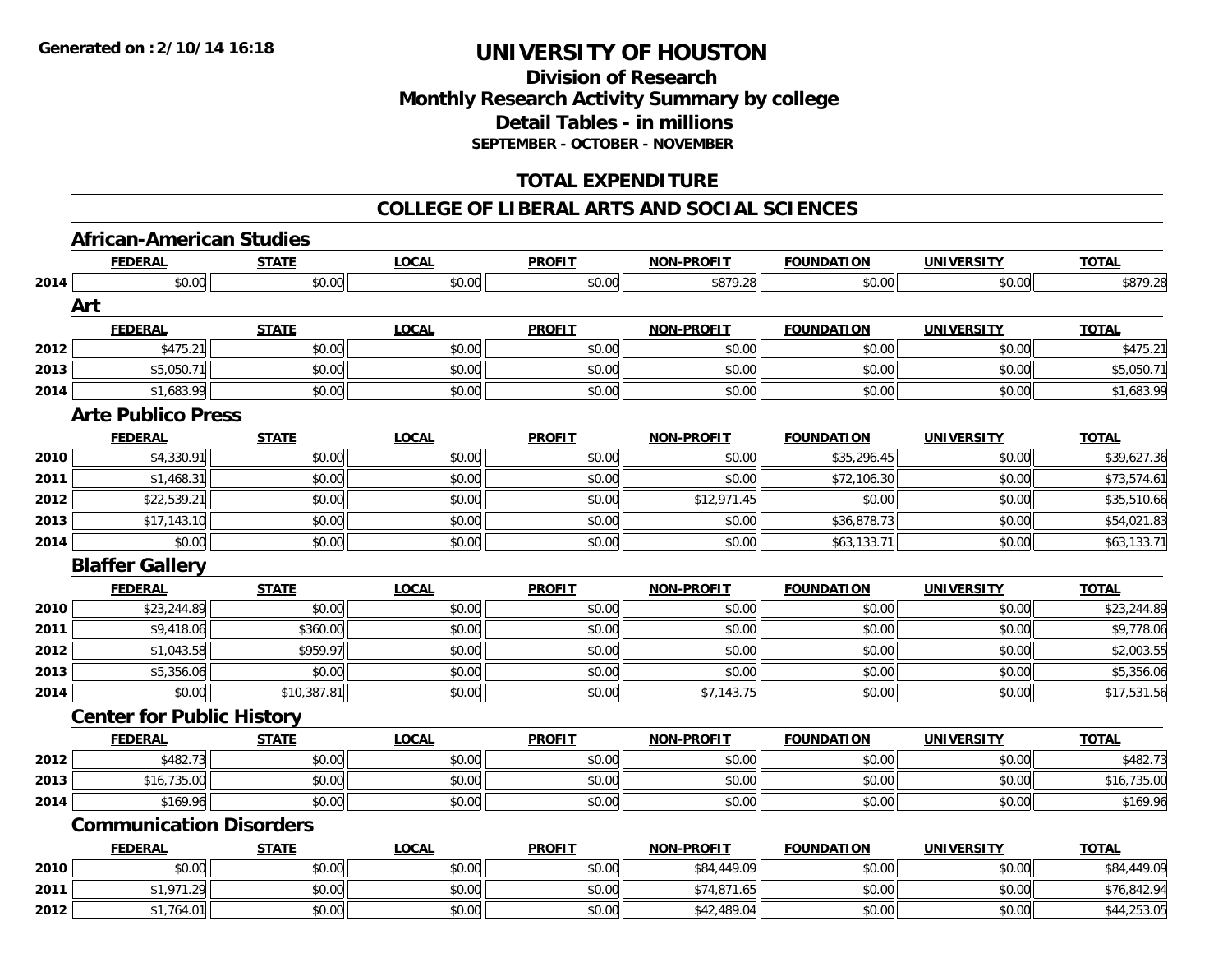Generated on :2/10/14 16:18

# UNIVERSITY OF HOUSTON

## Division of Research
## Monthly Research Activity Summary by college
## Detail Tables - in millions
### SEPTEMBER - OCTOBER - NOVEMBER

## TOTAL EXPENDITURE

## COLLEGE OF LIBERAL ARTS AND SOCIAL SCIENCES

### African-American Studies

| | FEDERAL | STATE | LOCAL | PROFIT | NON-PROFIT | FOUNDATION | UNIVERSITY | TOTAL |
|---|---|---|---|---|---|---|---|---|
| 2014 | $0.00 | $0.00 | $0.00 | $0.00 | $879.28 | $0.00 | $0.00 | $879.28 |

### Art

| | FEDERAL | STATE | LOCAL | PROFIT | NON-PROFIT | FOUNDATION | UNIVERSITY | TOTAL |
|---|---|---|---|---|---|---|---|---|
| 2012 | $475.21 | $0.00 | $0.00 | $0.00 | $0.00 | $0.00 | $0.00 | $475.21 |
| 2013 | $5,050.71 | $0.00 | $0.00 | $0.00 | $0.00 | $0.00 | $0.00 | $5,050.71 |
| 2014 | $1,683.99 | $0.00 | $0.00 | $0.00 | $0.00 | $0.00 | $0.00 | $1,683.99 |

### Arte Publico Press

| | FEDERAL | STATE | LOCAL | PROFIT | NON-PROFIT | FOUNDATION | UNIVERSITY | TOTAL |
|---|---|---|---|---|---|---|---|---|
| 2010 | $4,330.91 | $0.00 | $0.00 | $0.00 | $0.00 | $35,296.45 | $0.00 | $39,627.36 |
| 2011 | $1,468.31 | $0.00 | $0.00 | $0.00 | $0.00 | $72,106.30 | $0.00 | $73,574.61 |
| 2012 | $22,539.21 | $0.00 | $0.00 | $0.00 | $12,971.45 | $0.00 | $0.00 | $35,510.66 |
| 2013 | $17,143.10 | $0.00 | $0.00 | $0.00 | $0.00 | $36,878.73 | $0.00 | $54,021.83 |
| 2014 | $0.00 | $0.00 | $0.00 | $0.00 | $0.00 | $63,133.71 | $0.00 | $63,133.71 |

### Blaffer Gallery

| | FEDERAL | STATE | LOCAL | PROFIT | NON-PROFIT | FOUNDATION | UNIVERSITY | TOTAL |
|---|---|---|---|---|---|---|---|---|
| 2010 | $23,244.89 | $0.00 | $0.00 | $0.00 | $0.00 | $0.00 | $0.00 | $23,244.89 |
| 2011 | $9,418.06 | $360.00 | $0.00 | $0.00 | $0.00 | $0.00 | $0.00 | $9,778.06 |
| 2012 | $1,043.58 | $959.97 | $0.00 | $0.00 | $0.00 | $0.00 | $0.00 | $2,003.55 |
| 2013 | $5,356.06 | $0.00 | $0.00 | $0.00 | $0.00 | $0.00 | $0.00 | $5,356.06 |
| 2014 | $0.00 | $10,387.81 | $0.00 | $0.00 | $7,143.75 | $0.00 | $0.00 | $17,531.56 |

### Center for Public History

| | FEDERAL | STATE | LOCAL | PROFIT | NON-PROFIT | FOUNDATION | UNIVERSITY | TOTAL |
|---|---|---|---|---|---|---|---|---|
| 2012 | $482.73 | $0.00 | $0.00 | $0.00 | $0.00 | $0.00 | $0.00 | $482.73 |
| 2013 | $16,735.00 | $0.00 | $0.00 | $0.00 | $0.00 | $0.00 | $0.00 | $16,735.00 |
| 2014 | $169.96 | $0.00 | $0.00 | $0.00 | $0.00 | $0.00 | $0.00 | $169.96 |

### Communication Disorders

| | FEDERAL | STATE | LOCAL | PROFIT | NON-PROFIT | FOUNDATION | UNIVERSITY | TOTAL |
|---|---|---|---|---|---|---|---|---|
| 2010 | $0.00 | $0.00 | $0.00 | $0.00 | $84,449.09 | $0.00 | $0.00 | $84,449.09 |
| 2011 | $1,971.29 | $0.00 | $0.00 | $0.00 | $74,871.65 | $0.00 | $0.00 | $76,842.94 |
| 2012 | $1,764.01 | $0.00 | $0.00 | $0.00 | $42,489.04 | $0.00 | $0.00 | $44,253.05 |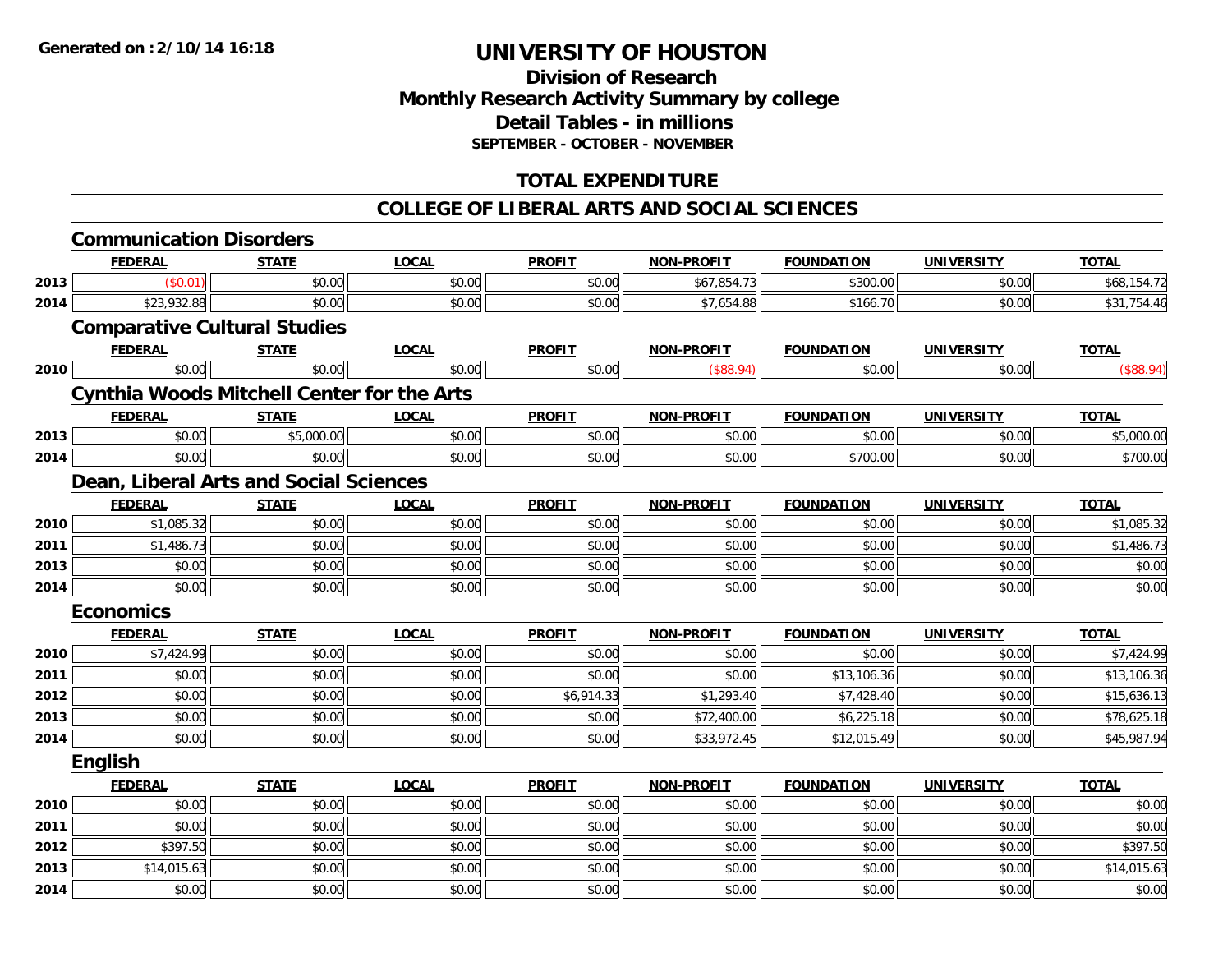Generated on :2/10/14 16:18

# UNIVERSITY OF HOUSTON

## Division of Research
## Monthly Research Activity Summary by college
## Detail Tables - in millions
### SEPTEMBER - OCTOBER - NOVEMBER

## TOTAL EXPENDITURE

## COLLEGE OF LIBERAL ARTS AND SOCIAL SCIENCES

### Communication Disorders

| | FEDERAL | STATE | LOCAL | PROFIT | NON-PROFIT | FOUNDATION | UNIVERSITY | TOTAL |
|---|---|---|---|---|---|---|---|---|
| 2013 | ($0.01) | $0.00 | $0.00 | $0.00 | $67,854.73 | $300.00 | $0.00 | $68,154.72 |
| 2014 | $23,932.88 | $0.00 | $0.00 | $0.00 | $7,654.88 | $166.70 | $0.00 | $31,754.46 |

### Comparative Cultural Studies

| | FEDERAL | STATE | LOCAL | PROFIT | NON-PROFIT | FOUNDATION | UNIVERSITY | TOTAL |
|---|---|---|---|---|---|---|---|---|
| 2010 | $0.00 | $0.00 | $0.00 | $0.00 | ($88.94) | $0.00 | $0.00 | ($88.94) |

### Cynthia Woods Mitchell Center for the Arts

| | FEDERAL | STATE | LOCAL | PROFIT | NON-PROFIT | FOUNDATION | UNIVERSITY | TOTAL |
|---|---|---|---|---|---|---|---|---|
| 2013 | $0.00 | $5,000.00 | $0.00 | $0.00 | $0.00 | $0.00 | $0.00 | $5,000.00 |
| 2014 | $0.00 | $0.00 | $0.00 | $0.00 | $0.00 | $700.00 | $0.00 | $700.00 |

### Dean, Liberal Arts and Social Sciences

| | FEDERAL | STATE | LOCAL | PROFIT | NON-PROFIT | FOUNDATION | UNIVERSITY | TOTAL |
|---|---|---|---|---|---|---|---|---|
| 2010 | $1,085.32 | $0.00 | $0.00 | $0.00 | $0.00 | $0.00 | $0.00 | $1,085.32 |
| 2011 | $1,486.73 | $0.00 | $0.00 | $0.00 | $0.00 | $0.00 | $0.00 | $1,486.73 |
| 2013 | $0.00 | $0.00 | $0.00 | $0.00 | $0.00 | $0.00 | $0.00 | $0.00 |
| 2014 | $0.00 | $0.00 | $0.00 | $0.00 | $0.00 | $0.00 | $0.00 | $0.00 |

### Economics

| | FEDERAL | STATE | LOCAL | PROFIT | NON-PROFIT | FOUNDATION | UNIVERSITY | TOTAL |
|---|---|---|---|---|---|---|---|---|
| 2010 | $7,424.99 | $0.00 | $0.00 | $0.00 | $0.00 | $0.00 | $0.00 | $7,424.99 |
| 2011 | $0.00 | $0.00 | $0.00 | $0.00 | $0.00 | $13,106.36 | $0.00 | $13,106.36 |
| 2012 | $0.00 | $0.00 | $0.00 | $6,914.33 | $1,293.40 | $7,428.40 | $0.00 | $15,636.13 |
| 2013 | $0.00 | $0.00 | $0.00 | $0.00 | $72,400.00 | $6,225.18 | $0.00 | $78,625.18 |
| 2014 | $0.00 | $0.00 | $0.00 | $0.00 | $33,972.45 | $12,015.49 | $0.00 | $45,987.94 |

### English

| | FEDERAL | STATE | LOCAL | PROFIT | NON-PROFIT | FOUNDATION | UNIVERSITY | TOTAL |
|---|---|---|---|---|---|---|---|---|
| 2010 | $0.00 | $0.00 | $0.00 | $0.00 | $0.00 | $0.00 | $0.00 | $0.00 |
| 2011 | $0.00 | $0.00 | $0.00 | $0.00 | $0.00 | $0.00 | $0.00 | $0.00 |
| 2012 | $397.50 | $0.00 | $0.00 | $0.00 | $0.00 | $0.00 | $0.00 | $397.50 |
| 2013 | $14,015.63 | $0.00 | $0.00 | $0.00 | $0.00 | $0.00 | $0.00 | $14,015.63 |
| 2014 | $0.00 | $0.00 | $0.00 | $0.00 | $0.00 | $0.00 | $0.00 | $0.00 |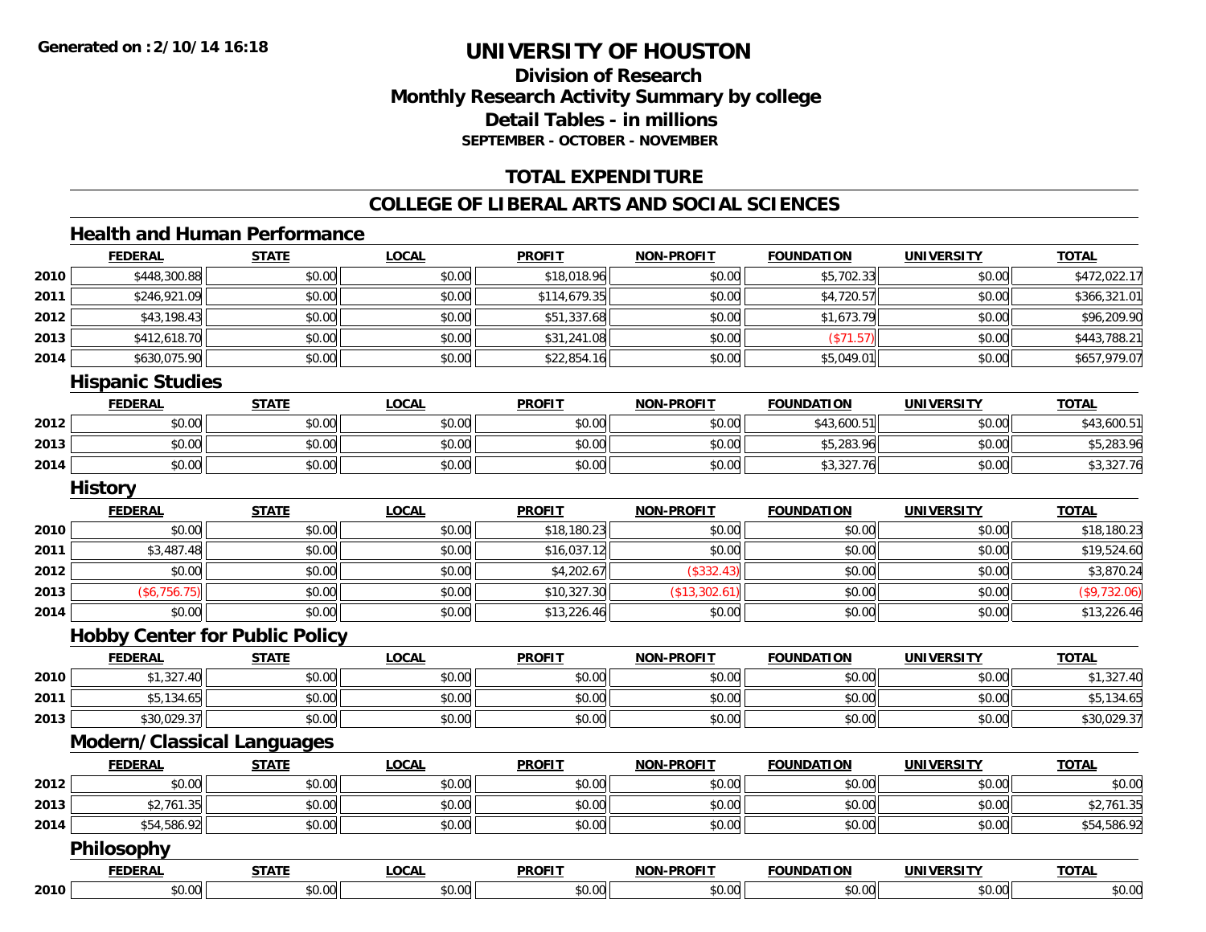**Generated on :2/10/14 16:18**

# UNIVERSITY OF HOUSTON

## Division of Research
## Monthly Research Activity Summary by college
## Detail Tables - in millions
### SEPTEMBER - OCTOBER - NOVEMBER

## TOTAL EXPENDITURE

## COLLEGE OF LIBERAL ARTS AND SOCIAL SCIENCES

### Health and Human Performance

| | FEDERAL | STATE | LOCAL | PROFIT | NON-PROFIT | FOUNDATION | UNIVERSITY | TOTAL |
|---|---|---|---|---|---|---|---|---|
| 2010 | $448,300.88 | $0.00 | $0.00 | $18,018.96 | $0.00 | $5,702.33 | $0.00 | $472,022.17 |
| 2011 | $246,921.09 | $0.00 | $0.00 | $114,679.35 | $0.00 | $4,720.57 | $0.00 | $366,321.01 |
| 2012 | $43,198.43 | $0.00 | $0.00 | $51,337.68 | $0.00 | $1,673.79 | $0.00 | $96,209.90 |
| 2013 | $412,618.70 | $0.00 | $0.00 | $31,241.08 | $0.00 | ($71.57) | $0.00 | $443,788.21 |
| 2014 | $630,075.90 | $0.00 | $0.00 | $22,854.16 | $0.00 | $5,049.01 | $0.00 | $657,979.07 |

### Hispanic Studies

| | FEDERAL | STATE | LOCAL | PROFIT | NON-PROFIT | FOUNDATION | UNIVERSITY | TOTAL |
|---|---|---|---|---|---|---|---|---|
| 2012 | $0.00 | $0.00 | $0.00 | $0.00 | $0.00 | $43,600.51 | $0.00 | $43,600.51 |
| 2013 | $0.00 | $0.00 | $0.00 | $0.00 | $0.00 | $5,283.96 | $0.00 | $5,283.96 |
| 2014 | $0.00 | $0.00 | $0.00 | $0.00 | $0.00 | $3,327.76 | $0.00 | $3,327.76 |

### History

| | FEDERAL | STATE | LOCAL | PROFIT | NON-PROFIT | FOUNDATION | UNIVERSITY | TOTAL |
|---|---|---|---|---|---|---|---|---|
| 2010 | $0.00 | $0.00 | $0.00 | $18,180.23 | $0.00 | $0.00 | $0.00 | $18,180.23 |
| 2011 | $3,487.48 | $0.00 | $0.00 | $16,037.12 | $0.00 | $0.00 | $0.00 | $19,524.60 |
| 2012 | $0.00 | $0.00 | $0.00 | $4,202.67 | ($332.43) | $0.00 | $0.00 | $3,870.24 |
| 2013 | ($6,756.75) | $0.00 | $0.00 | $10,327.30 | ($13,302.61) | $0.00 | $0.00 | ($9,732.06) |
| 2014 | $0.00 | $0.00 | $0.00 | $13,226.46 | $0.00 | $0.00 | $0.00 | $13,226.46 |

### Hobby Center for Public Policy

| | FEDERAL | STATE | LOCAL | PROFIT | NON-PROFIT | FOUNDATION | UNIVERSITY | TOTAL |
|---|---|---|---|---|---|---|---|---|
| 2010 | $1,327.40 | $0.00 | $0.00 | $0.00 | $0.00 | $0.00 | $0.00 | $1,327.40 |
| 2011 | $5,134.65 | $0.00 | $0.00 | $0.00 | $0.00 | $0.00 | $0.00 | $5,134.65 |
| 2013 | $30,029.37 | $0.00 | $0.00 | $0.00 | $0.00 | $0.00 | $0.00 | $30,029.37 |

### Modern/Classical Languages

| | FEDERAL | STATE | LOCAL | PROFIT | NON-PROFIT | FOUNDATION | UNIVERSITY | TOTAL |
|---|---|---|---|---|---|---|---|---|
| 2012 | $0.00 | $0.00 | $0.00 | $0.00 | $0.00 | $0.00 | $0.00 | $0.00 |
| 2013 | $2,761.35 | $0.00 | $0.00 | $0.00 | $0.00 | $0.00 | $0.00 | $2,761.35 |
| 2014 | $54,586.92 | $0.00 | $0.00 | $0.00 | $0.00 | $0.00 | $0.00 | $54,586.92 |

### Philosophy

| | FEDERAL | STATE | LOCAL | PROFIT | NON-PROFIT | FOUNDATION | UNIVERSITY | TOTAL |
|---|---|---|---|---|---|---|---|---|
| 2010 | $0.00 | $0.00 | $0.00 | $0.00 | $0.00 | $0.00 | $0.00 | $0.00 |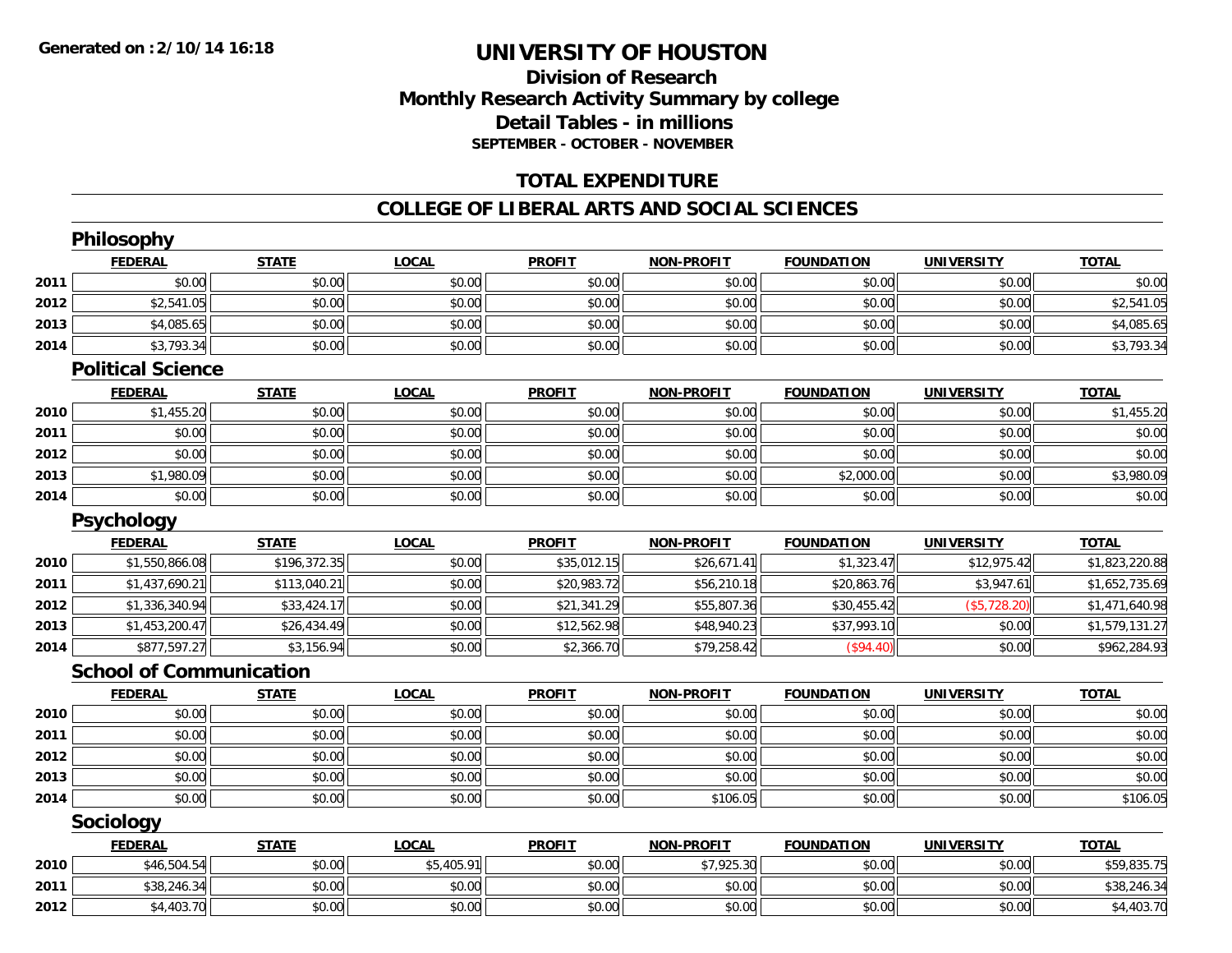Generated on :2/10/14 16:18

# UNIVERSITY OF HOUSTON

## Division of Research
## Monthly Research Activity Summary by college
## Detail Tables - in millions
### SEPTEMBER - OCTOBER - NOVEMBER

## TOTAL EXPENDITURE

## COLLEGE OF LIBERAL ARTS AND SOCIAL SCIENCES

### Philosophy

| | FEDERAL | STATE | LOCAL | PROFIT | NON-PROFIT | FOUNDATION | UNIVERSITY | TOTAL |
|---|---|---|---|---|---|---|---|---|
| 2011 | $0.00 | $0.00 | $0.00 | $0.00 | $0.00 | $0.00 | $0.00 | $0.00 |
| 2012 | $2,541.05 | $0.00 | $0.00 | $0.00 | $0.00 | $0.00 | $0.00 | $2,541.05 |
| 2013 | $4,085.65 | $0.00 | $0.00 | $0.00 | $0.00 | $0.00 | $0.00 | $4,085.65 |
| 2014 | $3,793.34 | $0.00 | $0.00 | $0.00 | $0.00 | $0.00 | $0.00 | $3,793.34 |

### Political Science

| | FEDERAL | STATE | LOCAL | PROFIT | NON-PROFIT | FOUNDATION | UNIVERSITY | TOTAL |
|---|---|---|---|---|---|---|---|---|
| 2010 | $1,455.20 | $0.00 | $0.00 | $0.00 | $0.00 | $0.00 | $0.00 | $1,455.20 |
| 2011 | $0.00 | $0.00 | $0.00 | $0.00 | $0.00 | $0.00 | $0.00 | $0.00 |
| 2012 | $0.00 | $0.00 | $0.00 | $0.00 | $0.00 | $0.00 | $0.00 | $0.00 |
| 2013 | $1,980.09 | $0.00 | $0.00 | $0.00 | $0.00 | $2,000.00 | $0.00 | $3,980.09 |
| 2014 | $0.00 | $0.00 | $0.00 | $0.00 | $0.00 | $0.00 | $0.00 | $0.00 |

### Psychology

| | FEDERAL | STATE | LOCAL | PROFIT | NON-PROFIT | FOUNDATION | UNIVERSITY | TOTAL |
|---|---|---|---|---|---|---|---|---|
| 2010 | $1,550,866.08 | $196,372.35 | $0.00 | $35,012.15 | $26,671.41 | $1,323.47 | $12,975.42 | $1,823,220.88 |
| 2011 | $1,437,690.21 | $113,040.21 | $0.00 | $20,983.72 | $56,210.18 | $20,863.76 | $3,947.61 | $1,652,735.69 |
| 2012 | $1,336,340.94 | $33,424.17 | $0.00 | $21,341.29 | $55,807.36 | $30,455.42 | ($5,728.20) | $1,471,640.98 |
| 2013 | $1,453,200.47 | $26,434.49 | $0.00 | $12,562.98 | $48,940.23 | $37,993.10 | $0.00 | $1,579,131.27 |
| 2014 | $877,597.27 | $3,156.94 | $0.00 | $2,366.70 | $79,258.42 | ($94.40) | $0.00 | $962,284.93 |

### School of Communication

| | FEDERAL | STATE | LOCAL | PROFIT | NON-PROFIT | FOUNDATION | UNIVERSITY | TOTAL |
|---|---|---|---|---|---|---|---|---|
| 2010 | $0.00 | $0.00 | $0.00 | $0.00 | $0.00 | $0.00 | $0.00 | $0.00 |
| 2011 | $0.00 | $0.00 | $0.00 | $0.00 | $0.00 | $0.00 | $0.00 | $0.00 |
| 2012 | $0.00 | $0.00 | $0.00 | $0.00 | $0.00 | $0.00 | $0.00 | $0.00 |
| 2013 | $0.00 | $0.00 | $0.00 | $0.00 | $0.00 | $0.00 | $0.00 | $0.00 |
| 2014 | $0.00 | $0.00 | $0.00 | $0.00 | $106.05 | $0.00 | $0.00 | $106.05 |

### Sociology

| | FEDERAL | STATE | LOCAL | PROFIT | NON-PROFIT | FOUNDATION | UNIVERSITY | TOTAL |
|---|---|---|---|---|---|---|---|---|
| 2010 | $46,504.54 | $0.00 | $5,405.91 | $0.00 | $7,925.30 | $0.00 | $0.00 | $59,835.75 |
| 2011 | $38,246.34 | $0.00 | $0.00 | $0.00 | $0.00 | $0.00 | $0.00 | $38,246.34 |
| 2012 | $4,403.70 | $0.00 | $0.00 | $0.00 | $0.00 | $0.00 | $0.00 | $4,403.70 |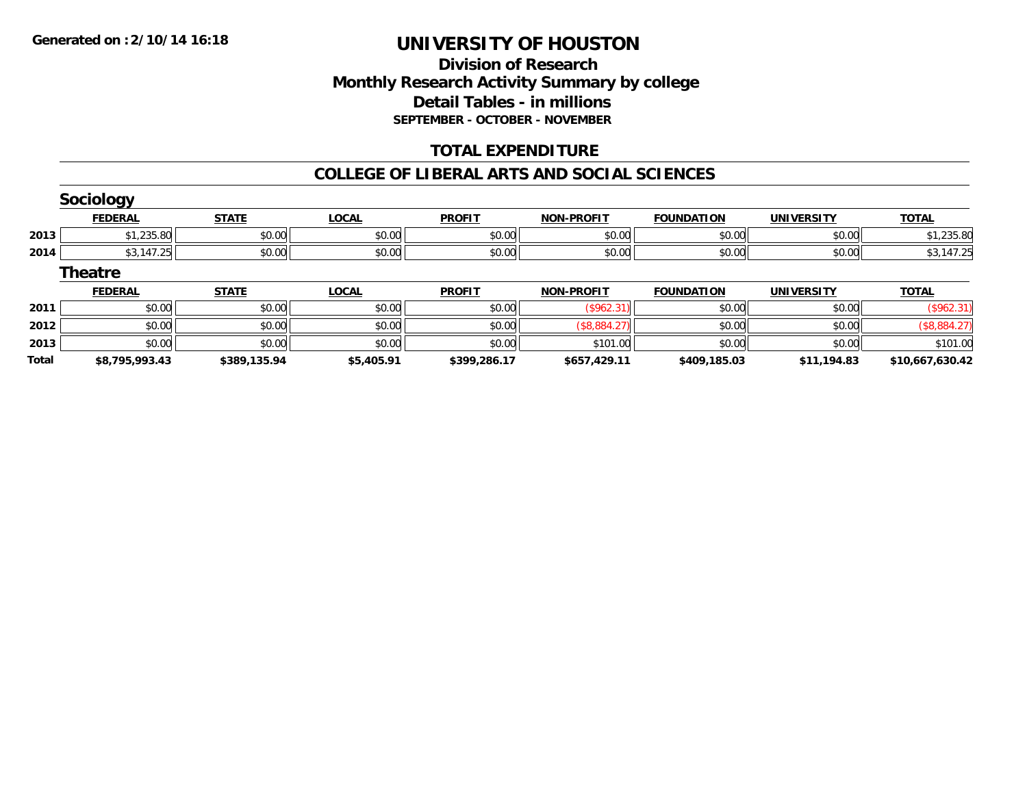# UNIVERSITY OF HOUSTON

## Division of Research
## Monthly Research Activity Summary by college
## Detail Tables - in millions
### SEPTEMBER - OCTOBER - NOVEMBER

## TOTAL EXPENDITURE

## COLLEGE OF LIBERAL ARTS AND SOCIAL SCIENCES

### Sociology

| | FEDERAL | STATE | LOCAL | PROFIT | NON-PROFIT | FOUNDATION | UNIVERSITY | TOTAL |
|---|---|---|---|---|---|---|---|---|
| 2013 | $1,235.80 | $0.00 | $0.00 | $0.00 | $0.00 | $0.00 | $0.00 | $1,235.80 |
| 2014 | $3,147.25 | $0.00 | $0.00 | $0.00 | $0.00 | $0.00 | $0.00 | $3,147.25 |

### Theatre

| | FEDERAL | STATE | LOCAL | PROFIT | NON-PROFIT | FOUNDATION | UNIVERSITY | TOTAL |
|---|---|---|---|---|---|---|---|---|
| 2011 | $0.00 | $0.00 | $0.00 | $0.00 | ($962.31) | $0.00 | $0.00 | ($962.31) |
| 2012 | $0.00 | $0.00 | $0.00 | $0.00 | ($8,884.27) | $0.00 | $0.00 | ($8,884.27) |
| 2013 | $0.00 | $0.00 | $0.00 | $0.00 | $101.00 | $0.00 | $0.00 | $101.00 |
| **Total** | **$8,795,993.43** | **$389,135.94** | **$5,405.91** | **$399,286.17** | **$657,429.11** | **$409,185.03** | **$11,194.83** | **$10,667,630.42** |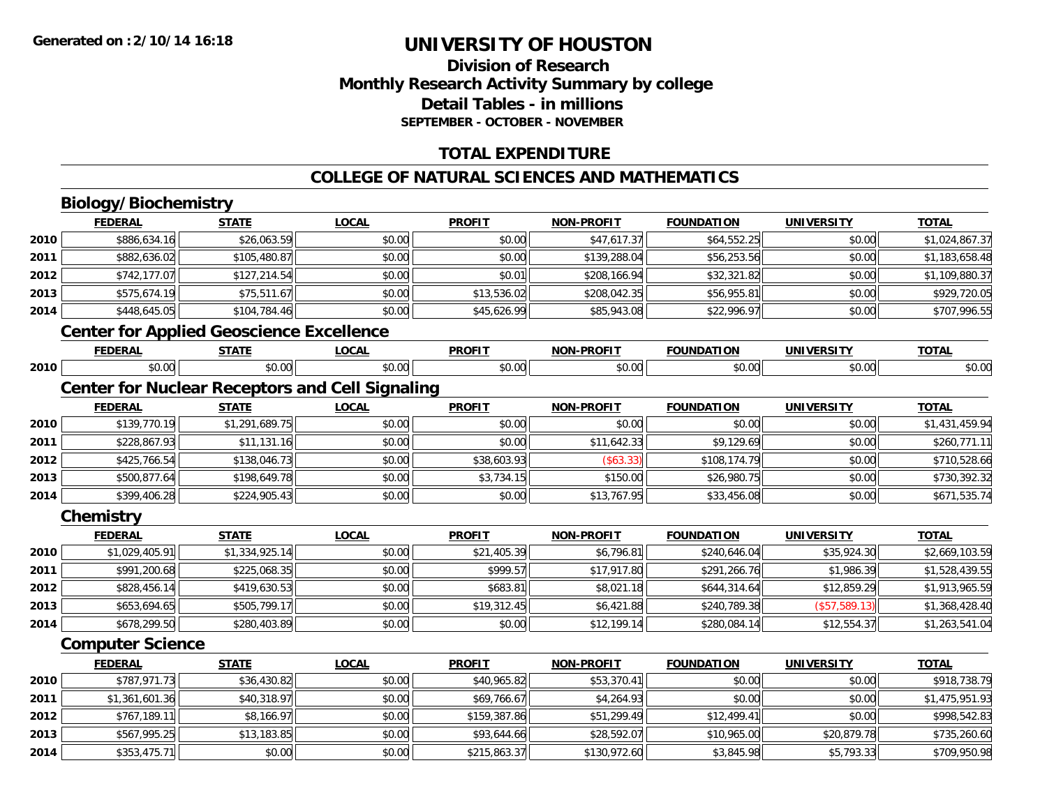Generated on :2/10/14 16:18

# UNIVERSITY OF HOUSTON

## Division of Research
## Monthly Research Activity Summary by college
## Detail Tables - in millions
### SEPTEMBER - OCTOBER - NOVEMBER

## TOTAL EXPENDITURE

## COLLEGE OF NATURAL SCIENCES AND MATHEMATICS

### Biology/Biochemistry

| | FEDERAL | STATE | LOCAL | PROFIT | NON-PROFIT | FOUNDATION | UNIVERSITY | TOTAL |
|---|---|---|---|---|---|---|---|---|
| 2010 | $886,634.16 | $26,063.59 | $0.00 | $0.00 | $47,617.37 | $64,552.25 | $0.00 | $1,024,867.37 |
| 2011 | $882,636.02 | $105,480.87 | $0.00 | $0.00 | $139,288.04 | $56,253.56 | $0.00 | $1,183,658.48 |
| 2012 | $742,177.07 | $127,214.54 | $0.00 | $0.01 | $208,166.94 | $32,321.82 | $0.00 | $1,109,880.37 |
| 2013 | $575,674.19 | $75,511.67 | $0.00 | $13,536.02 | $208,042.35 | $56,955.81 | $0.00 | $929,720.05 |
| 2014 | $448,645.05 | $104,784.46 | $0.00 | $45,626.99 | $85,943.08 | $22,996.97 | $0.00 | $707,996.55 |

### Center for Applied Geoscience Excellence

| | FEDERAL | STATE | LOCAL | PROFIT | NON-PROFIT | FOUNDATION | UNIVERSITY | TOTAL |
|---|---|---|---|---|---|---|---|---|
| 2010 | $0.00 | $0.00 | $0.00 | $0.00 | $0.00 | $0.00 | $0.00 | $0.00 |

### Center for Nuclear Receptors and Cell Signaling

| | FEDERAL | STATE | LOCAL | PROFIT | NON-PROFIT | FOUNDATION | UNIVERSITY | TOTAL |
|---|---|---|---|---|---|---|---|---|
| 2010 | $139,770.19 | $1,291,689.75 | $0.00 | $0.00 | $0.00 | $0.00 | $0.00 | $1,431,459.94 |
| 2011 | $228,867.93 | $11,131.16 | $0.00 | $0.00 | $11,642.33 | $9,129.69 | $0.00 | $260,771.11 |
| 2012 | $425,766.54 | $138,046.73 | $0.00 | $38,603.93 | ($63.33) | $108,174.79 | $0.00 | $710,528.66 |
| 2013 | $500,877.64 | $198,649.78 | $0.00 | $3,734.15 | $150.00 | $26,980.75 | $0.00 | $730,392.32 |
| 2014 | $399,406.28 | $224,905.43 | $0.00 | $0.00 | $13,767.95 | $33,456.08 | $0.00 | $671,535.74 |

### Chemistry

| | FEDERAL | STATE | LOCAL | PROFIT | NON-PROFIT | FOUNDATION | UNIVERSITY | TOTAL |
|---|---|---|---|---|---|---|---|---|
| 2010 | $1,029,405.91 | $1,334,925.14 | $0.00 | $21,405.39 | $6,796.81 | $240,646.04 | $35,924.30 | $2,669,103.59 |
| 2011 | $991,200.68 | $225,068.35 | $0.00 | $999.57 | $17,917.80 | $291,266.76 | $1,986.39 | $1,528,439.55 |
| 2012 | $828,456.14 | $419,630.53 | $0.00 | $683.81 | $8,021.18 | $644,314.64 | $12,859.29 | $1,913,965.59 |
| 2013 | $653,694.65 | $505,799.17 | $0.00 | $19,312.45 | $6,421.88 | $240,789.38 | ($57,589.13) | $1,368,428.40 |
| 2014 | $678,299.50 | $280,403.89 | $0.00 | $0.00 | $12,199.14 | $280,084.14 | $12,554.37 | $1,263,541.04 |

### Computer Science

| | FEDERAL | STATE | LOCAL | PROFIT | NON-PROFIT | FOUNDATION | UNIVERSITY | TOTAL |
|---|---|---|---|---|---|---|---|---|
| 2010 | $787,971.73 | $36,430.82 | $0.00 | $40,965.82 | $53,370.41 | $0.00 | $0.00 | $918,738.79 |
| 2011 | $1,361,601.36 | $40,318.97 | $0.00 | $69,766.67 | $4,264.93 | $0.00 | $0.00 | $1,475,951.93 |
| 2012 | $767,189.11 | $8,166.97 | $0.00 | $159,387.86 | $51,299.49 | $12,499.41 | $0.00 | $998,542.83 |
| 2013 | $567,995.25 | $13,183.85 | $0.00 | $93,644.66 | $28,592.07 | $10,965.00 | $20,879.78 | $735,260.60 |
| 2014 | $353,475.71 | $0.00 | $0.00 | $215,863.37 | $130,972.60 | $3,845.98 | $5,793.33 | $709,950.98 |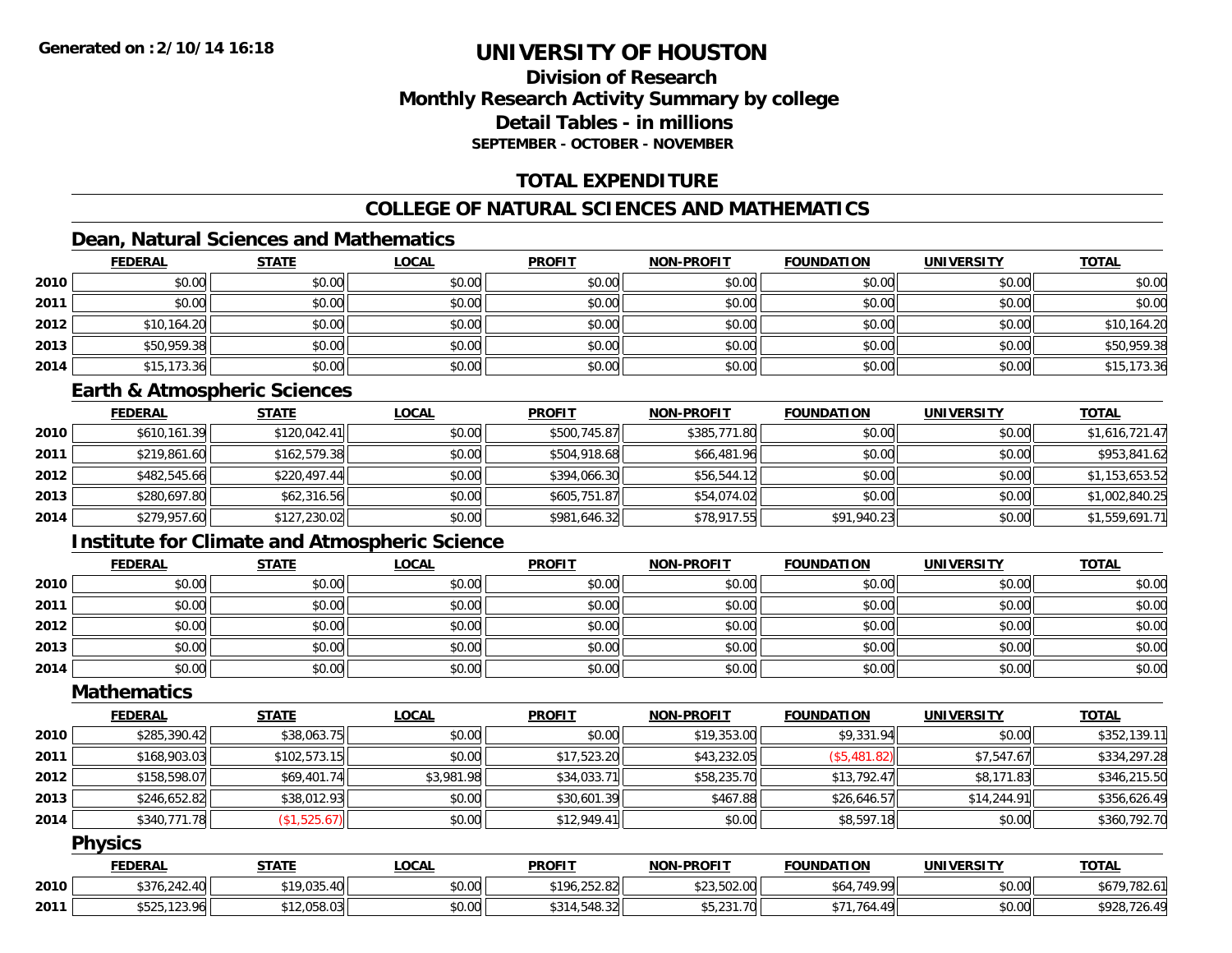**Generated on :2/10/14 16:18**

# UNIVERSITY OF HOUSTON

## Division of Research
## Monthly Research Activity Summary by college
## Detail Tables - in millions
### SEPTEMBER - OCTOBER - NOVEMBER

## TOTAL EXPENDITURE

## COLLEGE OF NATURAL SCIENCES AND MATHEMATICS

### Dean, Natural Sciences and Mathematics

| | FEDERAL | STATE | LOCAL | PROFIT | NON-PROFIT | FOUNDATION | UNIVERSITY | TOTAL |
|---|---|---|---|---|---|---|---|---|
| 2010 | $0.00 | $0.00 | $0.00 | $0.00 | $0.00 | $0.00 | $0.00 | $0.00 |
| 2011 | $0.00 | $0.00 | $0.00 | $0.00 | $0.00 | $0.00 | $0.00 | $0.00 |
| 2012 | $10,164.20 | $0.00 | $0.00 | $0.00 | $0.00 | $0.00 | $0.00 | $10,164.20 |
| 2013 | $50,959.38 | $0.00 | $0.00 | $0.00 | $0.00 | $0.00 | $0.00 | $50,959.38 |
| 2014 | $15,173.36 | $0.00 | $0.00 | $0.00 | $0.00 | $0.00 | $0.00 | $15,173.36 |

### Earth & Atmospheric Sciences

| | FEDERAL | STATE | LOCAL | PROFIT | NON-PROFIT | FOUNDATION | UNIVERSITY | TOTAL |
|---|---|---|---|---|---|---|---|---|
| 2010 | $610,161.39 | $120,042.41 | $0.00 | $500,745.87 | $385,771.80 | $0.00 | $0.00 | $1,616,721.47 |
| 2011 | $219,861.60 | $162,579.38 | $0.00 | $504,918.68 | $66,481.96 | $0.00 | $0.00 | $953,841.62 |
| 2012 | $482,545.66 | $220,497.44 | $0.00 | $394,066.30 | $56,544.12 | $0.00 | $0.00 | $1,153,653.52 |
| 2013 | $280,697.80 | $62,316.56 | $0.00 | $605,751.87 | $54,074.02 | $0.00 | $0.00 | $1,002,840.25 |
| 2014 | $279,957.60 | $127,230.02 | $0.00 | $981,646.32 | $78,917.55 | $91,940.23 | $0.00 | $1,559,691.71 |

### Institute for Climate and Atmospheric Science

| | FEDERAL | STATE | LOCAL | PROFIT | NON-PROFIT | FOUNDATION | UNIVERSITY | TOTAL |
|---|---|---|---|---|---|---|---|---|
| 2010 | $0.00 | $0.00 | $0.00 | $0.00 | $0.00 | $0.00 | $0.00 | $0.00 |
| 2011 | $0.00 | $0.00 | $0.00 | $0.00 | $0.00 | $0.00 | $0.00 | $0.00 |
| 2012 | $0.00 | $0.00 | $0.00 | $0.00 | $0.00 | $0.00 | $0.00 | $0.00 |
| 2013 | $0.00 | $0.00 | $0.00 | $0.00 | $0.00 | $0.00 | $0.00 | $0.00 |
| 2014 | $0.00 | $0.00 | $0.00 | $0.00 | $0.00 | $0.00 | $0.00 | $0.00 |

### Mathematics

| | FEDERAL | STATE | LOCAL | PROFIT | NON-PROFIT | FOUNDATION | UNIVERSITY | TOTAL |
|---|---|---|---|---|---|---|---|---|
| 2010 | $285,390.42 | $38,063.75 | $0.00 | $0.00 | $19,353.00 | $9,331.94 | $0.00 | $352,139.11 |
| 2011 | $168,903.03 | $102,573.15 | $0.00 | $17,523.20 | $43,232.05 | ($5,481.82) | $7,547.67 | $334,297.28 |
| 2012 | $158,598.07 | $69,401.74 | $3,981.98 | $34,033.71 | $58,235.70 | $13,792.47 | $8,171.83 | $346,215.50 |
| 2013 | $246,652.82 | $38,012.93 | $0.00 | $30,601.39 | $467.88 | $26,646.57 | $14,244.91 | $356,626.49 |
| 2014 | $340,771.78 | ($1,525.67) | $0.00 | $12,949.41 | $0.00 | $8,597.18 | $0.00 | $360,792.70 |

### Physics

| | FEDERAL | STATE | LOCAL | PROFIT | NON-PROFIT | FOUNDATION | UNIVERSITY | TOTAL |
|---|---|---|---|---|---|---|---|---|
| 2010 | $376,242.40 | $19,035.40 | $0.00 | $196,252.82 | $23,502.00 | $64,749.99 | $0.00 | $679,782.61 |
| 2011 | $525,123.96 | $12,058.03 | $0.00 | $314,548.32 | $5,231.70 | $71,764.49 | $0.00 | $928,726.49 |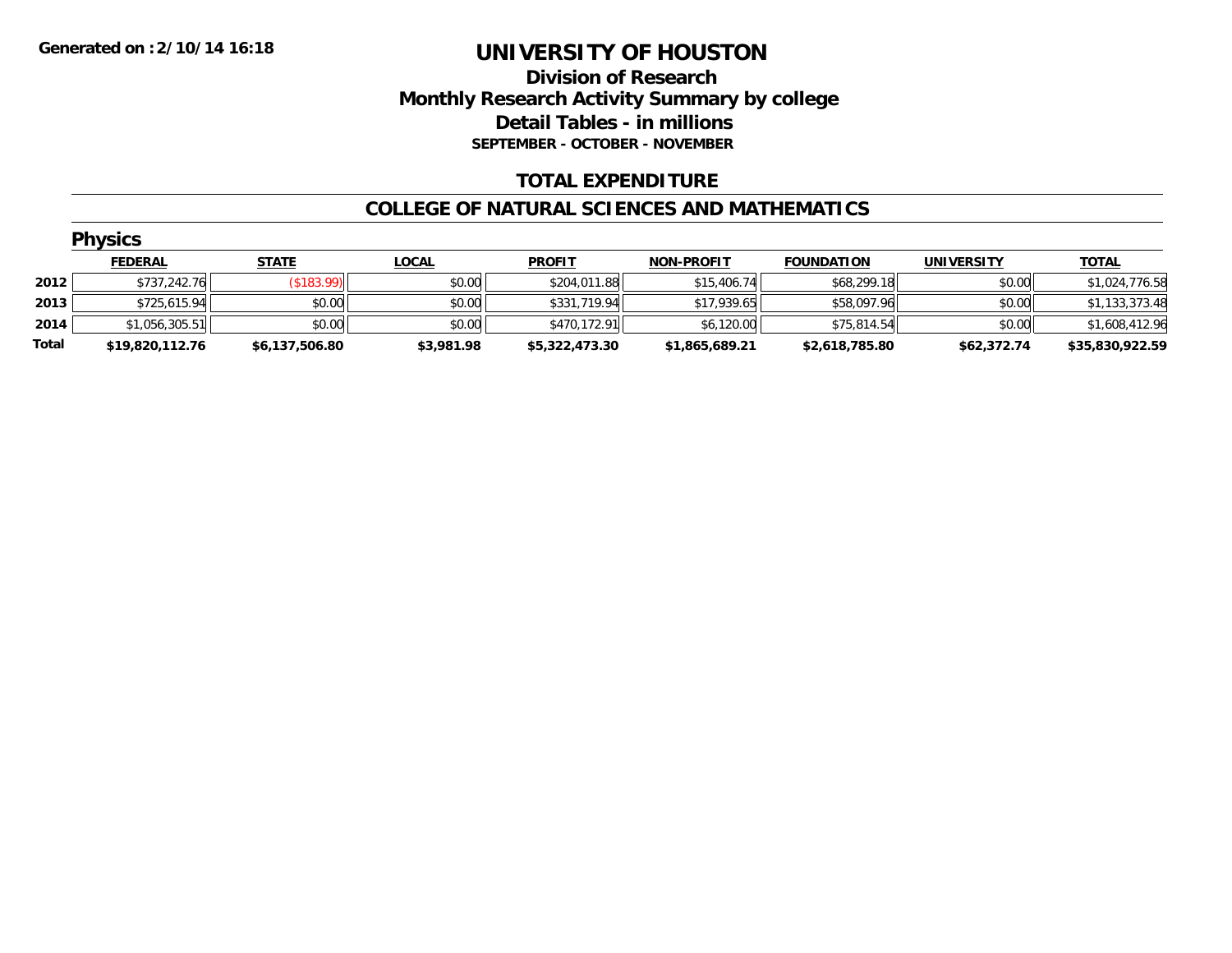**Generated on :2/10/14 16:18**

# UNIVERSITY OF HOUSTON

## Division of Research
## Monthly Research Activity Summary by college
## Detail Tables - in millions
### SEPTEMBER - OCTOBER - NOVEMBER

## TOTAL EXPENDITURE

## COLLEGE OF NATURAL SCIENCES AND MATHEMATICS

### Physics

| | FEDERAL | STATE | LOCAL | PROFIT | NON-PROFIT | FOUNDATION | UNIVERSITY | TOTAL |
|---|---|---|---|---|---|---|---|---|
| 2012 | $737,242.76 | ($183.99) | $0.00 | $204,011.88 | $15,406.74 | $68,299.18 | $0.00 | $1,024,776.58 |
| 2013 | $725,615.94 | $0.00 | $0.00 | $331,719.94 | $17,939.65 | $58,097.96 | $0.00 | $1,133,373.48 |
| 2014 | $1,056,305.51 | $0.00 | $0.00 | $470,172.91 | $6,120.00 | $75,814.54 | $0.00 | $1,608,412.96 |
| **Total** | **$19,820,112.76** | **$6,137,506.80** | **$3,981.98** | **$5,322,473.30** | **$1,865,689.21** | **$2,618,785.80** | **$62,372.74** | **$35,830,922.59** |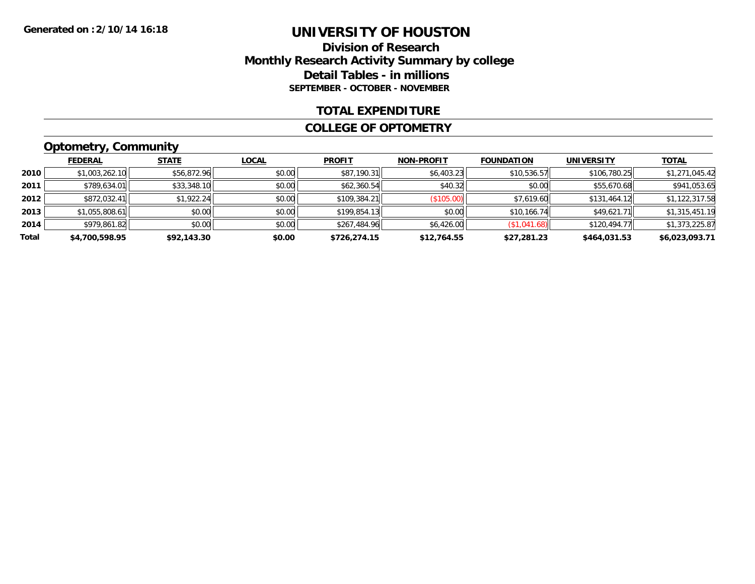Generated on :2/10/14 16:18

# UNIVERSITY OF HOUSTON

## Division of Research
## Monthly Research Activity Summary by college
## Detail Tables - in millions
### SEPTEMBER - OCTOBER - NOVEMBER

## TOTAL EXPENDITURE

## COLLEGE OF OPTOMETRY

### Optometry, Community

| | FEDERAL | STATE | LOCAL | PROFIT | NON-PROFIT | FOUNDATION | UNIVERSITY | TOTAL |
|---|---|---|---|---|---|---|---|---|
| 2010 | $1,003,262.10 | $56,872.96 | $0.00 | $87,190.31 | $6,403.23 | $10,536.57 | $106,780.25 | $1,271,045.42 |
| 2011 | $789,634.01 | $33,348.10 | $0.00 | $62,360.54 | $40.32 | $0.00 | $55,670.68 | $941,053.65 |
| 2012 | $872,032.41 | $1,922.24 | $0.00 | $109,384.21 | ($105.00) | $7,619.60 | $131,464.12 | $1,122,317.58 |
| 2013 | $1,055,808.61 | $0.00 | $0.00 | $199,854.13 | $0.00 | $10,166.74 | $49,621.71 | $1,315,451.19 |
| 2014 | $979,861.82 | $0.00 | $0.00 | $267,484.96 | $6,426.00 | ($1,041.68) | $120,494.77 | $1,373,225.87 |
| **Total** | **$4,700,598.95** | **$92,143.30** | **$0.00** | **$726,274.15** | **$12,764.55** | **$27,281.23** | **$464,031.53** | **$6,023,093.71** |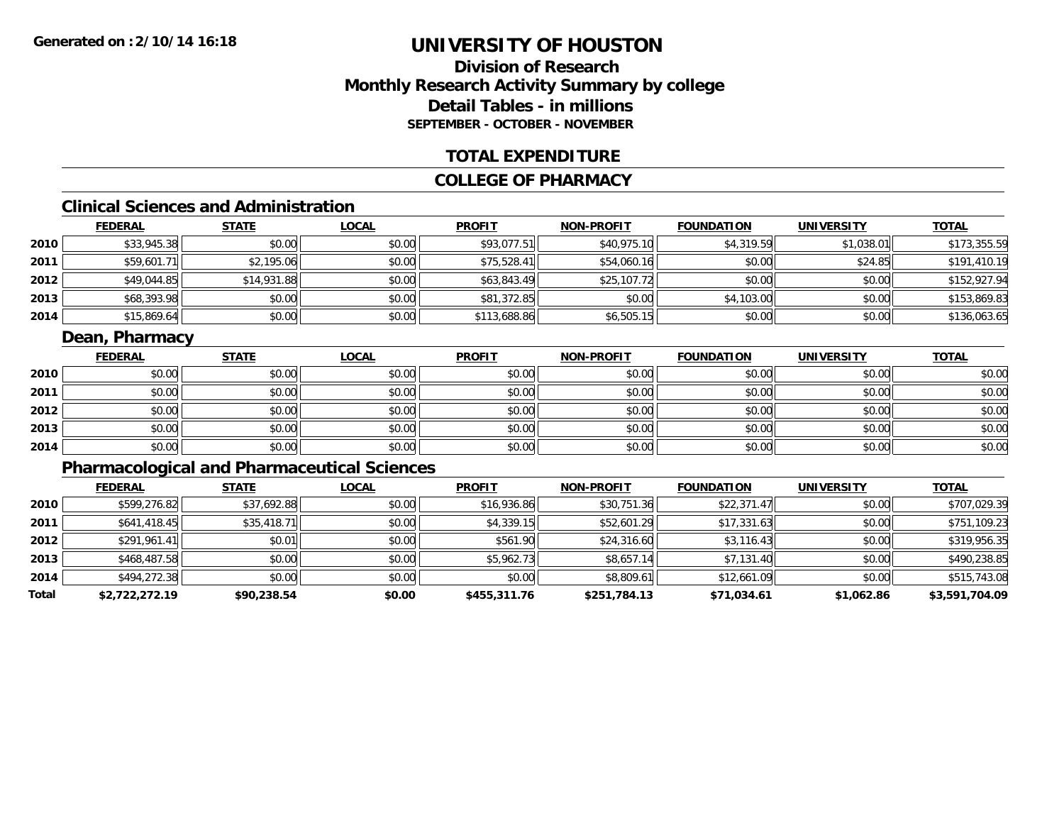**Generated on :2/10/14 16:18**

# UNIVERSITY OF HOUSTON

## Division of Research
## Monthly Research Activity Summary by college
## Detail Tables - in millions
### SEPTEMBER - OCTOBER - NOVEMBER

## TOTAL EXPENDITURE

## COLLEGE OF PHARMACY

### Clinical Sciences and Administration

| | FEDERAL | STATE | LOCAL | PROFIT | NON-PROFIT | FOUNDATION | UNIVERSITY | TOTAL |
|---|---|---|---|---|---|---|---|---|
| 2010 | $33,945.38 | $0.00 | $0.00 | $93,077.51 | $40,975.10 | $4,319.59 | $1,038.01 | $173,355.59 |
| 2011 | $59,601.71 | $2,195.06 | $0.00 | $75,528.41 | $54,060.16 | $0.00 | $24.85 | $191,410.19 |
| 2012 | $49,044.85 | $14,931.88 | $0.00 | $63,843.49 | $25,107.72 | $0.00 | $0.00 | $152,927.94 |
| 2013 | $68,393.98 | $0.00 | $0.00 | $81,372.85 | $0.00 | $4,103.00 | $0.00 | $153,869.83 |
| 2014 | $15,869.64 | $0.00 | $0.00 | $113,688.86 | $6,505.15 | $0.00 | $0.00 | $136,063.65 |

### Dean, Pharmacy

| | FEDERAL | STATE | LOCAL | PROFIT | NON-PROFIT | FOUNDATION | UNIVERSITY | TOTAL |
|---|---|---|---|---|---|---|---|---|
| 2010 | $0.00 | $0.00 | $0.00 | $0.00 | $0.00 | $0.00 | $0.00 | $0.00 |
| 2011 | $0.00 | $0.00 | $0.00 | $0.00 | $0.00 | $0.00 | $0.00 | $0.00 |
| 2012 | $0.00 | $0.00 | $0.00 | $0.00 | $0.00 | $0.00 | $0.00 | $0.00 |
| 2013 | $0.00 | $0.00 | $0.00 | $0.00 | $0.00 | $0.00 | $0.00 | $0.00 |
| 2014 | $0.00 | $0.00 | $0.00 | $0.00 | $0.00 | $0.00 | $0.00 | $0.00 |

### Pharmacological and Pharmaceutical Sciences

| | FEDERAL | STATE | LOCAL | PROFIT | NON-PROFIT | FOUNDATION | UNIVERSITY | TOTAL |
|---|---|---|---|---|---|---|---|---|
| 2010 | $599,276.82 | $37,692.88 | $0.00 | $16,936.86 | $30,751.36 | $22,371.47 | $0.00 | $707,029.39 |
| 2011 | $641,418.45 | $35,418.71 | $0.00 | $4,339.15 | $52,601.29 | $17,331.63 | $0.00 | $751,109.23 |
| 2012 | $291,961.41 | $0.01 | $0.00 | $561.90 | $24,316.60 | $3,116.43 | $0.00 | $319,956.35 |
| 2013 | $468,487.58 | $0.00 | $0.00 | $5,962.73 | $8,657.14 | $7,131.40 | $0.00 | $490,238.85 |
| 2014 | $494,272.38 | $0.00 | $0.00 | $0.00 | $8,809.61 | $12,661.09 | $0.00 | $515,743.08 |
| **Total** | **$2,722,272.19** | **$90,238.54** | **$0.00** | **$455,311.76** | **$251,784.13** | **$71,034.61** | **$1,062.86** | **$3,591,704.09** |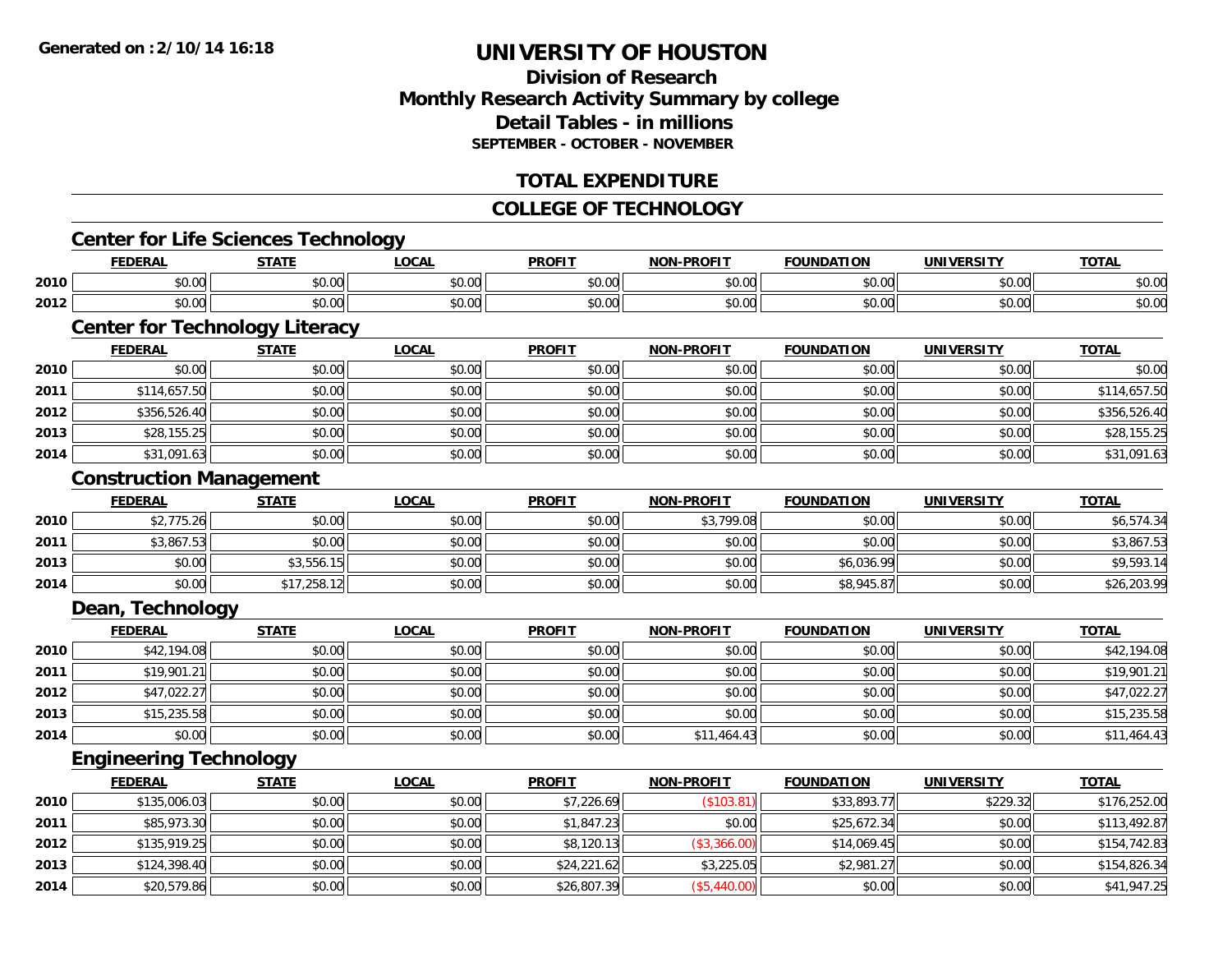# UNIVERSITY OF HOUSTON

## Division of Research
## Monthly Research Activity Summary by college
## Detail Tables - in millions
### SEPTEMBER - OCTOBER - NOVEMBER

## TOTAL EXPENDITURE

## COLLEGE OF TECHNOLOGY

### Center for Life Sciences Technology

| | FEDERAL | STATE | LOCAL | PROFIT | NON-PROFIT | FOUNDATION | UNIVERSITY | TOTAL |
|---|---|---|---|---|---|---|---|---|
| 2010 | $0.00 | $0.00 | $0.00 | $0.00 | $0.00 | $0.00 | $0.00 | $0.00 |
| 2012 | $0.00 | $0.00 | $0.00 | $0.00 | $0.00 | $0.00 | $0.00 | $0.00 |

### Center for Technology Literacy

| | FEDERAL | STATE | LOCAL | PROFIT | NON-PROFIT | FOUNDATION | UNIVERSITY | TOTAL |
|---|---|---|---|---|---|---|---|---|
| 2010 | $0.00 | $0.00 | $0.00 | $0.00 | $0.00 | $0.00 | $0.00 | $0.00 |
| 2011 | $114,657.50 | $0.00 | $0.00 | $0.00 | $0.00 | $0.00 | $0.00 | $114,657.50 |
| 2012 | $356,526.40 | $0.00 | $0.00 | $0.00 | $0.00 | $0.00 | $0.00 | $356,526.40 |
| 2013 | $28,155.25 | $0.00 | $0.00 | $0.00 | $0.00 | $0.00 | $0.00 | $28,155.25 |
| 2014 | $31,091.63 | $0.00 | $0.00 | $0.00 | $0.00 | $0.00 | $0.00 | $31,091.63 |

### Construction Management

| | FEDERAL | STATE | LOCAL | PROFIT | NON-PROFIT | FOUNDATION | UNIVERSITY | TOTAL |
|---|---|---|---|---|---|---|---|---|
| 2010 | $2,775.26 | $0.00 | $0.00 | $0.00 | $3,799.08 | $0.00 | $0.00 | $6,574.34 |
| 2011 | $3,867.53 | $0.00 | $0.00 | $0.00 | $0.00 | $0.00 | $0.00 | $3,867.53 |
| 2013 | $0.00 | $3,556.15 | $0.00 | $0.00 | $0.00 | $6,036.99 | $0.00 | $9,593.14 |
| 2014 | $0.00 | $17,258.12 | $0.00 | $0.00 | $0.00 | $8,945.87 | $0.00 | $26,203.99 |

### Dean, Technology

| | FEDERAL | STATE | LOCAL | PROFIT | NON-PROFIT | FOUNDATION | UNIVERSITY | TOTAL |
|---|---|---|---|---|---|---|---|---|
| 2010 | $42,194.08 | $0.00 | $0.00 | $0.00 | $0.00 | $0.00 | $0.00 | $42,194.08 |
| 2011 | $19,901.21 | $0.00 | $0.00 | $0.00 | $0.00 | $0.00 | $0.00 | $19,901.21 |
| 2012 | $47,022.27 | $0.00 | $0.00 | $0.00 | $0.00 | $0.00 | $0.00 | $47,022.27 |
| 2013 | $15,235.58 | $0.00 | $0.00 | $0.00 | $0.00 | $0.00 | $0.00 | $15,235.58 |
| 2014 | $0.00 | $0.00 | $0.00 | $0.00 | $11,464.43 | $0.00 | $0.00 | $11,464.43 |

### Engineering Technology

| | FEDERAL | STATE | LOCAL | PROFIT | NON-PROFIT | FOUNDATION | UNIVERSITY | TOTAL |
|---|---|---|---|---|---|---|---|---|
| 2010 | $135,006.03 | $0.00 | $0.00 | $7,226.69 | ($103.81) | $33,893.77 | $229.32 | $176,252.00 |
| 2011 | $85,973.30 | $0.00 | $0.00 | $1,847.23 | $0.00 | $25,672.34 | $0.00 | $113,492.87 |
| 2012 | $135,919.25 | $0.00 | $0.00 | $8,120.13 | ($3,366.00) | $14,069.45 | $0.00 | $154,742.83 |
| 2013 | $124,398.40 | $0.00 | $0.00 | $24,221.62 | $3,225.05 | $2,981.27 | $0.00 | $154,826.34 |
| 2014 | $20,579.86 | $0.00 | $0.00 | $26,807.39 | ($5,440.00) | $0.00 | $0.00 | $41,947.25 |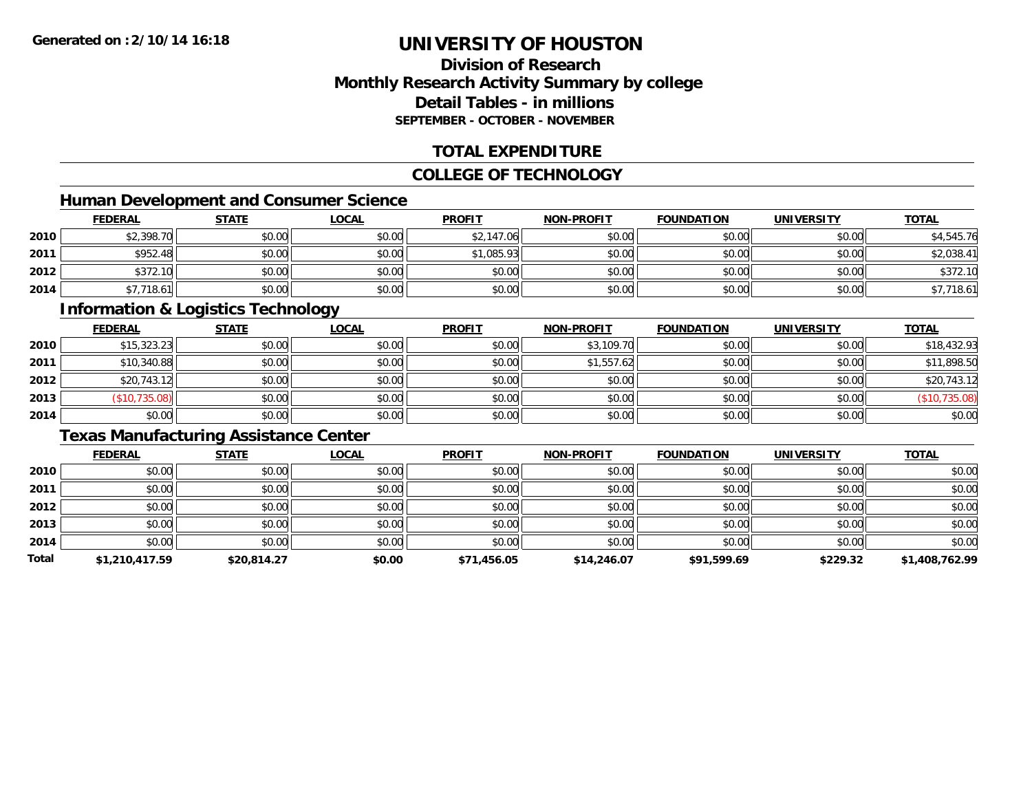# UNIVERSITY OF HOUSTON

## Division of Research
## Monthly Research Activity Summary by college
## Detail Tables - in millions
### SEPTEMBER - OCTOBER - NOVEMBER

## TOTAL EXPENDITURE

## COLLEGE OF TECHNOLOGY

### Human Development and Consumer Science

| | FEDERAL | STATE | LOCAL | PROFIT | NON-PROFIT | FOUNDATION | UNIVERSITY | TOTAL |
|---|---|---|---|---|---|---|---|---|
| 2010 | $2,398.70 | $0.00 | $0.00 | $2,147.06 | $0.00 | $0.00 | $0.00 | $4,545.76 |
| 2011 | $952.48 | $0.00 | $0.00 | $1,085.93 | $0.00 | $0.00 | $0.00 | $2,038.41 |
| 2012 | $372.10 | $0.00 | $0.00 | $0.00 | $0.00 | $0.00 | $0.00 | $372.10 |
| 2014 | $7,718.61 | $0.00 | $0.00 | $0.00 | $0.00 | $0.00 | $0.00 | $7,718.61 |

### Information & Logistics Technology

| | FEDERAL | STATE | LOCAL | PROFIT | NON-PROFIT | FOUNDATION | UNIVERSITY | TOTAL |
|---|---|---|---|---|---|---|---|---|
| 2010 | $15,323.23 | $0.00 | $0.00 | $0.00 | $3,109.70 | $0.00 | $0.00 | $18,432.93 |
| 2011 | $10,340.88 | $0.00 | $0.00 | $0.00 | $1,557.62 | $0.00 | $0.00 | $11,898.50 |
| 2012 | $20,743.12 | $0.00 | $0.00 | $0.00 | $0.00 | $0.00 | $0.00 | $20,743.12 |
| 2013 | ($10,735.08) | $0.00 | $0.00 | $0.00 | $0.00 | $0.00 | $0.00 | ($10,735.08) |
| 2014 | $0.00 | $0.00 | $0.00 | $0.00 | $0.00 | $0.00 | $0.00 | $0.00 |

### Texas Manufacturing Assistance Center

| | FEDERAL | STATE | LOCAL | PROFIT | NON-PROFIT | FOUNDATION | UNIVERSITY | TOTAL |
|---|---|---|---|---|---|---|---|---|
| 2010 | $0.00 | $0.00 | $0.00 | $0.00 | $0.00 | $0.00 | $0.00 | $0.00 |
| 2011 | $0.00 | $0.00 | $0.00 | $0.00 | $0.00 | $0.00 | $0.00 | $0.00 |
| 2012 | $0.00 | $0.00 | $0.00 | $0.00 | $0.00 | $0.00 | $0.00 | $0.00 |
| 2013 | $0.00 | $0.00 | $0.00 | $0.00 | $0.00 | $0.00 | $0.00 | $0.00 |
| 2014 | $0.00 | $0.00 | $0.00 | $0.00 | $0.00 | $0.00 | $0.00 | $0.00 |
| **Total** | **$1,210,417.59** | **$20,814.27** | **$0.00** | **$71,456.05** | **$14,246.07** | **$91,599.69** | **$229.32** | **$1,408,762.99** |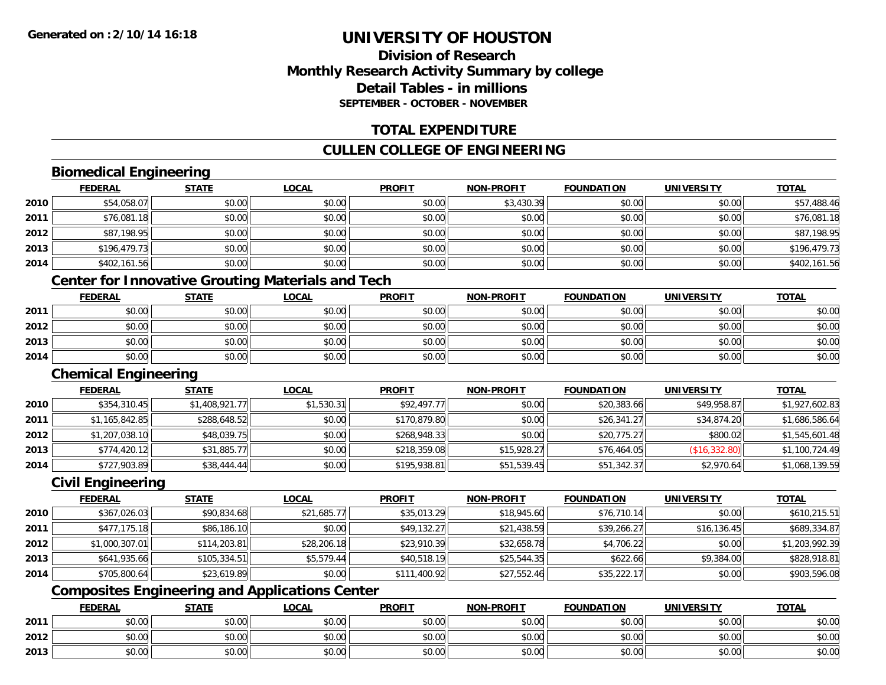# UNIVERSITY OF HOUSTON

## Division of Research
## Monthly Research Activity Summary by college
## Detail Tables - in millions
### SEPTEMBER - OCTOBER - NOVEMBER

## TOTAL EXPENDITURE

## CULLEN COLLEGE OF ENGINEERING

### Biomedical Engineering

| | FEDERAL | STATE | LOCAL | PROFIT | NON-PROFIT | FOUNDATION | UNIVERSITY | TOTAL |
|---|---|---|---|---|---|---|---|---|
| 2010 | $54,058.07 | $0.00 | $0.00 | $0.00 | $3,430.39 | $0.00 | $0.00 | $57,488.46 |
| 2011 | $76,081.18 | $0.00 | $0.00 | $0.00 | $0.00 | $0.00 | $0.00 | $76,081.18 |
| 2012 | $87,198.95 | $0.00 | $0.00 | $0.00 | $0.00 | $0.00 | $0.00 | $87,198.95 |
| 2013 | $196,479.73 | $0.00 | $0.00 | $0.00 | $0.00 | $0.00 | $0.00 | $196,479.73 |
| 2014 | $402,161.56 | $0.00 | $0.00 | $0.00 | $0.00 | $0.00 | $0.00 | $402,161.56 |

### Center for Innovative Grouting Materials and Tech

| | FEDERAL | STATE | LOCAL | PROFIT | NON-PROFIT | FOUNDATION | UNIVERSITY | TOTAL |
|---|---|---|---|---|---|---|---|---|
| 2011 | $0.00 | $0.00 | $0.00 | $0.00 | $0.00 | $0.00 | $0.00 | $0.00 |
| 2012 | $0.00 | $0.00 | $0.00 | $0.00 | $0.00 | $0.00 | $0.00 | $0.00 |
| 2013 | $0.00 | $0.00 | $0.00 | $0.00 | $0.00 | $0.00 | $0.00 | $0.00 |
| 2014 | $0.00 | $0.00 | $0.00 | $0.00 | $0.00 | $0.00 | $0.00 | $0.00 |

### Chemical Engineering

| | FEDERAL | STATE | LOCAL | PROFIT | NON-PROFIT | FOUNDATION | UNIVERSITY | TOTAL |
|---|---|---|---|---|---|---|---|---|
| 2010 | $354,310.45 | $1,408,921.77 | $1,530.31 | $92,497.77 | $0.00 | $20,383.66 | $49,958.87 | $1,927,602.83 |
| 2011 | $1,165,842.85 | $288,648.52 | $0.00 | $170,879.80 | $0.00 | $26,341.27 | $34,874.20 | $1,686,586.64 |
| 2012 | $1,207,038.10 | $48,039.75 | $0.00 | $268,948.33 | $0.00 | $20,775.27 | $800.02 | $1,545,601.48 |
| 2013 | $774,420.12 | $31,885.77 | $0.00 | $218,359.08 | $15,928.27 | $76,464.05 | ($16,332.80) | $1,100,724.49 |
| 2014 | $727,903.89 | $38,444.44 | $0.00 | $195,938.81 | $51,539.45 | $51,342.37 | $2,970.64 | $1,068,139.59 |

### Civil Engineering

| | FEDERAL | STATE | LOCAL | PROFIT | NON-PROFIT | FOUNDATION | UNIVERSITY | TOTAL |
|---|---|---|---|---|---|---|---|---|
| 2010 | $367,026.03 | $90,834.68 | $21,685.77 | $35,013.29 | $18,945.60 | $76,710.14 | $0.00 | $610,215.51 |
| 2011 | $477,175.18 | $86,186.10 | $0.00 | $49,132.27 | $21,438.59 | $39,266.27 | $16,136.45 | $689,334.87 |
| 2012 | $1,000,307.01 | $114,203.81 | $28,206.18 | $23,910.39 | $32,658.78 | $4,706.22 | $0.00 | $1,203,992.39 |
| 2013 | $641,935.66 | $105,334.51 | $5,579.44 | $40,518.19 | $25,544.35 | $622.66 | $9,384.00 | $828,918.81 |
| 2014 | $705,800.64 | $23,619.89 | $0.00 | $111,400.92 | $27,552.46 | $35,222.17 | $0.00 | $903,596.08 |

### Composites Engineering and Applications Center

| | FEDERAL | STATE | LOCAL | PROFIT | NON-PROFIT | FOUNDATION | UNIVERSITY | TOTAL |
|---|---|---|---|---|---|---|---|---|
| 2011 | $0.00 | $0.00 | $0.00 | $0.00 | $0.00 | $0.00 | $0.00 | $0.00 |
| 2012 | $0.00 | $0.00 | $0.00 | $0.00 | $0.00 | $0.00 | $0.00 | $0.00 |
| 2013 | $0.00 | $0.00 | $0.00 | $0.00 | $0.00 | $0.00 | $0.00 | $0.00 |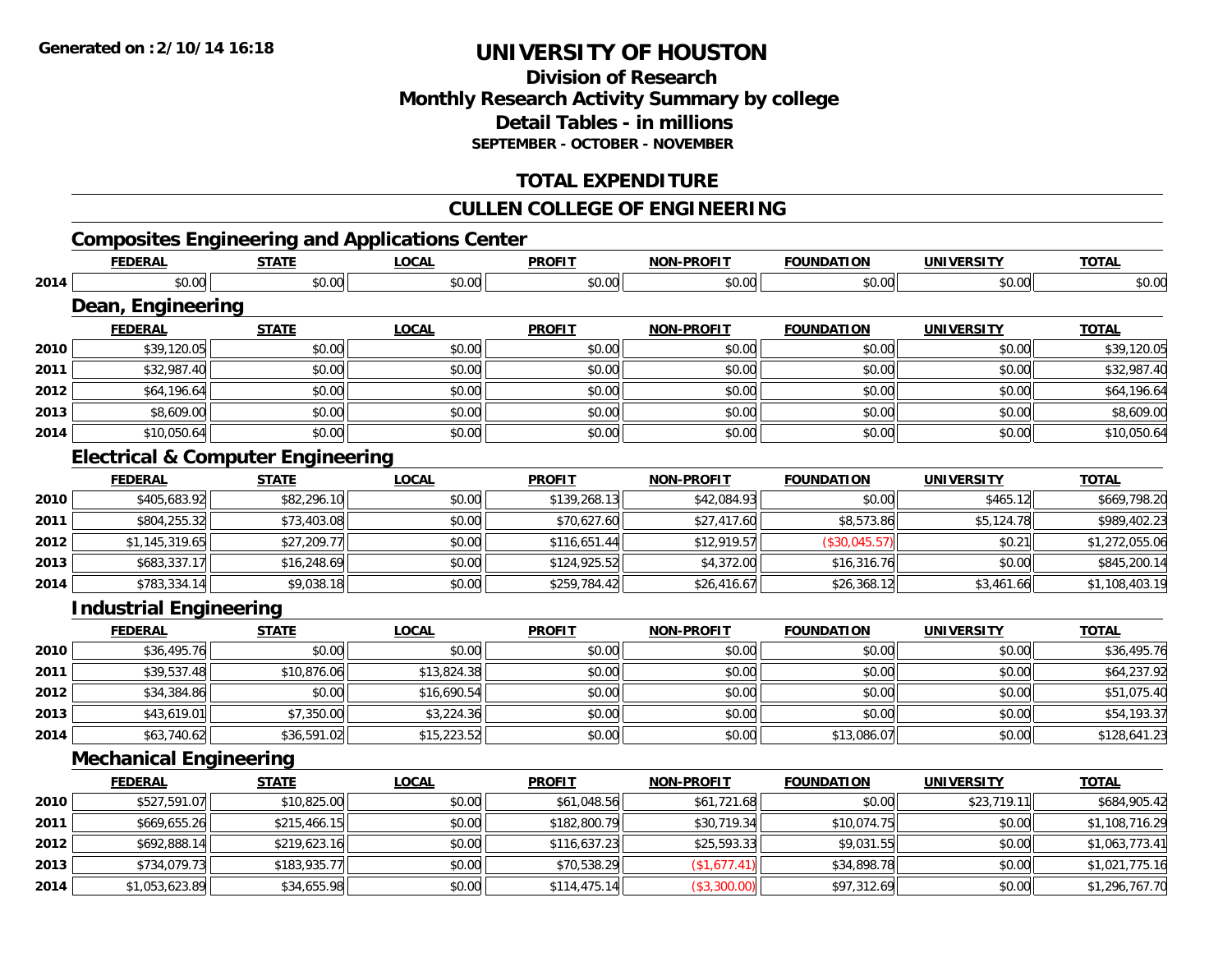**Generated on :2/10/14 16:18**

# UNIVERSITY OF HOUSTON

## Division of Research
## Monthly Research Activity Summary by college
## Detail Tables - in millions
### SEPTEMBER - OCTOBER - NOVEMBER

## TOTAL EXPENDITURE

## CULLEN COLLEGE OF ENGINEERING

### Composites Engineering and Applications Center

| | FEDERAL | STATE | LOCAL | PROFIT | NON-PROFIT | FOUNDATION | UNIVERSITY | TOTAL |
|---|---|---|---|---|---|---|---|---|
| 2014 | $0.00 | $0.00 | $0.00 | $0.00 | $0.00 | $0.00 | $0.00 | $0.00 |

### Dean, Engineering

| | FEDERAL | STATE | LOCAL | PROFIT | NON-PROFIT | FOUNDATION | UNIVERSITY | TOTAL |
|---|---|---|---|---|---|---|---|---|
| 2010 | $39,120.05 | $0.00 | $0.00 | $0.00 | $0.00 | $0.00 | $0.00 | $39,120.05 |
| 2011 | $32,987.40 | $0.00 | $0.00 | $0.00 | $0.00 | $0.00 | $0.00 | $32,987.40 |
| 2012 | $64,196.64 | $0.00 | $0.00 | $0.00 | $0.00 | $0.00 | $0.00 | $64,196.64 |
| 2013 | $8,609.00 | $0.00 | $0.00 | $0.00 | $0.00 | $0.00 | $0.00 | $8,609.00 |
| 2014 | $10,050.64 | $0.00 | $0.00 | $0.00 | $0.00 | $0.00 | $0.00 | $10,050.64 |

### Electrical & Computer Engineering

| | FEDERAL | STATE | LOCAL | PROFIT | NON-PROFIT | FOUNDATION | UNIVERSITY | TOTAL |
|---|---|---|---|---|---|---|---|---|
| 2010 | $405,683.92 | $82,296.10 | $0.00 | $139,268.13 | $42,084.93 | $0.00 | $465.12 | $669,798.20 |
| 2011 | $804,255.32 | $73,403.08 | $0.00 | $70,627.60 | $27,417.60 | $8,573.86 | $5,124.78 | $989,402.23 |
| 2012 | $1,145,319.65 | $27,209.77 | $0.00 | $116,651.44 | $12,919.57 | ($30,045.57) | $0.21 | $1,272,055.06 |
| 2013 | $683,337.17 | $16,248.69 | $0.00 | $124,925.52 | $4,372.00 | $16,316.76 | $0.00 | $845,200.14 |
| 2014 | $783,334.14 | $9,038.18 | $0.00 | $259,784.42 | $26,416.67 | $26,368.12 | $3,461.66 | $1,108,403.19 |

### Industrial Engineering

| | FEDERAL | STATE | LOCAL | PROFIT | NON-PROFIT | FOUNDATION | UNIVERSITY | TOTAL |
|---|---|---|---|---|---|---|---|---|
| 2010 | $36,495.76 | $0.00 | $0.00 | $0.00 | $0.00 | $0.00 | $0.00 | $36,495.76 |
| 2011 | $39,537.48 | $10,876.06 | $13,824.38 | $0.00 | $0.00 | $0.00 | $0.00 | $64,237.92 |
| 2012 | $34,384.86 | $0.00 | $16,690.54 | $0.00 | $0.00 | $0.00 | $0.00 | $51,075.40 |
| 2013 | $43,619.01 | $7,350.00 | $3,224.36 | $0.00 | $0.00 | $0.00 | $0.00 | $54,193.37 |
| 2014 | $63,740.62 | $36,591.02 | $15,223.52 | $0.00 | $0.00 | $13,086.07 | $0.00 | $128,641.23 |

### Mechanical Engineering

| | FEDERAL | STATE | LOCAL | PROFIT | NON-PROFIT | FOUNDATION | UNIVERSITY | TOTAL |
|---|---|---|---|---|---|---|---|---|
| 2010 | $527,591.07 | $10,825.00 | $0.00 | $61,048.56 | $61,721.68 | $0.00 | $23,719.11 | $684,905.42 |
| 2011 | $669,655.26 | $215,466.15 | $0.00 | $182,800.79 | $30,719.34 | $10,074.75 | $0.00 | $1,108,716.29 |
| 2012 | $692,888.14 | $219,623.16 | $0.00 | $116,637.23 | $25,593.33 | $9,031.55 | $0.00 | $1,063,773.41 |
| 2013 | $734,079.73 | $183,935.77 | $0.00 | $70,538.29 | ($1,677.41) | $34,898.78 | $0.00 | $1,021,775.16 |
| 2014 | $1,053,623.89 | $34,655.98 | $0.00 | $114,475.14 | ($3,300.00) | $97,312.69 | $0.00 | $1,296,767.70 |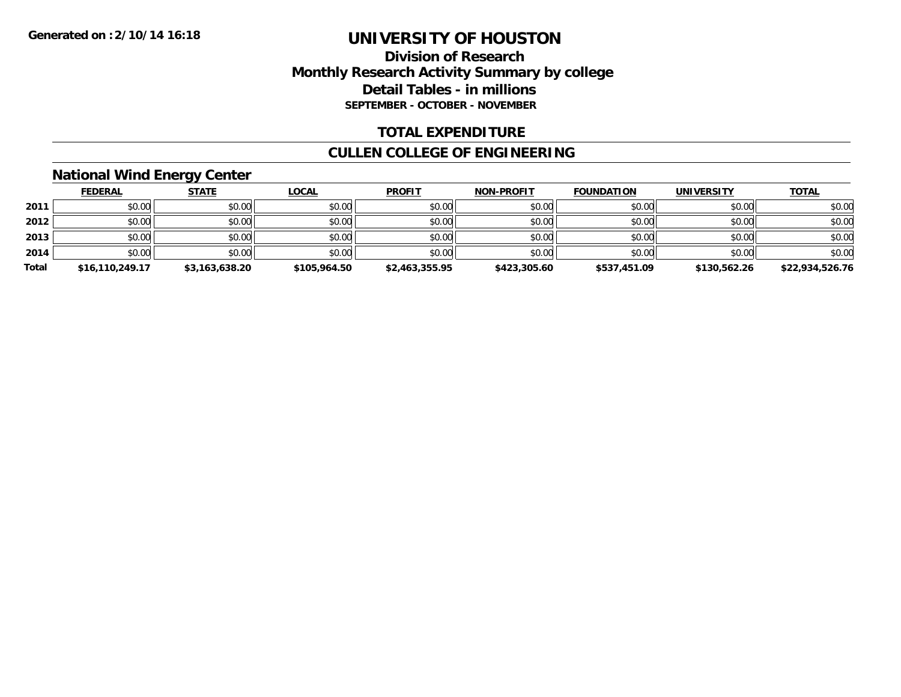Generated on :2/10/14 16:18

# UNIVERSITY OF HOUSTON

## Division of Research
## Monthly Research Activity Summary by college
## Detail Tables - in millions
### SEPTEMBER - OCTOBER - NOVEMBER

## TOTAL EXPENDITURE

## CULLEN COLLEGE OF ENGINEERING

### National Wind Energy Center

| | FEDERAL | STATE | LOCAL | PROFIT | NON-PROFIT | FOUNDATION | UNIVERSITY | TOTAL |
|---|---|---|---|---|---|---|---|---|
| 2011 | $0.00 | $0.00 | $0.00 | $0.00 | $0.00 | $0.00 | $0.00 | $0.00 |
| 2012 | $0.00 | $0.00 | $0.00 | $0.00 | $0.00 | $0.00 | $0.00 | $0.00 |
| 2013 | $0.00 | $0.00 | $0.00 | $0.00 | $0.00 | $0.00 | $0.00 | $0.00 |
| 2014 | $0.00 | $0.00 | $0.00 | $0.00 | $0.00 | $0.00 | $0.00 | $0.00 |
| **Total** | **$16,110,249.17** | **$3,163,638.20** | **$105,964.50** | **$2,463,355.95** | **$423,305.60** | **$537,451.09** | **$130,562.26** | **$22,934,526.76** |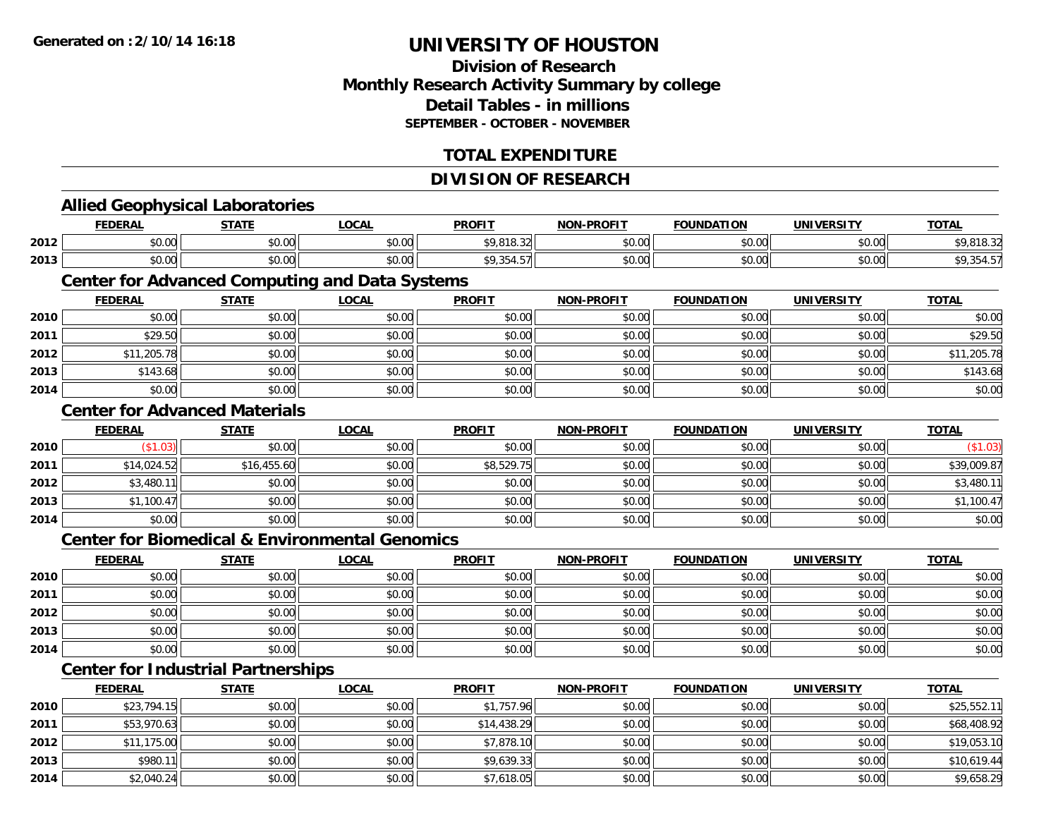**Generated on :2/10/14 16:18**

# UNIVERSITY OF HOUSTON

## Division of Research
## Monthly Research Activity Summary by college
## Detail Tables - in millions
### SEPTEMBER - OCTOBER - NOVEMBER

## TOTAL EXPENDITURE

## DIVISION OF RESEARCH

### Allied Geophysical Laboratories

| | FEDERAL | STATE | LOCAL | PROFIT | NON-PROFIT | FOUNDATION | UNIVERSITY | TOTAL |
|---|---|---|---|---|---|---|---|---|
| 2012 | $0.00 | $0.00 | $0.00 | $9,818.32 | $0.00 | $0.00 | $0.00 | $9,818.32 |
| 2013 | $0.00 | $0.00 | $0.00 | $9,354.57 | $0.00 | $0.00 | $0.00 | $9,354.57 |

### Center for Advanced Computing and Data Systems

| | FEDERAL | STATE | LOCAL | PROFIT | NON-PROFIT | FOUNDATION | UNIVERSITY | TOTAL |
|---|---|---|---|---|---|---|---|---|
| 2010 | $0.00 | $0.00 | $0.00 | $0.00 | $0.00 | $0.00 | $0.00 | $0.00 |
| 2011 | $29.50 | $0.00 | $0.00 | $0.00 | $0.00 | $0.00 | $0.00 | $29.50 |
| 2012 | $11,205.78 | $0.00 | $0.00 | $0.00 | $0.00 | $0.00 | $0.00 | $11,205.78 |
| 2013 | $143.68 | $0.00 | $0.00 | $0.00 | $0.00 | $0.00 | $0.00 | $143.68 |
| 2014 | $0.00 | $0.00 | $0.00 | $0.00 | $0.00 | $0.00 | $0.00 | $0.00 |

### Center for Advanced Materials

| | FEDERAL | STATE | LOCAL | PROFIT | NON-PROFIT | FOUNDATION | UNIVERSITY | TOTAL |
|---|---|---|---|---|---|---|---|---|
| 2010 | ($1.03) | $0.00 | $0.00 | $0.00 | $0.00 | $0.00 | $0.00 | ($1.03) |
| 2011 | $14,024.52 | $16,455.60 | $0.00 | $8,529.75 | $0.00 | $0.00 | $0.00 | $39,009.87 |
| 2012 | $3,480.11 | $0.00 | $0.00 | $0.00 | $0.00 | $0.00 | $0.00 | $3,480.11 |
| 2013 | $1,100.47 | $0.00 | $0.00 | $0.00 | $0.00 | $0.00 | $0.00 | $1,100.47 |
| 2014 | $0.00 | $0.00 | $0.00 | $0.00 | $0.00 | $0.00 | $0.00 | $0.00 |

### Center for Biomedical & Environmental Genomics

| | FEDERAL | STATE | LOCAL | PROFIT | NON-PROFIT | FOUNDATION | UNIVERSITY | TOTAL |
|---|---|---|---|---|---|---|---|---|
| 2010 | $0.00 | $0.00 | $0.00 | $0.00 | $0.00 | $0.00 | $0.00 | $0.00 |
| 2011 | $0.00 | $0.00 | $0.00 | $0.00 | $0.00 | $0.00 | $0.00 | $0.00 |
| 2012 | $0.00 | $0.00 | $0.00 | $0.00 | $0.00 | $0.00 | $0.00 | $0.00 |
| 2013 | $0.00 | $0.00 | $0.00 | $0.00 | $0.00 | $0.00 | $0.00 | $0.00 |
| 2014 | $0.00 | $0.00 | $0.00 | $0.00 | $0.00 | $0.00 | $0.00 | $0.00 |

### Center for Industrial Partnerships

| | FEDERAL | STATE | LOCAL | PROFIT | NON-PROFIT | FOUNDATION | UNIVERSITY | TOTAL |
|---|---|---|---|---|---|---|---|---|
| 2010 | $23,794.15 | $0.00 | $0.00 | $1,757.96 | $0.00 | $0.00 | $0.00 | $25,552.11 |
| 2011 | $53,970.63 | $0.00 | $0.00 | $14,438.29 | $0.00 | $0.00 | $0.00 | $68,408.92 |
| 2012 | $11,175.00 | $0.00 | $0.00 | $7,878.10 | $0.00 | $0.00 | $0.00 | $19,053.10 |
| 2013 | $980.11 | $0.00 | $0.00 | $9,639.33 | $0.00 | $0.00 | $0.00 | $10,619.44 |
| 2014 | $2,040.24 | $0.00 | $0.00 | $7,618.05 | $0.00 | $0.00 | $0.00 | $9,658.29 |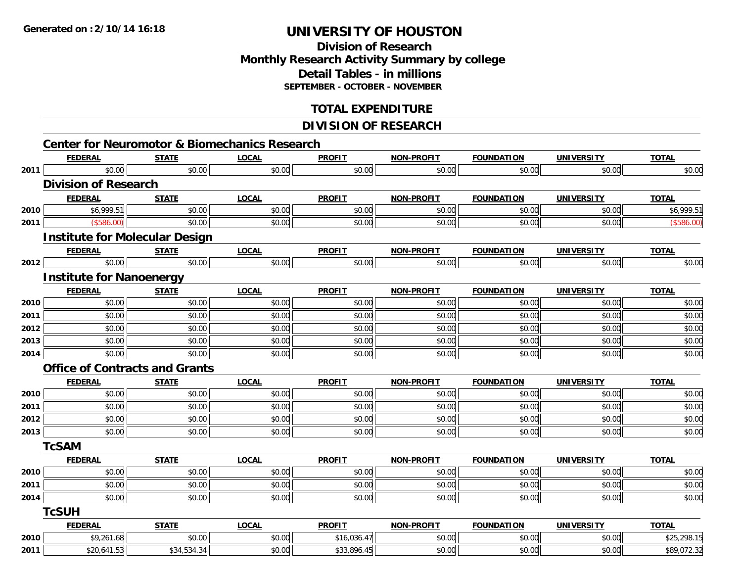**Generated on :2/10/14 16:18**

# UNIVERSITY OF HOUSTON

## Division of Research
## Monthly Research Activity Summary by college
## Detail Tables - in millions
### SEPTEMBER - OCTOBER - NOVEMBER

## TOTAL EXPENDITURE

## DIVISION OF RESEARCH

### Center for Neuromotor & Biomechanics Research

| | FEDERAL | STATE | LOCAL | PROFIT | NON-PROFIT | FOUNDATION | UNIVERSITY | TOTAL |
|---|---|---|---|---|---|---|---|---|
| 2011 | $0.00 | $0.00 | $0.00 | $0.00 | $0.00 | $0.00 | $0.00 | $0.00 |

### Division of Research

| | FEDERAL | STATE | LOCAL | PROFIT | NON-PROFIT | FOUNDATION | UNIVERSITY | TOTAL |
|---|---|---|---|---|---|---|---|---|
| 2010 | $6,999.51 | $0.00 | $0.00 | $0.00 | $0.00 | $0.00 | $0.00 | $6,999.51 |
| 2011 | ($586.00) | $0.00 | $0.00 | $0.00 | $0.00 | $0.00 | $0.00 | ($586.00) |

### Institute for Molecular Design

| | FEDERAL | STATE | LOCAL | PROFIT | NON-PROFIT | FOUNDATION | UNIVERSITY | TOTAL |
|---|---|---|---|---|---|---|---|---|
| 2012 | $0.00 | $0.00 | $0.00 | $0.00 | $0.00 | $0.00 | $0.00 | $0.00 |

### Institute for Nanoenergy

| | FEDERAL | STATE | LOCAL | PROFIT | NON-PROFIT | FOUNDATION | UNIVERSITY | TOTAL |
|---|---|---|---|---|---|---|---|---|
| 2010 | $0.00 | $0.00 | $0.00 | $0.00 | $0.00 | $0.00 | $0.00 | $0.00 |
| 2011 | $0.00 | $0.00 | $0.00 | $0.00 | $0.00 | $0.00 | $0.00 | $0.00 |
| 2012 | $0.00 | $0.00 | $0.00 | $0.00 | $0.00 | $0.00 | $0.00 | $0.00 |
| 2013 | $0.00 | $0.00 | $0.00 | $0.00 | $0.00 | $0.00 | $0.00 | $0.00 |
| 2014 | $0.00 | $0.00 | $0.00 | $0.00 | $0.00 | $0.00 | $0.00 | $0.00 |

### Office of Contracts and Grants

| | FEDERAL | STATE | LOCAL | PROFIT | NON-PROFIT | FOUNDATION | UNIVERSITY | TOTAL |
|---|---|---|---|---|---|---|---|---|
| 2010 | $0.00 | $0.00 | $0.00 | $0.00 | $0.00 | $0.00 | $0.00 | $0.00 |
| 2011 | $0.00 | $0.00 | $0.00 | $0.00 | $0.00 | $0.00 | $0.00 | $0.00 |
| 2012 | $0.00 | $0.00 | $0.00 | $0.00 | $0.00 | $0.00 | $0.00 | $0.00 |
| 2013 | $0.00 | $0.00 | $0.00 | $0.00 | $0.00 | $0.00 | $0.00 | $0.00 |

### TcSAM

| | FEDERAL | STATE | LOCAL | PROFIT | NON-PROFIT | FOUNDATION | UNIVERSITY | TOTAL |
|---|---|---|---|---|---|---|---|---|
| 2010 | $0.00 | $0.00 | $0.00 | $0.00 | $0.00 | $0.00 | $0.00 | $0.00 |
| 2011 | $0.00 | $0.00 | $0.00 | $0.00 | $0.00 | $0.00 | $0.00 | $0.00 |
| 2014 | $0.00 | $0.00 | $0.00 | $0.00 | $0.00 | $0.00 | $0.00 | $0.00 |

### TcSUH

| | FEDERAL | STATE | LOCAL | PROFIT | NON-PROFIT | FOUNDATION | UNIVERSITY | TOTAL |
|---|---|---|---|---|---|---|---|---|
| 2010 | $9,261.68 | $0.00 | $0.00 | $16,036.47 | $0.00 | $0.00 | $0.00 | $25,298.15 |
| 2011 | $20,641.53 | $34,534.34 | $0.00 | $33,896.45 | $0.00 | $0.00 | $0.00 | $89,072.32 |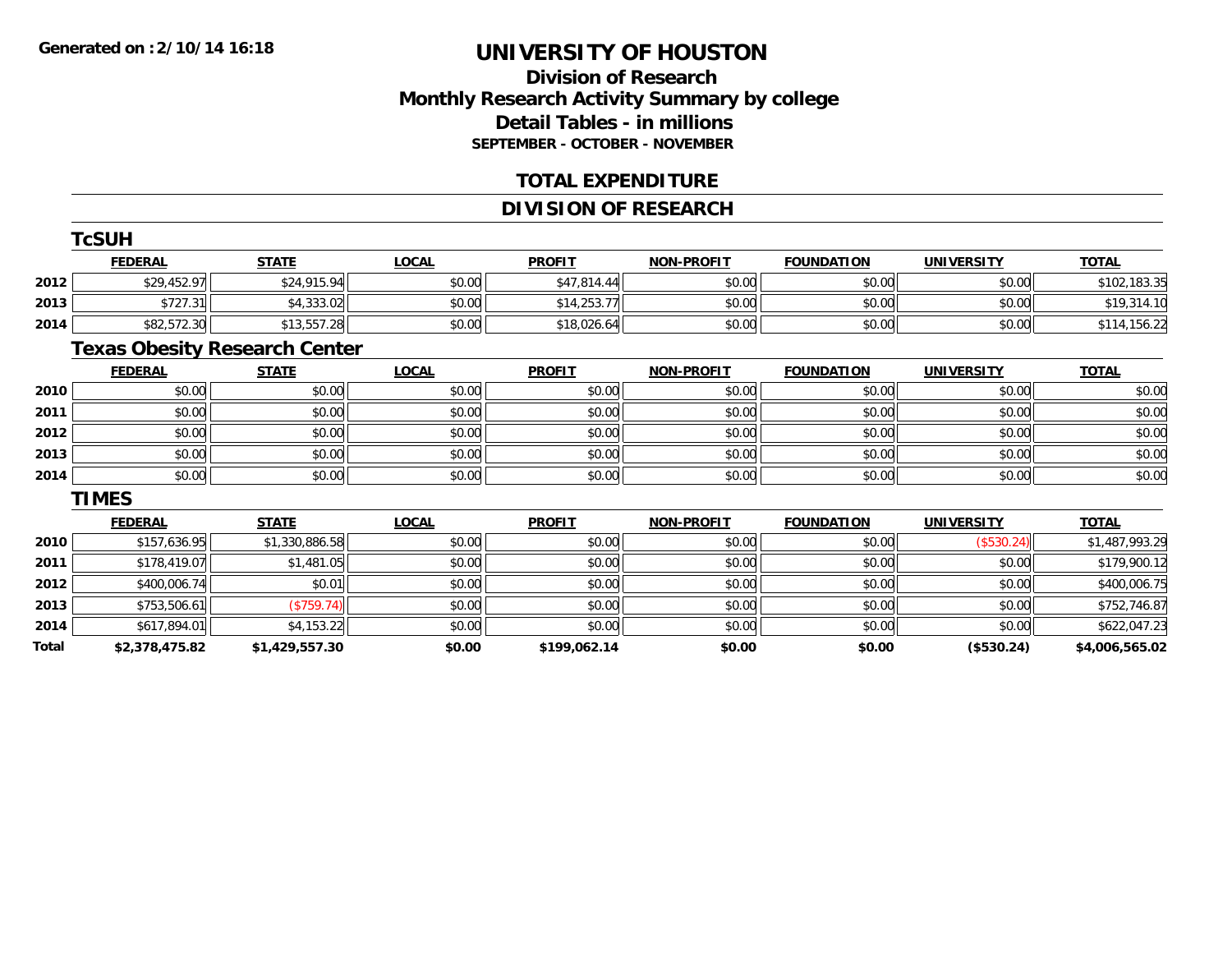Generated on :2/10/14 16:18

# UNIVERSITY OF HOUSTON

## Division of Research
## Monthly Research Activity Summary by college
## Detail Tables - in millions
### SEPTEMBER - OCTOBER - NOVEMBER

## TOTAL EXPENDITURE

## DIVISION OF RESEARCH

### TcSUH

| | FEDERAL | STATE | LOCAL | PROFIT | NON-PROFIT | FOUNDATION | UNIVERSITY | TOTAL |
|---|---|---|---|---|---|---|---|---|
| 2012 | $29,452.97 | $24,915.94 | $0.00 | $47,814.44 | $0.00 | $0.00 | $0.00 | $102,183.35 |
| 2013 | $727.31 | $4,333.02 | $0.00 | $14,253.77 | $0.00 | $0.00 | $0.00 | $19,314.10 |
| 2014 | $82,572.30 | $13,557.28 | $0.00 | $18,026.64 | $0.00 | $0.00 | $0.00 | $114,156.22 |

### Texas Obesity Research Center

| | FEDERAL | STATE | LOCAL | PROFIT | NON-PROFIT | FOUNDATION | UNIVERSITY | TOTAL |
|---|---|---|---|---|---|---|---|---|
| 2010 | $0.00 | $0.00 | $0.00 | $0.00 | $0.00 | $0.00 | $0.00 | $0.00 |
| 2011 | $0.00 | $0.00 | $0.00 | $0.00 | $0.00 | $0.00 | $0.00 | $0.00 |
| 2012 | $0.00 | $0.00 | $0.00 | $0.00 | $0.00 | $0.00 | $0.00 | $0.00 |
| 2013 | $0.00 | $0.00 | $0.00 | $0.00 | $0.00 | $0.00 | $0.00 | $0.00 |
| 2014 | $0.00 | $0.00 | $0.00 | $0.00 | $0.00 | $0.00 | $0.00 | $0.00 |

### TIMES

| | FEDERAL | STATE | LOCAL | PROFIT | NON-PROFIT | FOUNDATION | UNIVERSITY | TOTAL |
|---|---|---|---|---|---|---|---|---|
| 2010 | $157,636.95 | $1,330,886.58 | $0.00 | $0.00 | $0.00 | $0.00 | ($530.24) | $1,487,993.29 |
| 2011 | $178,419.07 | $1,481.05 | $0.00 | $0.00 | $0.00 | $0.00 | $0.00 | $179,900.12 |
| 2012 | $400,006.74 | $0.01 | $0.00 | $0.00 | $0.00 | $0.00 | $0.00 | $400,006.75 |
| 2013 | $753,506.61 | ($759.74) | $0.00 | $0.00 | $0.00 | $0.00 | $0.00 | $752,746.87 |
| 2014 | $617,894.01 | $4,153.22 | $0.00 | $0.00 | $0.00 | $0.00 | $0.00 | $622,047.23 |
| **Total** | **$2,378,475.82** | **$1,429,557.30** | **$0.00** | **$199,062.14** | **$0.00** | **$0.00** | **($530.24)** | **$4,006,565.02** |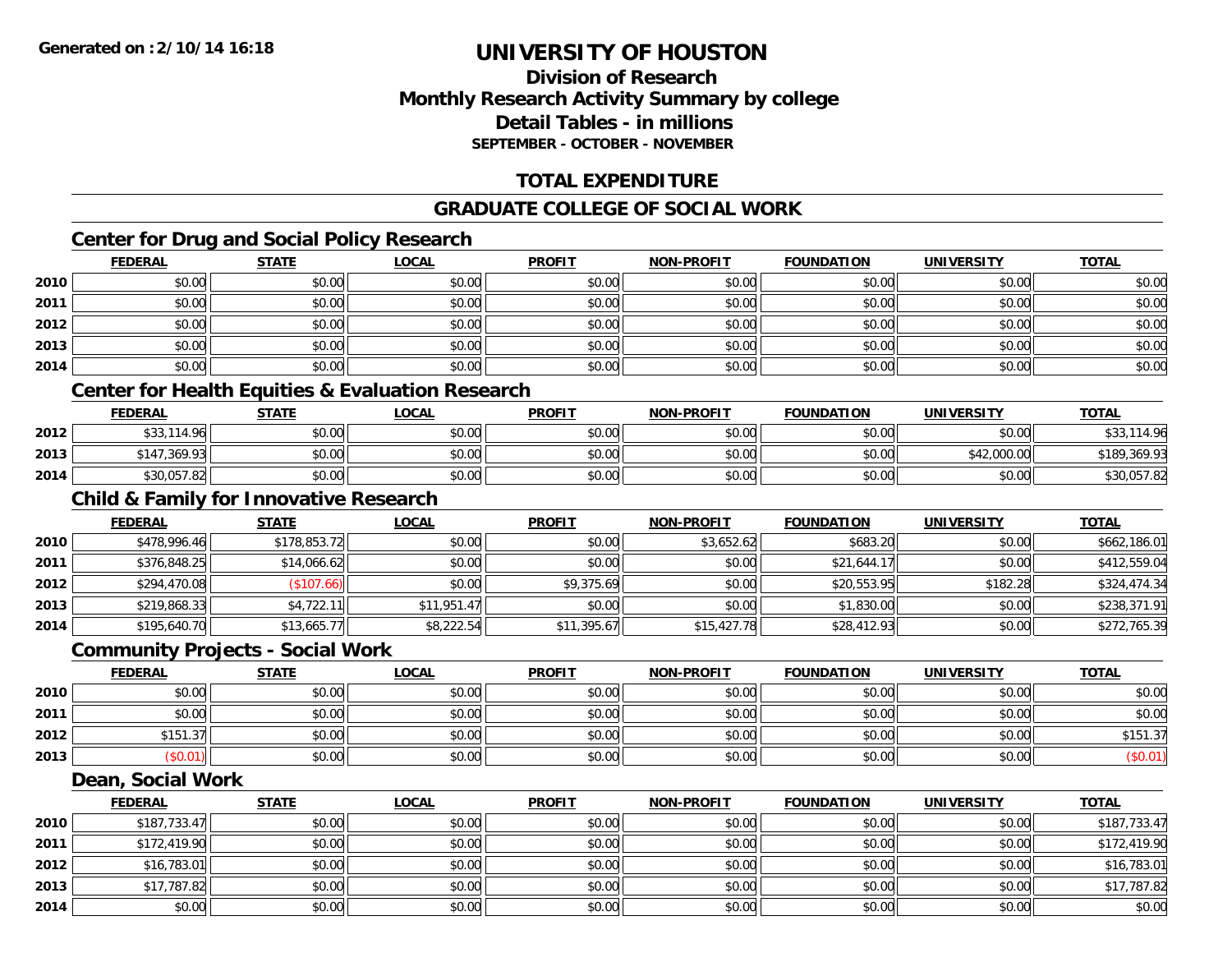**Generated on :2/10/14 16:18**

# UNIVERSITY OF HOUSTON

## Division of Research
## Monthly Research Activity Summary by college
## Detail Tables - in millions
### SEPTEMBER - OCTOBER - NOVEMBER

## TOTAL EXPENDITURE

## GRADUATE COLLEGE OF SOCIAL WORK

### Center for Drug and Social Policy Research

| | FEDERAL | STATE | LOCAL | PROFIT | NON-PROFIT | FOUNDATION | UNIVERSITY | TOTAL |
|---|---|---|---|---|---|---|---|---|
| 2010 | $0.00 | $0.00 | $0.00 | $0.00 | $0.00 | $0.00 | $0.00 | $0.00 |
| 2011 | $0.00 | $0.00 | $0.00 | $0.00 | $0.00 | $0.00 | $0.00 | $0.00 |
| 2012 | $0.00 | $0.00 | $0.00 | $0.00 | $0.00 | $0.00 | $0.00 | $0.00 |
| 2013 | $0.00 | $0.00 | $0.00 | $0.00 | $0.00 | $0.00 | $0.00 | $0.00 |
| 2014 | $0.00 | $0.00 | $0.00 | $0.00 | $0.00 | $0.00 | $0.00 | $0.00 |

### Center for Health Equities & Evaluation Research

| | FEDERAL | STATE | LOCAL | PROFIT | NON-PROFIT | FOUNDATION | UNIVERSITY | TOTAL |
|---|---|---|---|---|---|---|---|---|
| 2012 | $33,114.96 | $0.00 | $0.00 | $0.00 | $0.00 | $0.00 | $0.00 | $33,114.96 |
| 2013 | $147,369.93 | $0.00 | $0.00 | $0.00 | $0.00 | $0.00 | $42,000.00 | $189,369.93 |
| 2014 | $30,057.82 | $0.00 | $0.00 | $0.00 | $0.00 | $0.00 | $0.00 | $30,057.82 |

### Child & Family for Innovative Research

| | FEDERAL | STATE | LOCAL | PROFIT | NON-PROFIT | FOUNDATION | UNIVERSITY | TOTAL |
|---|---|---|---|---|---|---|---|---|
| 2010 | $478,996.46 | $178,853.72 | $0.00 | $0.00 | $3,652.62 | $683.20 | $0.00 | $662,186.01 |
| 2011 | $376,848.25 | $14,066.62 | $0.00 | $0.00 | $0.00 | $21,644.17 | $0.00 | $412,559.04 |
| 2012 | $294,470.08 | ($107.66) | $0.00 | $9,375.69 | $0.00 | $20,553.95 | $182.28 | $324,474.34 |
| 2013 | $219,868.33 | $4,722.11 | $11,951.47 | $0.00 | $0.00 | $1,830.00 | $0.00 | $238,371.91 |
| 2014 | $195,640.70 | $13,665.77 | $8,222.54 | $11,395.67 | $15,427.78 | $28,412.93 | $0.00 | $272,765.39 |

### Community Projects - Social Work

| | FEDERAL | STATE | LOCAL | PROFIT | NON-PROFIT | FOUNDATION | UNIVERSITY | TOTAL |
|---|---|---|---|---|---|---|---|---|
| 2010 | $0.00 | $0.00 | $0.00 | $0.00 | $0.00 | $0.00 | $0.00 | $0.00 |
| 2011 | $0.00 | $0.00 | $0.00 | $0.00 | $0.00 | $0.00 | $0.00 | $0.00 |
| 2012 | $151.37 | $0.00 | $0.00 | $0.00 | $0.00 | $0.00 | $0.00 | $151.37 |
| 2013 | ($0.01) | $0.00 | $0.00 | $0.00 | $0.00 | $0.00 | $0.00 | ($0.01) |

### Dean, Social Work

| | FEDERAL | STATE | LOCAL | PROFIT | NON-PROFIT | FOUNDATION | UNIVERSITY | TOTAL |
|---|---|---|---|---|---|---|---|---|
| 2010 | $187,733.47 | $0.00 | $0.00 | $0.00 | $0.00 | $0.00 | $0.00 | $187,733.47 |
| 2011 | $172,419.90 | $0.00 | $0.00 | $0.00 | $0.00 | $0.00 | $0.00 | $172,419.90 |
| 2012 | $16,783.01 | $0.00 | $0.00 | $0.00 | $0.00 | $0.00 | $0.00 | $16,783.01 |
| 2013 | $17,787.82 | $0.00 | $0.00 | $0.00 | $0.00 | $0.00 | $0.00 | $17,787.82 |
| 2014 | $0.00 | $0.00 | $0.00 | $0.00 | $0.00 | $0.00 | $0.00 | $0.00 |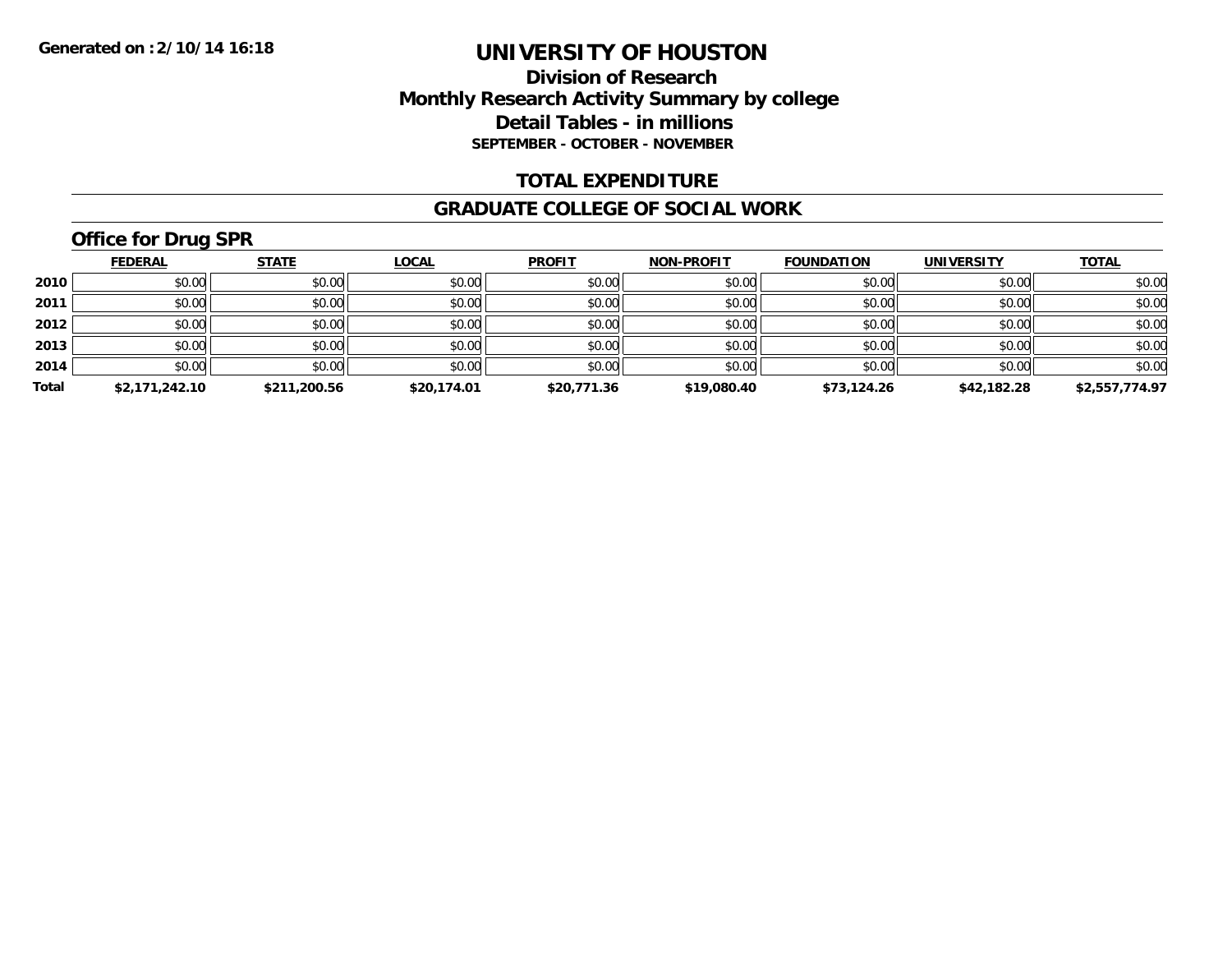Generated on :2/10/14 16:18

# UNIVERSITY OF HOUSTON

## Division of Research
## Monthly Research Activity Summary by college
## Detail Tables - in millions
### SEPTEMBER - OCTOBER - NOVEMBER

## TOTAL EXPENDITURE

## GRADUATE COLLEGE OF SOCIAL WORK

### Office for Drug SPR

| | FEDERAL | STATE | LOCAL | PROFIT | NON-PROFIT | FOUNDATION | UNIVERSITY | TOTAL |
|---|---|---|---|---|---|---|---|---|
| 2010 | $0.00 | $0.00 | $0.00 | $0.00 | $0.00 | $0.00 | $0.00 | $0.00 |
| 2011 | $0.00 | $0.00 | $0.00 | $0.00 | $0.00 | $0.00 | $0.00 | $0.00 |
| 2012 | $0.00 | $0.00 | $0.00 | $0.00 | $0.00 | $0.00 | $0.00 | $0.00 |
| 2013 | $0.00 | $0.00 | $0.00 | $0.00 | $0.00 | $0.00 | $0.00 | $0.00 |
| 2014 | $0.00 | $0.00 | $0.00 | $0.00 | $0.00 | $0.00 | $0.00 | $0.00 |
| **Total** | **$2,171,242.10** | **$211,200.56** | **$20,174.01** | **$20,771.36** | **$19,080.40** | **$73,124.26** | **$42,182.28** | **$2,557,774.97** |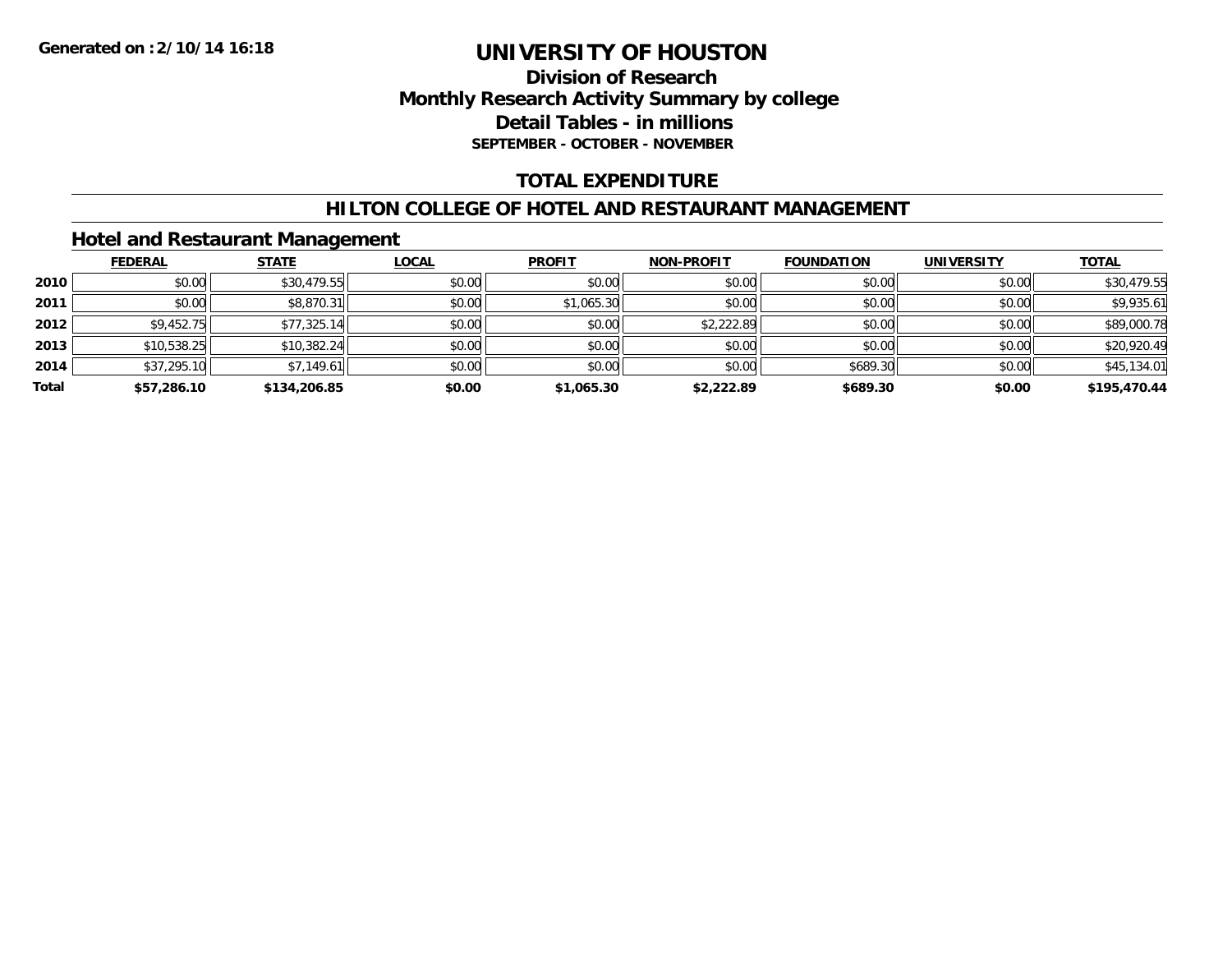Generated on :2/10/14 16:18

# UNIVERSITY OF HOUSTON

## Division of Research
## Monthly Research Activity Summary by college
## Detail Tables - in millions
### SEPTEMBER - OCTOBER - NOVEMBER

## TOTAL EXPENDITURE

## HILTON COLLEGE OF HOTEL AND RESTAURANT MANAGEMENT

### Hotel and Restaurant Management

| | FEDERAL | STATE | LOCAL | PROFIT | NON-PROFIT | FOUNDATION | UNIVERSITY | TOTAL |
|---|---|---|---|---|---|---|---|---|
| **2010** | $0.00 | $30,479.55 | $0.00 | $0.00 | $0.00 | $0.00 | $0.00 | $30,479.55 |
| **2011** | $0.00 | $8,870.31 | $0.00 | $1,065.30 | $0.00 | $0.00 | $0.00 | $9,935.61 |
| **2012** | $9,452.75 | $77,325.14 | $0.00 | $0.00 | $2,222.89 | $0.00 | $0.00 | $89,000.78 |
| **2013** | $10,538.25 | $10,382.24 | $0.00 | $0.00 | $0.00 | $0.00 | $0.00 | $20,920.49 |
| **2014** | $37,295.10 | $7,149.61 | $0.00 | $0.00 | $0.00 | $689.30 | $0.00 | $45,134.01 |
| **Total** | **$57,286.10** | **$134,206.85** | **$0.00** | **$1,065.30** | **$2,222.89** | **$689.30** | **$0.00** | **$195,470.44** |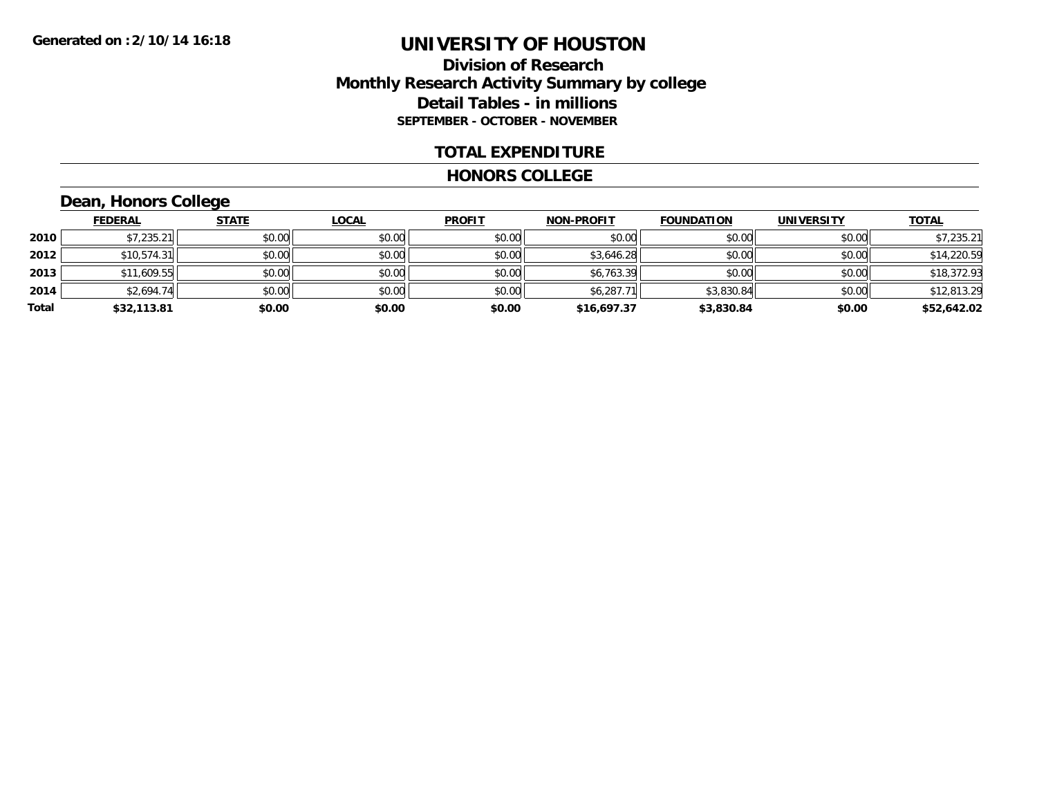Generated on :2/10/14 16:18

# UNIVERSITY OF HOUSTON

## Division of Research
## Monthly Research Activity Summary by college
## Detail Tables - in millions
### SEPTEMBER - OCTOBER - NOVEMBER

### TOTAL EXPENDITURE

### HONORS COLLEGE

### Dean, Honors College

| | FEDERAL | STATE | LOCAL | PROFIT | NON-PROFIT | FOUNDATION | UNIVERSITY | TOTAL |
|---|---|---|---|---|---|---|---|---|
| 2010 | $7,235.21 | $0.00 | $0.00 | $0.00 | $0.00 | $0.00 | $0.00 | $7,235.21 |
| 2012 | $10,574.31 | $0.00 | $0.00 | $0.00 | $3,646.28 | $0.00 | $0.00 | $14,220.59 |
| 2013 | $11,609.55 | $0.00 | $0.00 | $0.00 | $6,763.39 | $0.00 | $0.00 | $18,372.93 |
| 2014 | $2,694.74 | $0.00 | $0.00 | $0.00 | $6,287.71 | $3,830.84 | $0.00 | $12,813.29 |
| **Total** | **$32,113.81** | **$0.00** | **$0.00** | **$0.00** | **$16,697.37** | **$3,830.84** | **$0.00** | **$52,642.02** |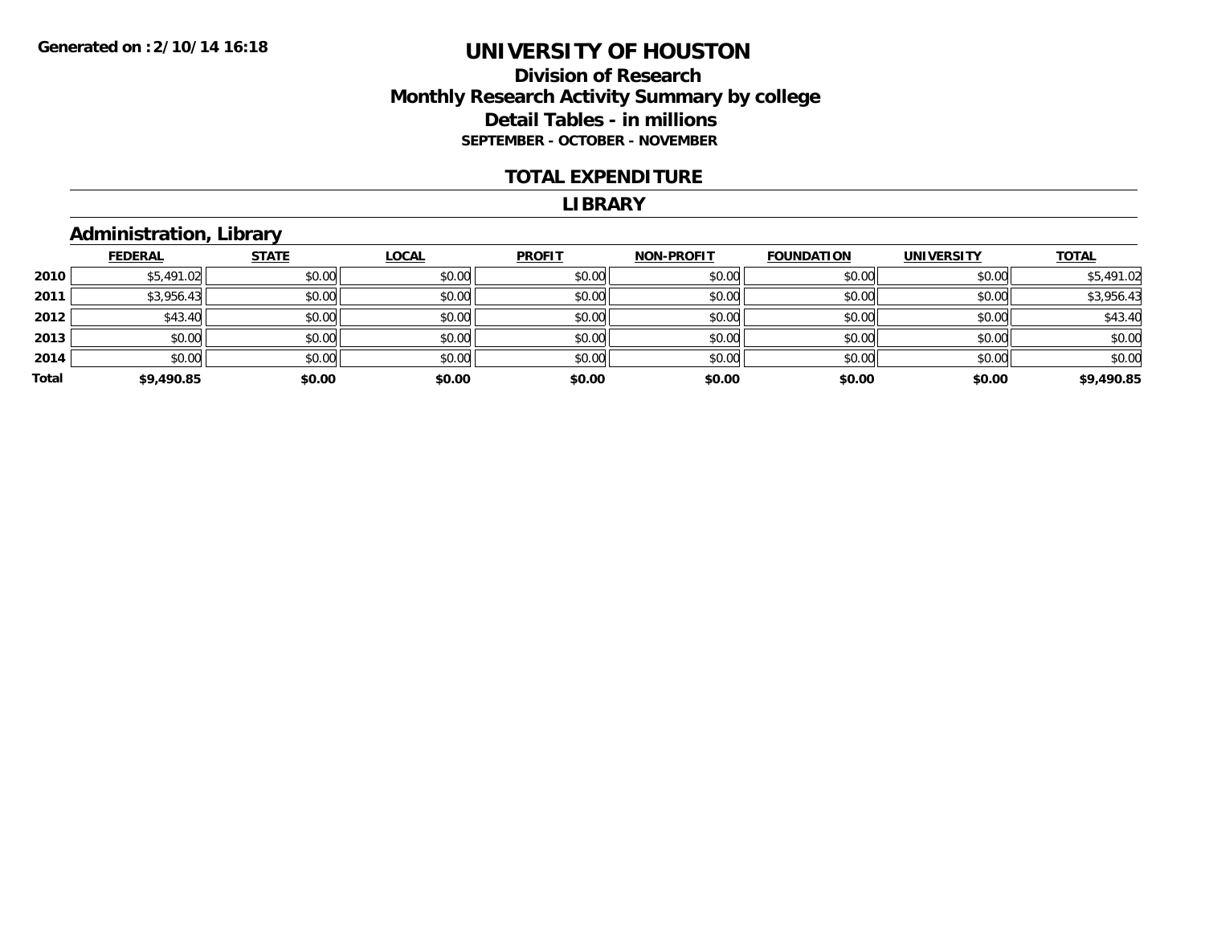# UNIVERSITY OF HOUSTON

## Division of Research
## Monthly Research Activity Summary by college
## Detail Tables - in millions
### SEPTEMBER - OCTOBER - NOVEMBER

Generated on :2/10/14 16:18

## TOTAL EXPENDITURE

## LIBRARY

### Administration, Library

| | FEDERAL | STATE | LOCAL | PROFIT | NON-PROFIT | FOUNDATION | UNIVERSITY | TOTAL |
|---|---|---|---|---|---|---|---|---|
| 2010 | $5,491.02 | $0.00 | $0.00 | $0.00 | $0.00 | $0.00 | $0.00 | $5,491.02 |
| 2011 | $3,956.43 | $0.00 | $0.00 | $0.00 | $0.00 | $0.00 | $0.00 | $3,956.43 |
| 2012 | $43.40 | $0.00 | $0.00 | $0.00 | $0.00 | $0.00 | $0.00 | $43.40 |
| 2013 | $0.00 | $0.00 | $0.00 | $0.00 | $0.00 | $0.00 | $0.00 | $0.00 |
| 2014 | $0.00 | $0.00 | $0.00 | $0.00 | $0.00 | $0.00 | $0.00 | $0.00 |
| **Total** | **$9,490.85** | **$0.00** | **$0.00** | **$0.00** | **$0.00** | **$0.00** | **$0.00** | **$9,490.85** |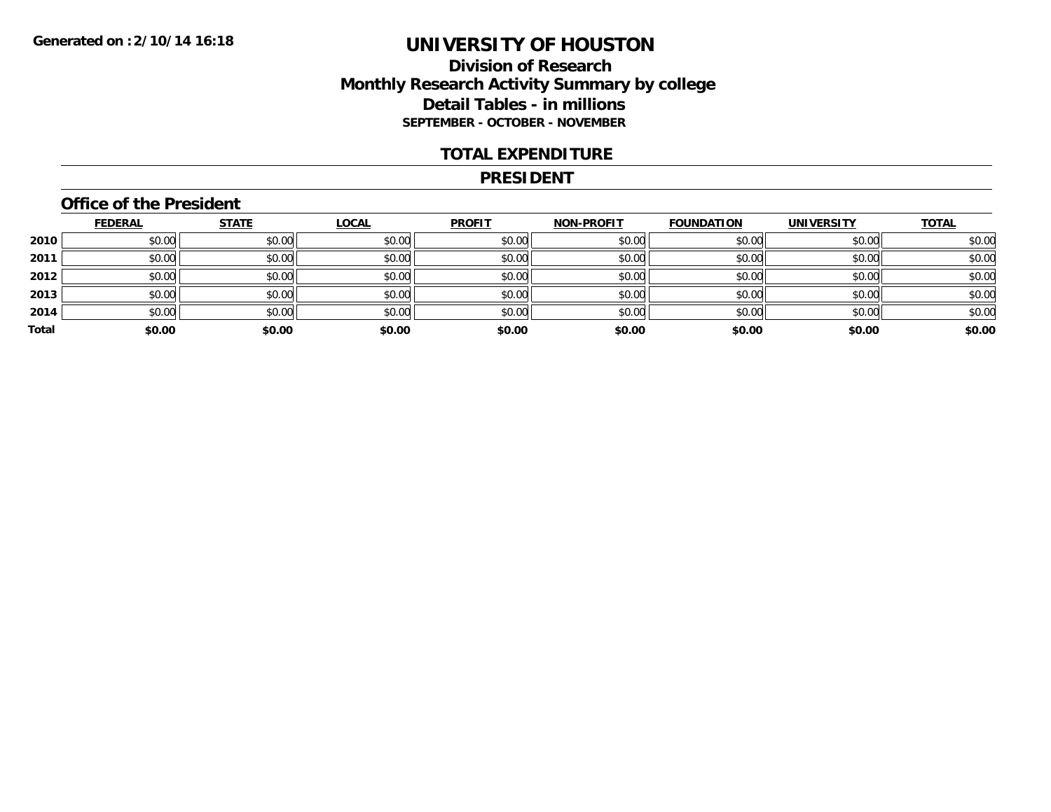Generated on :2/10/14 16:18

# UNIVERSITY OF HOUSTON

## Division of Research
## Monthly Research Activity Summary by college
## Detail Tables - in millions
### SEPTEMBER - OCTOBER - NOVEMBER

## TOTAL EXPENDITURE

## PRESIDENT

### Office of the President

| | FEDERAL | STATE | LOCAL | PROFIT | NON-PROFIT | FOUNDATION | UNIVERSITY | TOTAL |
|---|---|---|---|---|---|---|---|---|
| 2010 | $0.00 | $0.00 | $0.00 | $0.00 | $0.00 | $0.00 | $0.00 | $0.00 |
| 2011 | $0.00 | $0.00 | $0.00 | $0.00 | $0.00 | $0.00 | $0.00 | $0.00 |
| 2012 | $0.00 | $0.00 | $0.00 | $0.00 | $0.00 | $0.00 | $0.00 | $0.00 |
| 2013 | $0.00 | $0.00 | $0.00 | $0.00 | $0.00 | $0.00 | $0.00 | $0.00 |
| 2014 | $0.00 | $0.00 | $0.00 | $0.00 | $0.00 | $0.00 | $0.00 | $0.00 |
| **Total** | **$0.00** | **$0.00** | **$0.00** | **$0.00** | **$0.00** | **$0.00** | **$0.00** | **$0.00** |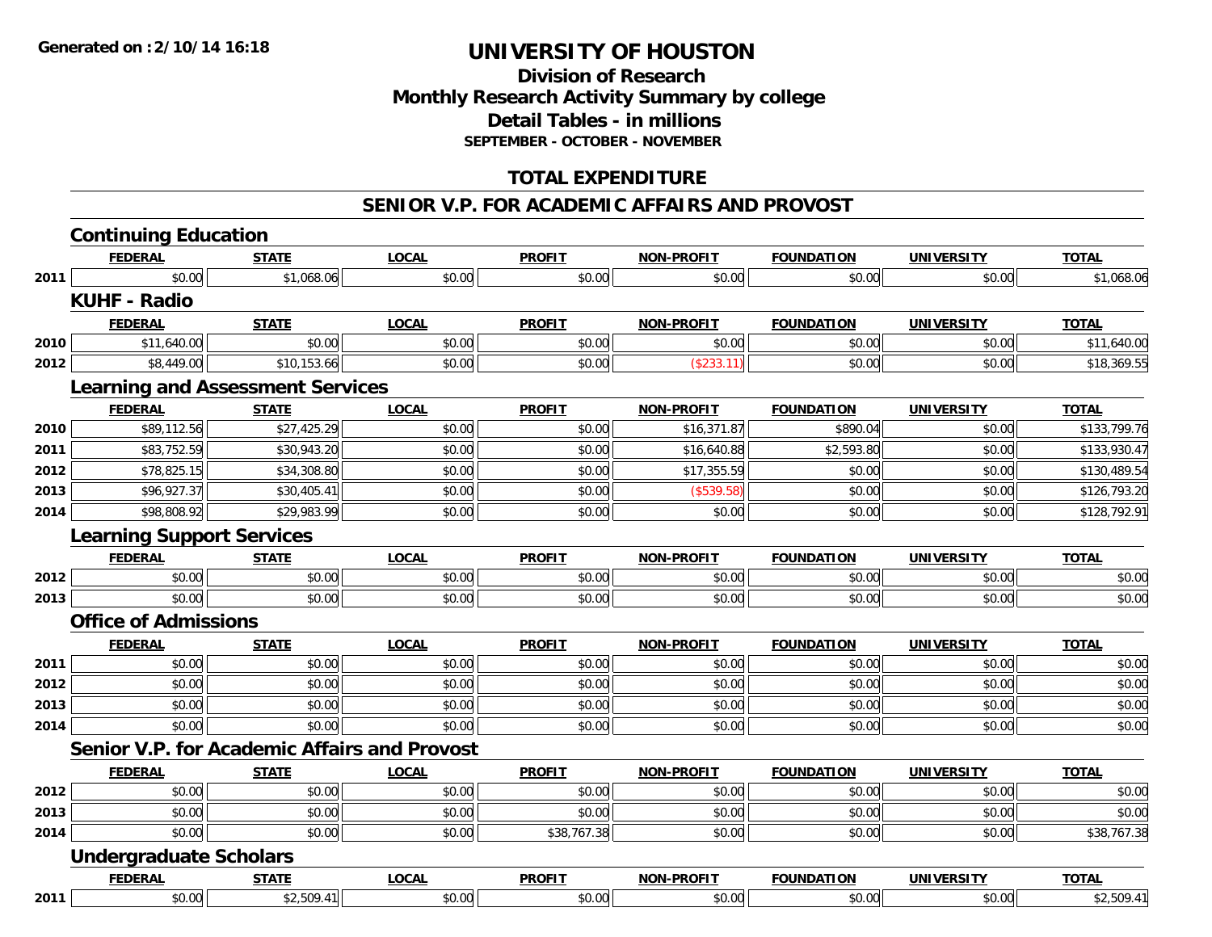**Generated on :2/10/14 16:18**

# UNIVERSITY OF HOUSTON

## Division of Research
## Monthly Research Activity Summary by college
## Detail Tables - in millions
### SEPTEMBER - OCTOBER - NOVEMBER

## TOTAL EXPENDITURE

## SENIOR V.P. FOR ACADEMIC AFFAIRS AND PROVOST

### Continuing Education

| | FEDERAL | STATE | LOCAL | PROFIT | NON-PROFIT | FOUNDATION | UNIVERSITY | TOTAL |
|---|---|---|---|---|---|---|---|---|
| 2011 | $0.00 | $1,068.06 | $0.00 | $0.00 | $0.00 | $0.00 | $0.00 | $1,068.06 |

### KUHF - Radio

| | FEDERAL | STATE | LOCAL | PROFIT | NON-PROFIT | FOUNDATION | UNIVERSITY | TOTAL |
|---|---|---|---|---|---|---|---|---|
| 2010 | $11,640.00 | $0.00 | $0.00 | $0.00 | $0.00 | $0.00 | $0.00 | $11,640.00 |
| 2012 | $8,449.00 | $10,153.66 | $0.00 | $0.00 | ($233.11) | $0.00 | $0.00 | $18,369.55 |

### Learning and Assessment Services

| | FEDERAL | STATE | LOCAL | PROFIT | NON-PROFIT | FOUNDATION | UNIVERSITY | TOTAL |
|---|---|---|---|---|---|---|---|---|
| 2010 | $89,112.56 | $27,425.29 | $0.00 | $0.00 | $16,371.87 | $890.04 | $0.00 | $133,799.76 |
| 2011 | $83,752.59 | $30,943.20 | $0.00 | $0.00 | $16,640.88 | $2,593.80 | $0.00 | $133,930.47 |
| 2012 | $78,825.15 | $34,308.80 | $0.00 | $0.00 | $17,355.59 | $0.00 | $0.00 | $130,489.54 |
| 2013 | $96,927.37 | $30,405.41 | $0.00 | $0.00 | ($539.58) | $0.00 | $0.00 | $126,793.20 |
| 2014 | $98,808.92 | $29,983.99 | $0.00 | $0.00 | $0.00 | $0.00 | $0.00 | $128,792.91 |

### Learning Support Services

| | FEDERAL | STATE | LOCAL | PROFIT | NON-PROFIT | FOUNDATION | UNIVERSITY | TOTAL |
|---|---|---|---|---|---|---|---|---|
| 2012 | $0.00 | $0.00 | $0.00 | $0.00 | $0.00 | $0.00 | $0.00 | $0.00 |
| 2013 | $0.00 | $0.00 | $0.00 | $0.00 | $0.00 | $0.00 | $0.00 | $0.00 |

### Office of Admissions

| | FEDERAL | STATE | LOCAL | PROFIT | NON-PROFIT | FOUNDATION | UNIVERSITY | TOTAL |
|---|---|---|---|---|---|---|---|---|
| 2011 | $0.00 | $0.00 | $0.00 | $0.00 | $0.00 | $0.00 | $0.00 | $0.00 |
| 2012 | $0.00 | $0.00 | $0.00 | $0.00 | $0.00 | $0.00 | $0.00 | $0.00 |
| 2013 | $0.00 | $0.00 | $0.00 | $0.00 | $0.00 | $0.00 | $0.00 | $0.00 |
| 2014 | $0.00 | $0.00 | $0.00 | $0.00 | $0.00 | $0.00 | $0.00 | $0.00 |

### Senior V.P. for Academic Affairs and Provost

| | FEDERAL | STATE | LOCAL | PROFIT | NON-PROFIT | FOUNDATION | UNIVERSITY | TOTAL |
|---|---|---|---|---|---|---|---|---|
| 2012 | $0.00 | $0.00 | $0.00 | $0.00 | $0.00 | $0.00 | $0.00 | $0.00 |
| 2013 | $0.00 | $0.00 | $0.00 | $0.00 | $0.00 | $0.00 | $0.00 | $0.00 |
| 2014 | $0.00 | $0.00 | $0.00 | $38,767.38 | $0.00 | $0.00 | $0.00 | $38,767.38 |

### Undergraduate Scholars

| | FEDERAL | STATE | LOCAL | PROFIT | NON-PROFIT | FOUNDATION | UNIVERSITY | TOTAL |
|---|---|---|---|---|---|---|---|---|
| 2011 | $0.00 | $2,509.41 | $0.00 | $0.00 | $0.00 | $0.00 | $0.00 | $2,509.41 |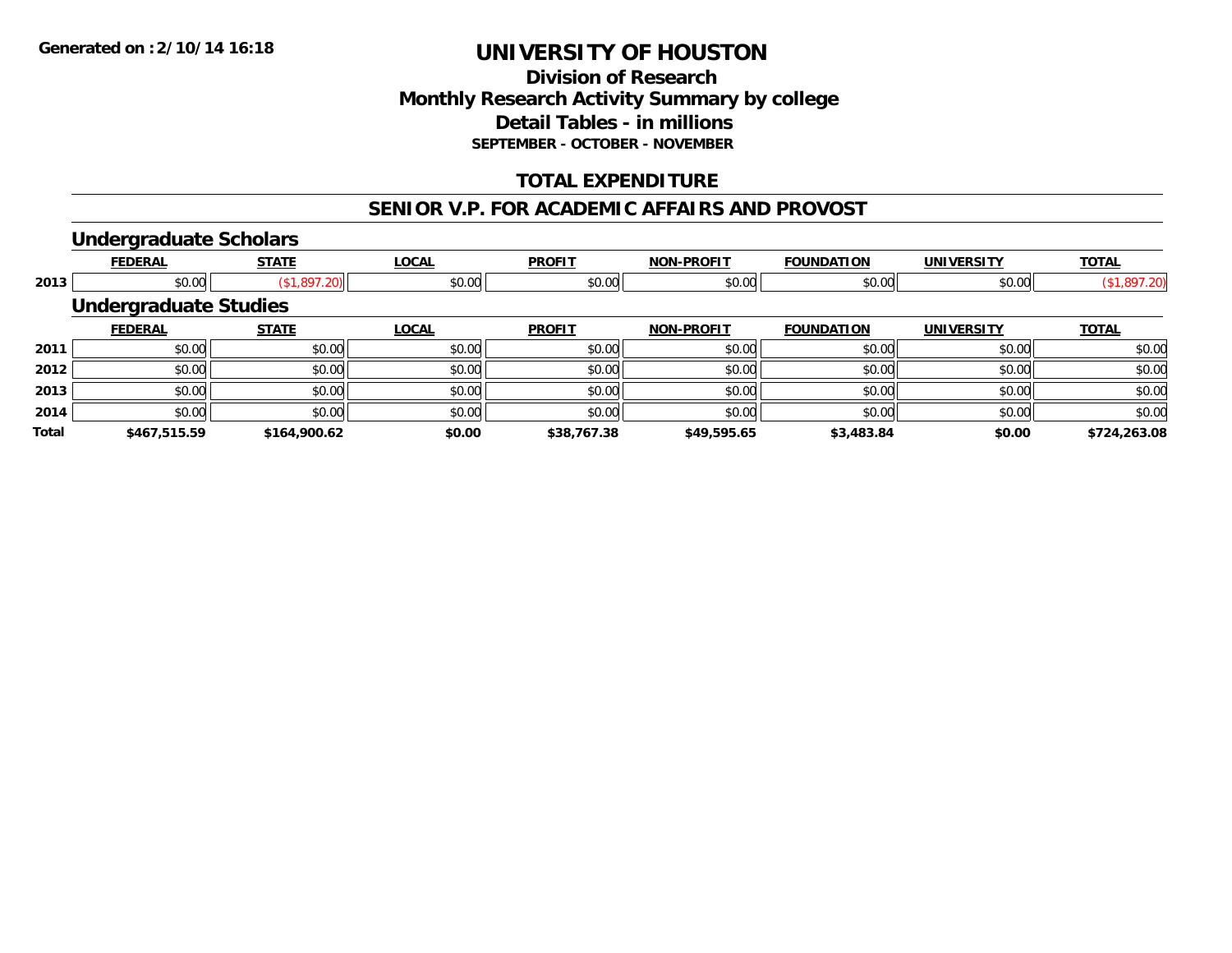**Generated on :2/10/14 16:18**

# UNIVERSITY OF HOUSTON

## Division of Research
## Monthly Research Activity Summary by college
## Detail Tables - in millions
### SEPTEMBER - OCTOBER - NOVEMBER

## TOTAL EXPENDITURE

## SENIOR V.P. FOR ACADEMIC AFFAIRS AND PROVOST

### Undergraduate Scholars

| | FEDERAL | STATE | LOCAL | PROFIT | NON-PROFIT | FOUNDATION | UNIVERSITY | TOTAL |
|---|---|---|---|---|---|---|---|---|
| 2013 | $0.00 | ($1,897.20) | $0.00 | $0.00 | $0.00 | $0.00 | $0.00 | ($1,897.20) |

### Undergraduate Studies

| | FEDERAL | STATE | LOCAL | PROFIT | NON-PROFIT | FOUNDATION | UNIVERSITY | TOTAL |
|---|---|---|---|---|---|---|---|---|
| 2011 | $0.00 | $0.00 | $0.00 | $0.00 | $0.00 | $0.00 | $0.00 | $0.00 |
| 2012 | $0.00 | $0.00 | $0.00 | $0.00 | $0.00 | $0.00 | $0.00 | $0.00 |
| 2013 | $0.00 | $0.00 | $0.00 | $0.00 | $0.00 | $0.00 | $0.00 | $0.00 |
| 2014 | $0.00 | $0.00 | $0.00 | $0.00 | $0.00 | $0.00 | $0.00 | $0.00 |
| **Total** | **$467,515.59** | **$164,900.62** | **$0.00** | **$38,767.38** | **$49,595.65** | **$3,483.84** | **$0.00** | **$724,263.08** |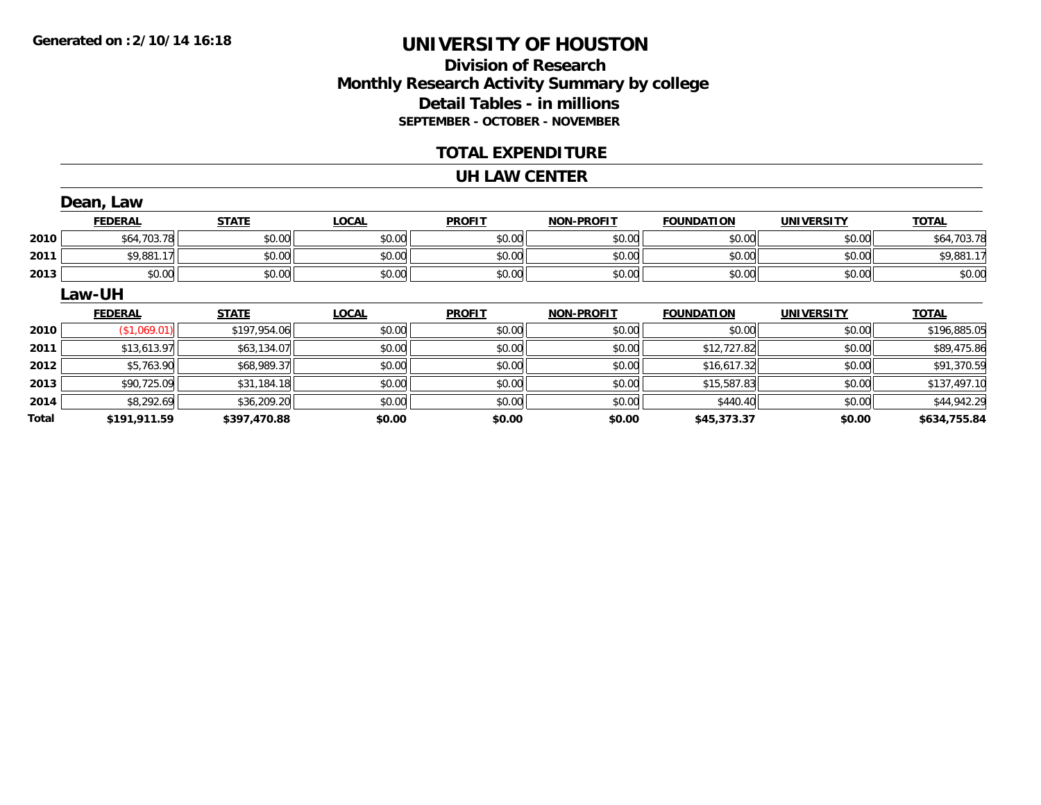Generated on :2/10/14 16:18

# UNIVERSITY OF HOUSTON

## Division of Research
## Monthly Research Activity Summary by college
## Detail Tables - in millions

**SEPTEMBER - OCTOBER - NOVEMBER**

## TOTAL EXPENDITURE

## UH LAW CENTER

### Dean, Law

| | FEDERAL | STATE | LOCAL | PROFIT | NON-PROFIT | FOUNDATION | UNIVERSITY | TOTAL |
|---|---|---|---|---|---|---|---|---|
| 2010 | $64,703.78 | $0.00 | $0.00 | $0.00 | $0.00 | $0.00 | $0.00 | $64,703.78 |
| 2011 | $9,881.17 | $0.00 | $0.00 | $0.00 | $0.00 | $0.00 | $0.00 | $9,881.17 |
| 2013 | $0.00 | $0.00 | $0.00 | $0.00 | $0.00 | $0.00 | $0.00 | $0.00 |

### Law-UH

| | FEDERAL | STATE | LOCAL | PROFIT | NON-PROFIT | FOUNDATION | UNIVERSITY | TOTAL |
|---|---|---|---|---|---|---|---|---|
| 2010 | ($1,069.01) | $197,954.06 | $0.00 | $0.00 | $0.00 | $0.00 | $0.00 | $196,885.05 |
| 2011 | $13,613.97 | $63,134.07 | $0.00 | $0.00 | $0.00 | $12,727.82 | $0.00 | $89,475.86 |
| 2012 | $5,763.90 | $68,989.37 | $0.00 | $0.00 | $0.00 | $16,617.32 | $0.00 | $91,370.59 |
| 2013 | $90,725.09 | $31,184.18 | $0.00 | $0.00 | $0.00 | $15,587.83 | $0.00 | $137,497.10 |
| 2014 | $8,292.69 | $36,209.20 | $0.00 | $0.00 | $0.00 | $440.40 | $0.00 | $44,942.29 |
| **Total** | **$191,911.59** | **$397,470.88** | **$0.00** | **$0.00** | **$0.00** | **$45,373.37** | **$0.00** | **$634,755.84** |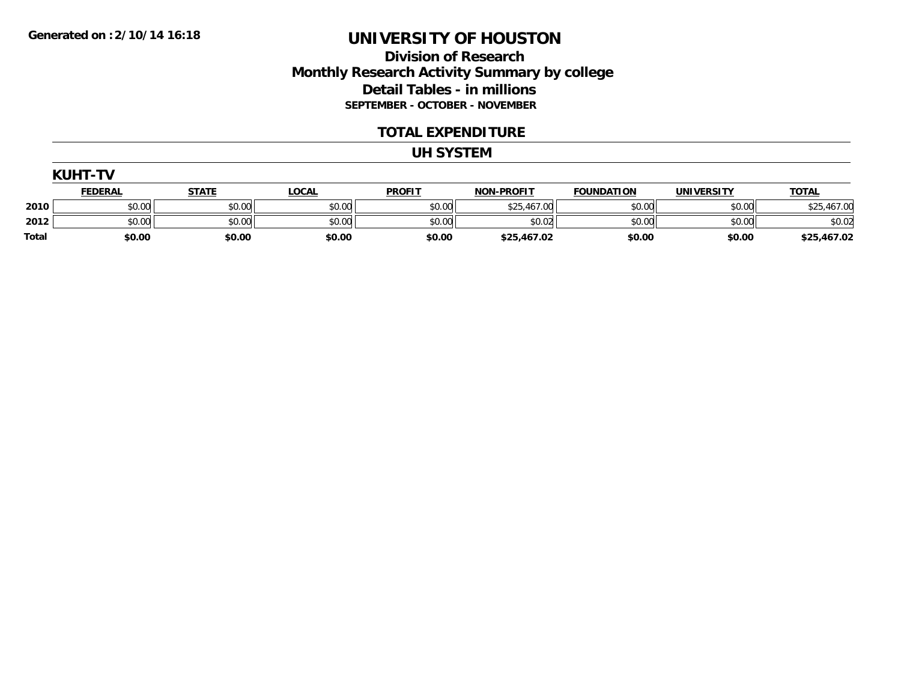Generated on :2/10/14 16:18

# UNIVERSITY OF HOUSTON

## Division of Research
## Monthly Research Activity Summary by college
## Detail Tables - in millions
### SEPTEMBER - OCTOBER - NOVEMBER

## TOTAL EXPENDITURE

## UH SYSTEM

### KUHT-TV

| | FEDERAL | STATE | LOCAL | PROFIT | NON-PROFIT | FOUNDATION | UNIVERSITY | TOTAL |
|---|---|---|---|---|---|---|---|---|
| 2010 | $0.00 | $0.00 | $0.00 | $0.00 | $25,467.00 | $0.00 | $0.00 | $25,467.00 |
| 2012 | $0.00 | $0.00 | $0.00 | $0.00 | $0.02 | $0.00 | $0.00 | $0.02 |
| **Total** | **$0.00** | **$0.00** | **$0.00** | **$0.00** | **$25,467.02** | **$0.00** | **$0.00** | **$25,467.02** |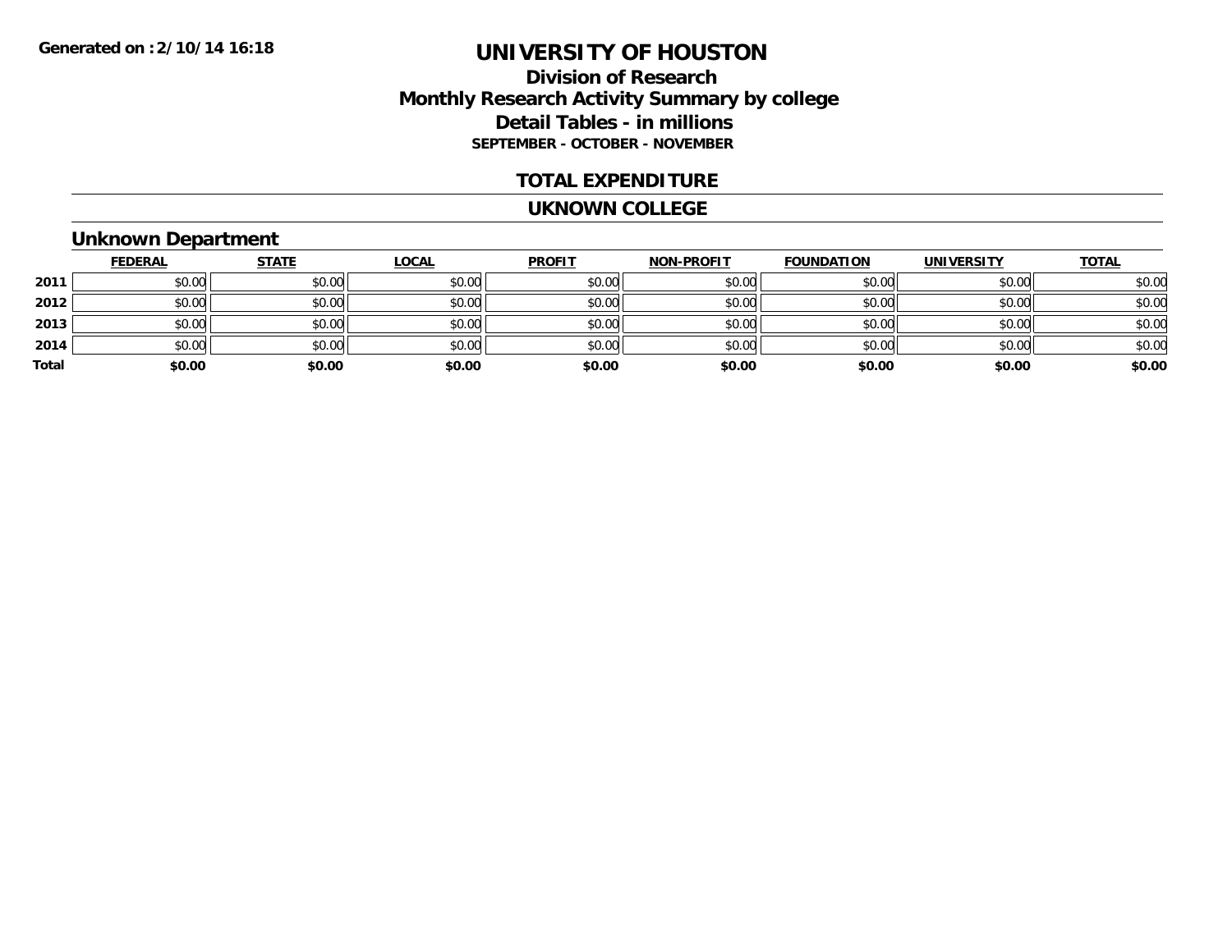# UNIVERSITY OF HOUSTON

## Division of Research
## Monthly Research Activity Summary by college
## Detail Tables - in millions
### SEPTEMBER - OCTOBER - NOVEMBER

**Generated on : 2/10/14 16:18**

## TOTAL EXPENDITURE

## UKNOWN COLLEGE

### Unknown Department

| | FEDERAL | STATE | LOCAL | PROFIT | NON-PROFIT | FOUNDATION | UNIVERSITY | TOTAL |
|---|---|---|---|---|---|---|---|---|
| **2011** | $0.00 | $0.00 | $0.00 | $0.00 | $0.00 | $0.00 | $0.00 | $0.00 |
| **2012** | $0.00 | $0.00 | $0.00 | $0.00 | $0.00 | $0.00 | $0.00 | $0.00 |
| **2013** | $0.00 | $0.00 | $0.00 | $0.00 | $0.00 | $0.00 | $0.00 | $0.00 |
| **2014** | $0.00 | $0.00 | $0.00 | $0.00 | $0.00 | $0.00 | $0.00 | $0.00 |
| **Total** | **$0.00** | **$0.00** | **$0.00** | **$0.00** | **$0.00** | **$0.00** | **$0.00** | **$0.00** |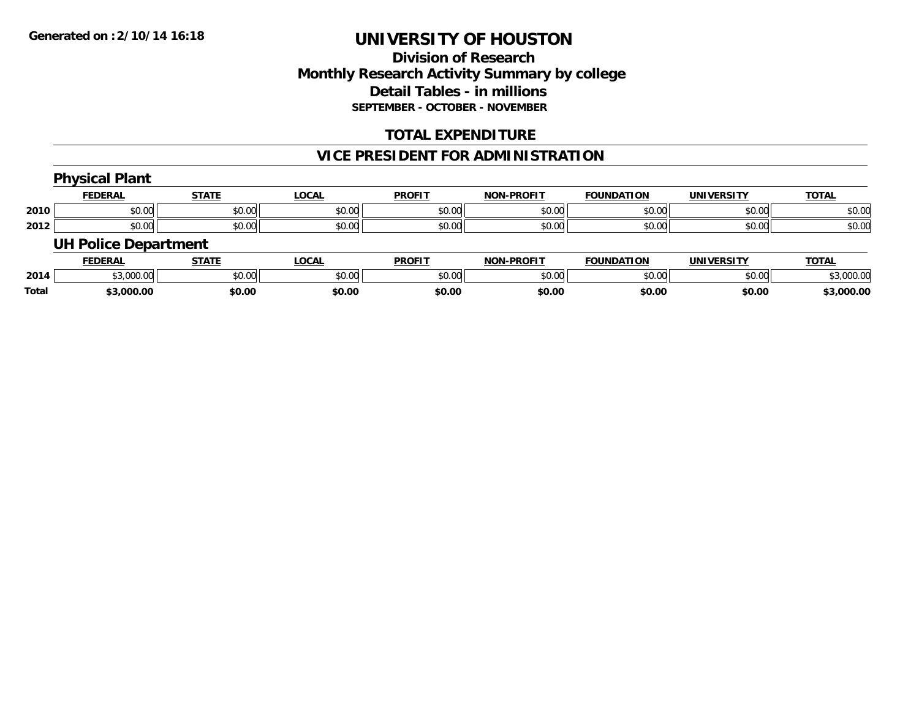Generated on :2/10/14 16:18

# UNIVERSITY OF HOUSTON

## Division of Research
## Monthly Research Activity Summary by college
## Detail Tables - in millions
### SEPTEMBER - OCTOBER - NOVEMBER

## TOTAL EXPENDITURE

## VICE PRESIDENT FOR ADMINISTRATION

### Physical Plant

| | FEDERAL | STATE | LOCAL | PROFIT | NON-PROFIT | FOUNDATION | UNIVERSITY | TOTAL |
|---|---|---|---|---|---|---|---|---|
| 2010 | $0.00 | $0.00 | $0.00 | $0.00 | $0.00 | $0.00 | $0.00 | $0.00 |
| 2012 | $0.00 | $0.00 | $0.00 | $0.00 | $0.00 | $0.00 | $0.00 | $0.00 |

### UH Police Department

| | FEDERAL | STATE | LOCAL | PROFIT | NON-PROFIT | FOUNDATION | UNIVERSITY | TOTAL |
|---|---|---|---|---|---|---|---|---|
| 2014 | $3,000.00 | $0.00 | $0.00 | $0.00 | $0.00 | $0.00 | $0.00 | $3,000.00 |
| **Total** | **$3,000.00** | **$0.00** | **$0.00** | **$0.00** | **$0.00** | **$0.00** | **$0.00** | **$3,000.00** |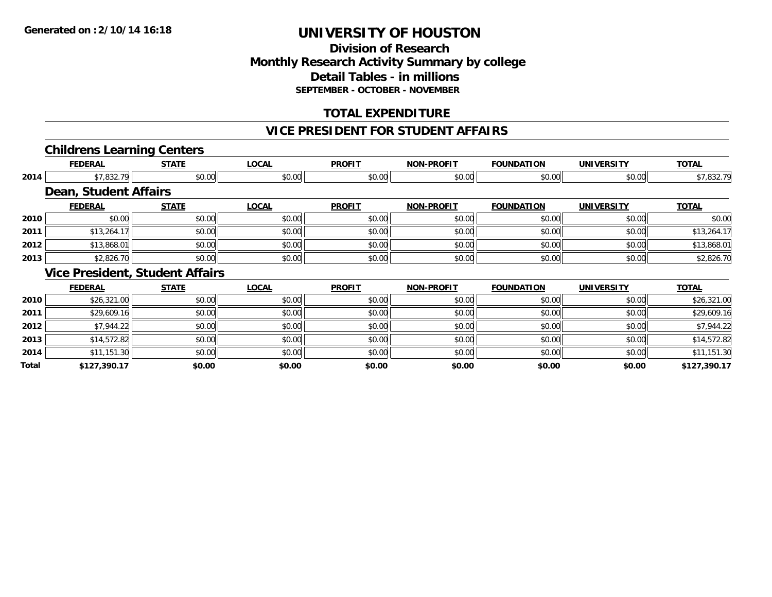Generated on :2/10/14 16:18

# UNIVERSITY OF HOUSTON

## Division of Research
## Monthly Research Activity Summary by college
## Detail Tables - in millions
### SEPTEMBER - OCTOBER - NOVEMBER

## TOTAL EXPENDITURE

## VICE PRESIDENT FOR STUDENT AFFAIRS

### Childrens Learning Centers

| | FEDERAL | STATE | LOCAL | PROFIT | NON-PROFIT | FOUNDATION | UNIVERSITY | TOTAL |
|---|---|---|---|---|---|---|---|---|
| 2014 | $7,832.79 | $0.00 | $0.00 | $0.00 | $0.00 | $0.00 | $0.00 | $7,832.79 |

### Dean, Student Affairs

| | FEDERAL | STATE | LOCAL | PROFIT | NON-PROFIT | FOUNDATION | UNIVERSITY | TOTAL |
|---|---|---|---|---|---|---|---|---|
| 2010 | $0.00 | $0.00 | $0.00 | $0.00 | $0.00 | $0.00 | $0.00 | $0.00 |
| 2011 | $13,264.17 | $0.00 | $0.00 | $0.00 | $0.00 | $0.00 | $0.00 | $13,264.17 |
| 2012 | $13,868.01 | $0.00 | $0.00 | $0.00 | $0.00 | $0.00 | $0.00 | $13,868.01 |
| 2013 | $2,826.70 | $0.00 | $0.00 | $0.00 | $0.00 | $0.00 | $0.00 | $2,826.70 |

### Vice President, Student Affairs

| | FEDERAL | STATE | LOCAL | PROFIT | NON-PROFIT | FOUNDATION | UNIVERSITY | TOTAL |
|---|---|---|---|---|---|---|---|---|
| 2010 | $26,321.00 | $0.00 | $0.00 | $0.00 | $0.00 | $0.00 | $0.00 | $26,321.00 |
| 2011 | $29,609.16 | $0.00 | $0.00 | $0.00 | $0.00 | $0.00 | $0.00 | $29,609.16 |
| 2012 | $7,944.22 | $0.00 | $0.00 | $0.00 | $0.00 | $0.00 | $0.00 | $7,944.22 |
| 2013 | $14,572.82 | $0.00 | $0.00 | $0.00 | $0.00 | $0.00 | $0.00 | $14,572.82 |
| 2014 | $11,151.30 | $0.00 | $0.00 | $0.00 | $0.00 | $0.00 | $0.00 | $11,151.30 |
| **Total** | **$127,390.17** | **$0.00** | **$0.00** | **$0.00** | **$0.00** | **$0.00** | **$0.00** | **$127,390.17** |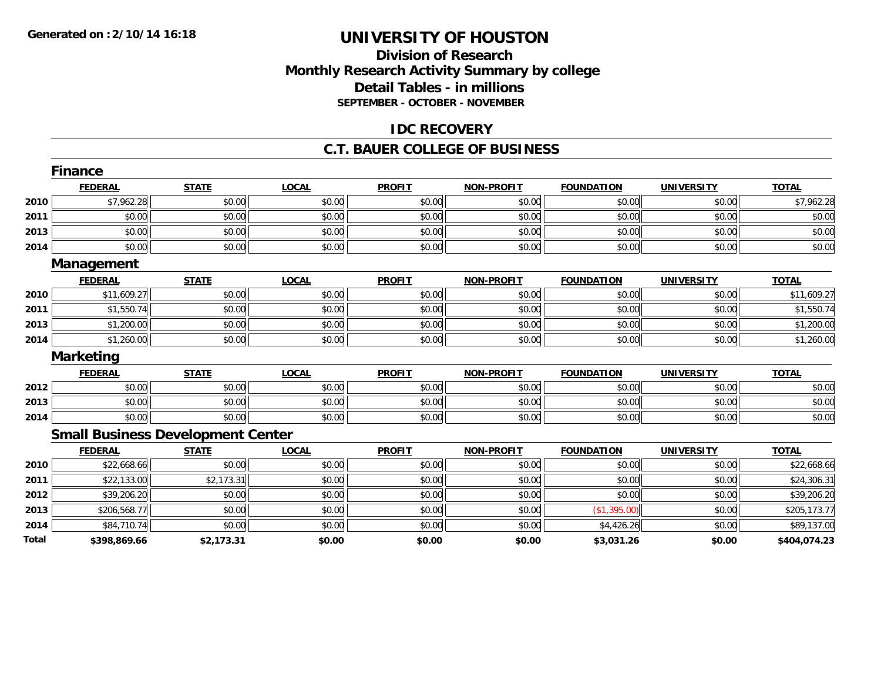# UNIVERSITY OF HOUSTON

## Division of Research
## Monthly Research Activity Summary by college
## Detail Tables - in millions
### SEPTEMBER - OCTOBER - NOVEMBER

## IDC RECOVERY

## C.T. BAUER COLLEGE OF BUSINESS

### Finance

| | FEDERAL | STATE | LOCAL | PROFIT | NON-PROFIT | FOUNDATION | UNIVERSITY | TOTAL |
|---|---|---|---|---|---|---|---|---|
| 2010 | $7,962.28 | $0.00 | $0.00 | $0.00 | $0.00 | $0.00 | $0.00 | $7,962.28 |
| 2011 | $0.00 | $0.00 | $0.00 | $0.00 | $0.00 | $0.00 | $0.00 | $0.00 |
| 2013 | $0.00 | $0.00 | $0.00 | $0.00 | $0.00 | $0.00 | $0.00 | $0.00 |
| 2014 | $0.00 | $0.00 | $0.00 | $0.00 | $0.00 | $0.00 | $0.00 | $0.00 |

### Management

| | FEDERAL | STATE | LOCAL | PROFIT | NON-PROFIT | FOUNDATION | UNIVERSITY | TOTAL |
|---|---|---|---|---|---|---|---|---|
| 2010 | $11,609.27 | $0.00 | $0.00 | $0.00 | $0.00 | $0.00 | $0.00 | $11,609.27 |
| 2011 | $1,550.74 | $0.00 | $0.00 | $0.00 | $0.00 | $0.00 | $0.00 | $1,550.74 |
| 2013 | $1,200.00 | $0.00 | $0.00 | $0.00 | $0.00 | $0.00 | $0.00 | $1,200.00 |
| 2014 | $1,260.00 | $0.00 | $0.00 | $0.00 | $0.00 | $0.00 | $0.00 | $1,260.00 |

### Marketing

| | FEDERAL | STATE | LOCAL | PROFIT | NON-PROFIT | FOUNDATION | UNIVERSITY | TOTAL |
|---|---|---|---|---|---|---|---|---|
| 2012 | $0.00 | $0.00 | $0.00 | $0.00 | $0.00 | $0.00 | $0.00 | $0.00 |
| 2013 | $0.00 | $0.00 | $0.00 | $0.00 | $0.00 | $0.00 | $0.00 | $0.00 |
| 2014 | $0.00 | $0.00 | $0.00 | $0.00 | $0.00 | $0.00 | $0.00 | $0.00 |

### Small Business Development Center

| | FEDERAL | STATE | LOCAL | PROFIT | NON-PROFIT | FOUNDATION | UNIVERSITY | TOTAL |
|---|---|---|---|---|---|---|---|---|
| 2010 | $22,668.66 | $0.00 | $0.00 | $0.00 | $0.00 | $0.00 | $0.00 | $22,668.66 |
| 2011 | $22,133.00 | $2,173.31 | $0.00 | $0.00 | $0.00 | $0.00 | $0.00 | $24,306.31 |
| 2012 | $39,206.20 | $0.00 | $0.00 | $0.00 | $0.00 | $0.00 | $0.00 | $39,206.20 |
| 2013 | $206,568.77 | $0.00 | $0.00 | $0.00 | $0.00 | ($1,395.00) | $0.00 | $205,173.77 |
| 2014 | $84,710.74 | $0.00 | $0.00 | $0.00 | $0.00 | $4,426.26 | $0.00 | $89,137.00 |
| **Total** | **$398,869.66** | **$2,173.31** | **$0.00** | **$0.00** | **$0.00** | **$3,031.26** | **$0.00** | **$404,074.23** |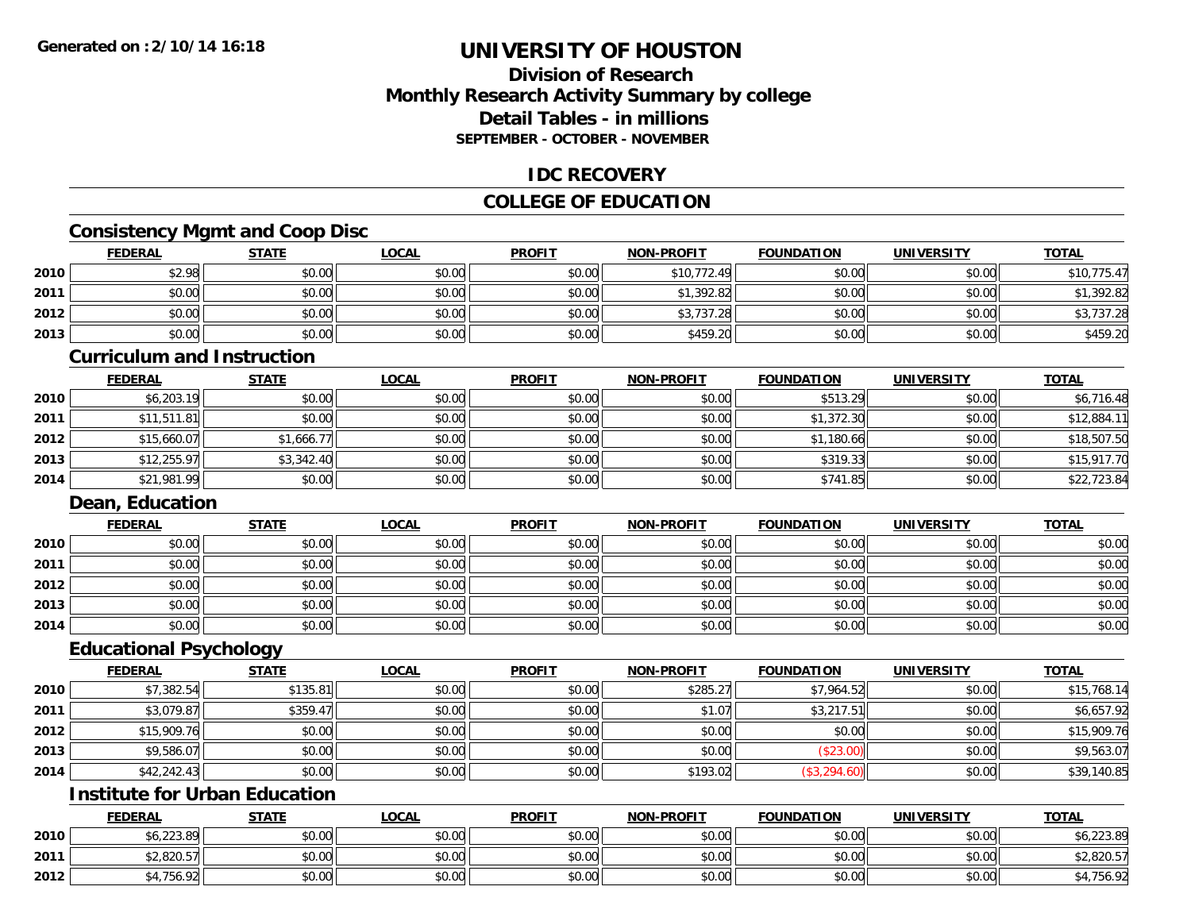**Generated on :2/10/14 16:18**

# UNIVERSITY OF HOUSTON

## Division of Research
## Monthly Research Activity Summary by college
## Detail Tables - in millions
### SEPTEMBER - OCTOBER - NOVEMBER

## IDC RECOVERY

## COLLEGE OF EDUCATION

### Consistency Mgmt and Coop Disc

| | FEDERAL | STATE | LOCAL | PROFIT | NON-PROFIT | FOUNDATION | UNIVERSITY | TOTAL |
|---|---|---|---|---|---|---|---|---|
| 2010 | $2.98 | $0.00 | $0.00 | $0.00 | $10,772.49 | $0.00 | $0.00 | $10,775.47 |
| 2011 | $0.00 | $0.00 | $0.00 | $0.00 | $1,392.82 | $0.00 | $0.00 | $1,392.82 |
| 2012 | $0.00 | $0.00 | $0.00 | $0.00 | $3,737.28 | $0.00 | $0.00 | $3,737.28 |
| 2013 | $0.00 | $0.00 | $0.00 | $0.00 | $459.20 | $0.00 | $0.00 | $459.20 |

### Curriculum and Instruction

| | FEDERAL | STATE | LOCAL | PROFIT | NON-PROFIT | FOUNDATION | UNIVERSITY | TOTAL |
|---|---|---|---|---|---|---|---|---|
| 2010 | $6,203.19 | $0.00 | $0.00 | $0.00 | $0.00 | $513.29 | $0.00 | $6,716.48 |
| 2011 | $11,511.81 | $0.00 | $0.00 | $0.00 | $0.00 | $1,372.30 | $0.00 | $12,884.11 |
| 2012 | $15,660.07 | $1,666.77 | $0.00 | $0.00 | $0.00 | $1,180.66 | $0.00 | $18,507.50 |
| 2013 | $12,255.97 | $3,342.40 | $0.00 | $0.00 | $0.00 | $319.33 | $0.00 | $15,917.70 |
| 2014 | $21,981.99 | $0.00 | $0.00 | $0.00 | $0.00 | $741.85 | $0.00 | $22,723.84 |

### Dean, Education

| | FEDERAL | STATE | LOCAL | PROFIT | NON-PROFIT | FOUNDATION | UNIVERSITY | TOTAL |
|---|---|---|---|---|---|---|---|---|
| 2010 | $0.00 | $0.00 | $0.00 | $0.00 | $0.00 | $0.00 | $0.00 | $0.00 |
| 2011 | $0.00 | $0.00 | $0.00 | $0.00 | $0.00 | $0.00 | $0.00 | $0.00 |
| 2012 | $0.00 | $0.00 | $0.00 | $0.00 | $0.00 | $0.00 | $0.00 | $0.00 |
| 2013 | $0.00 | $0.00 | $0.00 | $0.00 | $0.00 | $0.00 | $0.00 | $0.00 |
| 2014 | $0.00 | $0.00 | $0.00 | $0.00 | $0.00 | $0.00 | $0.00 | $0.00 |

### Educational Psychology

| | FEDERAL | STATE | LOCAL | PROFIT | NON-PROFIT | FOUNDATION | UNIVERSITY | TOTAL |
|---|---|---|---|---|---|---|---|---|
| 2010 | $7,382.54 | $135.81 | $0.00 | $0.00 | $285.27 | $7,964.52 | $0.00 | $15,768.14 |
| 2011 | $3,079.87 | $359.47 | $0.00 | $0.00 | $1.07 | $3,217.51 | $0.00 | $6,657.92 |
| 2012 | $15,909.76 | $0.00 | $0.00 | $0.00 | $0.00 | $0.00 | $0.00 | $15,909.76 |
| 2013 | $9,586.07 | $0.00 | $0.00 | $0.00 | $0.00 | ($23.00) | $0.00 | $9,563.07 |
| 2014 | $42,242.43 | $0.00 | $0.00 | $0.00 | $193.02 | ($3,294.60) | $0.00 | $39,140.85 |

### Institute for Urban Education

| | FEDERAL | STATE | LOCAL | PROFIT | NON-PROFIT | FOUNDATION | UNIVERSITY | TOTAL |
|---|---|---|---|---|---|---|---|---|
| 2010 | $6,223.89 | $0.00 | $0.00 | $0.00 | $0.00 | $0.00 | $0.00 | $6,223.89 |
| 2011 | $2,820.57 | $0.00 | $0.00 | $0.00 | $0.00 | $0.00 | $0.00 | $2,820.57 |
| 2012 | $4,756.92 | $0.00 | $0.00 | $0.00 | $0.00 | $0.00 | $0.00 | $4,756.92 |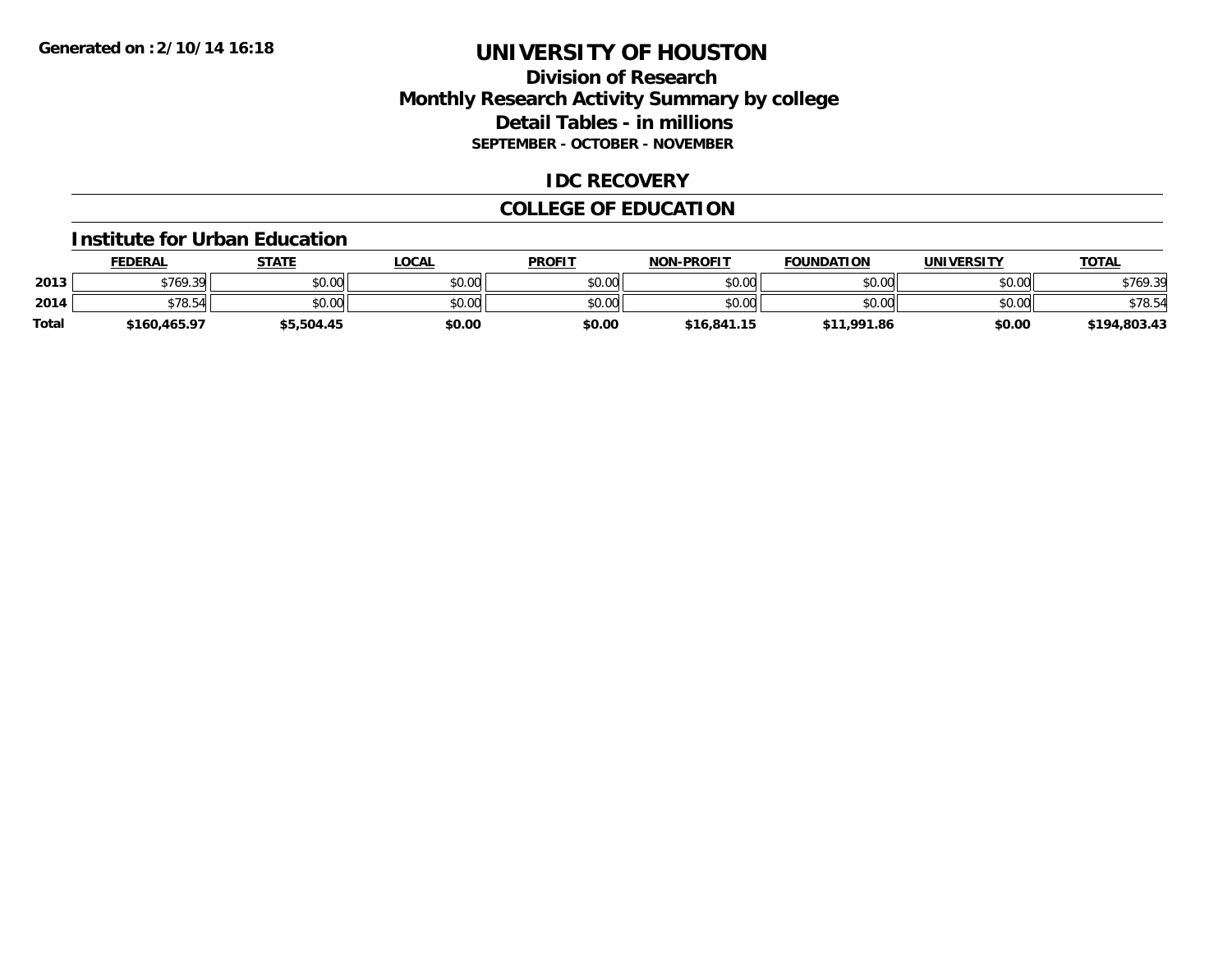# UNIVERSITY OF HOUSTON

## Division of Research
## Monthly Research Activity Summary by college
## Detail Tables - in millions
### SEPTEMBER - OCTOBER - NOVEMBER

## IDC RECOVERY

## COLLEGE OF EDUCATION

### Institute for Urban Education

| | FEDERAL | STATE | LOCAL | PROFIT | NON-PROFIT | FOUNDATION | UNIVERSITY | TOTAL |
|---|---|---|---|---|---|---|---|---|
| 2013 | $769.39 | $0.00 | $0.00 | $0.00 | $0.00 | $0.00 | $0.00 | $769.39 |
| 2014 | $78.54 | $0.00 | $0.00 | $0.00 | $0.00 | $0.00 | $0.00 | $78.54 |
| **Total** | **$160,465.97** | **$5,504.45** | **$0.00** | **$0.00** | **$16,841.15** | **$11,991.86** | **$0.00** | **$194,803.43** |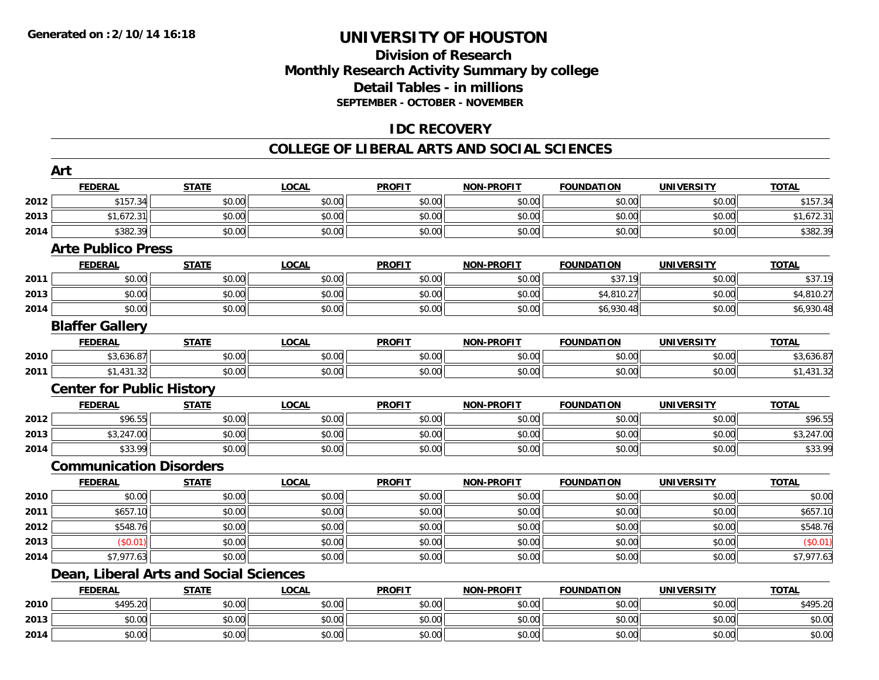# UNIVERSITY OF HOUSTON

## Division of Research
## Monthly Research Activity Summary by college
## Detail Tables - in millions
### SEPTEMBER - OCTOBER - NOVEMBER

**Generated on : 2/10/14 16:18**

## IDC RECOVERY

## COLLEGE OF LIBERAL ARTS AND SOCIAL SCIENCES

### Art

| | FEDERAL | STATE | LOCAL | PROFIT | NON-PROFIT | FOUNDATION | UNIVERSITY | TOTAL |
|---|---|---|---|---|---|---|---|---|
| 2012 | $157.34 | $0.00 | $0.00 | $0.00 | $0.00 | $0.00 | $0.00 | $157.34 |
| 2013 | $1,672.31 | $0.00 | $0.00 | $0.00 | $0.00 | $0.00 | $0.00 | $1,672.31 |
| 2014 | $382.39 | $0.00 | $0.00 | $0.00 | $0.00 | $0.00 | $0.00 | $382.39 |

### Arte Publico Press

| | FEDERAL | STATE | LOCAL | PROFIT | NON-PROFIT | FOUNDATION | UNIVERSITY | TOTAL |
|---|---|---|---|---|---|---|---|---|
| 2011 | $0.00 | $0.00 | $0.00 | $0.00 | $0.00 | $37.19 | $0.00 | $37.19 |
| 2013 | $0.00 | $0.00 | $0.00 | $0.00 | $0.00 | $4,810.27 | $0.00 | $4,810.27 |
| 2014 | $0.00 | $0.00 | $0.00 | $0.00 | $0.00 | $6,930.48 | $0.00 | $6,930.48 |

### Blaffer Gallery

| | FEDERAL | STATE | LOCAL | PROFIT | NON-PROFIT | FOUNDATION | UNIVERSITY | TOTAL |
|---|---|---|---|---|---|---|---|---|
| 2010 | $3,636.87 | $0.00 | $0.00 | $0.00 | $0.00 | $0.00 | $0.00 | $3,636.87 |
| 2011 | $1,431.32 | $0.00 | $0.00 | $0.00 | $0.00 | $0.00 | $0.00 | $1,431.32 |

### Center for Public History

| | FEDERAL | STATE | LOCAL | PROFIT | NON-PROFIT | FOUNDATION | UNIVERSITY | TOTAL |
|---|---|---|---|---|---|---|---|---|
| 2012 | $96.55 | $0.00 | $0.00 | $0.00 | $0.00 | $0.00 | $0.00 | $96.55 |
| 2013 | $3,247.00 | $0.00 | $0.00 | $0.00 | $0.00 | $0.00 | $0.00 | $3,247.00 |
| 2014 | $33.99 | $0.00 | $0.00 | $0.00 | $0.00 | $0.00 | $0.00 | $33.99 |

### Communication Disorders

| | FEDERAL | STATE | LOCAL | PROFIT | NON-PROFIT | FOUNDATION | UNIVERSITY | TOTAL |
|---|---|---|---|---|---|---|---|---|
| 2010 | $0.00 | $0.00 | $0.00 | $0.00 | $0.00 | $0.00 | $0.00 | $0.00 |
| 2011 | $657.10 | $0.00 | $0.00 | $0.00 | $0.00 | $0.00 | $0.00 | $657.10 |
| 2012 | $548.76 | $0.00 | $0.00 | $0.00 | $0.00 | $0.00 | $0.00 | $548.76 |
| 2013 | ($0.01) | $0.00 | $0.00 | $0.00 | $0.00 | $0.00 | $0.00 | ($0.01) |
| 2014 | $7,977.63 | $0.00 | $0.00 | $0.00 | $0.00 | $0.00 | $0.00 | $7,977.63 |

### Dean, Liberal Arts and Social Sciences

| | FEDERAL | STATE | LOCAL | PROFIT | NON-PROFIT | FOUNDATION | UNIVERSITY | TOTAL |
|---|---|---|---|---|---|---|---|---|
| 2010 | $495.20 | $0.00 | $0.00 | $0.00 | $0.00 | $0.00 | $0.00 | $495.20 |
| 2013 | $0.00 | $0.00 | $0.00 | $0.00 | $0.00 | $0.00 | $0.00 | $0.00 |
| 2014 | $0.00 | $0.00 | $0.00 | $0.00 | $0.00 | $0.00 | $0.00 | $0.00 |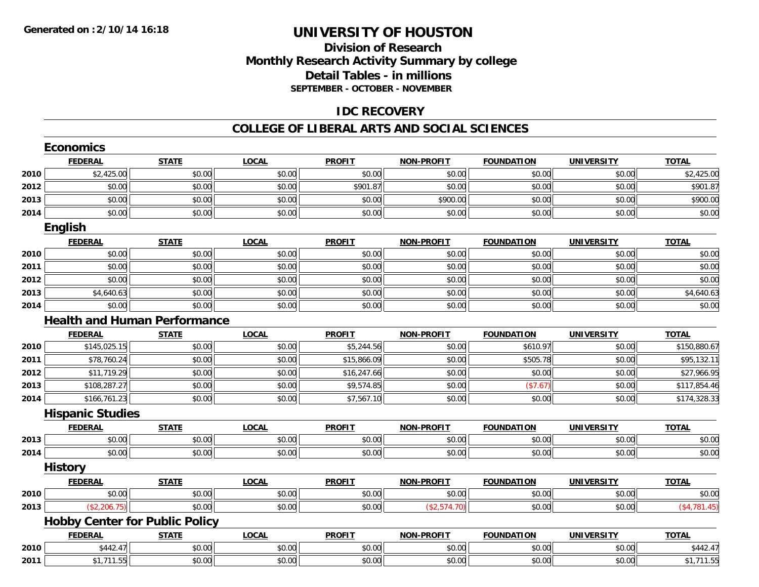**Generated on :2/10/14 16:18**

# UNIVERSITY OF HOUSTON

## Division of Research
## Monthly Research Activity Summary by college
## Detail Tables - in millions
### SEPTEMBER - OCTOBER - NOVEMBER

## IDC RECOVERY

## COLLEGE OF LIBERAL ARTS AND SOCIAL SCIENCES

### Economics

| | FEDERAL | STATE | LOCAL | PROFIT | NON-PROFIT | FOUNDATION | UNIVERSITY | TOTAL |
|---|---|---|---|---|---|---|---|---|
| 2010 | $2,425.00 | $0.00 | $0.00 | $0.00 | $0.00 | $0.00 | $0.00 | $2,425.00 |
| 2012 | $0.00 | $0.00 | $0.00 | $901.87 | $0.00 | $0.00 | $0.00 | $901.87 |
| 2013 | $0.00 | $0.00 | $0.00 | $0.00 | $900.00 | $0.00 | $0.00 | $900.00 |
| 2014 | $0.00 | $0.00 | $0.00 | $0.00 | $0.00 | $0.00 | $0.00 | $0.00 |

### English

| | FEDERAL | STATE | LOCAL | PROFIT | NON-PROFIT | FOUNDATION | UNIVERSITY | TOTAL |
|---|---|---|---|---|---|---|---|---|
| 2010 | $0.00 | $0.00 | $0.00 | $0.00 | $0.00 | $0.00 | $0.00 | $0.00 |
| 2011 | $0.00 | $0.00 | $0.00 | $0.00 | $0.00 | $0.00 | $0.00 | $0.00 |
| 2012 | $0.00 | $0.00 | $0.00 | $0.00 | $0.00 | $0.00 | $0.00 | $0.00 |
| 2013 | $4,640.63 | $0.00 | $0.00 | $0.00 | $0.00 | $0.00 | $0.00 | $4,640.63 |
| 2014 | $0.00 | $0.00 | $0.00 | $0.00 | $0.00 | $0.00 | $0.00 | $0.00 |

### Health and Human Performance

| | FEDERAL | STATE | LOCAL | PROFIT | NON-PROFIT | FOUNDATION | UNIVERSITY | TOTAL |
|---|---|---|---|---|---|---|---|---|
| 2010 | $145,025.15 | $0.00 | $0.00 | $5,244.56 | $0.00 | $610.97 | $0.00 | $150,880.67 |
| 2011 | $78,760.24 | $0.00 | $0.00 | $15,866.09 | $0.00 | $505.78 | $0.00 | $95,132.11 |
| 2012 | $11,719.29 | $0.00 | $0.00 | $16,247.66 | $0.00 | $0.00 | $0.00 | $27,966.95 |
| 2013 | $108,287.27 | $0.00 | $0.00 | $9,574.85 | $0.00 | ($7.67) | $0.00 | $117,854.46 |
| 2014 | $166,761.23 | $0.00 | $0.00 | $7,567.10 | $0.00 | $0.00 | $0.00 | $174,328.33 |

### Hispanic Studies

| | FEDERAL | STATE | LOCAL | PROFIT | NON-PROFIT | FOUNDATION | UNIVERSITY | TOTAL |
|---|---|---|---|---|---|---|---|---|
| 2013 | $0.00 | $0.00 | $0.00 | $0.00 | $0.00 | $0.00 | $0.00 | $0.00 |
| 2014 | $0.00 | $0.00 | $0.00 | $0.00 | $0.00 | $0.00 | $0.00 | $0.00 |

### History

| | FEDERAL | STATE | LOCAL | PROFIT | NON-PROFIT | FOUNDATION | UNIVERSITY | TOTAL |
|---|---|---|---|---|---|---|---|---|
| 2010 | $0.00 | $0.00 | $0.00 | $0.00 | $0.00 | $0.00 | $0.00 | $0.00 |
| 2013 | ($2,206.75) | $0.00 | $0.00 | $0.00 | ($2,574.70) | $0.00 | $0.00 | ($4,781.45) |

### Hobby Center for Public Policy

| | FEDERAL | STATE | LOCAL | PROFIT | NON-PROFIT | FOUNDATION | UNIVERSITY | TOTAL |
|---|---|---|---|---|---|---|---|---|
| 2010 | $442.47 | $0.00 | $0.00 | $0.00 | $0.00 | $0.00 | $0.00 | $442.47 |
| 2011 | $1,711.55 | $0.00 | $0.00 | $0.00 | $0.00 | $0.00 | $0.00 | $1,711.55 |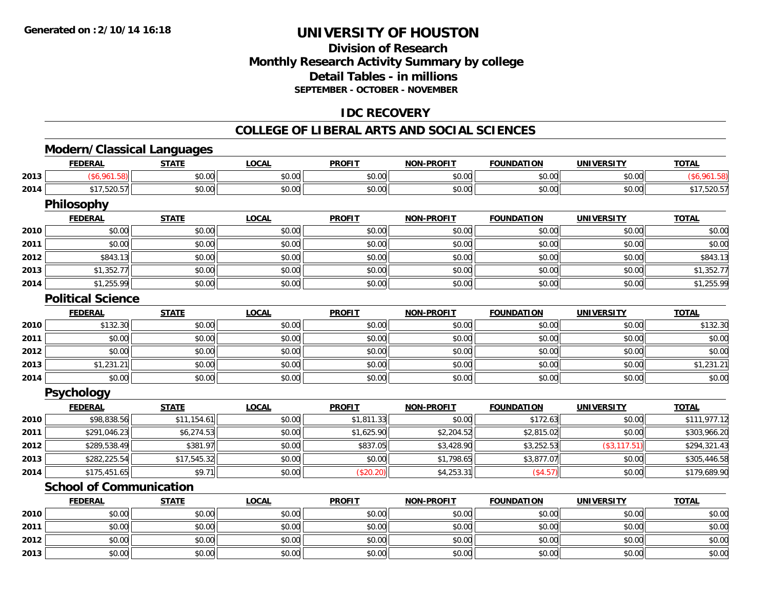Generated on :2/10/14 16:18

# UNIVERSITY OF HOUSTON

## Division of Research
## Monthly Research Activity Summary by college
## Detail Tables - in millions
### SEPTEMBER - OCTOBER - NOVEMBER

## IDC RECOVERY

## COLLEGE OF LIBERAL ARTS AND SOCIAL SCIENCES

### Modern/Classical Languages

| | FEDERAL | STATE | LOCAL | PROFIT | NON-PROFIT | FOUNDATION | UNIVERSITY | TOTAL |
|---|---|---|---|---|---|---|---|---|
| 2013 | ($6,961.58) | $0.00 | $0.00 | $0.00 | $0.00 | $0.00 | $0.00 | ($6,961.58) |
| 2014 | $17,520.57 | $0.00 | $0.00 | $0.00 | $0.00 | $0.00 | $0.00 | $17,520.57 |

### Philosophy

| | FEDERAL | STATE | LOCAL | PROFIT | NON-PROFIT | FOUNDATION | UNIVERSITY | TOTAL |
|---|---|---|---|---|---|---|---|---|
| 2010 | $0.00 | $0.00 | $0.00 | $0.00 | $0.00 | $0.00 | $0.00 | $0.00 |
| 2011 | $0.00 | $0.00 | $0.00 | $0.00 | $0.00 | $0.00 | $0.00 | $0.00 |
| 2012 | $843.13 | $0.00 | $0.00 | $0.00 | $0.00 | $0.00 | $0.00 | $843.13 |
| 2013 | $1,352.77 | $0.00 | $0.00 | $0.00 | $0.00 | $0.00 | $0.00 | $1,352.77 |
| 2014 | $1,255.99 | $0.00 | $0.00 | $0.00 | $0.00 | $0.00 | $0.00 | $1,255.99 |

### Political Science

| | FEDERAL | STATE | LOCAL | PROFIT | NON-PROFIT | FOUNDATION | UNIVERSITY | TOTAL |
|---|---|---|---|---|---|---|---|---|
| 2010 | $132.30 | $0.00 | $0.00 | $0.00 | $0.00 | $0.00 | $0.00 | $132.30 |
| 2011 | $0.00 | $0.00 | $0.00 | $0.00 | $0.00 | $0.00 | $0.00 | $0.00 |
| 2012 | $0.00 | $0.00 | $0.00 | $0.00 | $0.00 | $0.00 | $0.00 | $0.00 |
| 2013 | $1,231.21 | $0.00 | $0.00 | $0.00 | $0.00 | $0.00 | $0.00 | $1,231.21 |
| 2014 | $0.00 | $0.00 | $0.00 | $0.00 | $0.00 | $0.00 | $0.00 | $0.00 |

### Psychology

| | FEDERAL | STATE | LOCAL | PROFIT | NON-PROFIT | FOUNDATION | UNIVERSITY | TOTAL |
|---|---|---|---|---|---|---|---|---|
| 2010 | $98,838.56 | $11,154.61 | $0.00 | $1,811.33 | $0.00 | $172.63 | $0.00 | $111,977.12 |
| 2011 | $291,046.23 | $6,274.53 | $0.00 | $1,625.90 | $2,204.52 | $2,815.02 | $0.00 | $303,966.20 |
| 2012 | $289,538.49 | $381.97 | $0.00 | $837.05 | $3,428.90 | $3,252.53 | ($3,117.51) | $294,321.43 |
| 2013 | $282,225.54 | $17,545.32 | $0.00 | $0.00 | $1,798.65 | $3,877.07 | $0.00 | $305,446.58 |
| 2014 | $175,451.65 | $9.71 | $0.00 | ($20.20) | $4,253.31 | ($4.57) | $0.00 | $179,689.90 |

### School of Communication

| | FEDERAL | STATE | LOCAL | PROFIT | NON-PROFIT | FOUNDATION | UNIVERSITY | TOTAL |
|---|---|---|---|---|---|---|---|---|
| 2010 | $0.00 | $0.00 | $0.00 | $0.00 | $0.00 | $0.00 | $0.00 | $0.00 |
| 2011 | $0.00 | $0.00 | $0.00 | $0.00 | $0.00 | $0.00 | $0.00 | $0.00 |
| 2012 | $0.00 | $0.00 | $0.00 | $0.00 | $0.00 | $0.00 | $0.00 | $0.00 |
| 2013 | $0.00 | $0.00 | $0.00 | $0.00 | $0.00 | $0.00 | $0.00 | $0.00 |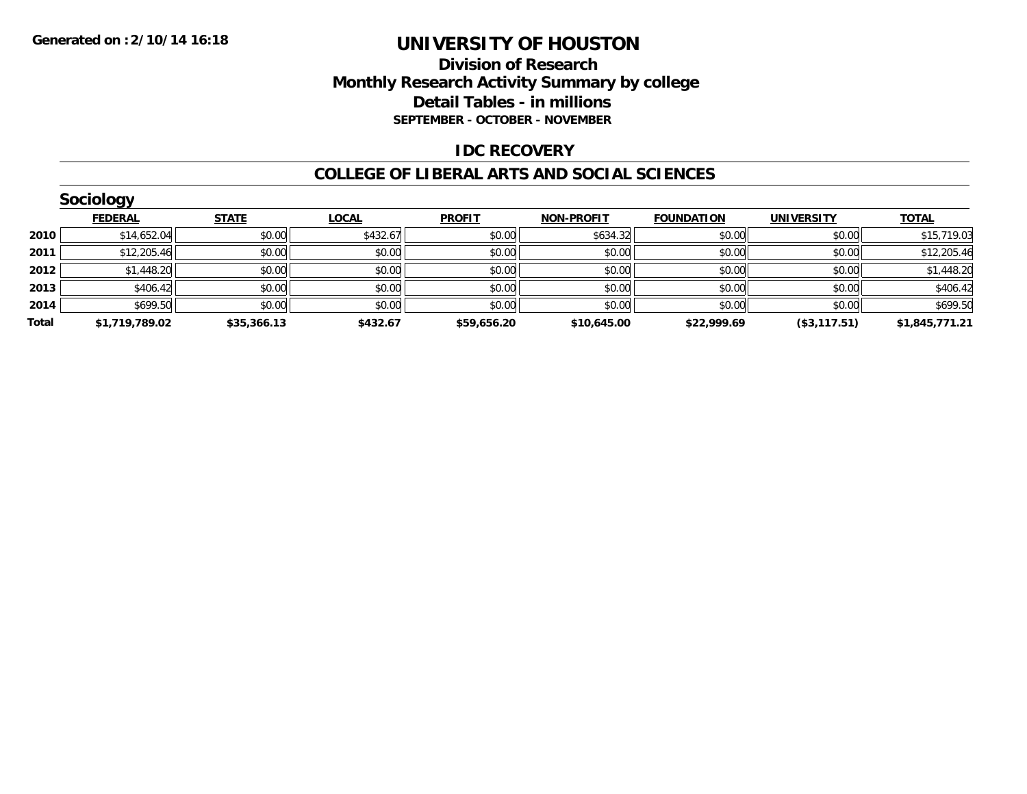**Generated on :2/10/14 16:18**

# UNIVERSITY OF HOUSTON

## Division of Research
## Monthly Research Activity Summary by college
## Detail Tables - in millions
### SEPTEMBER - OCTOBER - NOVEMBER

## IDC RECOVERY

## COLLEGE OF LIBERAL ARTS AND SOCIAL SCIENCES

### Sociology

| | FEDERAL | STATE | LOCAL | PROFIT | NON-PROFIT | FOUNDATION | UNIVERSITY | TOTAL |
|---|---|---|---|---|---|---|---|---|
| **2010** | $14,652.04 | $0.00 | $432.67 | $0.00 | $634.32 | $0.00 | $0.00 | $15,719.03 |
| **2011** | $12,205.46 | $0.00 | $0.00 | $0.00 | $0.00 | $0.00 | $0.00 | $12,205.46 |
| **2012** | $1,448.20 | $0.00 | $0.00 | $0.00 | $0.00 | $0.00 | $0.00 | $1,448.20 |
| **2013** | $406.42 | $0.00 | $0.00 | $0.00 | $0.00 | $0.00 | $0.00 | $406.42 |
| **2014** | $699.50 | $0.00 | $0.00 | $0.00 | $0.00 | $0.00 | $0.00 | $699.50 |
| **Total** | **$1,719,789.02** | **$35,366.13** | **$432.67** | **$59,656.20** | **$10,645.00** | **$22,999.69** | **($3,117.51)** | **$1,845,771.21** |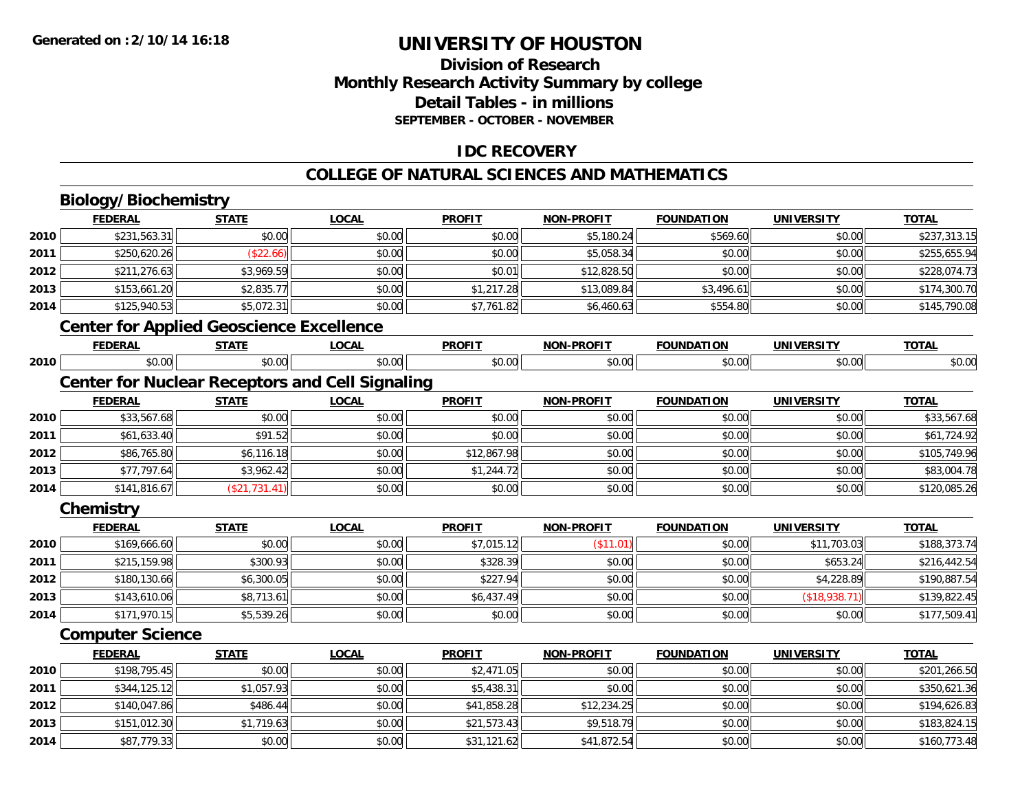Generated on :2/10/14 16:18

# UNIVERSITY OF HOUSTON

## Division of Research
## Monthly Research Activity Summary by college
## Detail Tables - in millions
### SEPTEMBER - OCTOBER - NOVEMBER

## IDC RECOVERY

## COLLEGE OF NATURAL SCIENCES AND MATHEMATICS

### Biology/Biochemistry

| | FEDERAL | STATE | LOCAL | PROFIT | NON-PROFIT | FOUNDATION | UNIVERSITY | TOTAL |
|---|---|---|---|---|---|---|---|---|
| 2010 | $231,563.31 | $0.00 | $0.00 | $0.00 | $5,180.24 | $569.60 | $0.00 | $237,313.15 |
| 2011 | $250,620.26 | ($22.66) | $0.00 | $0.00 | $5,058.34 | $0.00 | $0.00 | $255,655.94 |
| 2012 | $211,276.63 | $3,969.59 | $0.00 | $0.01 | $12,828.50 | $0.00 | $0.00 | $228,074.73 |
| 2013 | $153,661.20 | $2,835.77 | $0.00 | $1,217.28 | $13,089.84 | $3,496.61 | $0.00 | $174,300.70 |
| 2014 | $125,940.53 | $5,072.31 | $0.00 | $7,761.82 | $6,460.63 | $554.80 | $0.00 | $145,790.08 |

### Center for Applied Geoscience Excellence

| | FEDERAL | STATE | LOCAL | PROFIT | NON-PROFIT | FOUNDATION | UNIVERSITY | TOTAL |
|---|---|---|---|---|---|---|---|---|
| 2010 | $0.00 | $0.00 | $0.00 | $0.00 | $0.00 | $0.00 | $0.00 | $0.00 |

### Center for Nuclear Receptors and Cell Signaling

| | FEDERAL | STATE | LOCAL | PROFIT | NON-PROFIT | FOUNDATION | UNIVERSITY | TOTAL |
|---|---|---|---|---|---|---|---|---|
| 2010 | $33,567.68 | $0.00 | $0.00 | $0.00 | $0.00 | $0.00 | $0.00 | $33,567.68 |
| 2011 | $61,633.40 | $91.52 | $0.00 | $0.00 | $0.00 | $0.00 | $0.00 | $61,724.92 |
| 2012 | $86,765.80 | $6,116.18 | $0.00 | $12,867.98 | $0.00 | $0.00 | $0.00 | $105,749.96 |
| 2013 | $77,797.64 | $3,962.42 | $0.00 | $1,244.72 | $0.00 | $0.00 | $0.00 | $83,004.78 |
| 2014 | $141,816.67 | ($21,731.41) | $0.00 | $0.00 | $0.00 | $0.00 | $0.00 | $120,085.26 |

### Chemistry

| | FEDERAL | STATE | LOCAL | PROFIT | NON-PROFIT | FOUNDATION | UNIVERSITY | TOTAL |
|---|---|---|---|---|---|---|---|---|
| 2010 | $169,666.60 | $0.00 | $0.00 | $7,015.12 | ($11.01) | $0.00 | $11,703.03 | $188,373.74 |
| 2011 | $215,159.98 | $300.93 | $0.00 | $328.39 | $0.00 | $0.00 | $653.24 | $216,442.54 |
| 2012 | $180,130.66 | $6,300.05 | $0.00 | $227.94 | $0.00 | $0.00 | $4,228.89 | $190,887.54 |
| 2013 | $143,610.06 | $8,713.61 | $0.00 | $6,437.49 | $0.00 | $0.00 | ($18,938.71) | $139,822.45 |
| 2014 | $171,970.15 | $5,539.26 | $0.00 | $0.00 | $0.00 | $0.00 | $0.00 | $177,509.41 |

### Computer Science

| | FEDERAL | STATE | LOCAL | PROFIT | NON-PROFIT | FOUNDATION | UNIVERSITY | TOTAL |
|---|---|---|---|---|---|---|---|---|
| 2010 | $198,795.45 | $0.00 | $0.00 | $2,471.05 | $0.00 | $0.00 | $0.00 | $201,266.50 |
| 2011 | $344,125.12 | $1,057.93 | $0.00 | $5,438.31 | $0.00 | $0.00 | $0.00 | $350,621.36 |
| 2012 | $140,047.86 | $486.44 | $0.00 | $41,858.28 | $12,234.25 | $0.00 | $0.00 | $194,626.83 |
| 2013 | $151,012.30 | $1,719.63 | $0.00 | $21,573.43 | $9,518.79 | $0.00 | $0.00 | $183,824.15 |
| 2014 | $87,779.33 | $0.00 | $0.00 | $31,121.62 | $41,872.54 | $0.00 | $0.00 | $160,773.48 |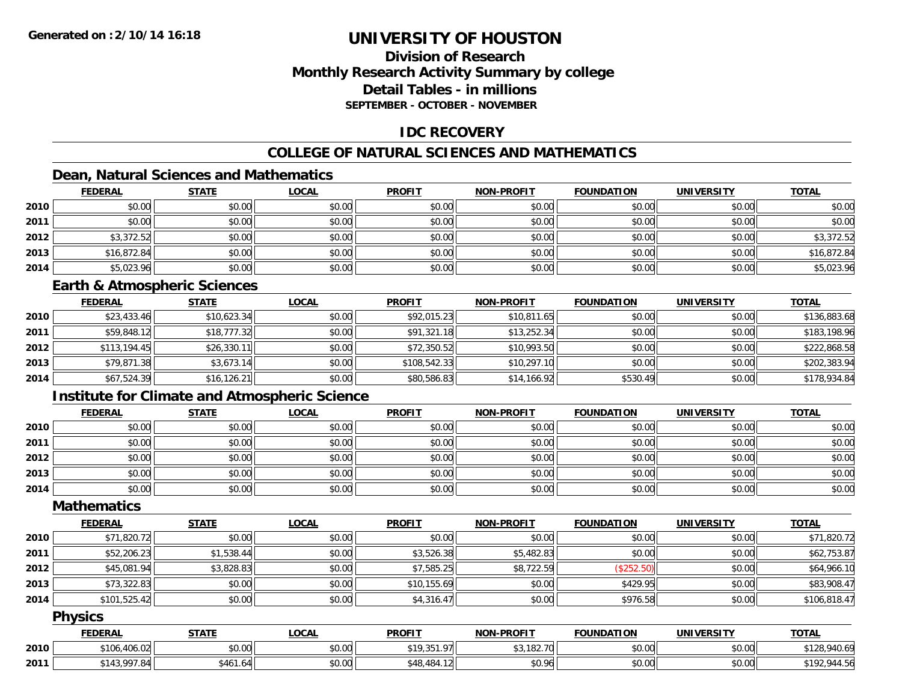**Generated on :2/10/14 16:18**

# UNIVERSITY OF HOUSTON

## Division of Research
## Monthly Research Activity Summary by college
## Detail Tables - in millions
### SEPTEMBER - OCTOBER - NOVEMBER

## IDC RECOVERY

## COLLEGE OF NATURAL SCIENCES AND MATHEMATICS

### Dean, Natural Sciences and Mathematics

| | FEDERAL | STATE | LOCAL | PROFIT | NON-PROFIT | FOUNDATION | UNIVERSITY | TOTAL |
|---|---|---|---|---|---|---|---|---|
| 2010 | $0.00 | $0.00 | $0.00 | $0.00 | $0.00 | $0.00 | $0.00 | $0.00 |
| 2011 | $0.00 | $0.00 | $0.00 | $0.00 | $0.00 | $0.00 | $0.00 | $0.00 |
| 2012 | $3,372.52 | $0.00 | $0.00 | $0.00 | $0.00 | $0.00 | $0.00 | $3,372.52 |
| 2013 | $16,872.84 | $0.00 | $0.00 | $0.00 | $0.00 | $0.00 | $0.00 | $16,872.84 |
| 2014 | $5,023.96 | $0.00 | $0.00 | $0.00 | $0.00 | $0.00 | $0.00 | $5,023.96 |

### Earth & Atmospheric Sciences

| | FEDERAL | STATE | LOCAL | PROFIT | NON-PROFIT | FOUNDATION | UNIVERSITY | TOTAL |
|---|---|---|---|---|---|---|---|---|
| 2010 | $23,433.46 | $10,623.34 | $0.00 | $92,015.23 | $10,811.65 | $0.00 | $0.00 | $136,883.68 |
| 2011 | $59,848.12 | $18,777.32 | $0.00 | $91,321.18 | $13,252.34 | $0.00 | $0.00 | $183,198.96 |
| 2012 | $113,194.45 | $26,330.11 | $0.00 | $72,350.52 | $10,993.50 | $0.00 | $0.00 | $222,868.58 |
| 2013 | $79,871.38 | $3,673.14 | $0.00 | $108,542.33 | $10,297.10 | $0.00 | $0.00 | $202,383.94 |
| 2014 | $67,524.39 | $16,126.21 | $0.00 | $80,586.83 | $14,166.92 | $530.49 | $0.00 | $178,934.84 |

### Institute for Climate and Atmospheric Science

| | FEDERAL | STATE | LOCAL | PROFIT | NON-PROFIT | FOUNDATION | UNIVERSITY | TOTAL |
|---|---|---|---|---|---|---|---|---|
| 2010 | $0.00 | $0.00 | $0.00 | $0.00 | $0.00 | $0.00 | $0.00 | $0.00 |
| 2011 | $0.00 | $0.00 | $0.00 | $0.00 | $0.00 | $0.00 | $0.00 | $0.00 |
| 2012 | $0.00 | $0.00 | $0.00 | $0.00 | $0.00 | $0.00 | $0.00 | $0.00 |
| 2013 | $0.00 | $0.00 | $0.00 | $0.00 | $0.00 | $0.00 | $0.00 | $0.00 |
| 2014 | $0.00 | $0.00 | $0.00 | $0.00 | $0.00 | $0.00 | $0.00 | $0.00 |

### Mathematics

| | FEDERAL | STATE | LOCAL | PROFIT | NON-PROFIT | FOUNDATION | UNIVERSITY | TOTAL |
|---|---|---|---|---|---|---|---|---|
| 2010 | $71,820.72 | $0.00 | $0.00 | $0.00 | $0.00 | $0.00 | $0.00 | $71,820.72 |
| 2011 | $52,206.23 | $1,538.44 | $0.00 | $3,526.38 | $5,482.83 | $0.00 | $0.00 | $62,753.87 |
| 2012 | $45,081.94 | $3,828.83 | $0.00 | $7,585.25 | $8,722.59 | ($252.50) | $0.00 | $64,966.10 |
| 2013 | $73,322.83 | $0.00 | $0.00 | $10,155.69 | $0.00 | $429.95 | $0.00 | $83,908.47 |
| 2014 | $101,525.42 | $0.00 | $0.00 | $4,316.47 | $0.00 | $976.58 | $0.00 | $106,818.47 |

### Physics

| | FEDERAL | STATE | LOCAL | PROFIT | NON-PROFIT | FOUNDATION | UNIVERSITY | TOTAL |
|---|---|---|---|---|---|---|---|---|
| 2010 | $106,406.02 | $0.00 | $0.00 | $19,351.97 | $3,182.70 | $0.00 | $0.00 | $128,940.69 |
| 2011 | $143,997.84 | $461.64 | $0.00 | $48,484.12 | $0.96 | $0.00 | $0.00 | $192,944.56 |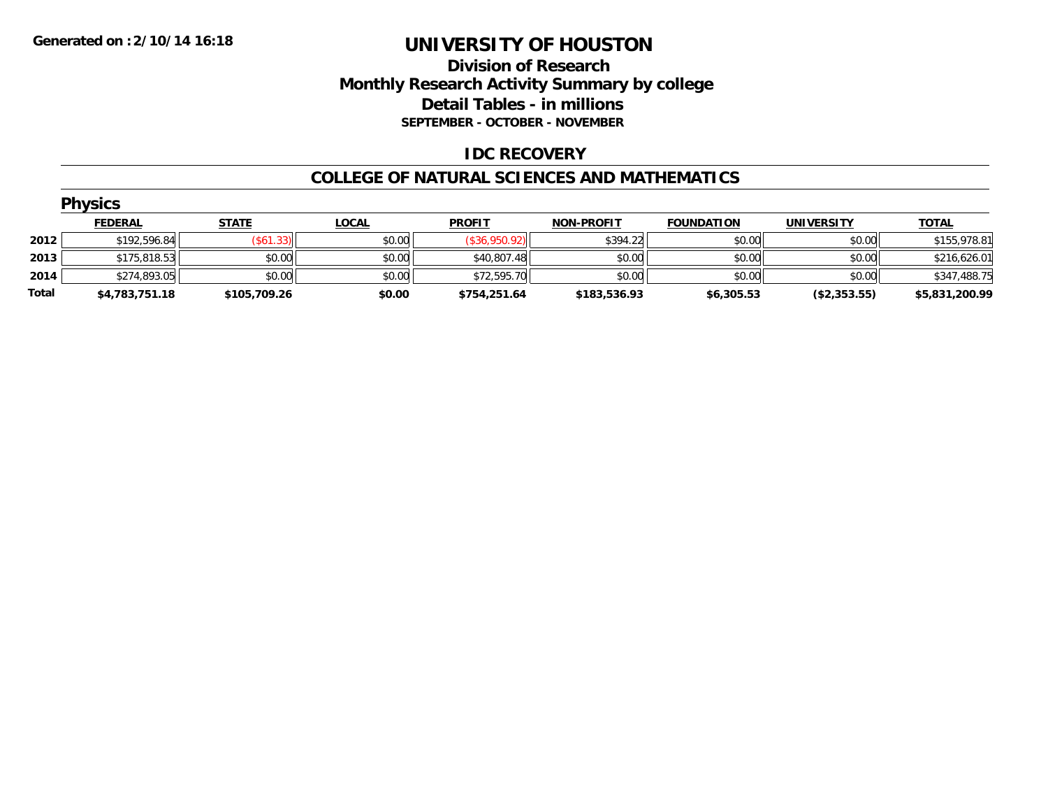**Generated on :2/10/14 16:18**

# UNIVERSITY OF HOUSTON

## Division of Research
## Monthly Research Activity Summary by college
## Detail Tables - in millions
### SEPTEMBER - OCTOBER - NOVEMBER

## IDC RECOVERY

## COLLEGE OF NATURAL SCIENCES AND MATHEMATICS

### Physics

| | FEDERAL | STATE | LOCAL | PROFIT | NON-PROFIT | FOUNDATION | UNIVERSITY | TOTAL |
|---|---|---|---|---|---|---|---|---|
| 2012 | $192,596.84 | ($61.33) | $0.00 | ($36,950.92) | $394.22 | $0.00 | $0.00 | $155,978.81 |
| 2013 | $175,818.53 | $0.00 | $0.00 | $40,807.48 | $0.00 | $0.00 | $0.00 | $216,626.01 |
| 2014 | $274,893.05 | $0.00 | $0.00 | $72,595.70 | $0.00 | $0.00 | $0.00 | $347,488.75 |
| **Total** | **$4,783,751.18** | **$105,709.26** | **$0.00** | **$754,251.64** | **$183,536.93** | **$6,305.53** | **($2,353.55)** | **$5,831,200.99** |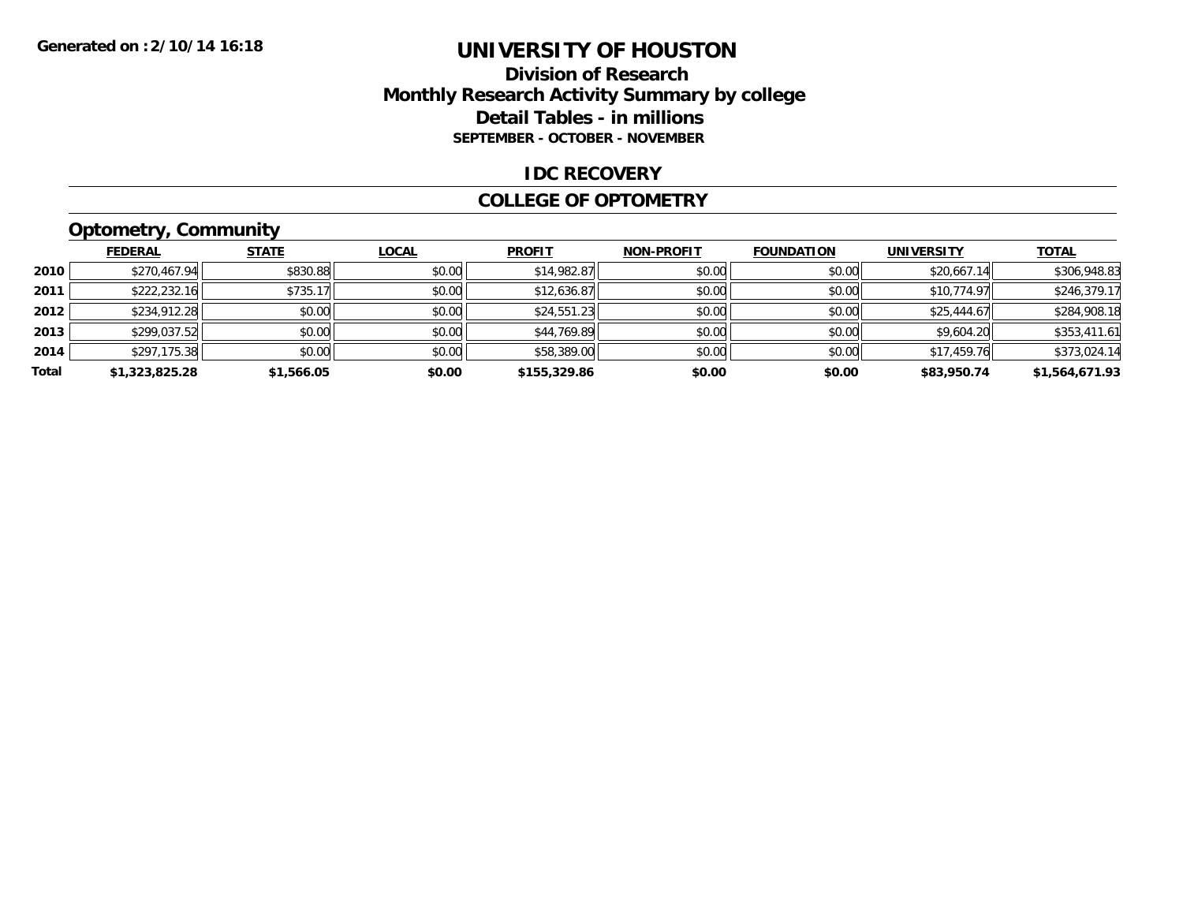**Generated on :2/10/14 16:18**

# UNIVERSITY OF HOUSTON

## Division of Research
## Monthly Research Activity Summary by college
## Detail Tables - in millions
### SEPTEMBER - OCTOBER - NOVEMBER

## IDC RECOVERY

## COLLEGE OF OPTOMETRY

### Optometry, Community

| | FEDERAL | STATE | LOCAL | PROFIT | NON-PROFIT | FOUNDATION | UNIVERSITY | TOTAL |
|---|---|---|---|---|---|---|---|---|
| 2010 | $270,467.94 | $830.88 | $0.00 | $14,982.87 | $0.00 | $0.00 | $20,667.14 | $306,948.83 |
| 2011 | $222,232.16 | $735.17 | $0.00 | $12,636.87 | $0.00 | $0.00 | $10,774.97 | $246,379.17 |
| 2012 | $234,912.28 | $0.00 | $0.00 | $24,551.23 | $0.00 | $0.00 | $25,444.67 | $284,908.18 |
| 2013 | $299,037.52 | $0.00 | $0.00 | $44,769.89 | $0.00 | $0.00 | $9,604.20 | $353,411.61 |
| 2014 | $297,175.38 | $0.00 | $0.00 | $58,389.00 | $0.00 | $0.00 | $17,459.76 | $373,024.14 |
| **Total** | **$1,323,825.28** | **$1,566.05** | **$0.00** | **$155,329.86** | **$0.00** | **$0.00** | **$83,950.74** | **$1,564,671.93** |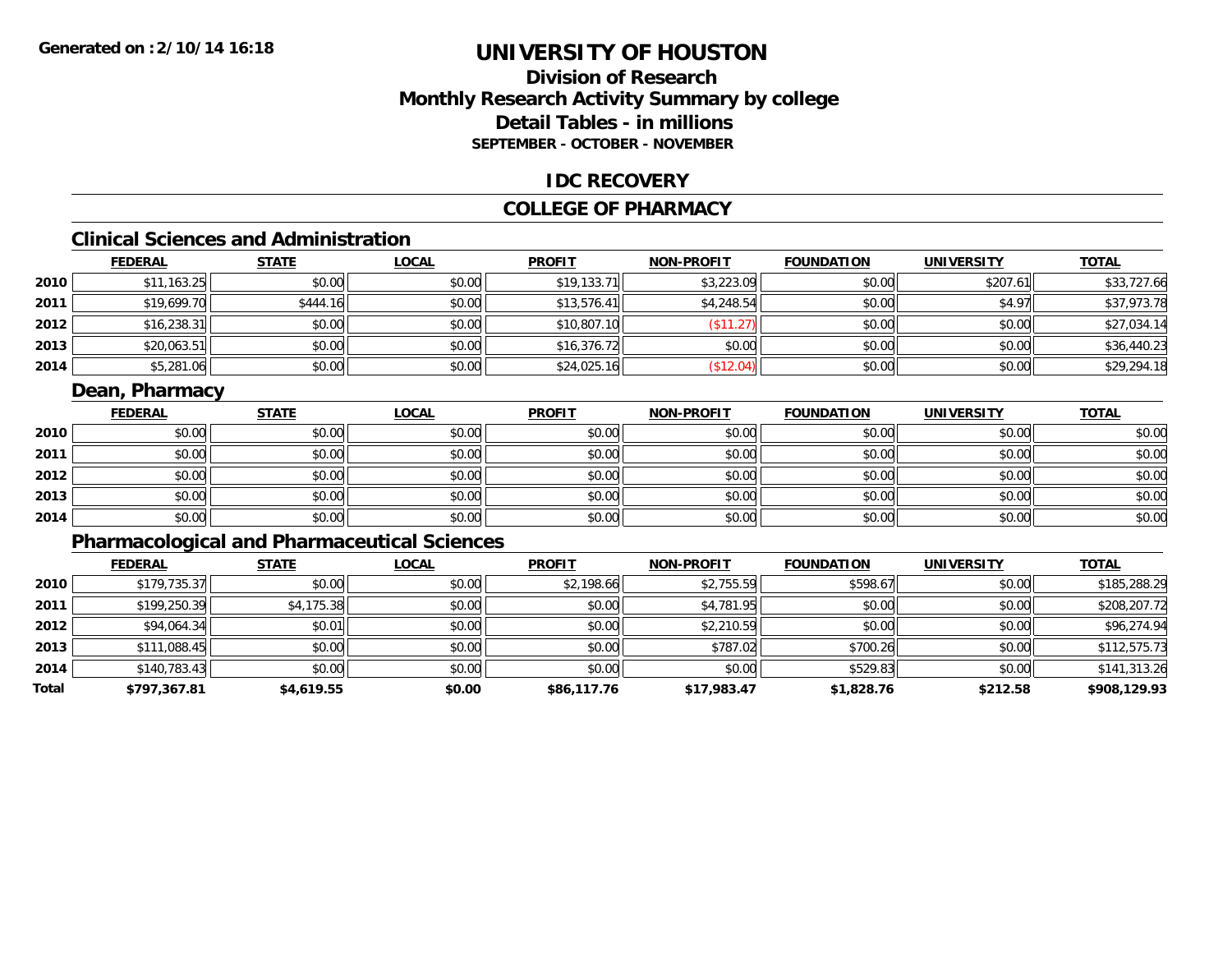# UNIVERSITY OF HOUSTON

## Division of Research
## Monthly Research Activity Summary by college
## Detail Tables - in millions
### SEPTEMBER - OCTOBER - NOVEMBER

**Generated on : 2/10/14 16:18**

## IDC RECOVERY

## COLLEGE OF PHARMACY

### Clinical Sciences and Administration

| | FEDERAL | STATE | LOCAL | PROFIT | NON-PROFIT | FOUNDATION | UNIVERSITY | TOTAL |
|---|---|---|---|---|---|---|---|---|
| 2010 | $11,163.25 | $0.00 | $0.00 | $19,133.71 | $3,223.09 | $0.00 | $207.61 | $33,727.66 |
| 2011 | $19,699.70 | $444.16 | $0.00 | $13,576.41 | $4,248.54 | $0.00 | $4.97 | $37,973.78 |
| 2012 | $16,238.31 | $0.00 | $0.00 | $10,807.10 | ($11.27) | $0.00 | $0.00 | $27,034.14 |
| 2013 | $20,063.51 | $0.00 | $0.00 | $16,376.72 | $0.00 | $0.00 | $0.00 | $36,440.23 |
| 2014 | $5,281.06 | $0.00 | $0.00 | $24,025.16 | ($12.04) | $0.00 | $0.00 | $29,294.18 |

### Dean, Pharmacy

| | FEDERAL | STATE | LOCAL | PROFIT | NON-PROFIT | FOUNDATION | UNIVERSITY | TOTAL |
|---|---|---|---|---|---|---|---|---|
| 2010 | $0.00 | $0.00 | $0.00 | $0.00 | $0.00 | $0.00 | $0.00 | $0.00 |
| 2011 | $0.00 | $0.00 | $0.00 | $0.00 | $0.00 | $0.00 | $0.00 | $0.00 |
| 2012 | $0.00 | $0.00 | $0.00 | $0.00 | $0.00 | $0.00 | $0.00 | $0.00 |
| 2013 | $0.00 | $0.00 | $0.00 | $0.00 | $0.00 | $0.00 | $0.00 | $0.00 |
| 2014 | $0.00 | $0.00 | $0.00 | $0.00 | $0.00 | $0.00 | $0.00 | $0.00 |

### Pharmacological and Pharmaceutical Sciences

| | FEDERAL | STATE | LOCAL | PROFIT | NON-PROFIT | FOUNDATION | UNIVERSITY | TOTAL |
|---|---|---|---|---|---|---|---|---|
| 2010 | $179,735.37 | $0.00 | $0.00 | $2,198.66 | $2,755.59 | $598.67 | $0.00 | $185,288.29 |
| 2011 | $199,250.39 | $4,175.38 | $0.00 | $0.00 | $4,781.95 | $0.00 | $0.00 | $208,207.72 |
| 2012 | $94,064.34 | $0.01 | $0.00 | $0.00 | $2,210.59 | $0.00 | $0.00 | $96,274.94 |
| 2013 | $111,088.45 | $0.00 | $0.00 | $0.00 | $787.02 | $700.26 | $0.00 | $112,575.73 |
| 2014 | $140,783.43 | $0.00 | $0.00 | $0.00 | $0.00 | $529.83 | $0.00 | $141,313.26 |
| **Total** | **$797,367.81** | **$4,619.55** | **$0.00** | **$86,117.76** | **$17,983.47** | **$1,828.76** | **$212.58** | **$908,129.93** |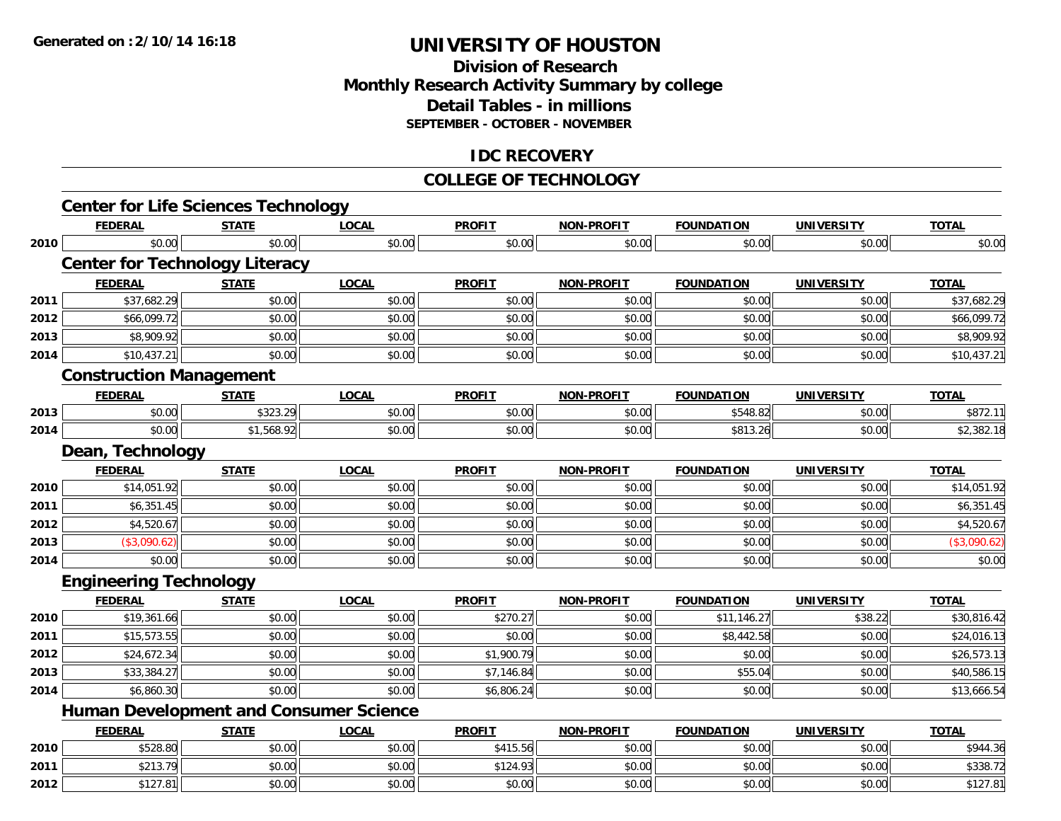**Generated on :2/10/14 16:18**

# UNIVERSITY OF HOUSTON

## Division of Research
## Monthly Research Activity Summary by college
## Detail Tables - in millions
### SEPTEMBER - OCTOBER - NOVEMBER

## IDC RECOVERY

## COLLEGE OF TECHNOLOGY

### Center for Life Sciences Technology

| | FEDERAL | STATE | LOCAL | PROFIT | NON-PROFIT | FOUNDATION | UNIVERSITY | TOTAL |
|---|---|---|---|---|---|---|---|---|
| 2010 | $0.00 | $0.00 | $0.00 | $0.00 | $0.00 | $0.00 | $0.00 | $0.00 |

### Center for Technology Literacy

| | FEDERAL | STATE | LOCAL | PROFIT | NON-PROFIT | FOUNDATION | UNIVERSITY | TOTAL |
|---|---|---|---|---|---|---|---|---|
| 2011 | $37,682.29 | $0.00 | $0.00 | $0.00 | $0.00 | $0.00 | $0.00 | $37,682.29 |
| 2012 | $66,099.72 | $0.00 | $0.00 | $0.00 | $0.00 | $0.00 | $0.00 | $66,099.72 |
| 2013 | $8,909.92 | $0.00 | $0.00 | $0.00 | $0.00 | $0.00 | $0.00 | $8,909.92 |
| 2014 | $10,437.21 | $0.00 | $0.00 | $0.00 | $0.00 | $0.00 | $0.00 | $10,437.21 |

### Construction Management

| | FEDERAL | STATE | LOCAL | PROFIT | NON-PROFIT | FOUNDATION | UNIVERSITY | TOTAL |
|---|---|---|---|---|---|---|---|---|
| 2013 | $0.00 | $323.29 | $0.00 | $0.00 | $0.00 | $548.82 | $0.00 | $872.11 |
| 2014 | $0.00 | $1,568.92 | $0.00 | $0.00 | $0.00 | $813.26 | $0.00 | $2,382.18 |

### Dean, Technology

| | FEDERAL | STATE | LOCAL | PROFIT | NON-PROFIT | FOUNDATION | UNIVERSITY | TOTAL |
|---|---|---|---|---|---|---|---|---|
| 2010 | $14,051.92 | $0.00 | $0.00 | $0.00 | $0.00 | $0.00 | $0.00 | $14,051.92 |
| 2011 | $6,351.45 | $0.00 | $0.00 | $0.00 | $0.00 | $0.00 | $0.00 | $6,351.45 |
| 2012 | $4,520.67 | $0.00 | $0.00 | $0.00 | $0.00 | $0.00 | $0.00 | $4,520.67 |
| 2013 | ($3,090.62) | $0.00 | $0.00 | $0.00 | $0.00 | $0.00 | $0.00 | ($3,090.62) |
| 2014 | $0.00 | $0.00 | $0.00 | $0.00 | $0.00 | $0.00 | $0.00 | $0.00 |

### Engineering Technology

| | FEDERAL | STATE | LOCAL | PROFIT | NON-PROFIT | FOUNDATION | UNIVERSITY | TOTAL |
|---|---|---|---|---|---|---|---|---|
| 2010 | $19,361.66 | $0.00 | $0.00 | $270.27 | $0.00 | $11,146.27 | $38.22 | $30,816.42 |
| 2011 | $15,573.55 | $0.00 | $0.00 | $0.00 | $0.00 | $8,442.58 | $0.00 | $24,016.13 |
| 2012 | $24,672.34 | $0.00 | $0.00 | $1,900.79 | $0.00 | $0.00 | $0.00 | $26,573.13 |
| 2013 | $33,384.27 | $0.00 | $0.00 | $7,146.84 | $0.00 | $55.04 | $0.00 | $40,586.15 |
| 2014 | $6,860.30 | $0.00 | $0.00 | $6,806.24 | $0.00 | $0.00 | $0.00 | $13,666.54 |

### Human Development and Consumer Science

| | FEDERAL | STATE | LOCAL | PROFIT | NON-PROFIT | FOUNDATION | UNIVERSITY | TOTAL |
|---|---|---|---|---|---|---|---|---|
| 2010 | $528.80 | $0.00 | $0.00 | $415.56 | $0.00 | $0.00 | $0.00 | $944.36 |
| 2011 | $213.79 | $0.00 | $0.00 | $124.93 | $0.00 | $0.00 | $0.00 | $338.72 |
| 2012 | $127.81 | $0.00 | $0.00 | $0.00 | $0.00 | $0.00 | $0.00 | $127.81 |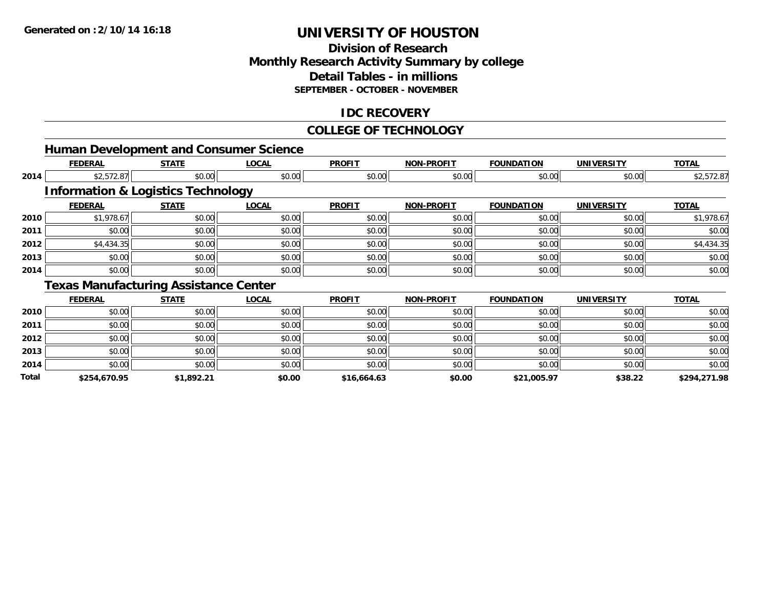**Generated on :2/10/14 16:18**

# UNIVERSITY OF HOUSTON

## Division of Research
## Monthly Research Activity Summary by college
## Detail Tables - in millions
### SEPTEMBER - OCTOBER - NOVEMBER

## IDC RECOVERY

## COLLEGE OF TECHNOLOGY

### Human Development and Consumer Science

| | FEDERAL | STATE | LOCAL | PROFIT | NON-PROFIT | FOUNDATION | UNIVERSITY | TOTAL |
|---|---|---|---|---|---|---|---|---|
| 2014 | $2,572.87 | $0.00 | $0.00 | $0.00 | $0.00 | $0.00 | $0.00 | $2,572.87 |

### Information & Logistics Technology

| | FEDERAL | STATE | LOCAL | PROFIT | NON-PROFIT | FOUNDATION | UNIVERSITY | TOTAL |
|---|---|---|---|---|---|---|---|---|
| 2010 | $1,978.67 | $0.00 | $0.00 | $0.00 | $0.00 | $0.00 | $0.00 | $1,978.67 |
| 2011 | $0.00 | $0.00 | $0.00 | $0.00 | $0.00 | $0.00 | $0.00 | $0.00 |
| 2012 | $4,434.35 | $0.00 | $0.00 | $0.00 | $0.00 | $0.00 | $0.00 | $4,434.35 |
| 2013 | $0.00 | $0.00 | $0.00 | $0.00 | $0.00 | $0.00 | $0.00 | $0.00 |
| 2014 | $0.00 | $0.00 | $0.00 | $0.00 | $0.00 | $0.00 | $0.00 | $0.00 |

### Texas Manufacturing Assistance Center

| | FEDERAL | STATE | LOCAL | PROFIT | NON-PROFIT | FOUNDATION | UNIVERSITY | TOTAL |
|---|---|---|---|---|---|---|---|---|
| 2010 | $0.00 | $0.00 | $0.00 | $0.00 | $0.00 | $0.00 | $0.00 | $0.00 |
| 2011 | $0.00 | $0.00 | $0.00 | $0.00 | $0.00 | $0.00 | $0.00 | $0.00 |
| 2012 | $0.00 | $0.00 | $0.00 | $0.00 | $0.00 | $0.00 | $0.00 | $0.00 |
| 2013 | $0.00 | $0.00 | $0.00 | $0.00 | $0.00 | $0.00 | $0.00 | $0.00 |
| 2014 | $0.00 | $0.00 | $0.00 | $0.00 | $0.00 | $0.00 | $0.00 | $0.00 |
| **Total** | **$254,670.95** | **$1,892.21** | **$0.00** | **$16,664.63** | **$0.00** | **$21,005.97** | **$38.22** | **$294,271.98** |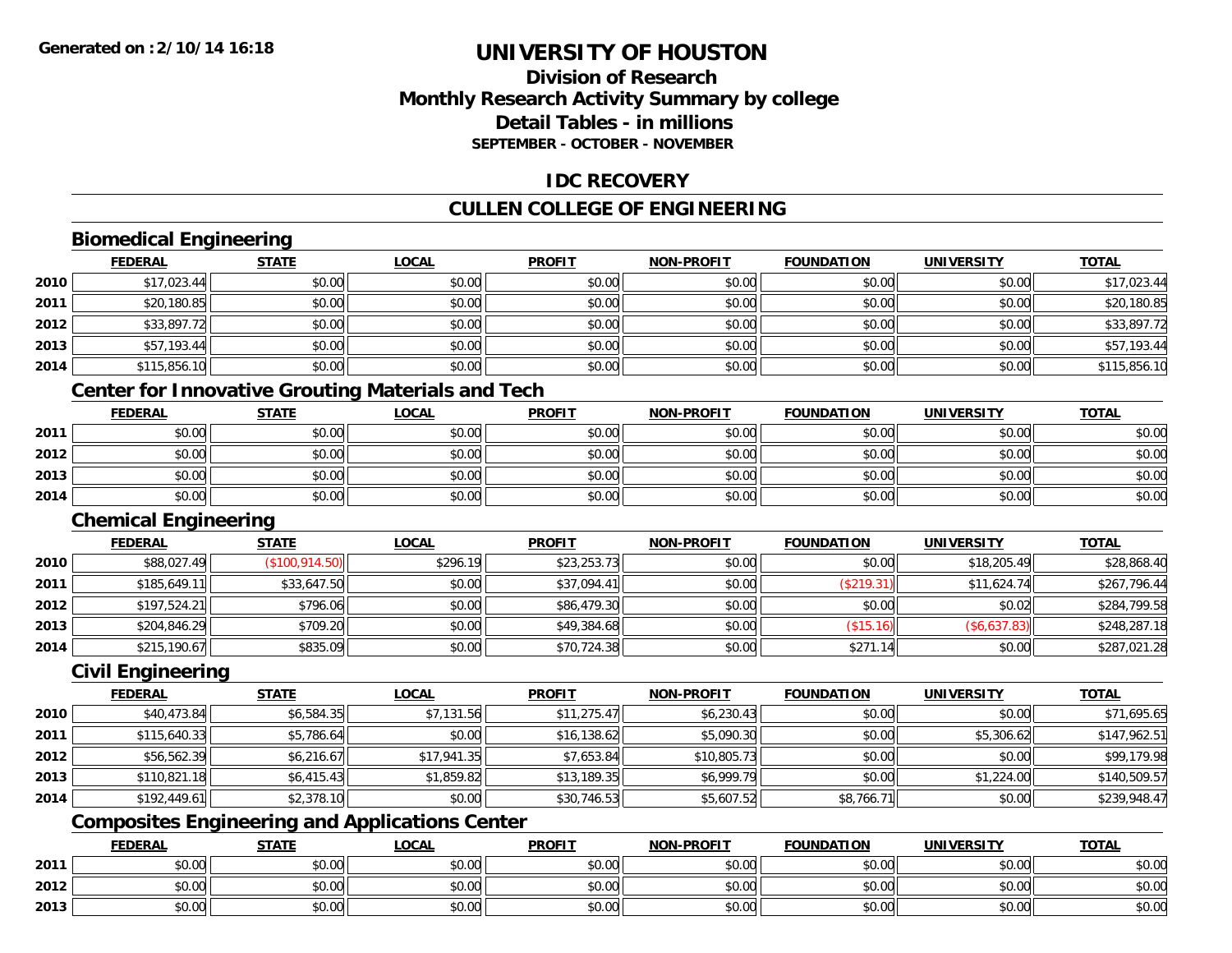# UNIVERSITY OF HOUSTON

## Division of Research
## Monthly Research Activity Summary by college
## Detail Tables - in millions
### SEPTEMBER - OCTOBER - NOVEMBER

## IDC RECOVERY

## CULLEN COLLEGE OF ENGINEERING

### Biomedical Engineering

| | FEDERAL | STATE | LOCAL | PROFIT | NON-PROFIT | FOUNDATION | UNIVERSITY | TOTAL |
|---|---|---|---|---|---|---|---|---|
| 2010 | $17,023.44 | $0.00 | $0.00 | $0.00 | $0.00 | $0.00 | $0.00 | $17,023.44 |
| 2011 | $20,180.85 | $0.00 | $0.00 | $0.00 | $0.00 | $0.00 | $0.00 | $20,180.85 |
| 2012 | $33,897.72 | $0.00 | $0.00 | $0.00 | $0.00 | $0.00 | $0.00 | $33,897.72 |
| 2013 | $57,193.44 | $0.00 | $0.00 | $0.00 | $0.00 | $0.00 | $0.00 | $57,193.44 |
| 2014 | $115,856.10 | $0.00 | $0.00 | $0.00 | $0.00 | $0.00 | $0.00 | $115,856.10 |

### Center for Innovative Grouting Materials and Tech

| | FEDERAL | STATE | LOCAL | PROFIT | NON-PROFIT | FOUNDATION | UNIVERSITY | TOTAL |
|---|---|---|---|---|---|---|---|---|
| 2011 | $0.00 | $0.00 | $0.00 | $0.00 | $0.00 | $0.00 | $0.00 | $0.00 |
| 2012 | $0.00 | $0.00 | $0.00 | $0.00 | $0.00 | $0.00 | $0.00 | $0.00 |
| 2013 | $0.00 | $0.00 | $0.00 | $0.00 | $0.00 | $0.00 | $0.00 | $0.00 |
| 2014 | $0.00 | $0.00 | $0.00 | $0.00 | $0.00 | $0.00 | $0.00 | $0.00 |

### Chemical Engineering

| | FEDERAL | STATE | LOCAL | PROFIT | NON-PROFIT | FOUNDATION | UNIVERSITY | TOTAL |
|---|---|---|---|---|---|---|---|---|
| 2010 | $88,027.49 | ($100,914.50) | $296.19 | $23,253.73 | $0.00 | $0.00 | $18,205.49 | $28,868.40 |
| 2011 | $185,649.11 | $33,647.50 | $0.00 | $37,094.41 | $0.00 | ($219.31) | $11,624.74 | $267,796.44 |
| 2012 | $197,524.21 | $796.06 | $0.00 | $86,479.30 | $0.00 | $0.00 | $0.02 | $284,799.58 |
| 2013 | $204,846.29 | $709.20 | $0.00 | $49,384.68 | $0.00 | ($15.16) | ($6,637.83) | $248,287.18 |
| 2014 | $215,190.67 | $835.09 | $0.00 | $70,724.38 | $0.00 | $271.14 | $0.00 | $287,021.28 |

### Civil Engineering

| | FEDERAL | STATE | LOCAL | PROFIT | NON-PROFIT | FOUNDATION | UNIVERSITY | TOTAL |
|---|---|---|---|---|---|---|---|---|
| 2010 | $40,473.84 | $6,584.35 | $7,131.56 | $11,275.47 | $6,230.43 | $0.00 | $0.00 | $71,695.65 |
| 2011 | $115,640.33 | $5,786.64 | $0.00 | $16,138.62 | $5,090.30 | $0.00 | $5,306.62 | $147,962.51 |
| 2012 | $56,562.39 | $6,216.67 | $17,941.35 | $7,653.84 | $10,805.73 | $0.00 | $0.00 | $99,179.98 |
| 2013 | $110,821.18 | $6,415.43 | $1,859.82 | $13,189.35 | $6,999.79 | $0.00 | $1,224.00 | $140,509.57 |
| 2014 | $192,449.61 | $2,378.10 | $0.00 | $30,746.53 | $5,607.52 | $8,766.71 | $0.00 | $239,948.47 |

### Composites Engineering and Applications Center

| | FEDERAL | STATE | LOCAL | PROFIT | NON-PROFIT | FOUNDATION | UNIVERSITY | TOTAL |
|---|---|---|---|---|---|---|---|---|
| 2011 | $0.00 | $0.00 | $0.00 | $0.00 | $0.00 | $0.00 | $0.00 | $0.00 |
| 2012 | $0.00 | $0.00 | $0.00 | $0.00 | $0.00 | $0.00 | $0.00 | $0.00 |
| 2013 | $0.00 | $0.00 | $0.00 | $0.00 | $0.00 | $0.00 | $0.00 | $0.00 |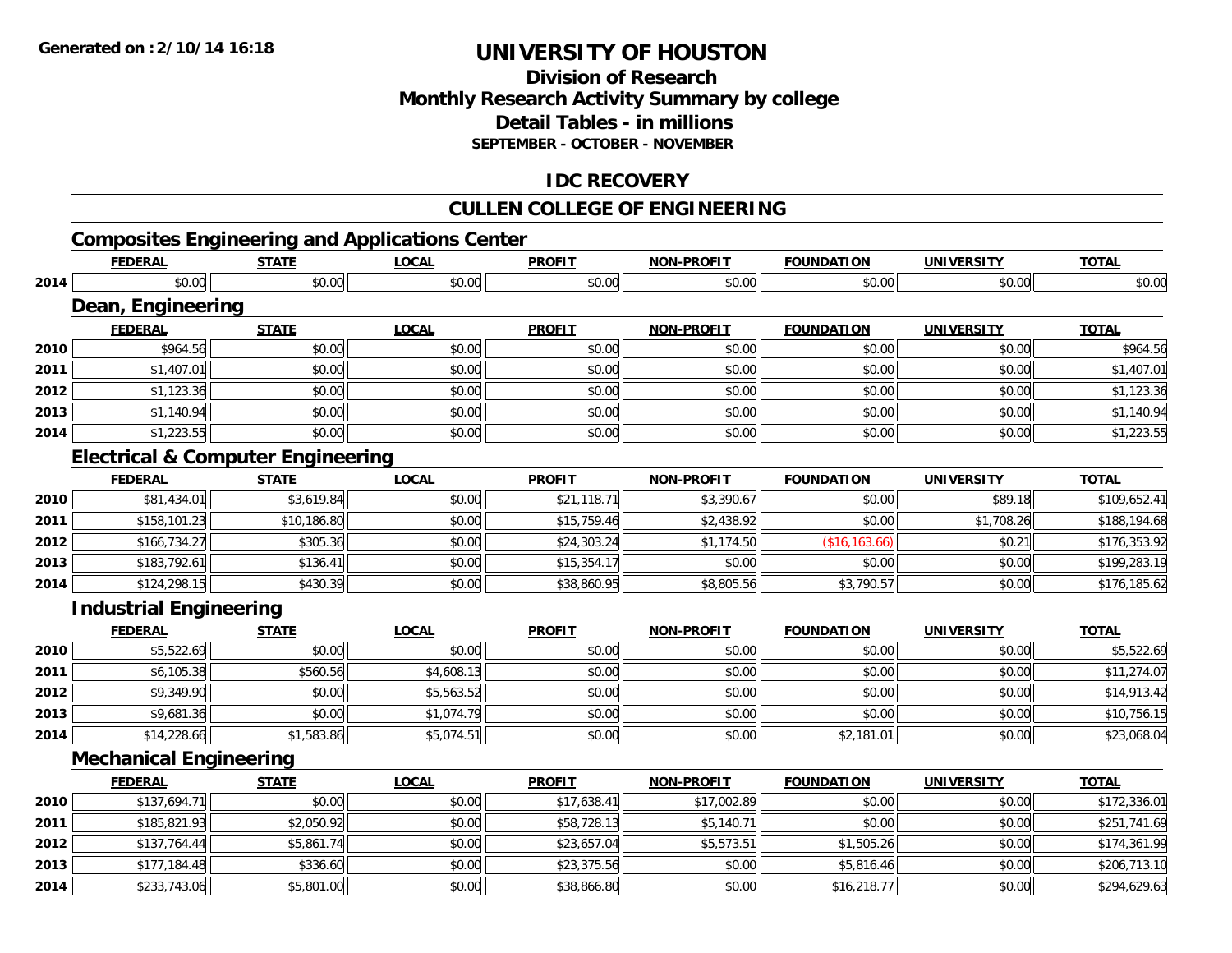# UNIVERSITY OF HOUSTON

## Division of Research
## Monthly Research Activity Summary by college
## Detail Tables - in millions
### SEPTEMBER - OCTOBER - NOVEMBER

## IDC RECOVERY

## CULLEN COLLEGE OF ENGINEERING

### Composites Engineering and Applications Center

| | FEDERAL | STATE | LOCAL | PROFIT | NON-PROFIT | FOUNDATION | UNIVERSITY | TOTAL |
|---|---|---|---|---|---|---|---|---|
| 2014 | $0.00 | $0.00 | $0.00 | $0.00 | $0.00 | $0.00 | $0.00 | $0.00 |

### Dean, Engineering

| | FEDERAL | STATE | LOCAL | PROFIT | NON-PROFIT | FOUNDATION | UNIVERSITY | TOTAL |
|---|---|---|---|---|---|---|---|---|
| 2010 | $964.56 | $0.00 | $0.00 | $0.00 | $0.00 | $0.00 | $0.00 | $964.56 |
| 2011 | $1,407.01 | $0.00 | $0.00 | $0.00 | $0.00 | $0.00 | $0.00 | $1,407.01 |
| 2012 | $1,123.36 | $0.00 | $0.00 | $0.00 | $0.00 | $0.00 | $0.00 | $1,123.36 |
| 2013 | $1,140.94 | $0.00 | $0.00 | $0.00 | $0.00 | $0.00 | $0.00 | $1,140.94 |
| 2014 | $1,223.55 | $0.00 | $0.00 | $0.00 | $0.00 | $0.00 | $0.00 | $1,223.55 |

### Electrical & Computer Engineering

| | FEDERAL | STATE | LOCAL | PROFIT | NON-PROFIT | FOUNDATION | UNIVERSITY | TOTAL |
|---|---|---|---|---|---|---|---|---|
| 2010 | $81,434.01 | $3,619.84 | $0.00 | $21,118.71 | $3,390.67 | $0.00 | $89.18 | $109,652.41 |
| 2011 | $158,101.23 | $10,186.80 | $0.00 | $15,759.46 | $2,438.92 | $0.00 | $1,708.26 | $188,194.68 |
| 2012 | $166,734.27 | $305.36 | $0.00 | $24,303.24 | $1,174.50 | ($16,163.66) | $0.21 | $176,353.92 |
| 2013 | $183,792.61 | $136.41 | $0.00 | $15,354.17 | $0.00 | $0.00 | $0.00 | $199,283.19 |
| 2014 | $124,298.15 | $430.39 | $0.00 | $38,860.95 | $8,805.56 | $3,790.57 | $0.00 | $176,185.62 |

### Industrial Engineering

| | FEDERAL | STATE | LOCAL | PROFIT | NON-PROFIT | FOUNDATION | UNIVERSITY | TOTAL |
|---|---|---|---|---|---|---|---|---|
| 2010 | $5,522.69 | $0.00 | $0.00 | $0.00 | $0.00 | $0.00 | $0.00 | $5,522.69 |
| 2011 | $6,105.38 | $560.56 | $4,608.13 | $0.00 | $0.00 | $0.00 | $0.00 | $11,274.07 |
| 2012 | $9,349.90 | $0.00 | $5,563.52 | $0.00 | $0.00 | $0.00 | $0.00 | $14,913.42 |
| 2013 | $9,681.36 | $0.00 | $1,074.79 | $0.00 | $0.00 | $0.00 | $0.00 | $10,756.15 |
| 2014 | $14,228.66 | $1,583.86 | $5,074.51 | $0.00 | $0.00 | $2,181.01 | $0.00 | $23,068.04 |

### Mechanical Engineering

| | FEDERAL | STATE | LOCAL | PROFIT | NON-PROFIT | FOUNDATION | UNIVERSITY | TOTAL |
|---|---|---|---|---|---|---|---|---|
| 2010 | $137,694.71 | $0.00 | $0.00 | $17,638.41 | $17,002.89 | $0.00 | $0.00 | $172,336.01 |
| 2011 | $185,821.93 | $2,050.92 | $0.00 | $58,728.13 | $5,140.71 | $0.00 | $0.00 | $251,741.69 |
| 2012 | $137,764.44 | $5,861.74 | $0.00 | $23,657.04 | $5,573.51 | $1,505.26 | $0.00 | $174,361.99 |
| 2013 | $177,184.48 | $336.60 | $0.00 | $23,375.56 | $0.00 | $5,816.46 | $0.00 | $206,713.10 |
| 2014 | $233,743.06 | $5,801.00 | $0.00 | $38,866.80 | $0.00 | $16,218.77 | $0.00 | $294,629.63 |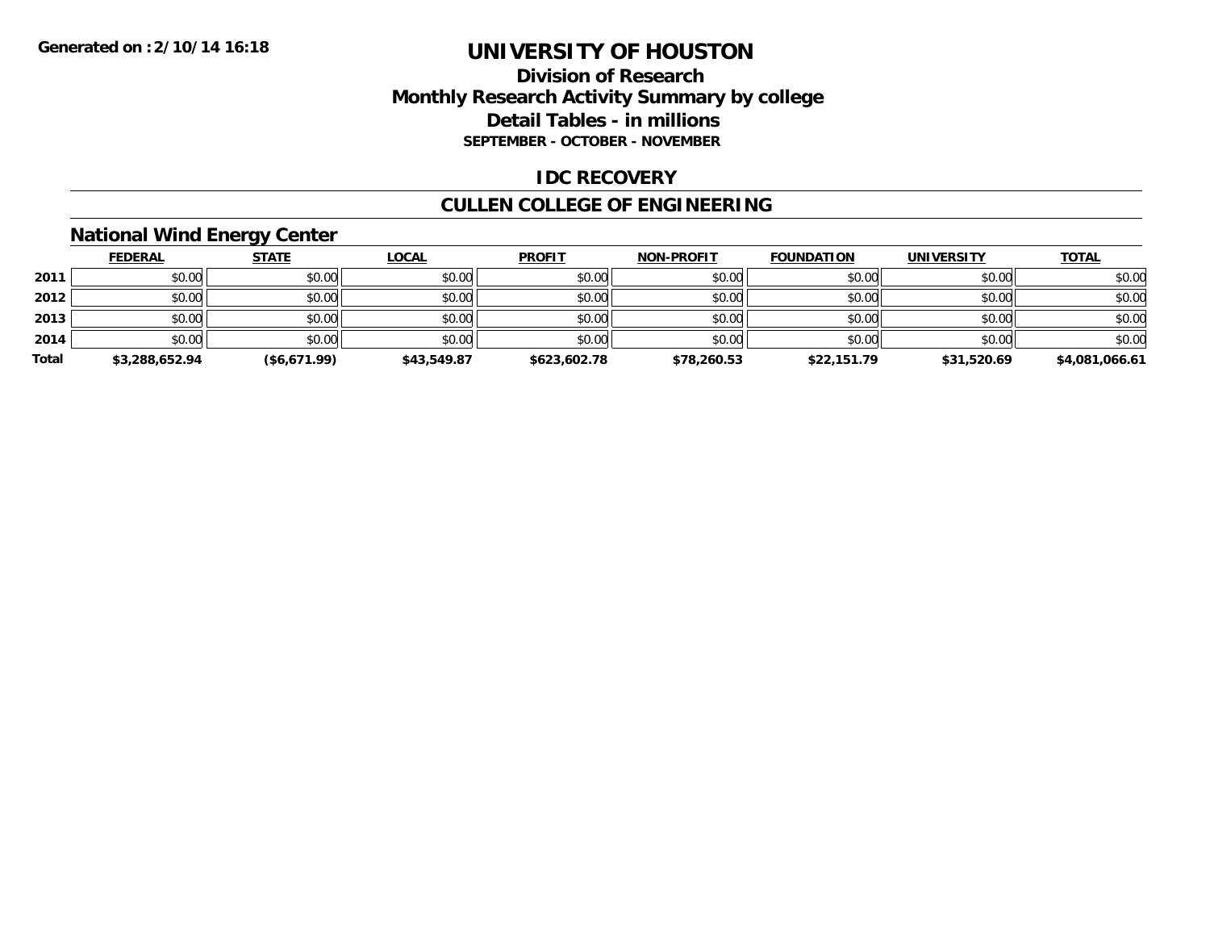Generated on :2/10/14 16:18

# UNIVERSITY OF HOUSTON

## Division of Research
## Monthly Research Activity Summary by college
## Detail Tables - in millions
### SEPTEMBER - OCTOBER - NOVEMBER

## IDC RECOVERY

## CULLEN COLLEGE OF ENGINEERING

### National Wind Energy Center

| | FEDERAL | STATE | LOCAL | PROFIT | NON-PROFIT | FOUNDATION | UNIVERSITY | TOTAL |
|---|---|---|---|---|---|---|---|---|
| 2011 | $0.00 | $0.00 | $0.00 | $0.00 | $0.00 | $0.00 | $0.00 | $0.00 |
| 2012 | $0.00 | $0.00 | $0.00 | $0.00 | $0.00 | $0.00 | $0.00 | $0.00 |
| 2013 | $0.00 | $0.00 | $0.00 | $0.00 | $0.00 | $0.00 | $0.00 | $0.00 |
| 2014 | $0.00 | $0.00 | $0.00 | $0.00 | $0.00 | $0.00 | $0.00 | $0.00 |
| **Total** | **$3,288,652.94** | **($6,671.99)** | **$43,549.87** | **$623,602.78** | **$78,260.53** | **$22,151.79** | **$31,520.69** | **$4,081,066.61** |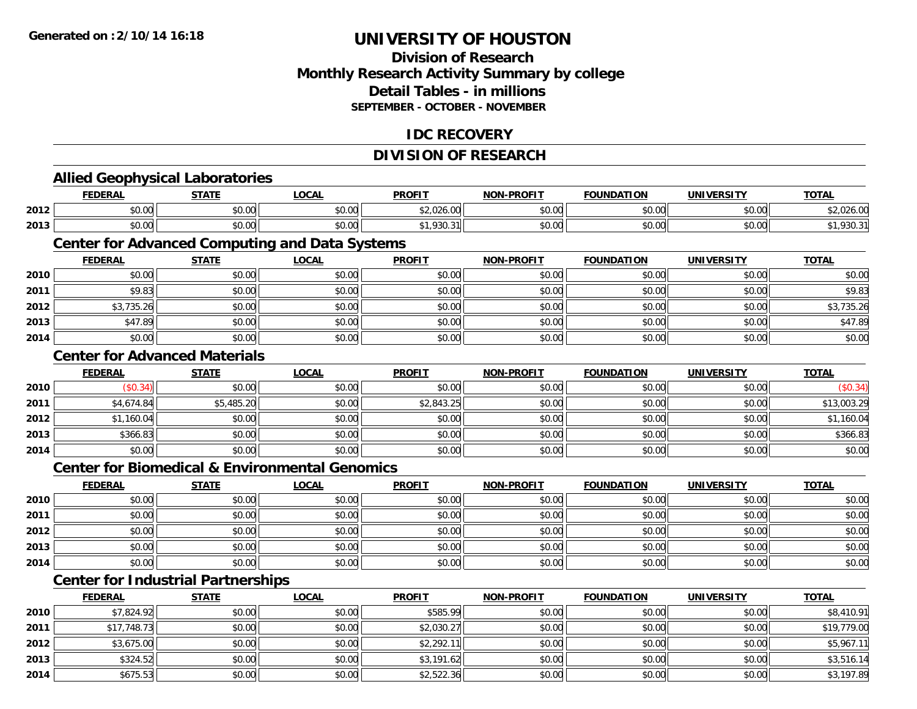**Generated on :2/10/14 16:18**

# UNIVERSITY OF HOUSTON

## Division of Research
## Monthly Research Activity Summary by college
## Detail Tables - in millions
**SEPTEMBER - OCTOBER - NOVEMBER**

## IDC RECOVERY

## DIVISION OF RESEARCH

### Allied Geophysical Laboratories

| | FEDERAL | STATE | LOCAL | PROFIT | NON-PROFIT | FOUNDATION | UNIVERSITY | TOTAL |
|---|---|---|---|---|---|---|---|---|
| 2012 | $0.00 | $0.00 | $0.00 | $2,026.00 | $0.00 | $0.00 | $0.00 | $2,026.00 |
| 2013 | $0.00 | $0.00 | $0.00 | $1,930.31 | $0.00 | $0.00 | $0.00 | $1,930.31 |

### Center for Advanced Computing and Data Systems

| | FEDERAL | STATE | LOCAL | PROFIT | NON-PROFIT | FOUNDATION | UNIVERSITY | TOTAL |
|---|---|---|---|---|---|---|---|---|
| 2010 | $0.00 | $0.00 | $0.00 | $0.00 | $0.00 | $0.00 | $0.00 | $0.00 |
| 2011 | $9.83 | $0.00 | $0.00 | $0.00 | $0.00 | $0.00 | $0.00 | $9.83 |
| 2012 | $3,735.26 | $0.00 | $0.00 | $0.00 | $0.00 | $0.00 | $0.00 | $3,735.26 |
| 2013 | $47.89 | $0.00 | $0.00 | $0.00 | $0.00 | $0.00 | $0.00 | $47.89 |
| 2014 | $0.00 | $0.00 | $0.00 | $0.00 | $0.00 | $0.00 | $0.00 | $0.00 |

### Center for Advanced Materials

| | FEDERAL | STATE | LOCAL | PROFIT | NON-PROFIT | FOUNDATION | UNIVERSITY | TOTAL |
|---|---|---|---|---|---|---|---|---|
| 2010 | ($0.34) | $0.00 | $0.00 | $0.00 | $0.00 | $0.00 | $0.00 | ($0.34) |
| 2011 | $4,674.84 | $5,485.20 | $0.00 | $2,843.25 | $0.00 | $0.00 | $0.00 | $13,003.29 |
| 2012 | $1,160.04 | $0.00 | $0.00 | $0.00 | $0.00 | $0.00 | $0.00 | $1,160.04 |
| 2013 | $366.83 | $0.00 | $0.00 | $0.00 | $0.00 | $0.00 | $0.00 | $366.83 |
| 2014 | $0.00 | $0.00 | $0.00 | $0.00 | $0.00 | $0.00 | $0.00 | $0.00 |

### Center for Biomedical & Environmental Genomics

| | FEDERAL | STATE | LOCAL | PROFIT | NON-PROFIT | FOUNDATION | UNIVERSITY | TOTAL |
|---|---|---|---|---|---|---|---|---|
| 2010 | $0.00 | $0.00 | $0.00 | $0.00 | $0.00 | $0.00 | $0.00 | $0.00 |
| 2011 | $0.00 | $0.00 | $0.00 | $0.00 | $0.00 | $0.00 | $0.00 | $0.00 |
| 2012 | $0.00 | $0.00 | $0.00 | $0.00 | $0.00 | $0.00 | $0.00 | $0.00 |
| 2013 | $0.00 | $0.00 | $0.00 | $0.00 | $0.00 | $0.00 | $0.00 | $0.00 |
| 2014 | $0.00 | $0.00 | $0.00 | $0.00 | $0.00 | $0.00 | $0.00 | $0.00 |

### Center for Industrial Partnerships

| | FEDERAL | STATE | LOCAL | PROFIT | NON-PROFIT | FOUNDATION | UNIVERSITY | TOTAL |
|---|---|---|---|---|---|---|---|---|
| 2010 | $7,824.92 | $0.00 | $0.00 | $585.99 | $0.00 | $0.00 | $0.00 | $8,410.91 |
| 2011 | $17,748.73 | $0.00 | $0.00 | $2,030.27 | $0.00 | $0.00 | $0.00 | $19,779.00 |
| 2012 | $3,675.00 | $0.00 | $0.00 | $2,292.11 | $0.00 | $0.00 | $0.00 | $5,967.11 |
| 2013 | $324.52 | $0.00 | $0.00 | $3,191.62 | $0.00 | $0.00 | $0.00 | $3,516.14 |
| 2014 | $675.53 | $0.00 | $0.00 | $2,522.36 | $0.00 | $0.00 | $0.00 | $3,197.89 |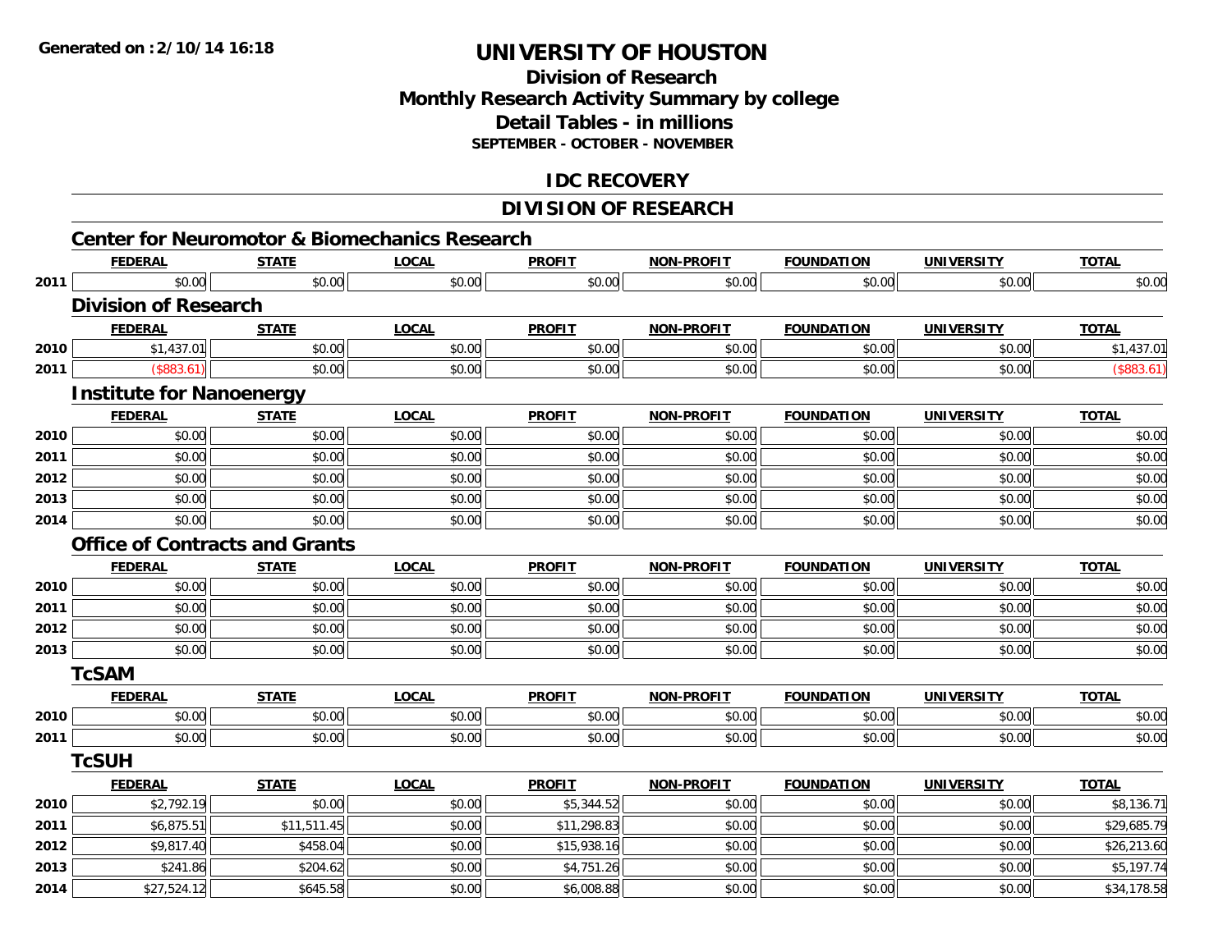**Generated on :2/10/14 16:18**

# UNIVERSITY OF HOUSTON

## Division of Research
## Monthly Research Activity Summary by college
## Detail Tables - in millions
**SEPTEMBER - OCTOBER - NOVEMBER**

## IDC RECOVERY

## DIVISION OF RESEARCH

### Center for Neuromotor & Biomechanics Research

| | FEDERAL | STATE | LOCAL | PROFIT | NON-PROFIT | FOUNDATION | UNIVERSITY | TOTAL |
|---|---|---|---|---|---|---|---|---|
| 2011 | $0.00 | $0.00 | $0.00 | $0.00 | $0.00 | $0.00 | $0.00 | $0.00 |

### Division of Research

| | FEDERAL | STATE | LOCAL | PROFIT | NON-PROFIT | FOUNDATION | UNIVERSITY | TOTAL |
|---|---|---|---|---|---|---|---|---|
| 2010 | $1,437.01 | $0.00 | $0.00 | $0.00 | $0.00 | $0.00 | $0.00 | $1,437.01 |
| 2011 | ($883.61) | $0.00 | $0.00 | $0.00 | $0.00 | $0.00 | $0.00 | ($883.61) |

### Institute for Nanoenergy

| | FEDERAL | STATE | LOCAL | PROFIT | NON-PROFIT | FOUNDATION | UNIVERSITY | TOTAL |
|---|---|---|---|---|---|---|---|---|
| 2010 | $0.00 | $0.00 | $0.00 | $0.00 | $0.00 | $0.00 | $0.00 | $0.00 |
| 2011 | $0.00 | $0.00 | $0.00 | $0.00 | $0.00 | $0.00 | $0.00 | $0.00 |
| 2012 | $0.00 | $0.00 | $0.00 | $0.00 | $0.00 | $0.00 | $0.00 | $0.00 |
| 2013 | $0.00 | $0.00 | $0.00 | $0.00 | $0.00 | $0.00 | $0.00 | $0.00 |
| 2014 | $0.00 | $0.00 | $0.00 | $0.00 | $0.00 | $0.00 | $0.00 | $0.00 |

### Office of Contracts and Grants

| | FEDERAL | STATE | LOCAL | PROFIT | NON-PROFIT | FOUNDATION | UNIVERSITY | TOTAL |
|---|---|---|---|---|---|---|---|---|
| 2010 | $0.00 | $0.00 | $0.00 | $0.00 | $0.00 | $0.00 | $0.00 | $0.00 |
| 2011 | $0.00 | $0.00 | $0.00 | $0.00 | $0.00 | $0.00 | $0.00 | $0.00 |
| 2012 | $0.00 | $0.00 | $0.00 | $0.00 | $0.00 | $0.00 | $0.00 | $0.00 |
| 2013 | $0.00 | $0.00 | $0.00 | $0.00 | $0.00 | $0.00 | $0.00 | $0.00 |

### TcSAM

| | FEDERAL | STATE | LOCAL | PROFIT | NON-PROFIT | FOUNDATION | UNIVERSITY | TOTAL |
|---|---|---|---|---|---|---|---|---|
| 2010 | $0.00 | $0.00 | $0.00 | $0.00 | $0.00 | $0.00 | $0.00 | $0.00 |
| 2011 | $0.00 | $0.00 | $0.00 | $0.00 | $0.00 | $0.00 | $0.00 | $0.00 |

### TcSUH

| | FEDERAL | STATE | LOCAL | PROFIT | NON-PROFIT | FOUNDATION | UNIVERSITY | TOTAL |
|---|---|---|---|---|---|---|---|---|
| 2010 | $2,792.19 | $0.00 | $0.00 | $5,344.52 | $0.00 | $0.00 | $0.00 | $8,136.71 |
| 2011 | $6,875.51 | $11,511.45 | $0.00 | $11,298.83 | $0.00 | $0.00 | $0.00 | $29,685.79 |
| 2012 | $9,817.40 | $458.04 | $0.00 | $15,938.16 | $0.00 | $0.00 | $0.00 | $26,213.60 |
| 2013 | $241.86 | $204.62 | $0.00 | $4,751.26 | $0.00 | $0.00 | $0.00 | $5,197.74 |
| 2014 | $27,524.12 | $645.58 | $0.00 | $6,008.88 | $0.00 | $0.00 | $0.00 | $34,178.58 |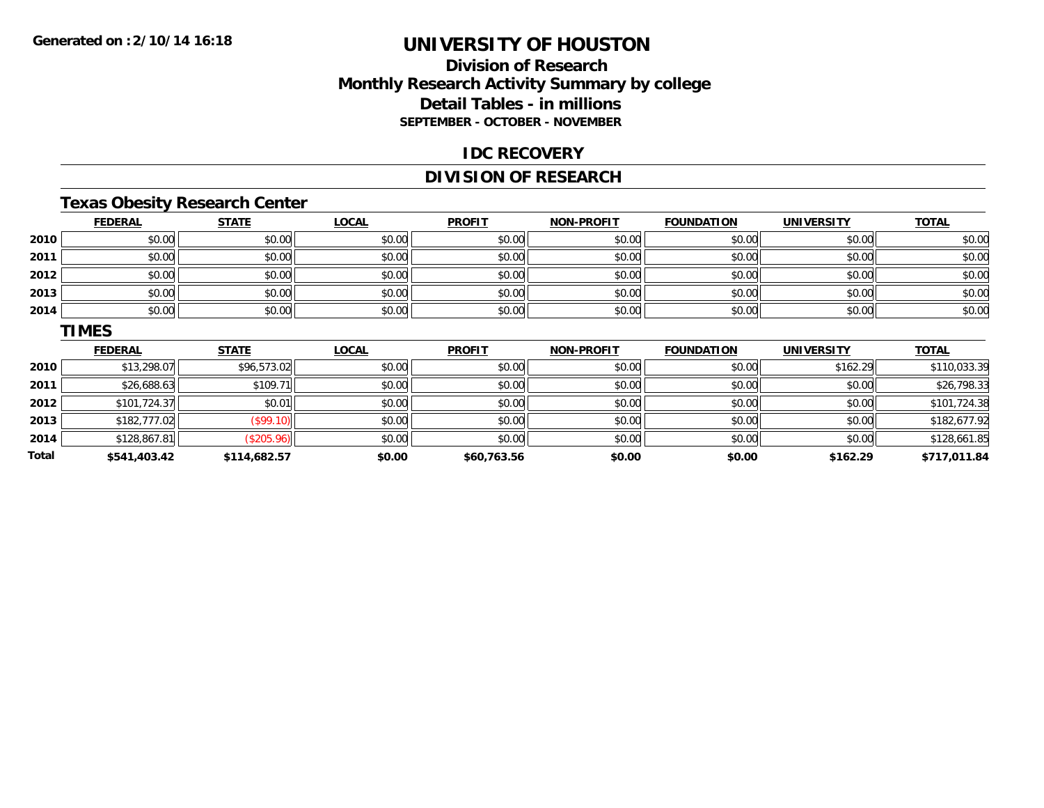**Generated on :2/10/14 16:18**

# UNIVERSITY OF HOUSTON

## Division of Research
## Monthly Research Activity Summary by college
## Detail Tables - in millions
### SEPTEMBER - OCTOBER - NOVEMBER

## IDC RECOVERY

## DIVISION OF RESEARCH

### Texas Obesity Research Center

| | FEDERAL | STATE | LOCAL | PROFIT | NON-PROFIT | FOUNDATION | UNIVERSITY | TOTAL |
|---|---|---|---|---|---|---|---|---|
| 2010 | $0.00 | $0.00 | $0.00 | $0.00 | $0.00 | $0.00 | $0.00 | $0.00 |
| 2011 | $0.00 | $0.00 | $0.00 | $0.00 | $0.00 | $0.00 | $0.00 | $0.00 |
| 2012 | $0.00 | $0.00 | $0.00 | $0.00 | $0.00 | $0.00 | $0.00 | $0.00 |
| 2013 | $0.00 | $0.00 | $0.00 | $0.00 | $0.00 | $0.00 | $0.00 | $0.00 |
| 2014 | $0.00 | $0.00 | $0.00 | $0.00 | $0.00 | $0.00 | $0.00 | $0.00 |

### TIMES

| | FEDERAL | STATE | LOCAL | PROFIT | NON-PROFIT | FOUNDATION | UNIVERSITY | TOTAL |
|---|---|---|---|---|---|---|---|---|
| 2010 | $13,298.07 | $96,573.02 | $0.00 | $0.00 | $0.00 | $0.00 | $162.29 | $110,033.39 |
| 2011 | $26,688.63 | $109.71 | $0.00 | $0.00 | $0.00 | $0.00 | $0.00 | $26,798.33 |
| 2012 | $101,724.37 | $0.01 | $0.00 | $0.00 | $0.00 | $0.00 | $0.00 | $101,724.38 |
| 2013 | $182,777.02 | ($99.10) | $0.00 | $0.00 | $0.00 | $0.00 | $0.00 | $182,677.92 |
| 2014 | $128,867.81 | ($205.96) | $0.00 | $0.00 | $0.00 | $0.00 | $0.00 | $128,661.85 |
| Total | $541,403.42 | $114,682.57 | $0.00 | $60,763.56 | $0.00 | $0.00 | $162.29 | $717,011.84 |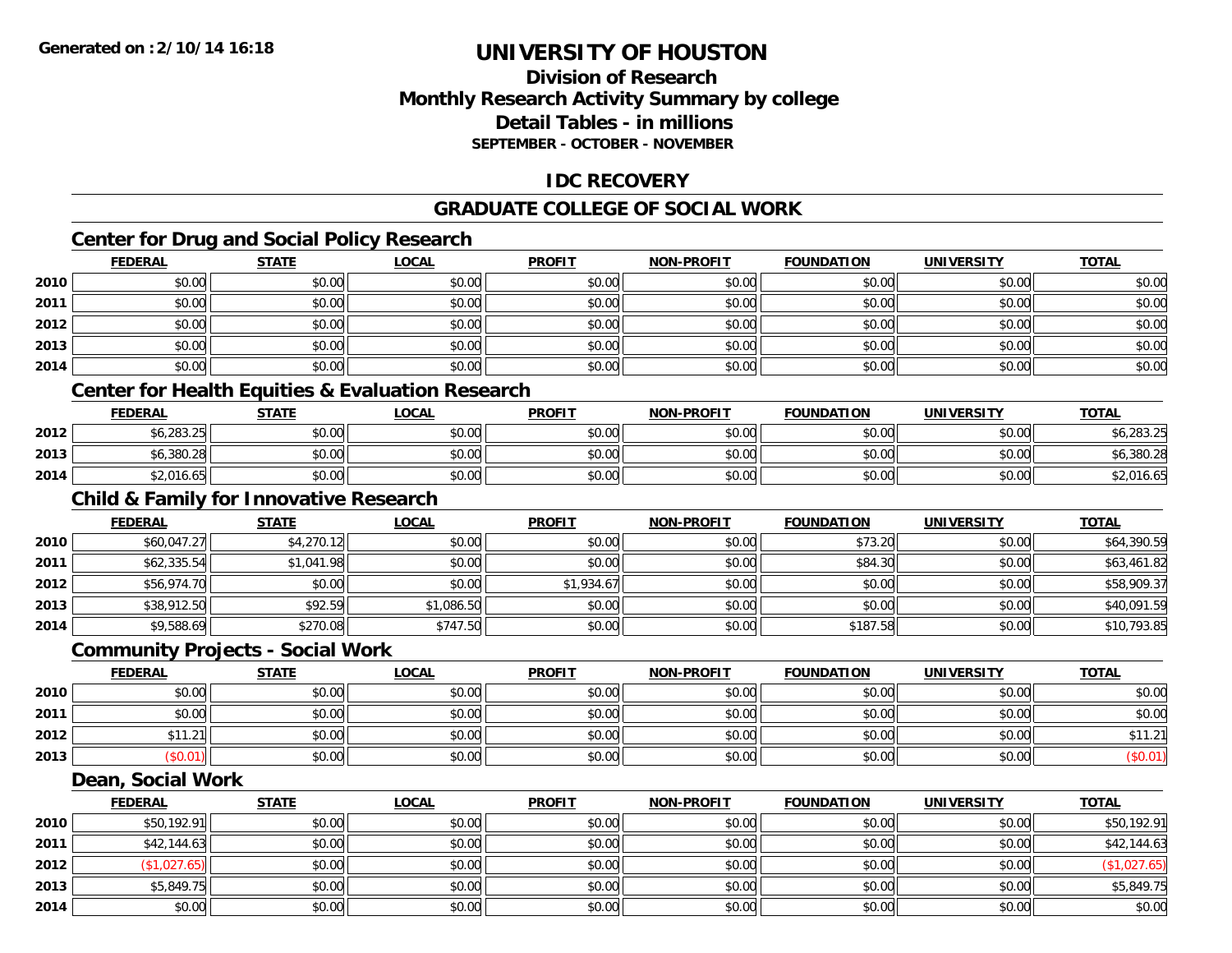# UNIVERSITY OF HOUSTON

## Division of Research
## Monthly Research Activity Summary by college
## Detail Tables - in millions
### SEPTEMBER - OCTOBER - NOVEMBER

## IDC RECOVERY

## GRADUATE COLLEGE OF SOCIAL WORK

### Center for Drug and Social Policy Research

| | FEDERAL | STATE | LOCAL | PROFIT | NON-PROFIT | FOUNDATION | UNIVERSITY | TOTAL |
|---|---|---|---|---|---|---|---|---|
| 2010 | $0.00 | $0.00 | $0.00 | $0.00 | $0.00 | $0.00 | $0.00 | $0.00 |
| 2011 | $0.00 | $0.00 | $0.00 | $0.00 | $0.00 | $0.00 | $0.00 | $0.00 |
| 2012 | $0.00 | $0.00 | $0.00 | $0.00 | $0.00 | $0.00 | $0.00 | $0.00 |
| 2013 | $0.00 | $0.00 | $0.00 | $0.00 | $0.00 | $0.00 | $0.00 | $0.00 |
| 2014 | $0.00 | $0.00 | $0.00 | $0.00 | $0.00 | $0.00 | $0.00 | $0.00 |

### Center for Health Equities & Evaluation Research

| | FEDERAL | STATE | LOCAL | PROFIT | NON-PROFIT | FOUNDATION | UNIVERSITY | TOTAL |
|---|---|---|---|---|---|---|---|---|
| 2012 | $6,283.25 | $0.00 | $0.00 | $0.00 | $0.00 | $0.00 | $0.00 | $6,283.25 |
| 2013 | $6,380.28 | $0.00 | $0.00 | $0.00 | $0.00 | $0.00 | $0.00 | $6,380.28 |
| 2014 | $2,016.65 | $0.00 | $0.00 | $0.00 | $0.00 | $0.00 | $0.00 | $2,016.65 |

### Child & Family for Innovative Research

| | FEDERAL | STATE | LOCAL | PROFIT | NON-PROFIT | FOUNDATION | UNIVERSITY | TOTAL |
|---|---|---|---|---|---|---|---|---|
| 2010 | $60,047.27 | $4,270.12 | $0.00 | $0.00 | $0.00 | $73.20 | $0.00 | $64,390.59 |
| 2011 | $62,335.54 | $1,041.98 | $0.00 | $0.00 | $0.00 | $84.30 | $0.00 | $63,461.82 |
| 2012 | $56,974.70 | $0.00 | $0.00 | $1,934.67 | $0.00 | $0.00 | $0.00 | $58,909.37 |
| 2013 | $38,912.50 | $92.59 | $1,086.50 | $0.00 | $0.00 | $0.00 | $0.00 | $40,091.59 |
| 2014 | $9,588.69 | $270.08 | $747.50 | $0.00 | $0.00 | $187.58 | $0.00 | $10,793.85 |

### Community Projects - Social Work

| | FEDERAL | STATE | LOCAL | PROFIT | NON-PROFIT | FOUNDATION | UNIVERSITY | TOTAL |
|---|---|---|---|---|---|---|---|---|
| 2010 | $0.00 | $0.00 | $0.00 | $0.00 | $0.00 | $0.00 | $0.00 | $0.00 |
| 2011 | $0.00 | $0.00 | $0.00 | $0.00 | $0.00 | $0.00 | $0.00 | $0.00 |
| 2012 | $11.21 | $0.00 | $0.00 | $0.00 | $0.00 | $0.00 | $0.00 | $11.21 |
| 2013 | ($0.01) | $0.00 | $0.00 | $0.00 | $0.00 | $0.00 | $0.00 | ($0.01) |

### Dean, Social Work

| | FEDERAL | STATE | LOCAL | PROFIT | NON-PROFIT | FOUNDATION | UNIVERSITY | TOTAL |
|---|---|---|---|---|---|---|---|---|
| 2010 | $50,192.91 | $0.00 | $0.00 | $0.00 | $0.00 | $0.00 | $0.00 | $50,192.91 |
| 2011 | $42,144.63 | $0.00 | $0.00 | $0.00 | $0.00 | $0.00 | $0.00 | $42,144.63 |
| 2012 | ($1,027.65) | $0.00 | $0.00 | $0.00 | $0.00 | $0.00 | $0.00 | ($1,027.65) |
| 2013 | $5,849.75 | $0.00 | $0.00 | $0.00 | $0.00 | $0.00 | $0.00 | $5,849.75 |
| 2014 | $0.00 | $0.00 | $0.00 | $0.00 | $0.00 | $0.00 | $0.00 | $0.00 |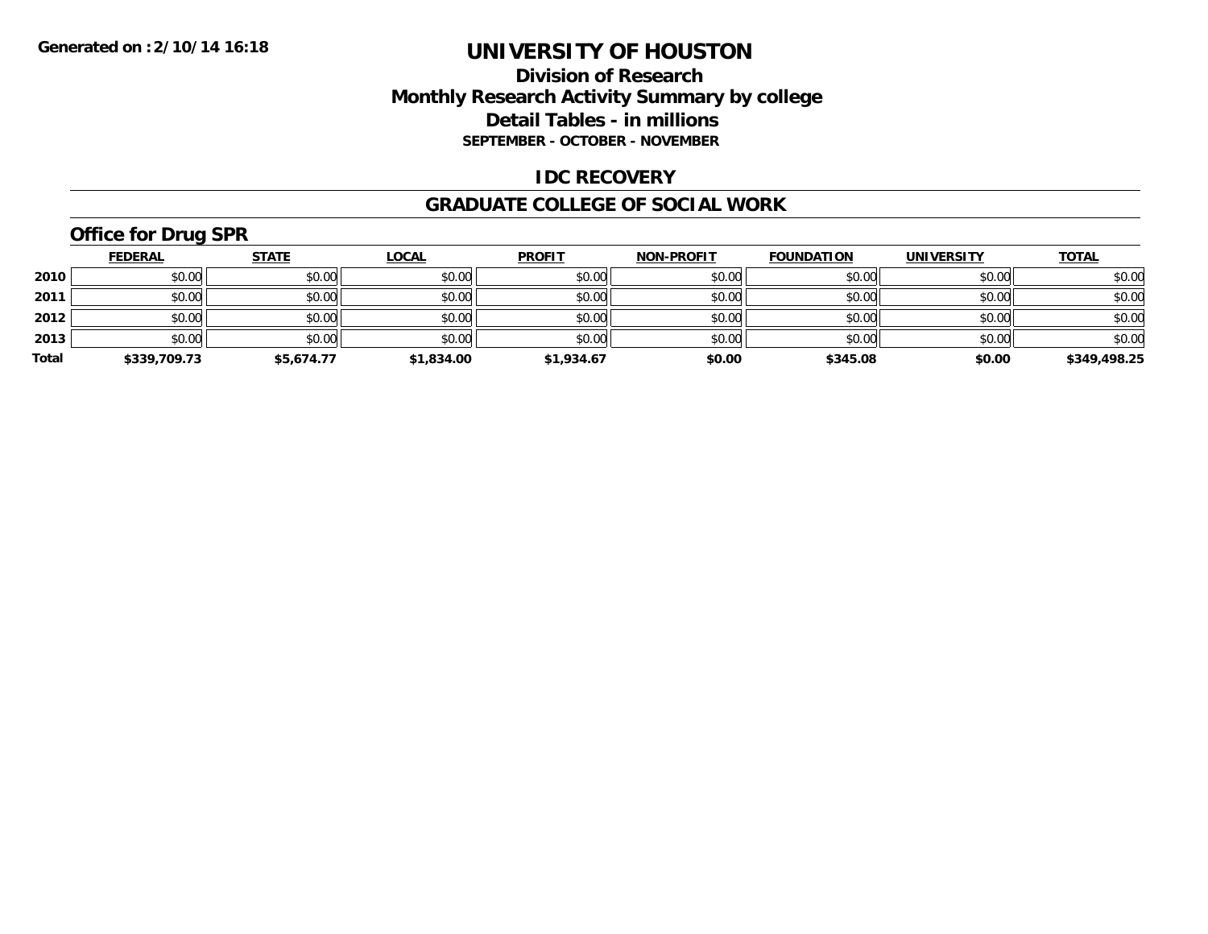**Generated on :2/10/14 16:18**

# UNIVERSITY OF HOUSTON

## Division of Research
## Monthly Research Activity Summary by college
## Detail Tables - in millions
### SEPTEMBER - OCTOBER - NOVEMBER

## IDC RECOVERY

## GRADUATE COLLEGE OF SOCIAL WORK

### Office for Drug SPR

| | FEDERAL | STATE | LOCAL | PROFIT | NON-PROFIT | FOUNDATION | UNIVERSITY | TOTAL |
|---|---|---|---|---|---|---|---|---|
| **2010** | $0.00 | $0.00 | $0.00 | $0.00 | $0.00 | $0.00 | $0.00 | $0.00 |
| **2011** | $0.00 | $0.00 | $0.00 | $0.00 | $0.00 | $0.00 | $0.00 | $0.00 |
| **2012** | $0.00 | $0.00 | $0.00 | $0.00 | $0.00 | $0.00 | $0.00 | $0.00 |
| **2013** | $0.00 | $0.00 | $0.00 | $0.00 | $0.00 | $0.00 | $0.00 | $0.00 |
| **Total** | **$339,709.73** | **$5,674.77** | **$1,834.00** | **$1,934.67** | **$0.00** | **$345.08** | **$0.00** | **$349,498.25** |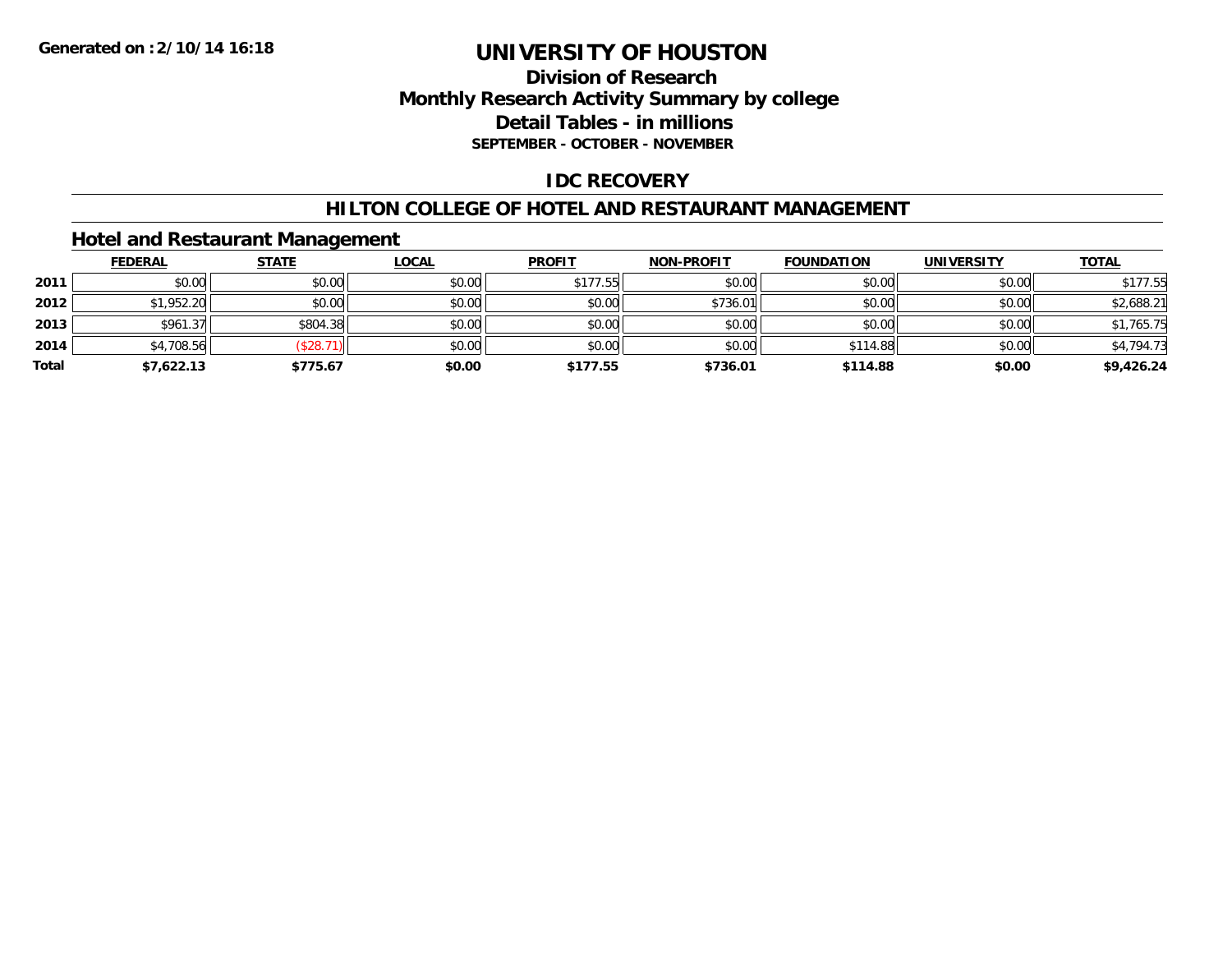**Generated on :2/10/14 16:18**

# UNIVERSITY OF HOUSTON

## Division of Research
## Monthly Research Activity Summary by college
## Detail Tables - in millions
### SEPTEMBER - OCTOBER - NOVEMBER

## IDC RECOVERY

## HILTON COLLEGE OF HOTEL AND RESTAURANT MANAGEMENT

### Hotel and Restaurant Management

| | FEDERAL | STATE | LOCAL | PROFIT | NON-PROFIT | FOUNDATION | UNIVERSITY | TOTAL |
|---|---|---|---|---|---|---|---|---|
| 2011 | $0.00 | $0.00 | $0.00 | $177.55 | $0.00 | $0.00 | $0.00 | $177.55 |
| 2012 | $1,952.20 | $0.00 | $0.00 | $0.00 | $736.01 | $0.00 | $0.00 | $2,688.21 |
| 2013 | $961.37 | $804.38 | $0.00 | $0.00 | $0.00 | $0.00 | $0.00 | $1,765.75 |
| 2014 | $4,708.56 | ($28.71) | $0.00 | $0.00 | $0.00 | $114.88 | $0.00 | $4,794.73 |
| **Total** | **$7,622.13** | **$775.67** | **$0.00** | **$177.55** | **$736.01** | **$114.88** | **$0.00** | **$9,426.24** |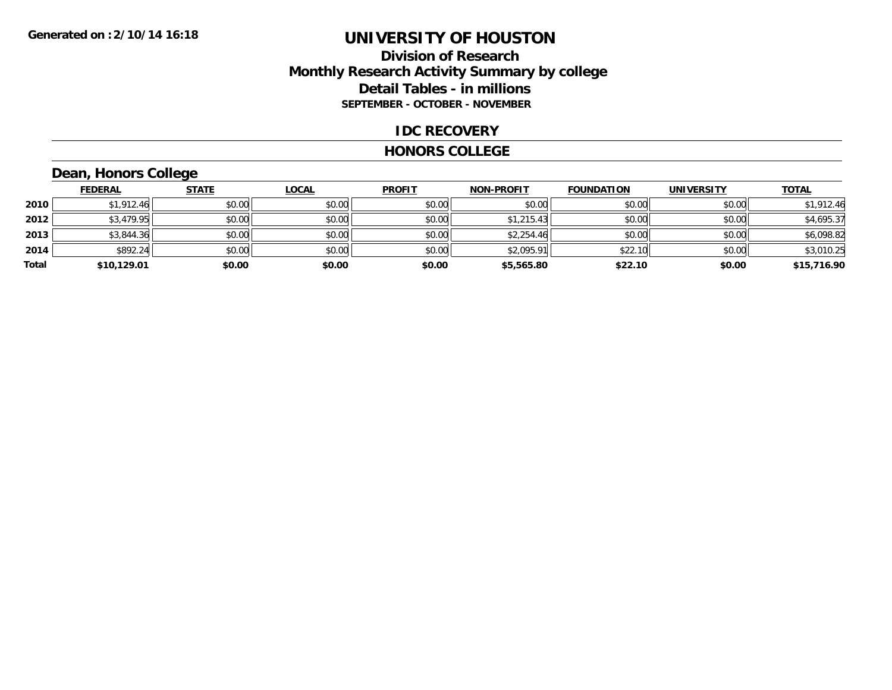Generated on :2/10/14 16:18

# UNIVERSITY OF HOUSTON

## Division of Research
## Monthly Research Activity Summary by college
## Detail Tables - in millions
### SEPTEMBER - OCTOBER - NOVEMBER

### IDC RECOVERY

### HONORS COLLEGE

### Dean, Honors College

| | FEDERAL | STATE | LOCAL | PROFIT | NON-PROFIT | FOUNDATION | UNIVERSITY | TOTAL |
|---|---|---|---|---|---|---|---|---|
| 2010 | $1,912.46 | $0.00 | $0.00 | $0.00 | $0.00 | $0.00 | $0.00 | $1,912.46 |
| 2012 | $3,479.95 | $0.00 | $0.00 | $0.00 | $1,215.43 | $0.00 | $0.00 | $4,695.37 |
| 2013 | $3,844.36 | $0.00 | $0.00 | $0.00 | $2,254.46 | $0.00 | $0.00 | $6,098.82 |
| 2014 | $892.24 | $0.00 | $0.00 | $0.00 | $2,095.91 | $22.10 | $0.00 | $3,010.25 |
| **Total** | **$10,129.01** | **$0.00** | **$0.00** | **$0.00** | **$5,565.80** | **$22.10** | **$0.00** | **$15,716.90** |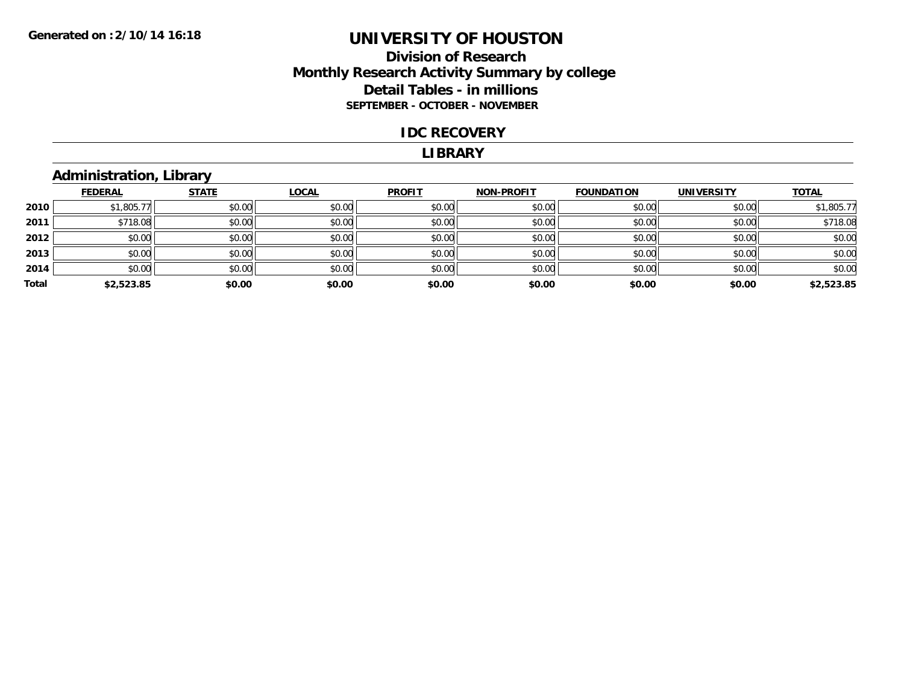**Generated on :2/10/14 16:18**

# UNIVERSITY OF HOUSTON

## Division of Research
## Monthly Research Activity Summary by college
## Detail Tables - in millions
### SEPTEMBER - OCTOBER - NOVEMBER

## IDC RECOVERY

## LIBRARY

### Administration, Library

| | FEDERAL | STATE | LOCAL | PROFIT | NON-PROFIT | FOUNDATION | UNIVERSITY | TOTAL |
|---|---|---|---|---|---|---|---|---|
| 2010 | $1,805.77 | $0.00 | $0.00 | $0.00 | $0.00 | $0.00 | $0.00 | $1,805.77 |
| 2011 | $718.08 | $0.00 | $0.00 | $0.00 | $0.00 | $0.00 | $0.00 | $718.08 |
| 2012 | $0.00 | $0.00 | $0.00 | $0.00 | $0.00 | $0.00 | $0.00 | $0.00 |
| 2013 | $0.00 | $0.00 | $0.00 | $0.00 | $0.00 | $0.00 | $0.00 | $0.00 |
| 2014 | $0.00 | $0.00 | $0.00 | $0.00 | $0.00 | $0.00 | $0.00 | $0.00 |
| **Total** | **$2,523.85** | **$0.00** | **$0.00** | **$0.00** | **$0.00** | **$0.00** | **$0.00** | **$2,523.85** |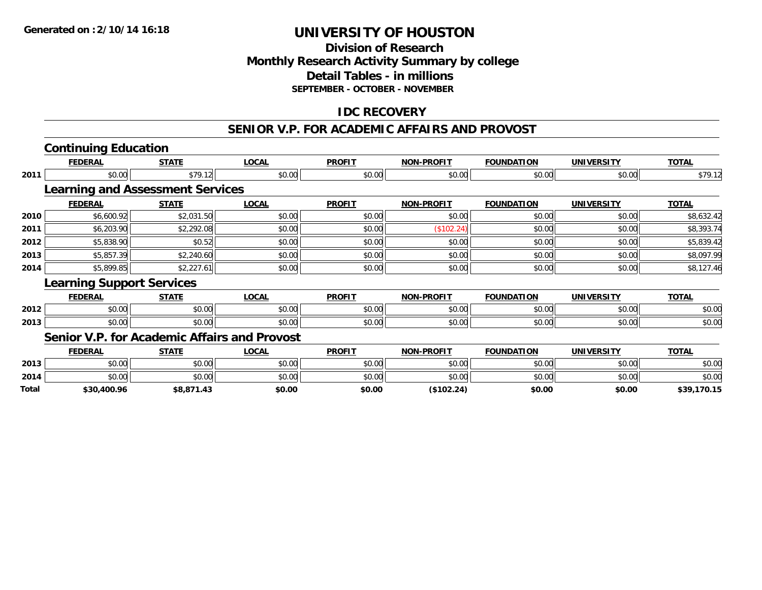Generated on :2/10/14 16:18

# UNIVERSITY OF HOUSTON

## Division of Research
## Monthly Research Activity Summary by college
## Detail Tables - in millions
### SEPTEMBER - OCTOBER - NOVEMBER

## IDC RECOVERY

## SENIOR V.P. FOR ACADEMIC AFFAIRS AND PROVOST

### Continuing Education

| | FEDERAL | STATE | LOCAL | PROFIT | NON-PROFIT | FOUNDATION | UNIVERSITY | TOTAL |
|---|---|---|---|---|---|---|---|---|
| 2011 | $0.00 | $79.12 | $0.00 | $0.00 | $0.00 | $0.00 | $0.00 | $79.12 |

### Learning and Assessment Services

| | FEDERAL | STATE | LOCAL | PROFIT | NON-PROFIT | FOUNDATION | UNIVERSITY | TOTAL |
|---|---|---|---|---|---|---|---|---|
| 2010 | $6,600.92 | $2,031.50 | $0.00 | $0.00 | $0.00 | $0.00 | $0.00 | $8,632.42 |
| 2011 | $6,203.90 | $2,292.08 | $0.00 | $0.00 | ($102.24) | $0.00 | $0.00 | $8,393.74 |
| 2012 | $5,838.90 | $0.52 | $0.00 | $0.00 | $0.00 | $0.00 | $0.00 | $5,839.42 |
| 2013 | $5,857.39 | $2,240.60 | $0.00 | $0.00 | $0.00 | $0.00 | $0.00 | $8,097.99 |
| 2014 | $5,899.85 | $2,227.61 | $0.00 | $0.00 | $0.00 | $0.00 | $0.00 | $8,127.46 |

### Learning Support Services

| | FEDERAL | STATE | LOCAL | PROFIT | NON-PROFIT | FOUNDATION | UNIVERSITY | TOTAL |
|---|---|---|---|---|---|---|---|---|
| 2012 | $0.00 | $0.00 | $0.00 | $0.00 | $0.00 | $0.00 | $0.00 | $0.00 |
| 2013 | $0.00 | $0.00 | $0.00 | $0.00 | $0.00 | $0.00 | $0.00 | $0.00 |

### Senior V.P. for Academic Affairs and Provost

| | FEDERAL | STATE | LOCAL | PROFIT | NON-PROFIT | FOUNDATION | UNIVERSITY | TOTAL |
|---|---|---|---|---|---|---|---|---|
| 2013 | $0.00 | $0.00 | $0.00 | $0.00 | $0.00 | $0.00 | $0.00 | $0.00 |
| 2014 | $0.00 | $0.00 | $0.00 | $0.00 | $0.00 | $0.00 | $0.00 | $0.00 |
| **Total** | **$30,400.96** | **$8,871.43** | **$0.00** | **$0.00** | **($102.24)** | **$0.00** | **$0.00** | **$39,170.15** |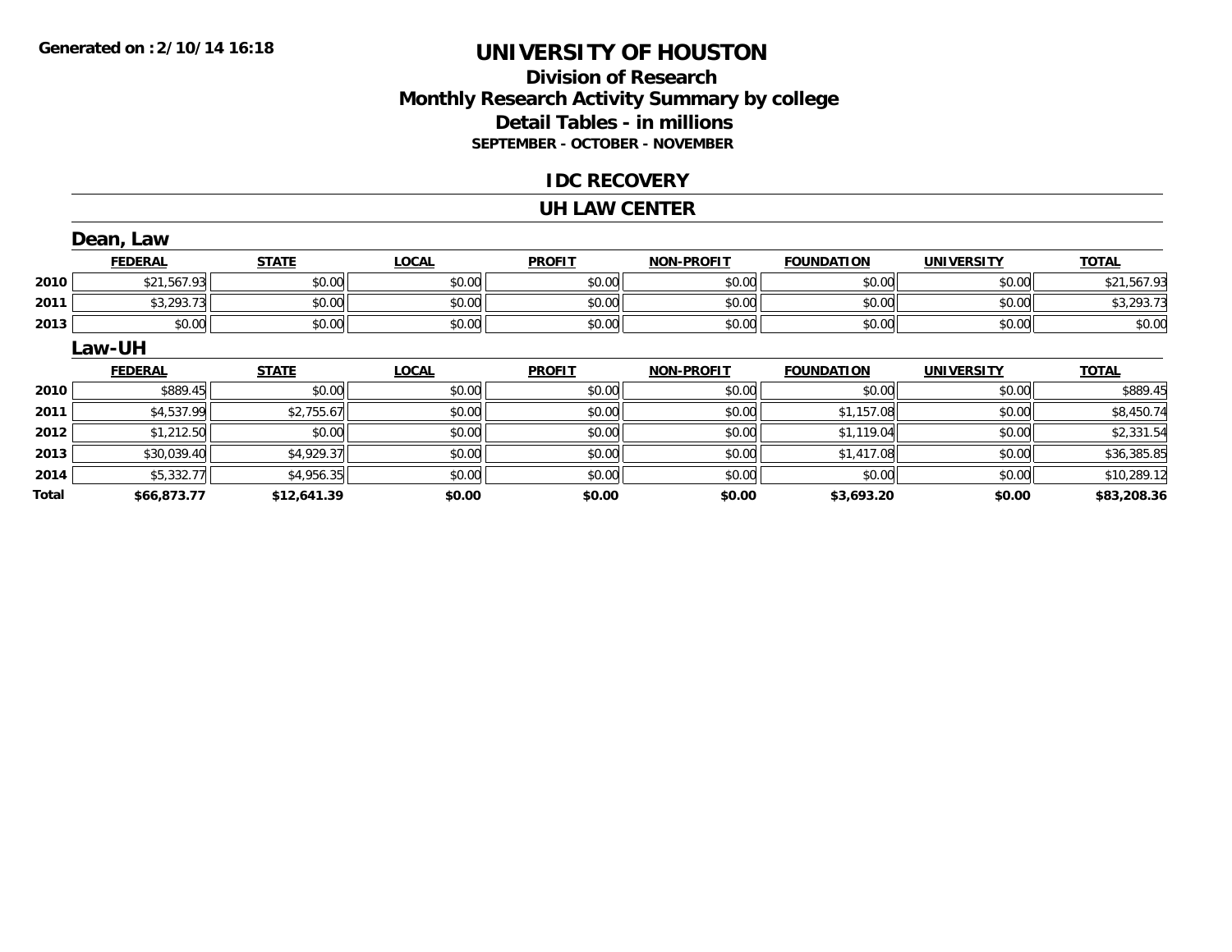Generated on :2/10/14 16:18

# UNIVERSITY OF HOUSTON

## Division of Research
## Monthly Research Activity Summary by college
## Detail Tables - in millions
### SEPTEMBER - OCTOBER - NOVEMBER

## IDC RECOVERY

## UH LAW CENTER

### Dean, Law

| | FEDERAL | STATE | LOCAL | PROFIT | NON-PROFIT | FOUNDATION | UNIVERSITY | TOTAL |
|---|---|---|---|---|---|---|---|---|
| 2010 | $21,567.93 | $0.00 | $0.00 | $0.00 | $0.00 | $0.00 | $0.00 | $21,567.93 |
| 2011 | $3,293.73 | $0.00 | $0.00 | $0.00 | $0.00 | $0.00 | $0.00 | $3,293.73 |
| 2013 | $0.00 | $0.00 | $0.00 | $0.00 | $0.00 | $0.00 | $0.00 | $0.00 |

### Law-UH

| | FEDERAL | STATE | LOCAL | PROFIT | NON-PROFIT | FOUNDATION | UNIVERSITY | TOTAL |
|---|---|---|---|---|---|---|---|---|
| 2010 | $889.45 | $0.00 | $0.00 | $0.00 | $0.00 | $0.00 | $0.00 | $889.45 |
| 2011 | $4,537.99 | $2,755.67 | $0.00 | $0.00 | $0.00 | $1,157.08 | $0.00 | $8,450.74 |
| 2012 | $1,212.50 | $0.00 | $0.00 | $0.00 | $0.00 | $1,119.04 | $0.00 | $2,331.54 |
| 2013 | $30,039.40 | $4,929.37 | $0.00 | $0.00 | $0.00 | $1,417.08 | $0.00 | $36,385.85 |
| 2014 | $5,332.77 | $4,956.35 | $0.00 | $0.00 | $0.00 | $0.00 | $0.00 | $10,289.12 |
| **Total** | **$66,873.77** | **$12,641.39** | **$0.00** | **$0.00** | **$0.00** | **$3,693.20** | **$0.00** | **$83,208.36** |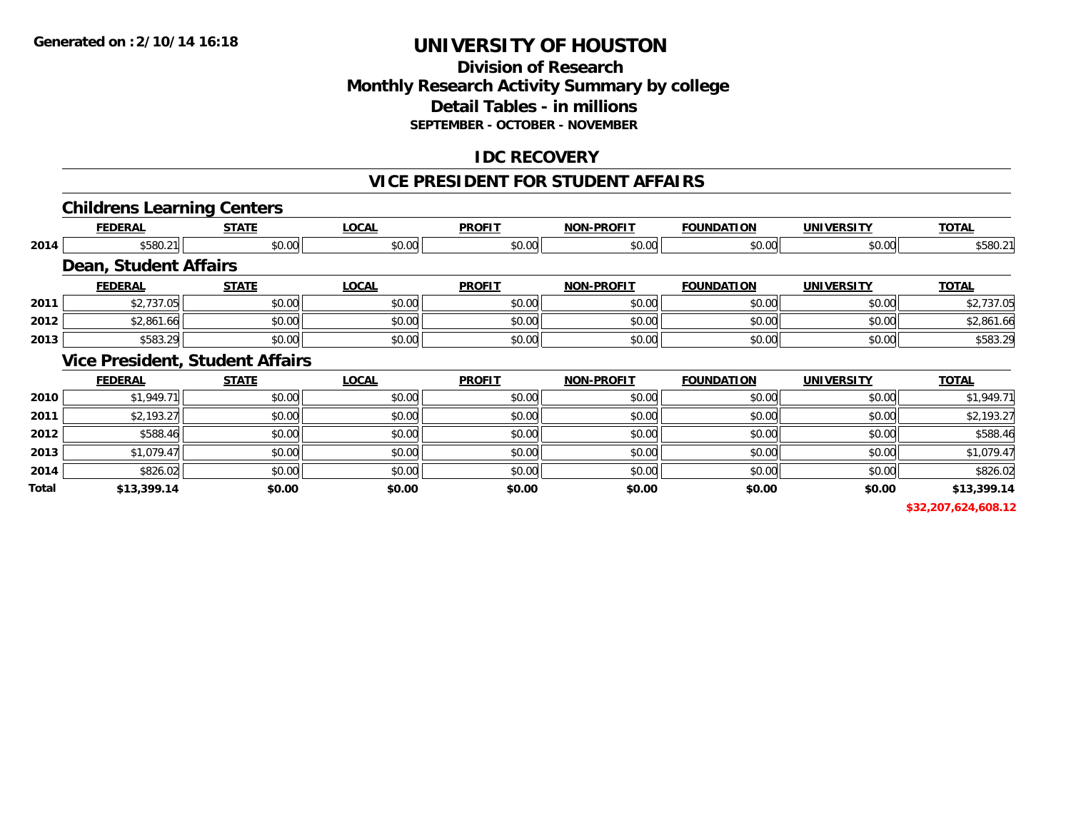**Generated on :2/10/14 16:18**

# UNIVERSITY OF HOUSTON

## Division of Research
## Monthly Research Activity Summary by college
## Detail Tables - in millions
### SEPTEMBER - OCTOBER - NOVEMBER

## IDC RECOVERY

## VICE PRESIDENT FOR STUDENT AFFAIRS

### Childrens Learning Centers

| | FEDERAL | STATE | LOCAL | PROFIT | NON-PROFIT | FOUNDATION | UNIVERSITY | TOTAL |
|---|---|---|---|---|---|---|---|---|
| 2014 | $580.21 | $0.00 | $0.00 | $0.00 | $0.00 | $0.00 | $0.00 | $580.21 |

### Dean, Student Affairs

| | FEDERAL | STATE | LOCAL | PROFIT | NON-PROFIT | FOUNDATION | UNIVERSITY | TOTAL |
|---|---|---|---|---|---|---|---|---|
| 2011 | $2,737.05 | $0.00 | $0.00 | $0.00 | $0.00 | $0.00 | $0.00 | $2,737.05 |
| 2012 | $2,861.66 | $0.00 | $0.00 | $0.00 | $0.00 | $0.00 | $0.00 | $2,861.66 |
| 2013 | $583.29 | $0.00 | $0.00 | $0.00 | $0.00 | $0.00 | $0.00 | $583.29 |

### Vice President, Student Affairs

| | FEDERAL | STATE | LOCAL | PROFIT | NON-PROFIT | FOUNDATION | UNIVERSITY | TOTAL |
|---|---|---|---|---|---|---|---|---|
| 2010 | $1,949.71 | $0.00 | $0.00 | $0.00 | $0.00 | $0.00 | $0.00 | $1,949.71 |
| 2011 | $2,193.27 | $0.00 | $0.00 | $0.00 | $0.00 | $0.00 | $0.00 | $2,193.27 |
| 2012 | $588.46 | $0.00 | $0.00 | $0.00 | $0.00 | $0.00 | $0.00 | $588.46 |
| 2013 | $1,079.47 | $0.00 | $0.00 | $0.00 | $0.00 | $0.00 | $0.00 | $1,079.47 |
| 2014 | $826.02 | $0.00 | $0.00 | $0.00 | $0.00 | $0.00 | $0.00 | $826.02 |
| **Total** | **$13,399.14** | **$0.00** | **$0.00** | **$0.00** | **$0.00** | **$0.00** | **$0.00** | **$13,399.14** |

**$32,207,624,608.12**